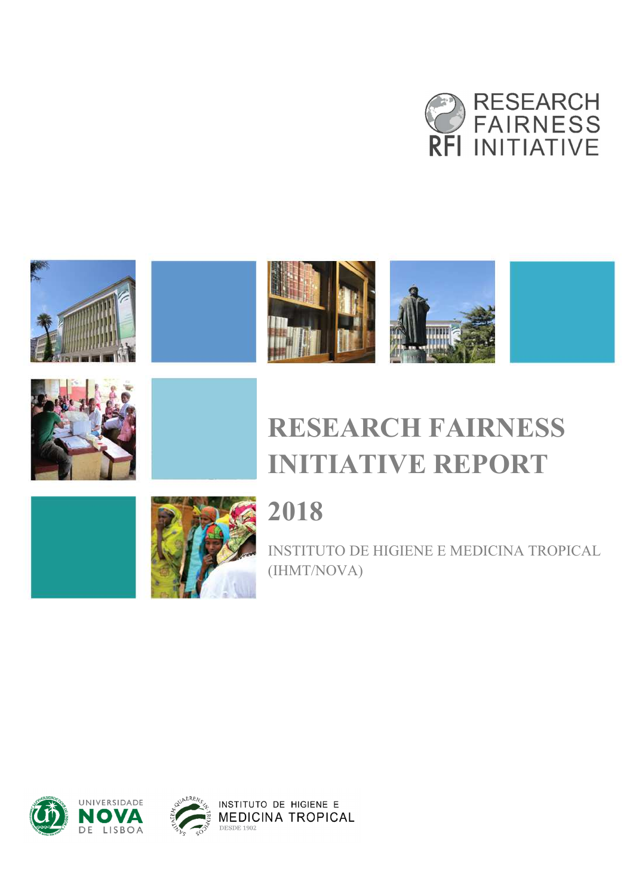RESEARCH FAIRNESS INITIATIVE

RFI

# RESEARCH FAIRNESS INITIATIVE REPORT

## 2018

INSTITUTO DE HIGIENE E MEDICINA TROPICAL (IHMT/NOVA)

UNIVERSIDADE NOVA DE LISBOA

INSTITUTO DE HIGIENE E MEDICINA TROPICAL
DESDE 1902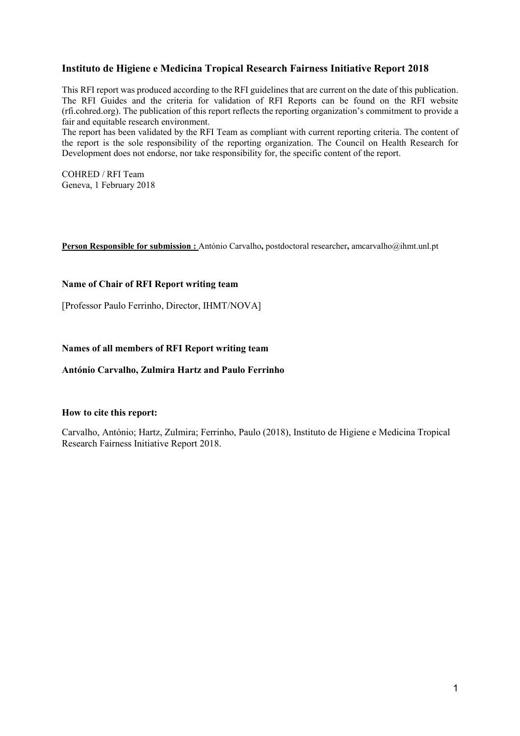### Instituto de Higiene e Medicina Tropical Research Fairness Initiative Report 2018

This RFI report was produced according to the RFI guidelines that are current on the date of this publication. The RFI Guides and the criteria for validation of RFI Reports can be found on the RFI website (rfi.cohred.org). The publication of this report reflects the reporting organization's commitment to provide a fair and equitable research environment.
The report has been validated by the RFI Team as compliant with current reporting criteria. The content of the report is the sole responsibility of the reporting organization. The Council on Health Research for Development does not endorse, nor take responsibility for, the specific content of the report.

COHRED / RFI Team
Geneva, 1 February 2018

**Person Responsible for submission :** António Carvalho**,** postdoctoral researcher**,** amcarvalho@ihmt.unl.pt

**Name of Chair of RFI Report writing team**

[Professor Paulo Ferrinho, Director, IHMT/NOVA]

**Names of all members of RFI Report writing team**

**António Carvalho, Zulmira Hartz and Paulo Ferrinho**

**How to cite this report:**

Carvalho, António; Hartz, Zulmira; Ferrinho, Paulo (2018), Instituto de Higiene e Medicina Tropical Research Fairness Initiative Report 2018.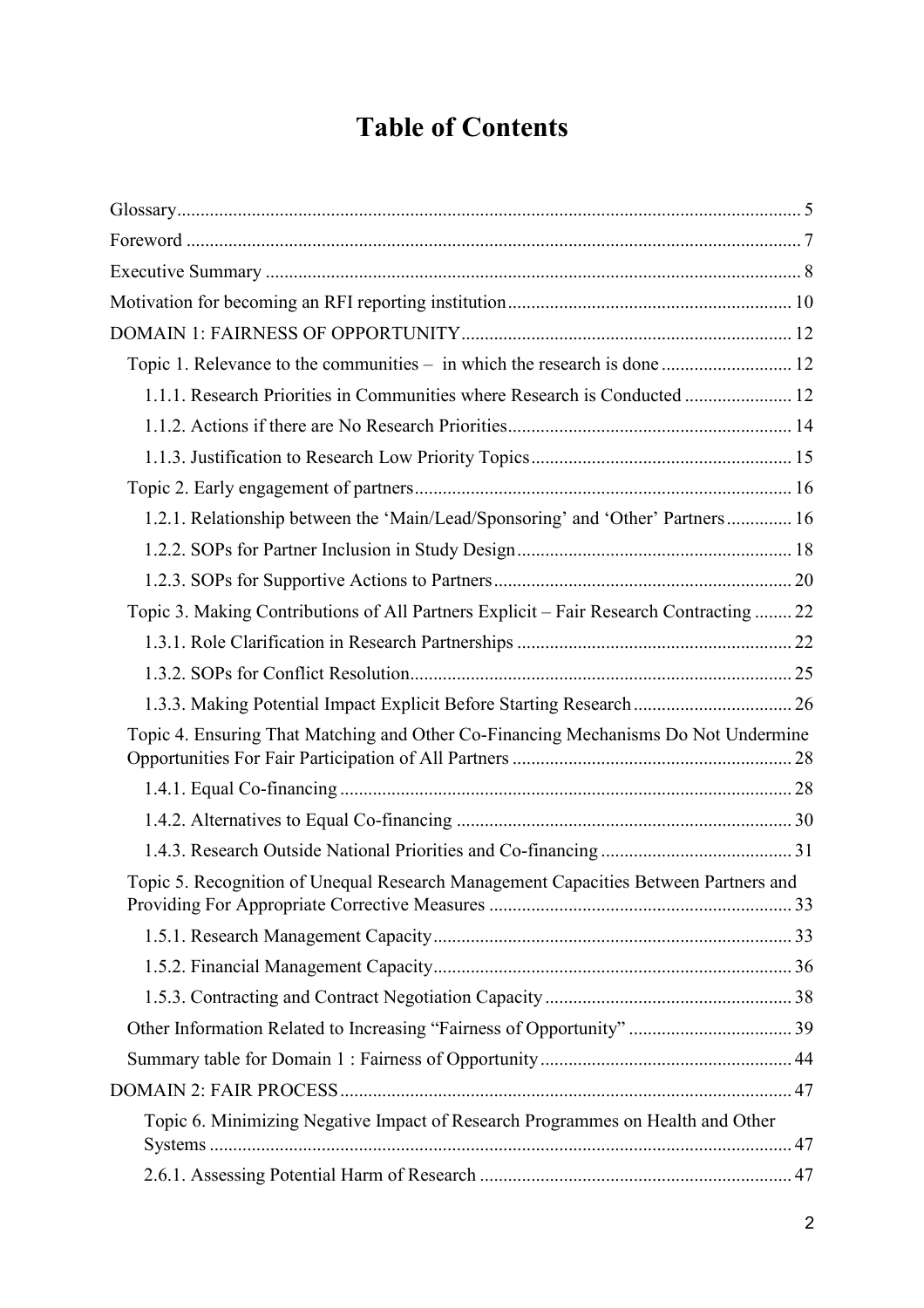# Table of Contents

Glossary .......... 5

Foreword .......... 7

Executive Summary .......... 8

Motivation for becoming an RFI reporting institution .......... 10

DOMAIN 1: FAIRNESS OF OPPORTUNITY .......... 12

- Topic 1. Relevance to the communities – in which the research is done .......... 12
  - 1.1.1. Research Priorities in Communities where Research is Conducted .......... 12
  - 1.1.2. Actions if there are No Research Priorities .......... 14
  - 1.1.3. Justification to Research Low Priority Topics .......... 15
- Topic 2. Early engagement of partners .......... 16
  - 1.2.1. Relationship between the 'Main/Lead/Sponsoring' and 'Other' Partners .......... 16
  - 1.2.2. SOPs for Partner Inclusion in Study Design .......... 18
  - 1.2.3. SOPs for Supportive Actions to Partners .......... 20
- Topic 3. Making Contributions of All Partners Explicit – Fair Research Contracting .......... 22
  - 1.3.1. Role Clarification in Research Partnerships .......... 22
  - 1.3.2. SOPs for Conflict Resolution .......... 25
  - 1.3.3. Making Potential Impact Explicit Before Starting Research .......... 26
- Topic 4. Ensuring That Matching and Other Co-Financing Mechanisms Do Not Undermine Opportunities For Fair Participation of All Partners .......... 28
  - 1.4.1. Equal Co-financing .......... 28
  - 1.4.2. Alternatives to Equal Co-financing .......... 30
  - 1.4.3. Research Outside National Priorities and Co-financing .......... 31
- Topic 5. Recognition of Unequal Research Management Capacities Between Partners and Providing For Appropriate Corrective Measures .......... 33
  - 1.5.1. Research Management Capacity .......... 33
  - 1.5.2. Financial Management Capacity .......... 36
  - 1.5.3. Contracting and Contract Negotiation Capacity .......... 38
- Other Information Related to Increasing "Fairness of Opportunity" .......... 39
- Summary table for Domain 1 : Fairness of Opportunity .......... 44

DOMAIN 2: FAIR PROCESS .......... 47

- Topic 6. Minimizing Negative Impact of Research Programmes on Health and Other Systems .......... 47
  - 2.6.1. Assessing Potential Harm of Research .......... 47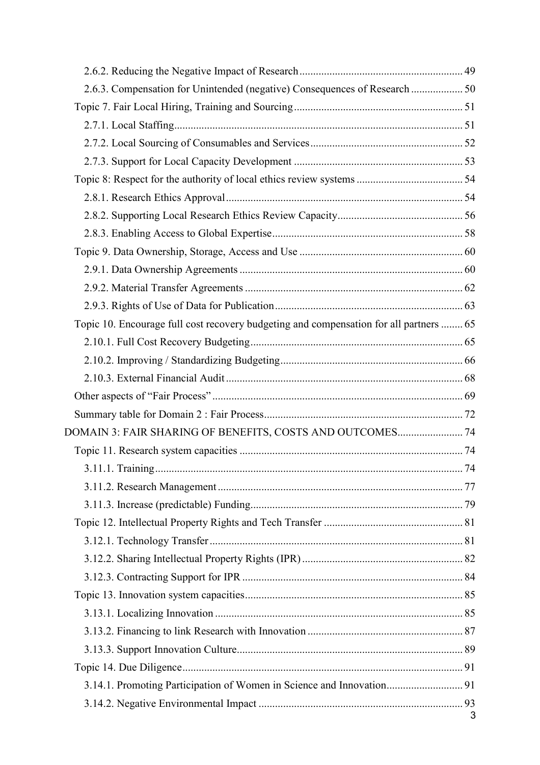- 2.6.2. Reducing the Negative Impact of Research ........ 49
- 2.6.3. Compensation for Unintended (negative) Consequences of Research ........ 50

Topic 7. Fair Local Hiring, Training and Sourcing ........ 51

- 2.7.1. Local Staffing ........ 51
- 2.7.2. Local Sourcing of Consumables and Services ........ 52
- 2.7.3. Support for Local Capacity Development ........ 53

Topic 8: Respect for the authority of local ethics review systems ........ 54

- 2.8.1. Research Ethics Approval ........ 54
- 2.8.2. Supporting Local Research Ethics Review Capacity ........ 56
- 2.8.3. Enabling Access to Global Expertise ........ 58

Topic 9. Data Ownership, Storage, Access and Use ........ 60

- 2.9.1. Data Ownership Agreements ........ 60
- 2.9.2. Material Transfer Agreements ........ 62
- 2.9.3. Rights of Use of Data for Publication ........ 63

Topic 10. Encourage full cost recovery budgeting and compensation for all partners ........ 65

- 2.10.1. Full Cost Recovery Budgeting ........ 65
- 2.10.2. Improving / Standardizing Budgeting ........ 66
- 2.10.3. External Financial Audit ........ 68

Other aspects of "Fair Process" ........ 69

Summary table for Domain 2 : Fair Process ........ 72

DOMAIN 3: FAIR SHARING OF BENEFITS, COSTS AND OUTCOMES ........ 74

Topic 11. Research system capacities ........ 74

- 3.11.1. Training ........ 74
- 3.11.2. Research Management ........ 77
- 3.11.3. Increase (predictable) Funding ........ 79

Topic 12. Intellectual Property Rights and Tech Transfer ........ 81

- 3.12.1. Technology Transfer ........ 81
- 3.12.2. Sharing Intellectual Property Rights (IPR) ........ 82
- 3.12.3. Contracting Support for IPR ........ 84

Topic 13. Innovation system capacities ........ 85

- 3.13.1. Localizing Innovation ........ 85
- 3.13.2. Financing to link Research with Innovation ........ 87
- 3.13.3. Support Innovation Culture ........ 89

Topic 14. Due Diligence ........ 91

- 3.14.1. Promoting Participation of Women in Science and Innovation ........ 91
- 3.14.2. Negative Environmental Impact ........ 93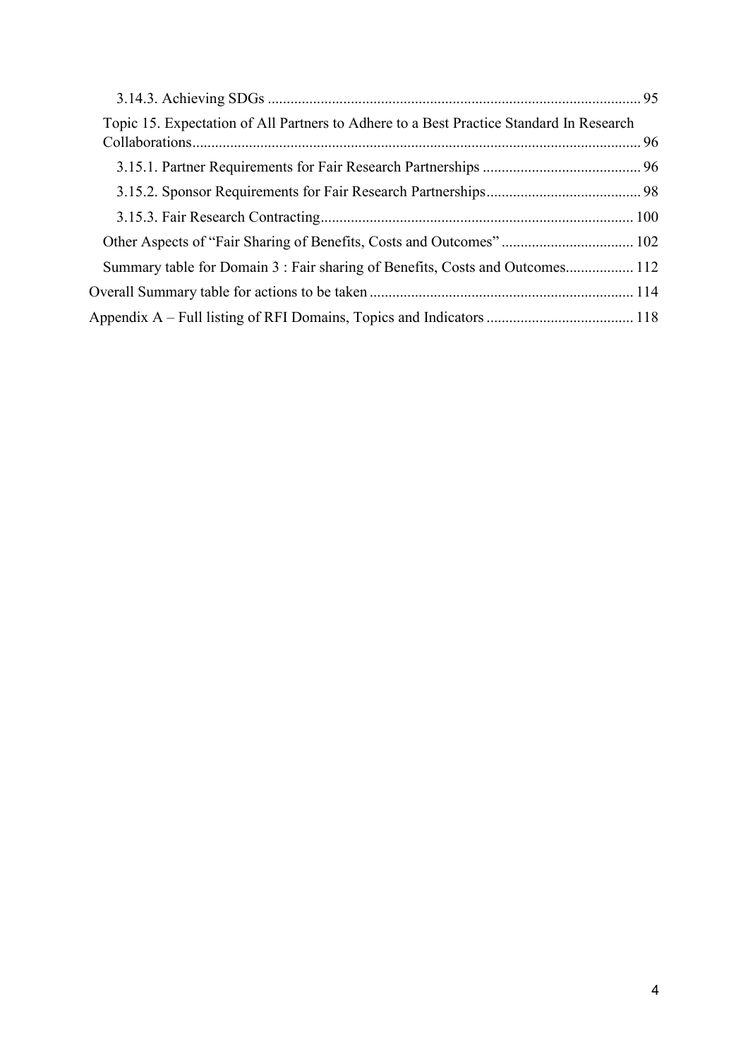- 3.14.3. Achieving SDGs .................................................................................................. 95
- Topic 15. Expectation of All Partners to Adhere to a Best Practice Standard In Research Collaborations...................................................................................................................... 96
  - 3.15.1. Partner Requirements for Fair Research Partnerships .......................................... 96
  - 3.15.2. Sponsor Requirements for Fair Research Partnerships......................................... 98
  - 3.15.3. Fair Research Contracting................................................................................... 100
- Other Aspects of "Fair Sharing of Benefits, Costs and Outcomes" ................................... 102
- Summary table for Domain 3 : Fair sharing of Benefits, Costs and Outcomes.................. 112

Overall Summary table for actions to be taken ..................................................................... 114

Appendix A – Full listing of RFI Domains, Topics and Indicators ....................................... 118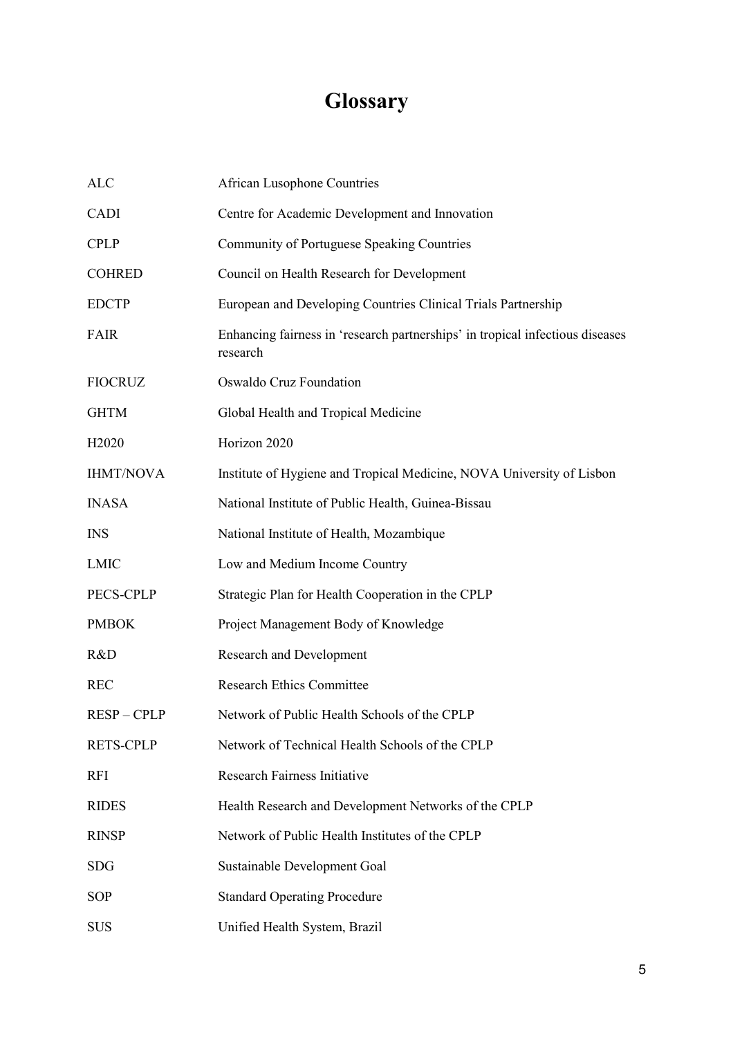# Glossary

| | |
|---|---|
| ALC | African Lusophone Countries |
| CADI | Centre for Academic Development and Innovation |
| CPLP | Community of Portuguese Speaking Countries |
| COHRED | Council on Health Research for Development |
| EDCTP | European and Developing Countries Clinical Trials Partnership |
| FAIR | Enhancing fairness in 'research partnerships' in tropical infectious diseases research |
| FIOCRUZ | Oswaldo Cruz Foundation |
| GHTM | Global Health and Tropical Medicine |
| H2020 | Horizon 2020 |
| IHMT/NOVA | Institute of Hygiene and Tropical Medicine, NOVA University of Lisbon |
| INASA | National Institute of Public Health, Guinea-Bissau |
| INS | National Institute of Health, Mozambique |
| LMIC | Low and Medium Income Country |
| PECS-CPLP | Strategic Plan for Health Cooperation in the CPLP |
| PMBOK | Project Management Body of Knowledge |
| R&D | Research and Development |
| REC | Research Ethics Committee |
| RESP – CPLP | Network of Public Health Schools of the CPLP |
| RETS-CPLP | Network of Technical Health Schools of the CPLP |
| RFI | Research Fairness Initiative |
| RIDES | Health Research and Development Networks of the CPLP |
| RINSP | Network of Public Health Institutes of the CPLP |
| SDG | Sustainable Development Goal |
| SOP | Standard Operating Procedure |
| SUS | Unified Health System, Brazil |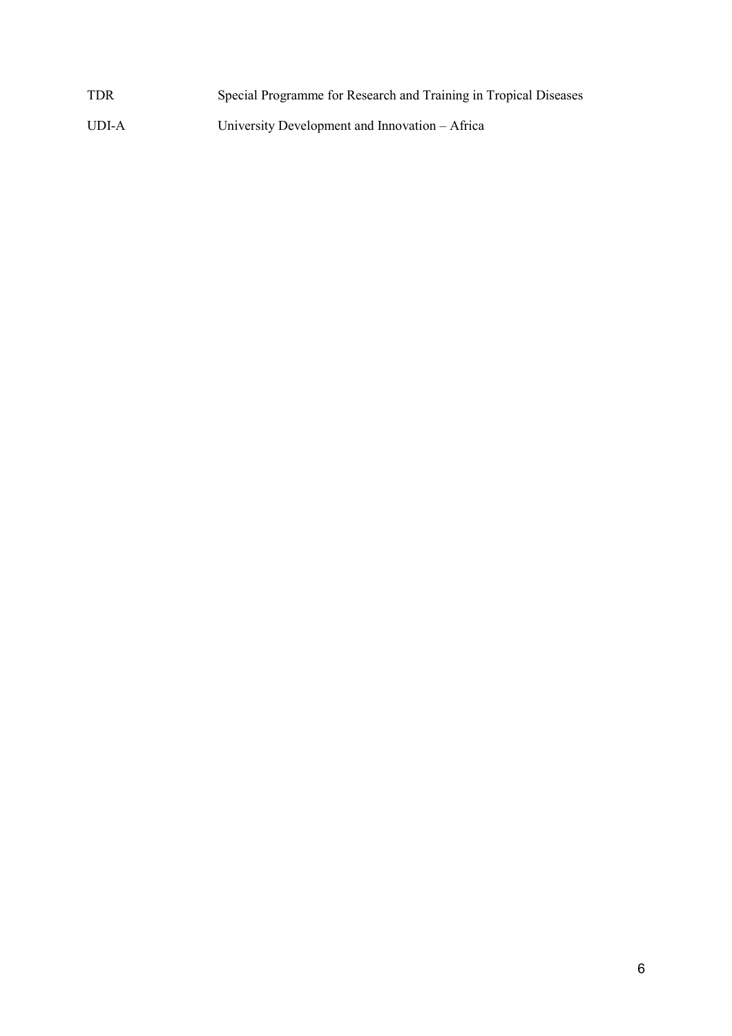| | |
|---|---|
| TDR | Special Programme for Research and Training in Tropical Diseases |
| UDI-A | University Development and Innovation – Africa |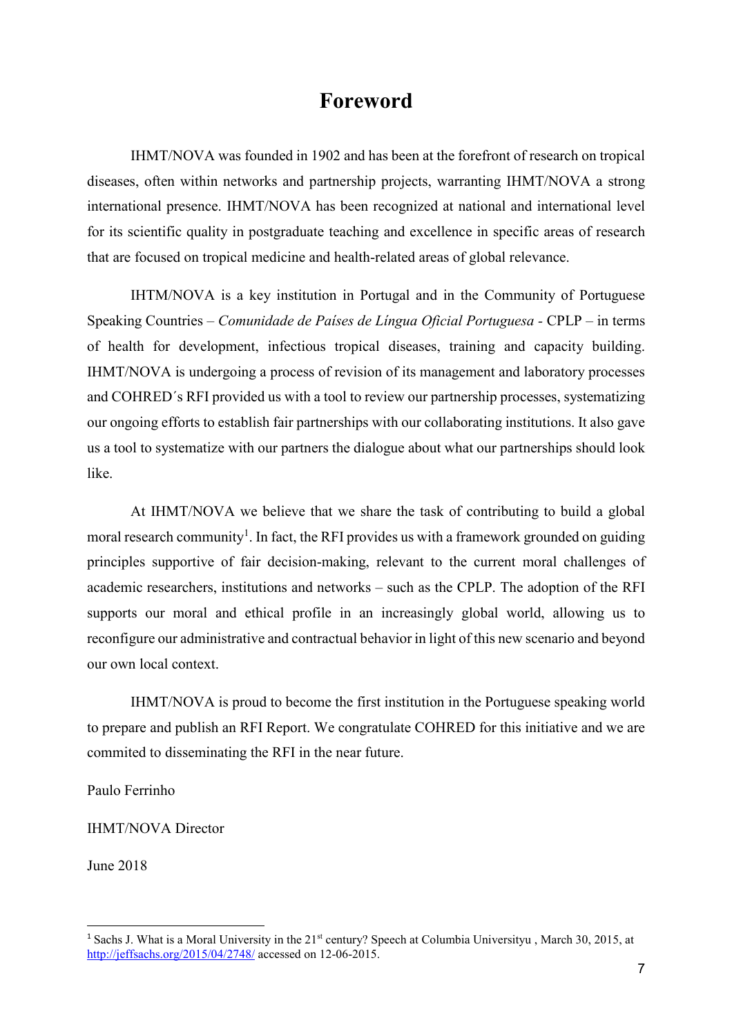# Foreword

IHMT/NOVA was founded in 1902 and has been at the forefront of research on tropical diseases, often within networks and partnership projects, warranting IHMT/NOVA a strong international presence. IHMT/NOVA has been recognized at national and international level for its scientific quality in postgraduate teaching and excellence in specific areas of research that are focused on tropical medicine and health-related areas of global relevance.

IHTM/NOVA is a key institution in Portugal and in the Community of Portuguese Speaking Countries – *Comunidade de Países de Língua Oficial Portuguesa* - CPLP – in terms of health for development, infectious tropical diseases, training and capacity building. IHMT/NOVA is undergoing a process of revision of its management and laboratory processes and COHRED´s RFI provided us with a tool to review our partnership processes, systematizing our ongoing efforts to establish fair partnerships with our collaborating institutions. It also gave us a tool to systematize with our partners the dialogue about what our partnerships should look like.

At IHMT/NOVA we believe that we share the task of contributing to build a global moral research community[1]. In fact, the RFI provides us with a framework grounded on guiding principles supportive of fair decision-making, relevant to the current moral challenges of academic researchers, institutions and networks – such as the CPLP. The adoption of the RFI supports our moral and ethical profile in an increasingly global world, allowing us to reconfigure our administrative and contractual behavior in light of this new scenario and beyond our own local context.

IHMT/NOVA is proud to become the first institution in the Portuguese speaking world to prepare and publish an RFI Report. We congratulate COHRED for this initiative and we are commited to disseminating the RFI in the near future.

Paulo Ferrinho

IHMT/NOVA Director

June 2018

---

[1] Sachs J. What is a Moral University in the 21st century? Speech at Columbia Universityu , March 30, 2015, at http://jeffsachs.org/2015/04/2748/ accessed on 12-06-2015.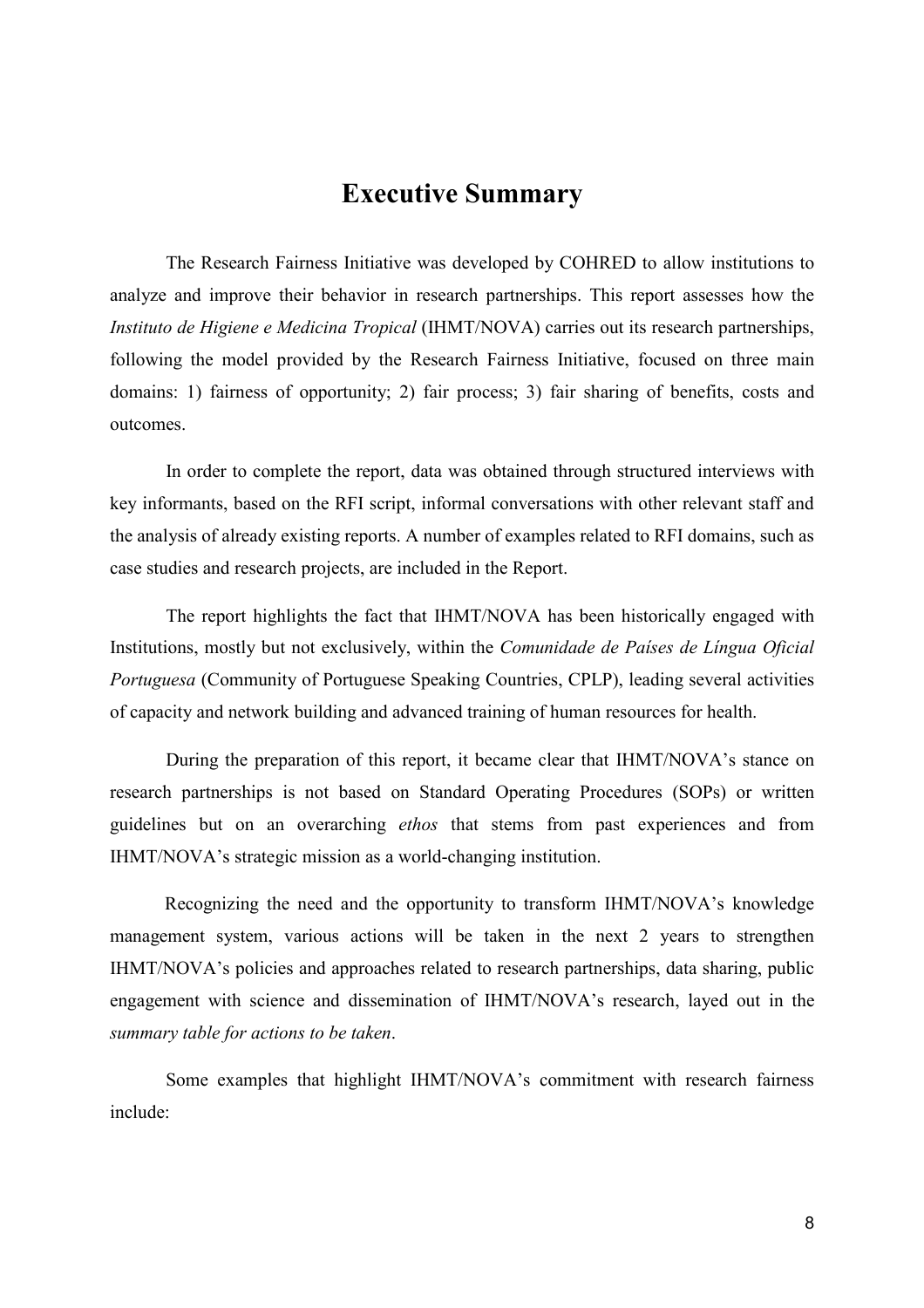# Executive Summary

The Research Fairness Initiative was developed by COHRED to allow institutions to analyze and improve their behavior in research partnerships. This report assesses how the *Instituto de Higiene e Medicina Tropical* (IHMT/NOVA) carries out its research partnerships, following the model provided by the Research Fairness Initiative, focused on three main domains: 1) fairness of opportunity; 2) fair process; 3) fair sharing of benefits, costs and outcomes.

In order to complete the report, data was obtained through structured interviews with key informants, based on the RFI script, informal conversations with other relevant staff and the analysis of already existing reports. A number of examples related to RFI domains, such as case studies and research projects, are included in the Report.

The report highlights the fact that IHMT/NOVA has been historically engaged with Institutions, mostly but not exclusively, within the *Comunidade de Países de Língua Oficial Portuguesa* (Community of Portuguese Speaking Countries, CPLP), leading several activities of capacity and network building and advanced training of human resources for health.

During the preparation of this report, it became clear that IHMT/NOVA's stance on research partnerships is not based on Standard Operating Procedures (SOPs) or written guidelines but on an overarching *ethos* that stems from past experiences and from IHMT/NOVA's strategic mission as a world-changing institution.

Recognizing the need and the opportunity to transform IHMT/NOVA's knowledge management system, various actions will be taken in the next 2 years to strengthen IHMT/NOVA's policies and approaches related to research partnerships, data sharing, public engagement with science and dissemination of IHMT/NOVA's research, layed out in the *summary table for actions to be taken*.

Some examples that highlight IHMT/NOVA's commitment with research fairness include: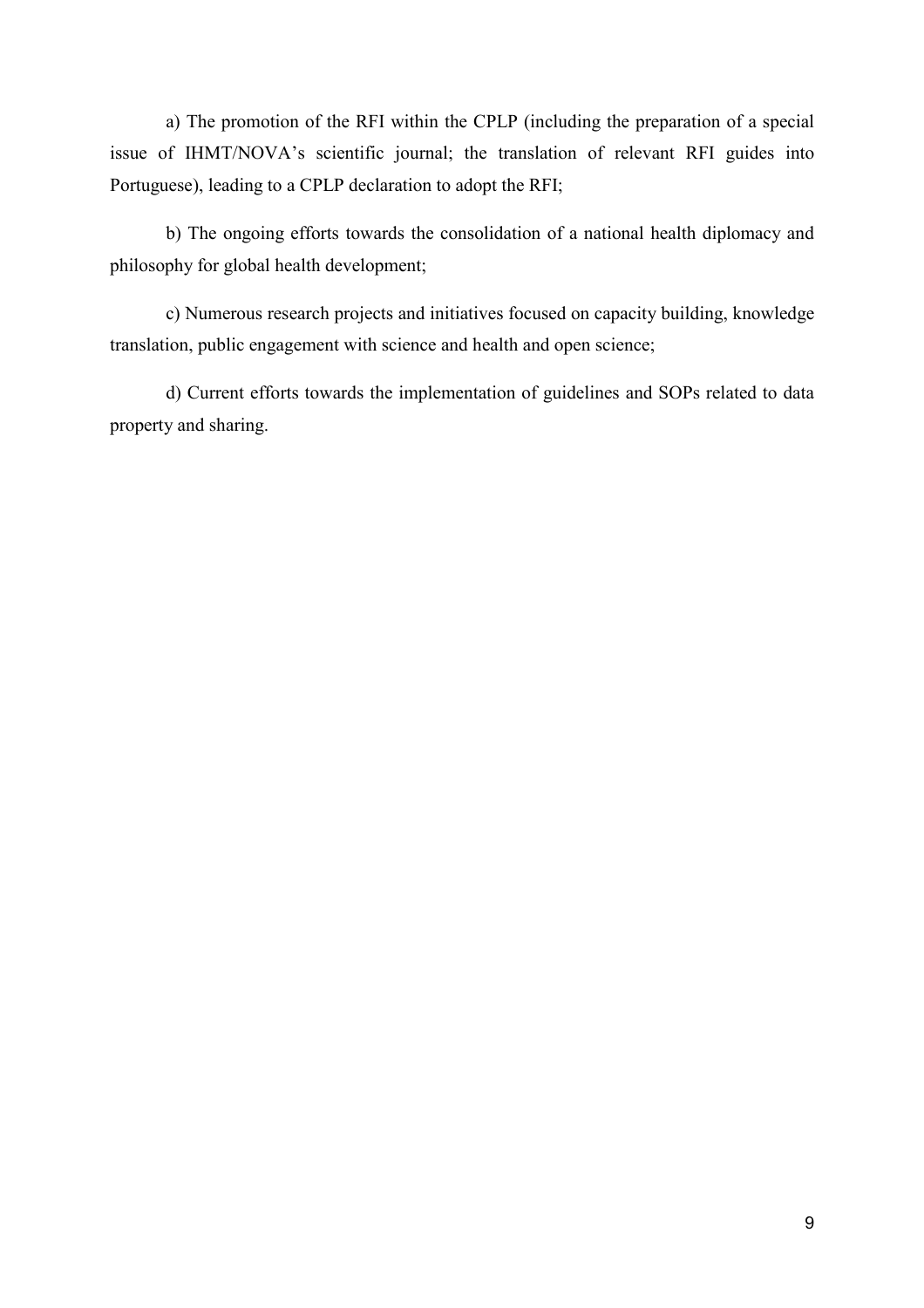a) The promotion of the RFI within the CPLP (including the preparation of a special issue of IHMT/NOVA's scientific journal; the translation of relevant RFI guides into Portuguese), leading to a CPLP declaration to adopt the RFI;

b) The ongoing efforts towards the consolidation of a national health diplomacy and philosophy for global health development;

c) Numerous research projects and initiatives focused on capacity building, knowledge translation, public engagement with science and health and open science;

d) Current efforts towards the implementation of guidelines and SOPs related to data property and sharing.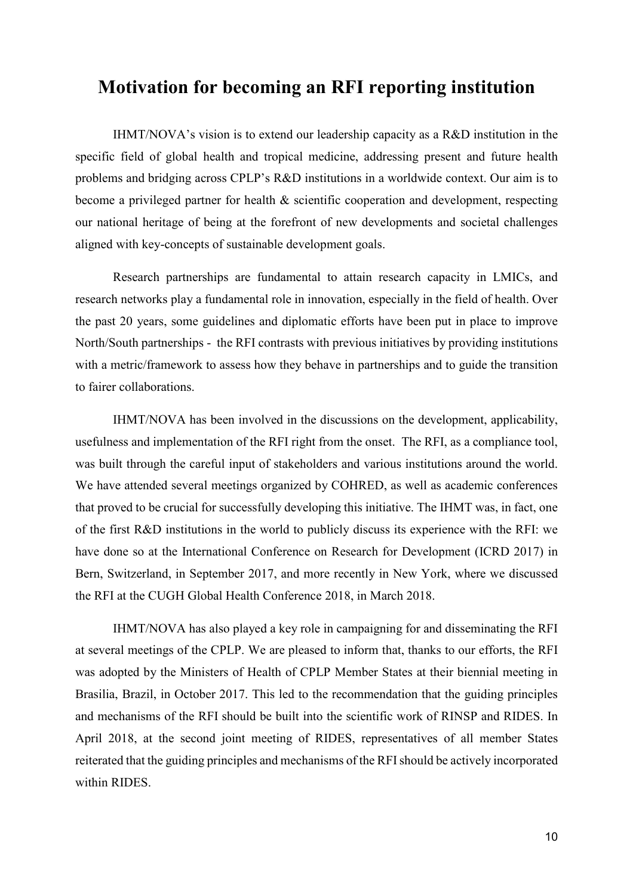# Motivation for becoming an RFI reporting institution

IHMT/NOVA's vision is to extend our leadership capacity as a R&D institution in the specific field of global health and tropical medicine, addressing present and future health problems and bridging across CPLP's R&D institutions in a worldwide context. Our aim is to become a privileged partner for health & scientific cooperation and development, respecting our national heritage of being at the forefront of new developments and societal challenges aligned with key-concepts of sustainable development goals.

Research partnerships are fundamental to attain research capacity in LMICs, and research networks play a fundamental role in innovation, especially in the field of health. Over the past 20 years, some guidelines and diplomatic efforts have been put in place to improve North/South partnerships - the RFI contrasts with previous initiatives by providing institutions with a metric/framework to assess how they behave in partnerships and to guide the transition to fairer collaborations.

IHMT/NOVA has been involved in the discussions on the development, applicability, usefulness and implementation of the RFI right from the onset. The RFI, as a compliance tool, was built through the careful input of stakeholders and various institutions around the world. We have attended several meetings organized by COHRED, as well as academic conferences that proved to be crucial for successfully developing this initiative. The IHMT was, in fact, one of the first R&D institutions in the world to publicly discuss its experience with the RFI: we have done so at the International Conference on Research for Development (ICRD 2017) in Bern, Switzerland, in September 2017, and more recently in New York, where we discussed the RFI at the CUGH Global Health Conference 2018, in March 2018.

IHMT/NOVA has also played a key role in campaigning for and disseminating the RFI at several meetings of the CPLP. We are pleased to inform that, thanks to our efforts, the RFI was adopted by the Ministers of Health of CPLP Member States at their biennial meeting in Brasilia, Brazil, in October 2017. This led to the recommendation that the guiding principles and mechanisms of the RFI should be built into the scientific work of RINSP and RIDES. In April 2018, at the second joint meeting of RIDES, representatives of all member States reiterated that the guiding principles and mechanisms of the RFI should be actively incorporated within RIDES.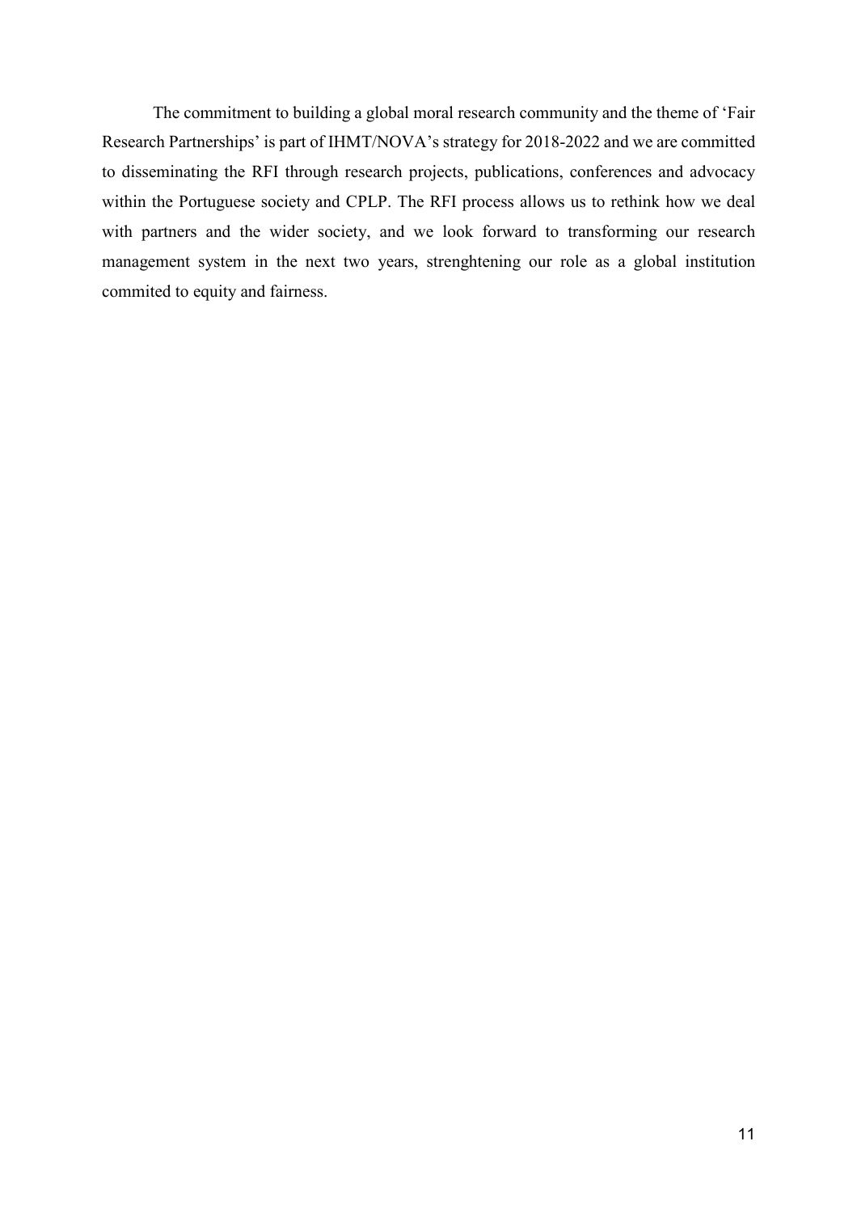The commitment to building a global moral research community and the theme of 'Fair Research Partnerships' is part of IHMT/NOVA's strategy for 2018-2022 and we are committed to disseminating the RFI through research projects, publications, conferences and advocacy within the Portuguese society and CPLP. The RFI process allows us to rethink how we deal with partners and the wider society, and we look forward to transforming our research management system in the next two years, strenghtening our role as a global institution commited to equity and fairness.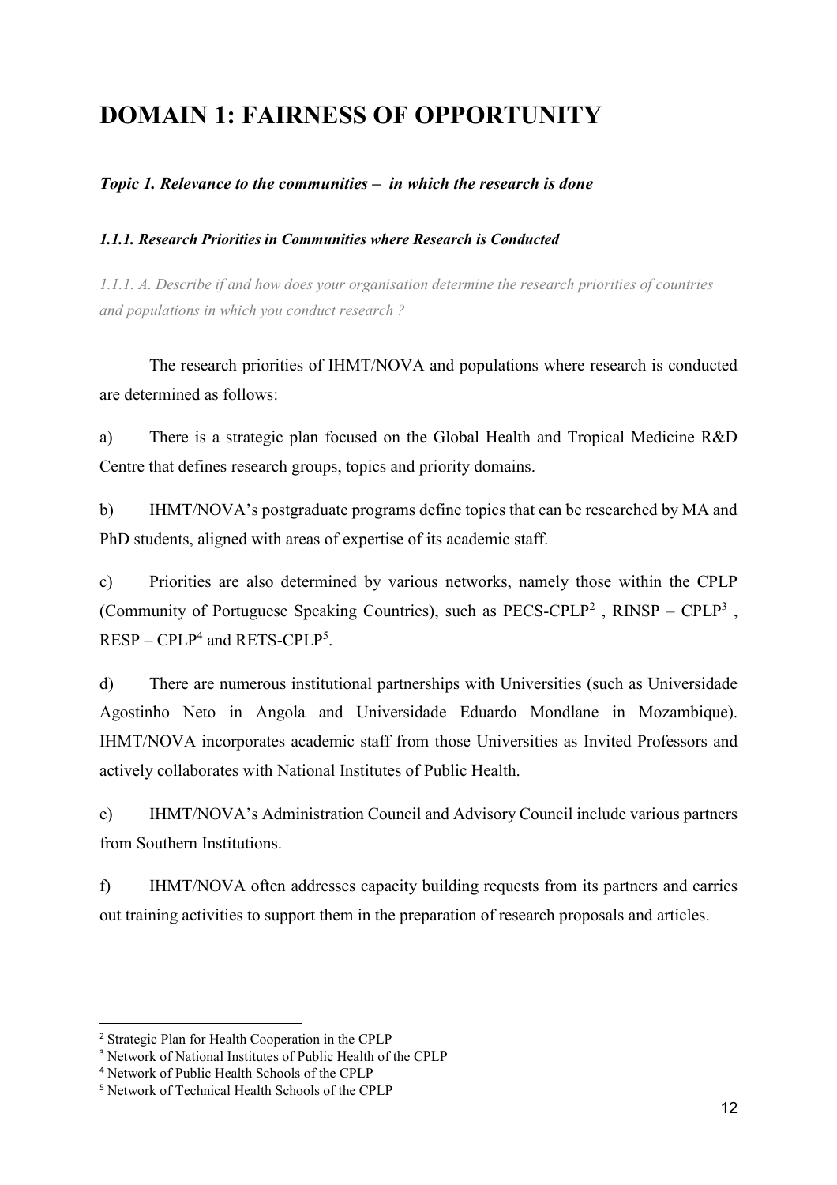# DOMAIN 1: FAIRNESS OF OPPORTUNITY

### *Topic 1. Relevance to the communities – in which the research is done*

#### *1.1.1. Research Priorities in Communities where Research is Conducted*

*1.1.1. A. Describe if and how does your organisation determine the research priorities of countries and populations in which you conduct research ?*

The research priorities of IHMT/NOVA and populations where research is conducted are determined as follows:

a) There is a strategic plan focused on the Global Health and Tropical Medicine R&D Centre that defines research groups, topics and priority domains.

b) IHMT/NOVA's postgraduate programs define topics that can be researched by MA and PhD students, aligned with areas of expertise of its academic staff.

c) Priorities are also determined by various networks, namely those within the CPLP (Community of Portuguese Speaking Countries), such as PECS-CPLP[2] , RINSP – CPLP[3] , RESP – CPLP[4] and RETS-CPLP[5].

d) There are numerous institutional partnerships with Universities (such as Universidade Agostinho Neto in Angola and Universidade Eduardo Mondlane in Mozambique). IHMT/NOVA incorporates academic staff from those Universities as Invited Professors and actively collaborates with National Institutes of Public Health.

e) IHMT/NOVA's Administration Council and Advisory Council include various partners from Southern Institutions.

f) IHMT/NOVA often addresses capacity building requests from its partners and carries out training activities to support them in the preparation of research proposals and articles.

---

[2] Strategic Plan for Health Cooperation in the CPLP

[3] Network of National Institutes of Public Health of the CPLP

[4] Network of Public Health Schools of the CPLP

[5] Network of Technical Health Schools of the CPLP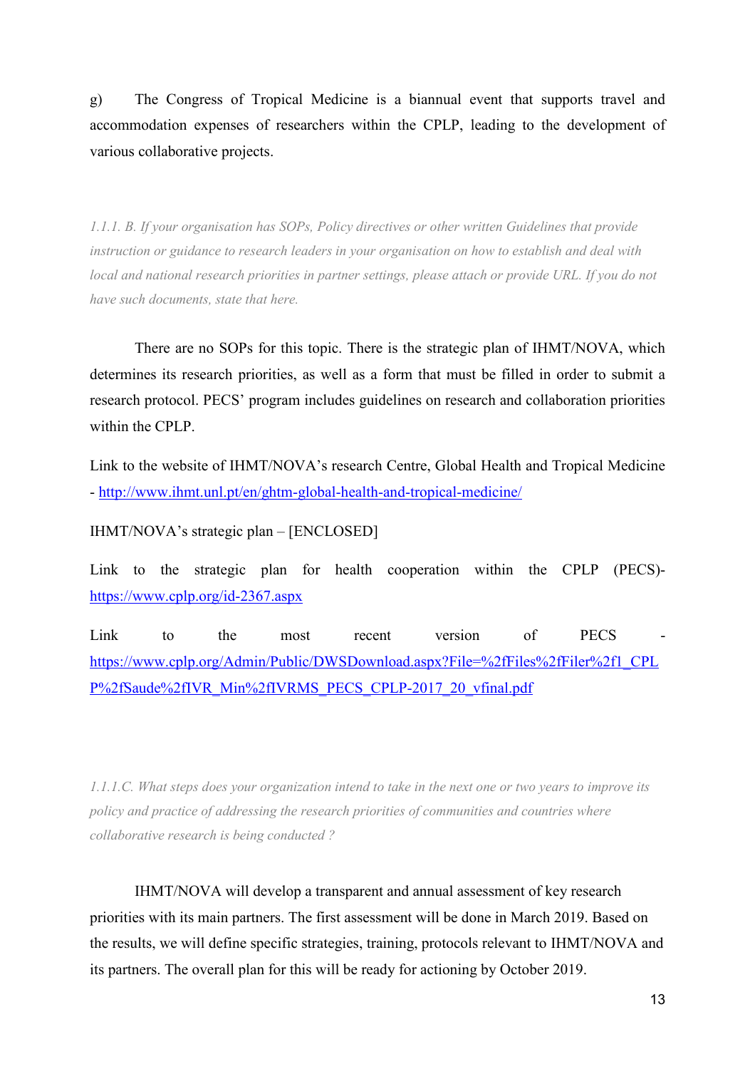g) The Congress of Tropical Medicine is a biannual event that supports travel and accommodation expenses of researchers within the CPLP, leading to the development of various collaborative projects.

*1.1.1. B. If your organisation has SOPs, Policy directives or other written Guidelines that provide instruction or guidance to research leaders in your organisation on how to establish and deal with local and national research priorities in partner settings, please attach or provide URL. If you do not have such documents, state that here.*

There are no SOPs for this topic. There is the strategic plan of IHMT/NOVA, which determines its research priorities, as well as a form that must be filled in order to submit a research protocol. PECS' program includes guidelines on research and collaboration priorities within the CPLP.

Link to the website of IHMT/NOVA's research Centre, Global Health and Tropical Medicine - http://www.ihmt.unl.pt/en/ghtm-global-health-and-tropical-medicine/

IHMT/NOVA's strategic plan – [ENCLOSED]

Link to the strategic plan for health cooperation within the CPLP (PECS)- https://www.cplp.org/id-2367.aspx

Link to the most recent version of PECS - https://www.cplp.org/Admin/Public/DWSDownload.aspx?File=%2fFiles%2fFiler%2f1_CPLP%2fSaude%2fIVR_Min%2fIVRMS_PECS_CPLP-2017_20_vfinal.pdf

*1.1.1.C. What steps does your organization intend to take in the next one or two years to improve its policy and practice of addressing the research priorities of communities and countries where collaborative research is being conducted ?*

IHMT/NOVA will develop a transparent and annual assessment of key research priorities with its main partners. The first assessment will be done in March 2019. Based on the results, we will define specific strategies, training, protocols relevant to IHMT/NOVA and its partners. The overall plan for this will be ready for actioning by October 2019.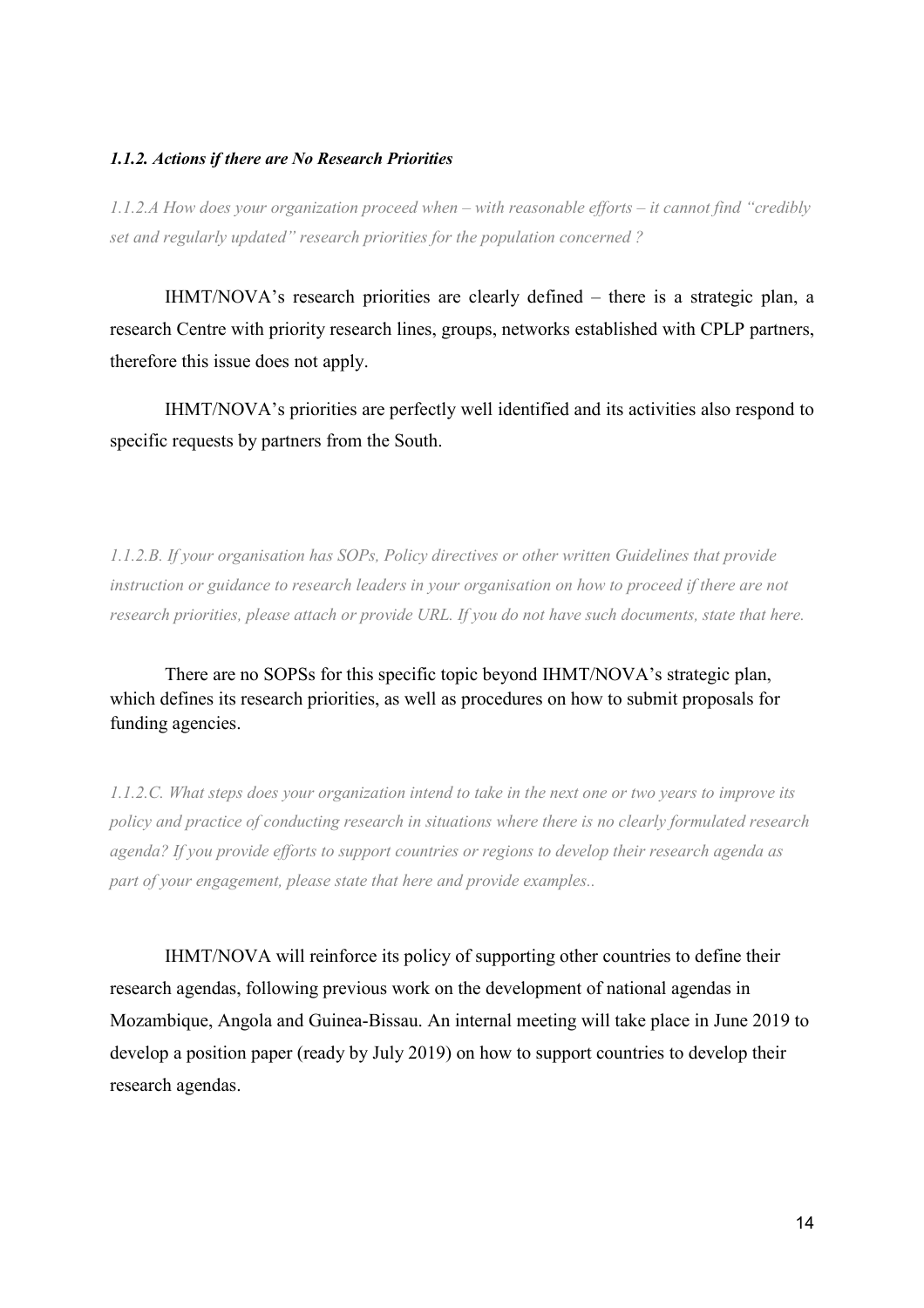#### *1.1.2. Actions if there are No Research Priorities*

*1.1.2.A How does your organization proceed when – with reasonable efforts – it cannot find "credibly set and regularly updated" research priorities for the population concerned ?*

IHMT/NOVA's research priorities are clearly defined – there is a strategic plan, a research Centre with priority research lines, groups, networks established with CPLP partners, therefore this issue does not apply.

IHMT/NOVA's priorities are perfectly well identified and its activities also respond to specific requests by partners from the South.

*1.1.2.B. If your organisation has SOPs, Policy directives or other written Guidelines that provide instruction or guidance to research leaders in your organisation on how to proceed if there are not research priorities, please attach or provide URL. If you do not have such documents, state that here.*

There are no SOPSs for this specific topic beyond IHMT/NOVA's strategic plan, which defines its research priorities, as well as procedures on how to submit proposals for funding agencies.

*1.1.2.C. What steps does your organization intend to take in the next one or two years to improve its policy and practice of conducting research in situations where there is no clearly formulated research agenda? If you provide efforts to support countries or regions to develop their research agenda as part of your engagement, please state that here and provide examples..*

IHMT/NOVA will reinforce its policy of supporting other countries to define their research agendas, following previous work on the development of national agendas in Mozambique, Angola and Guinea-Bissau. An internal meeting will take place in June 2019 to develop a position paper (ready by July 2019) on how to support countries to develop their research agendas.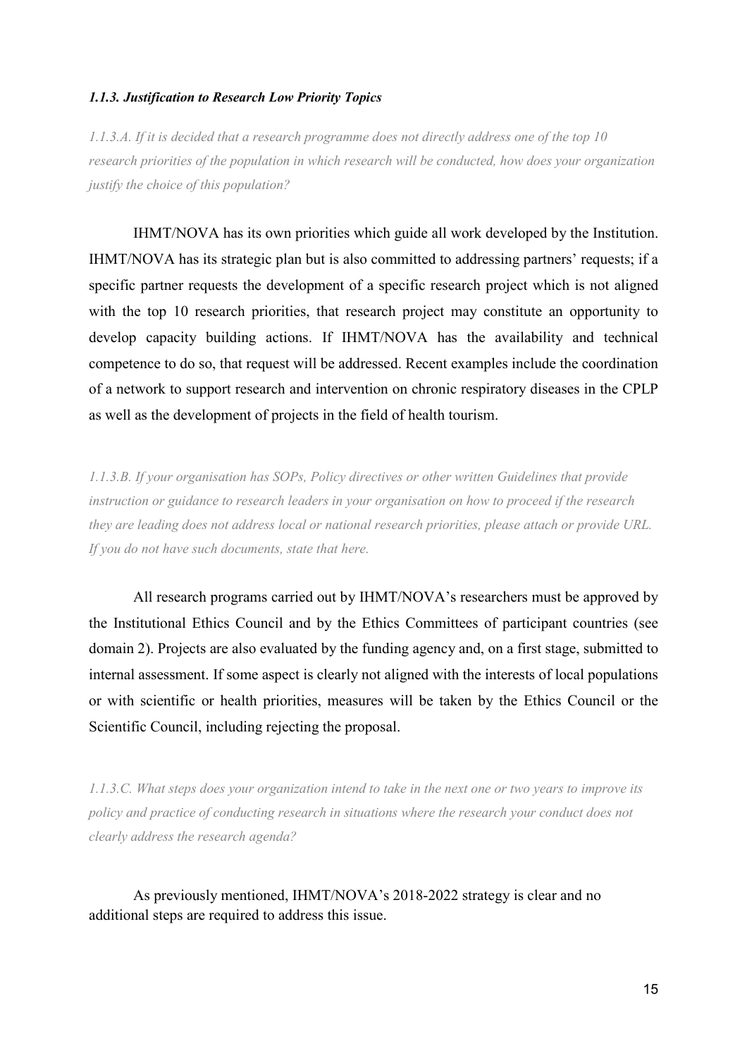#### *1.1.3. Justification to Research Low Priority Topics*

*1.1.3.A. If it is decided that a research programme does not directly address one of the top 10 research priorities of the population in which research will be conducted, how does your organization justify the choice of this population?*

IHMT/NOVA has its own priorities which guide all work developed by the Institution. IHMT/NOVA has its strategic plan but is also committed to addressing partners' requests; if a specific partner requests the development of a specific research project which is not aligned with the top 10 research priorities, that research project may constitute an opportunity to develop capacity building actions. If IHMT/NOVA has the availability and technical competence to do so, that request will be addressed. Recent examples include the coordination of a network to support research and intervention on chronic respiratory diseases in the CPLP as well as the development of projects in the field of health tourism.

*1.1.3.B. If your organisation has SOPs, Policy directives or other written Guidelines that provide instruction or guidance to research leaders in your organisation on how to proceed if the research they are leading does not address local or national research priorities, please attach or provide URL. If you do not have such documents, state that here.*

All research programs carried out by IHMT/NOVA's researchers must be approved by the Institutional Ethics Council and by the Ethics Committees of participant countries (see domain 2). Projects are also evaluated by the funding agency and, on a first stage, submitted to internal assessment. If some aspect is clearly not aligned with the interests of local populations or with scientific or health priorities, measures will be taken by the Ethics Council or the Scientific Council, including rejecting the proposal.

*1.1.3.C. What steps does your organization intend to take in the next one or two years to improve its policy and practice of conducting research in situations where the research your conduct does not clearly address the research agenda?*

As previously mentioned, IHMT/NOVA's 2018-2022 strategy is clear and no additional steps are required to address this issue.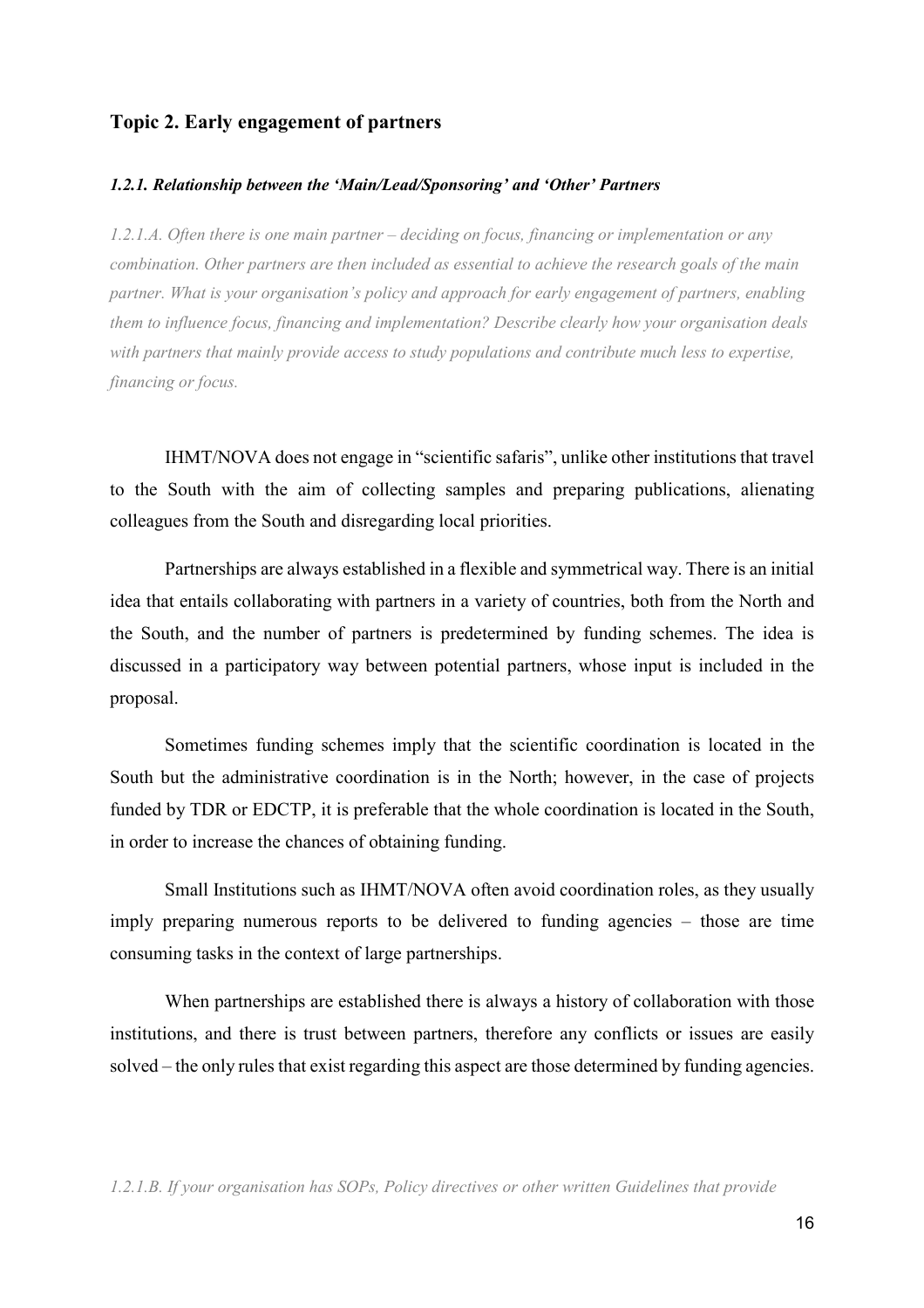## Topic 2. Early engagement of partners

#### *1.2.1. Relationship between the 'Main/Lead/Sponsoring' and 'Other' Partners*

*1.2.1.A. Often there is one main partner – deciding on focus, financing or implementation or any combination. Other partners are then included as essential to achieve the research goals of the main partner. What is your organisation's policy and approach for early engagement of partners, enabling them to influence focus, financing and implementation? Describe clearly how your organisation deals with partners that mainly provide access to study populations and contribute much less to expertise, financing or focus.*

IHMT/NOVA does not engage in "scientific safaris", unlike other institutions that travel to the South with the aim of collecting samples and preparing publications, alienating colleagues from the South and disregarding local priorities.

Partnerships are always established in a flexible and symmetrical way. There is an initial idea that entails collaborating with partners in a variety of countries, both from the North and the South, and the number of partners is predetermined by funding schemes. The idea is discussed in a participatory way between potential partners, whose input is included in the proposal.

Sometimes funding schemes imply that the scientific coordination is located in the South but the administrative coordination is in the North; however, in the case of projects funded by TDR or EDCTP, it is preferable that the whole coordination is located in the South, in order to increase the chances of obtaining funding.

Small Institutions such as IHMT/NOVA often avoid coordination roles, as they usually imply preparing numerous reports to be delivered to funding agencies – those are time consuming tasks in the context of large partnerships.

When partnerships are established there is always a history of collaboration with those institutions, and there is trust between partners, therefore any conflicts or issues are easily solved – the only rules that exist regarding this aspect are those determined by funding agencies.

*1.2.1.B. If your organisation has SOPs, Policy directives or other written Guidelines that provide*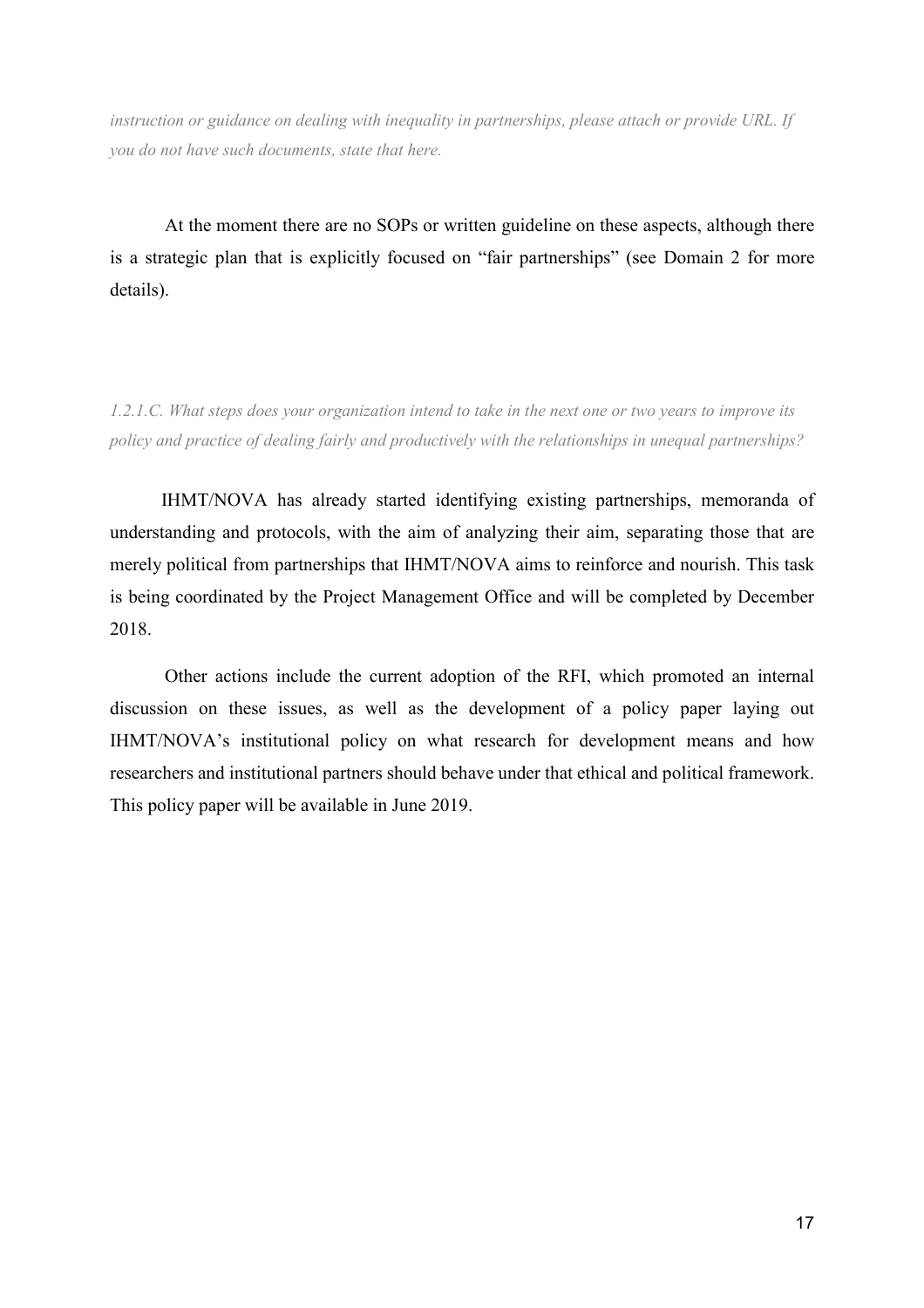*instruction or guidance on dealing with inequality in partnerships, please attach or provide URL. If you do not have such documents, state that here.*

At the moment there are no SOPs or written guideline on these aspects, although there is a strategic plan that is explicitly focused on "fair partnerships" (see Domain 2 for more details).

*1.2.1.C. What steps does your organization intend to take in the next one or two years to improve its policy and practice of dealing fairly and productively with the relationships in unequal partnerships?*

IHMT/NOVA has already started identifying existing partnerships, memoranda of understanding and protocols, with the aim of analyzing their aim, separating those that are merely political from partnerships that IHMT/NOVA aims to reinforce and nourish. This task is being coordinated by the Project Management Office and will be completed by December 2018.

Other actions include the current adoption of the RFI, which promoted an internal discussion on these issues, as well as the development of a policy paper laying out IHMT/NOVA's institutional policy on what research for development means and how researchers and institutional partners should behave under that ethical and political framework. This policy paper will be available in June 2019.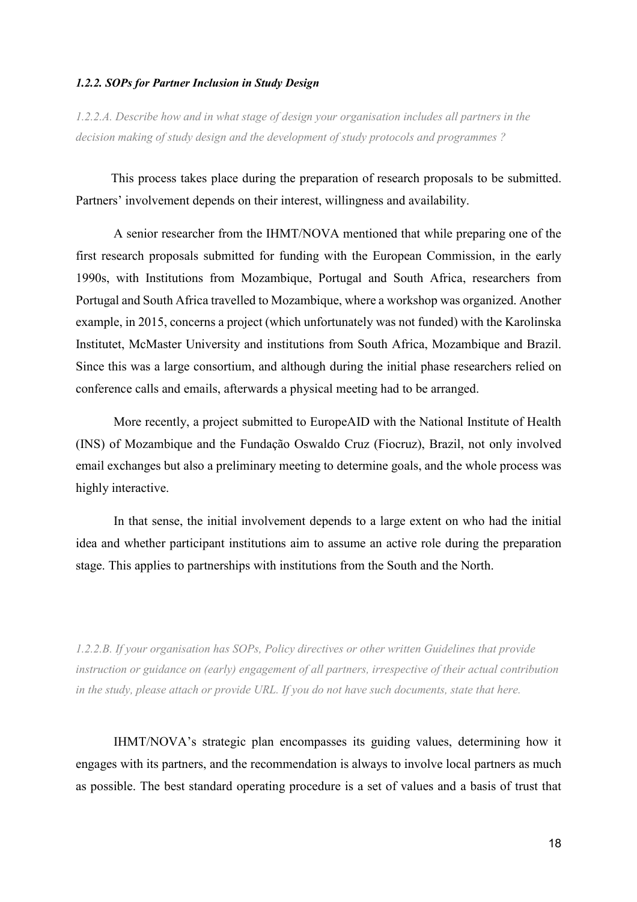#### *1.2.2. SOPs for Partner Inclusion in Study Design*

*1.2.2.A. Describe how and in what stage of design your organisation includes all partners in the decision making of study design and the development of study protocols and programmes ?*

This process takes place during the preparation of research proposals to be submitted. Partners' involvement depends on their interest, willingness and availability.

A senior researcher from the IHMT/NOVA mentioned that while preparing one of the first research proposals submitted for funding with the European Commission, in the early 1990s, with Institutions from Mozambique, Portugal and South Africa, researchers from Portugal and South Africa travelled to Mozambique, where a workshop was organized. Another example, in 2015, concerns a project (which unfortunately was not funded) with the Karolinska Institutet, McMaster University and institutions from South Africa, Mozambique and Brazil. Since this was a large consortium, and although during the initial phase researchers relied on conference calls and emails, afterwards a physical meeting had to be arranged.

More recently, a project submitted to EuropeAID with the National Institute of Health (INS) of Mozambique and the Fundação Oswaldo Cruz (Fiocruz), Brazil, not only involved email exchanges but also a preliminary meeting to determine goals, and the whole process was highly interactive.

In that sense, the initial involvement depends to a large extent on who had the initial idea and whether participant institutions aim to assume an active role during the preparation stage. This applies to partnerships with institutions from the South and the North.

*1.2.2.B. If your organisation has SOPs, Policy directives or other written Guidelines that provide instruction or guidance on (early) engagement of all partners, irrespective of their actual contribution in the study, please attach or provide URL. If you do not have such documents, state that here.*

IHMT/NOVA's strategic plan encompasses its guiding values, determining how it engages with its partners, and the recommendation is always to involve local partners as much as possible. The best standard operating procedure is a set of values and a basis of trust that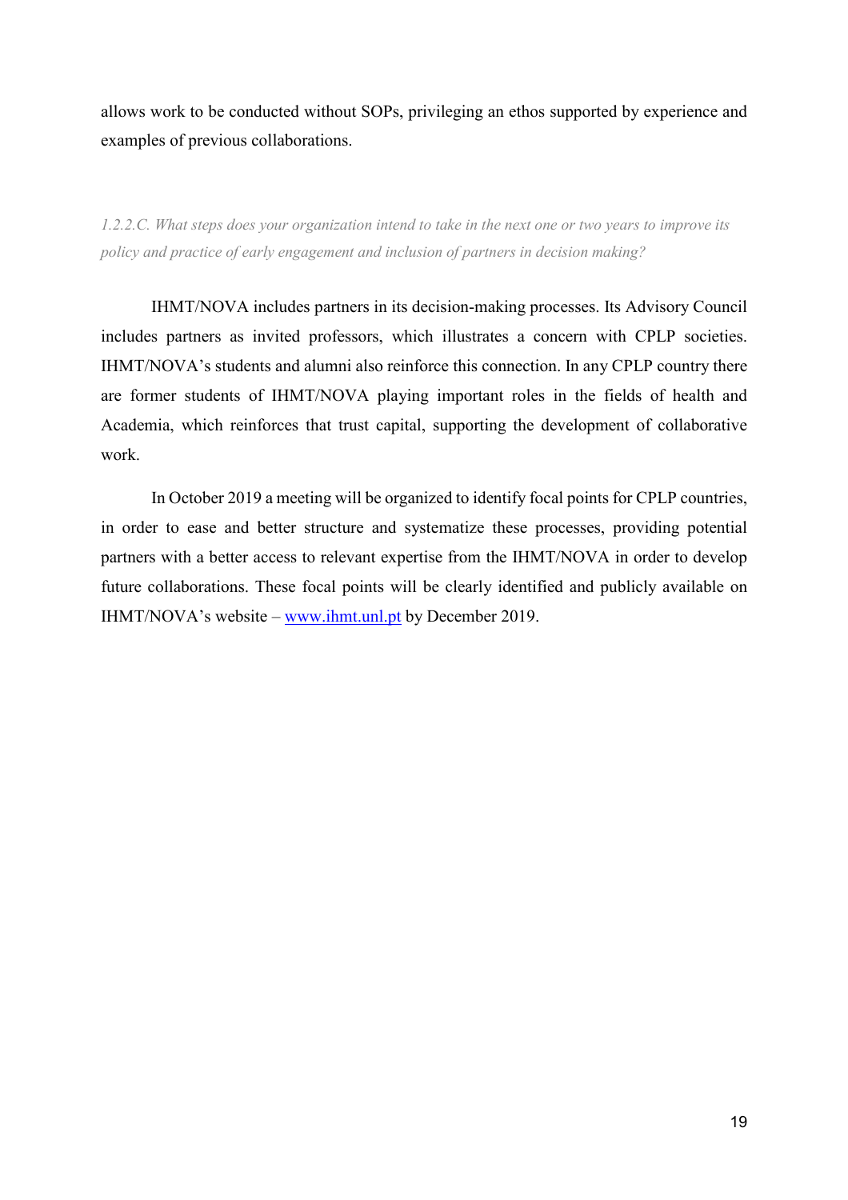allows work to be conducted without SOPs, privileging an ethos supported by experience and examples of previous collaborations.

*1.2.2.C. What steps does your organization intend to take in the next one or two years to improve its policy and practice of early engagement and inclusion of partners in decision making?*

IHMT/NOVA includes partners in its decision-making processes. Its Advisory Council includes partners as invited professors, which illustrates a concern with CPLP societies. IHMT/NOVA's students and alumni also reinforce this connection. In any CPLP country there are former students of IHMT/NOVA playing important roles in the fields of health and Academia, which reinforces that trust capital, supporting the development of collaborative work.

In October 2019 a meeting will be organized to identify focal points for CPLP countries, in order to ease and better structure and systematize these processes, providing potential partners with a better access to relevant expertise from the IHMT/NOVA in order to develop future collaborations. These focal points will be clearly identified and publicly available on IHMT/NOVA's website – [www.ihmt.unl.pt](http://www.ihmt.unl.pt) by December 2019.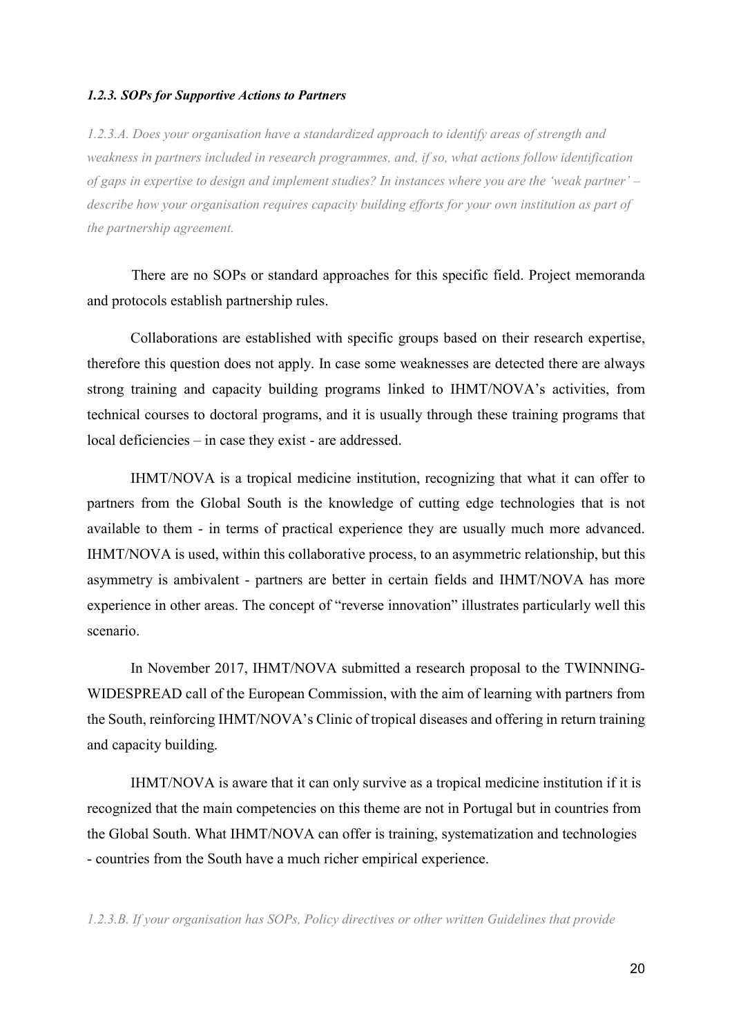#### *1.2.3. SOPs for Supportive Actions to Partners*

*1.2.3.A. Does your organisation have a standardized approach to identify areas of strength and weakness in partners included in research programmes, and, if so, what actions follow identification of gaps in expertise to design and implement studies? In instances where you are the 'weak partner' – describe how your organisation requires capacity building efforts for your own institution as part of the partnership agreement.*

There are no SOPs or standard approaches for this specific field. Project memoranda and protocols establish partnership rules.

Collaborations are established with specific groups based on their research expertise, therefore this question does not apply. In case some weaknesses are detected there are always strong training and capacity building programs linked to IHMT/NOVA's activities, from technical courses to doctoral programs, and it is usually through these training programs that local deficiencies – in case they exist - are addressed.

IHMT/NOVA is a tropical medicine institution, recognizing that what it can offer to partners from the Global South is the knowledge of cutting edge technologies that is not available to them - in terms of practical experience they are usually much more advanced. IHMT/NOVA is used, within this collaborative process, to an asymmetric relationship, but this asymmetry is ambivalent - partners are better in certain fields and IHMT/NOVA has more experience in other areas. The concept of "reverse innovation" illustrates particularly well this scenario.

In November 2017, IHMT/NOVA submitted a research proposal to the TWINNING-WIDESPREAD call of the European Commission, with the aim of learning with partners from the South, reinforcing IHMT/NOVA's Clinic of tropical diseases and offering in return training and capacity building.

IHMT/NOVA is aware that it can only survive as a tropical medicine institution if it is recognized that the main competencies on this theme are not in Portugal but in countries from the Global South. What IHMT/NOVA can offer is training, systematization and technologies - countries from the South have a much richer empirical experience.

*1.2.3.B. If your organisation has SOPs, Policy directives or other written Guidelines that provide*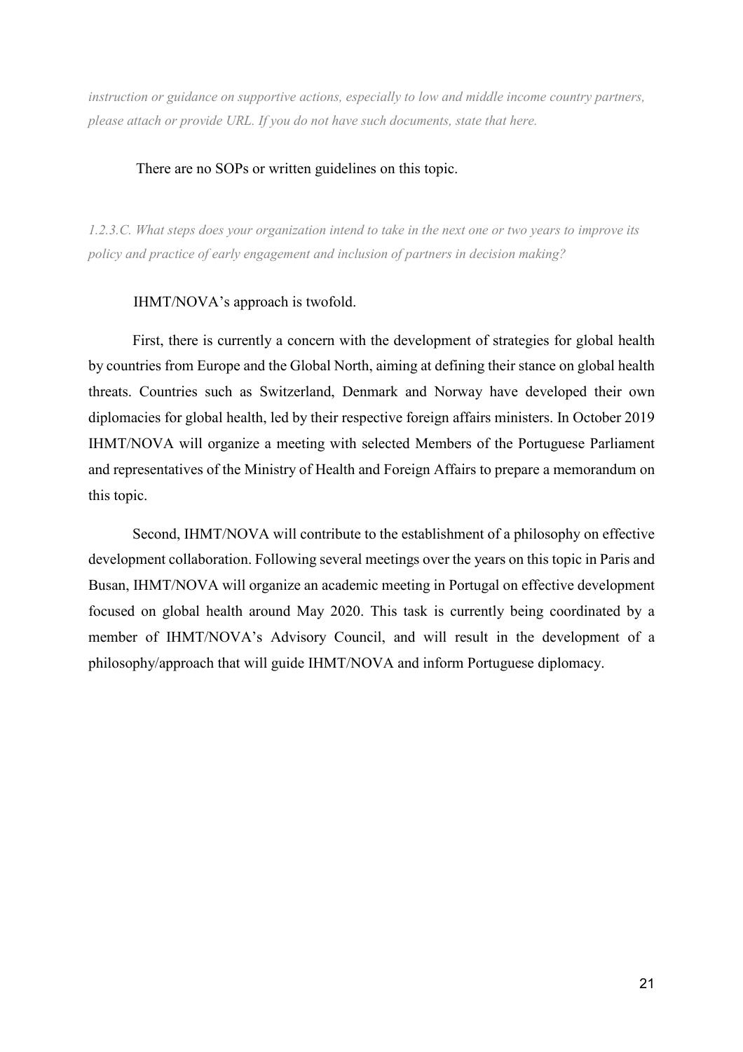*instruction or guidance on supportive actions, especially to low and middle income country partners, please attach or provide URL. If you do not have such documents, state that here.*

There are no SOPs or written guidelines on this topic.

*1.2.3.C. What steps does your organization intend to take in the next one or two years to improve its policy and practice of early engagement and inclusion of partners in decision making?*

IHMT/NOVA's approach is twofold.

First, there is currently a concern with the development of strategies for global health by countries from Europe and the Global North, aiming at defining their stance on global health threats. Countries such as Switzerland, Denmark and Norway have developed their own diplomacies for global health, led by their respective foreign affairs ministers. In October 2019 IHMT/NOVA will organize a meeting with selected Members of the Portuguese Parliament and representatives of the Ministry of Health and Foreign Affairs to prepare a memorandum on this topic.

Second, IHMT/NOVA will contribute to the establishment of a philosophy on effective development collaboration. Following several meetings over the years on this topic in Paris and Busan, IHMT/NOVA will organize an academic meeting in Portugal on effective development focused on global health around May 2020. This task is currently being coordinated by a member of IHMT/NOVA's Advisory Council, and will result in the development of a philosophy/approach that will guide IHMT/NOVA and inform Portuguese diplomacy.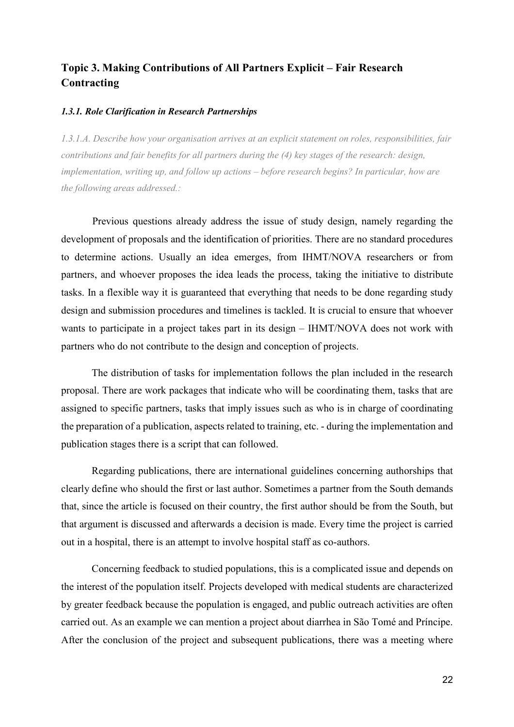## Topic 3. Making Contributions of All Partners Explicit – Fair Research Contracting

### *1.3.1. Role Clarification in Research Partnerships*

*1.3.1.A. Describe how your organisation arrives at an explicit statement on roles, responsibilities, fair contributions and fair benefits for all partners during the (4) key stages of the research: design, implementation, writing up, and follow up actions – before research begins? In particular, how are the following areas addressed.:*

Previous questions already address the issue of study design, namely regarding the development of proposals and the identification of priorities. There are no standard procedures to determine actions. Usually an idea emerges, from IHMT/NOVA researchers or from partners, and whoever proposes the idea leads the process, taking the initiative to distribute tasks. In a flexible way it is guaranteed that everything that needs to be done regarding study design and submission procedures and timelines is tackled. It is crucial to ensure that whoever wants to participate in a project takes part in its design – IHMT/NOVA does not work with partners who do not contribute to the design and conception of projects.

The distribution of tasks for implementation follows the plan included in the research proposal. There are work packages that indicate who will be coordinating them, tasks that are assigned to specific partners, tasks that imply issues such as who is in charge of coordinating the preparation of a publication, aspects related to training, etc. - during the implementation and publication stages there is a script that can followed.

Regarding publications, there are international guidelines concerning authorships that clearly define who should the first or last author. Sometimes a partner from the South demands that, since the article is focused on their country, the first author should be from the South, but that argument is discussed and afterwards a decision is made. Every time the project is carried out in a hospital, there is an attempt to involve hospital staff as co-authors.

Concerning feedback to studied populations, this is a complicated issue and depends on the interest of the population itself. Projects developed with medical students are characterized by greater feedback because the population is engaged, and public outreach activities are often carried out. As an example we can mention a project about diarrhea in São Tomé and Príncipe. After the conclusion of the project and subsequent publications, there was a meeting where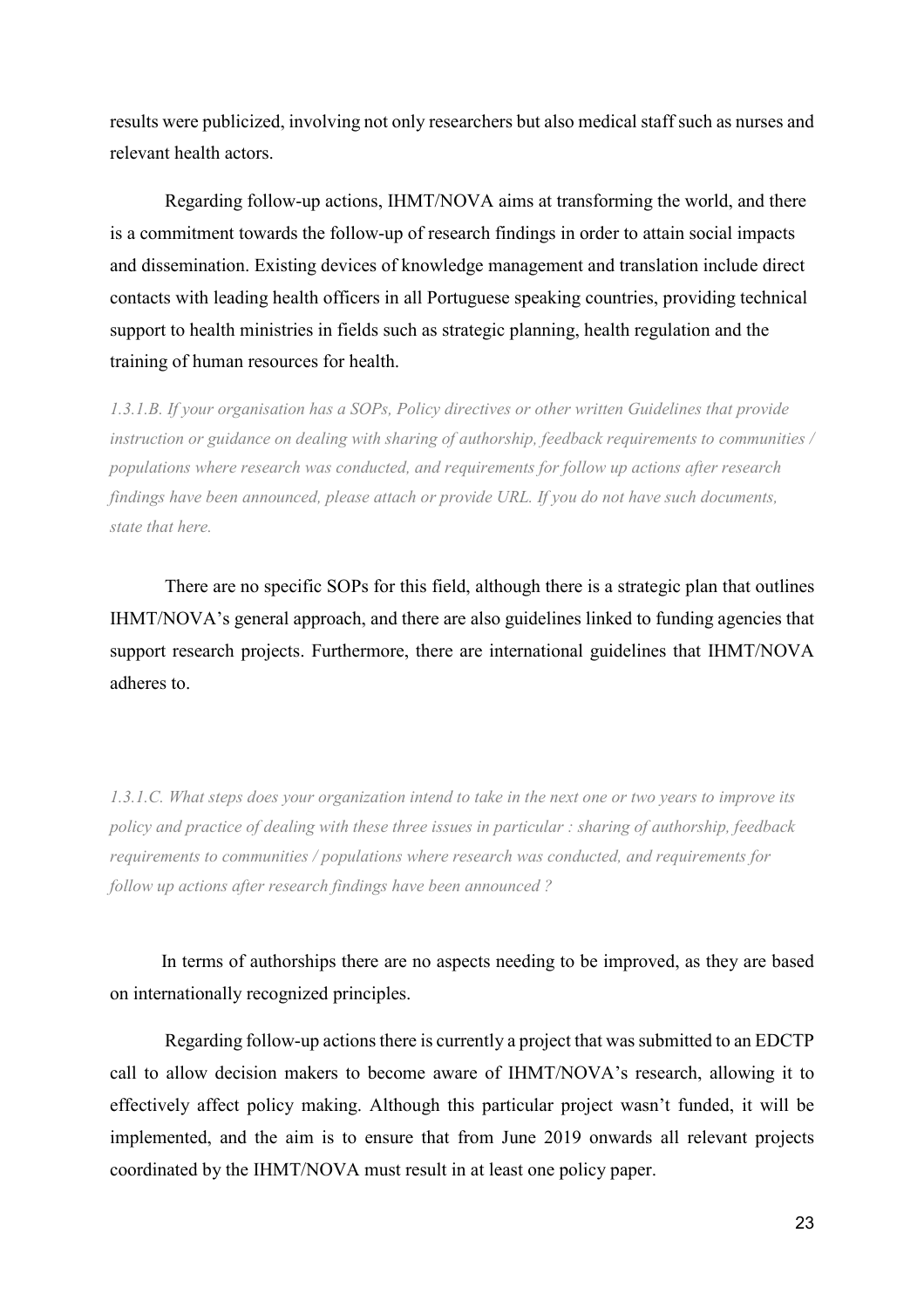results were publicized, involving not only researchers but also medical staff such as nurses and relevant health actors.

Regarding follow-up actions, IHMT/NOVA aims at transforming the world, and there is a commitment towards the follow-up of research findings in order to attain social impacts and dissemination. Existing devices of knowledge management and translation include direct contacts with leading health officers in all Portuguese speaking countries, providing technical support to health ministries in fields such as strategic planning, health regulation and the training of human resources for health.

*1.3.1.B. If your organisation has a SOPs, Policy directives or other written Guidelines that provide instruction or guidance on dealing with sharing of authorship, feedback requirements to communities / populations where research was conducted, and requirements for follow up actions after research findings have been announced, please attach or provide URL. If you do not have such documents, state that here.*

There are no specific SOPs for this field, although there is a strategic plan that outlines IHMT/NOVA's general approach, and there are also guidelines linked to funding agencies that support research projects. Furthermore, there are international guidelines that IHMT/NOVA adheres to.

*1.3.1.C. What steps does your organization intend to take in the next one or two years to improve its policy and practice of dealing with these three issues in particular : sharing of authorship, feedback requirements to communities / populations where research was conducted, and requirements for follow up actions after research findings have been announced ?*

In terms of authorships there are no aspects needing to be improved, as they are based on internationally recognized principles.

Regarding follow-up actions there is currently a project that was submitted to an EDCTP call to allow decision makers to become aware of IHMT/NOVA's research, allowing it to effectively affect policy making. Although this particular project wasn't funded, it will be implemented, and the aim is to ensure that from June 2019 onwards all relevant projects coordinated by the IHMT/NOVA must result in at least one policy paper.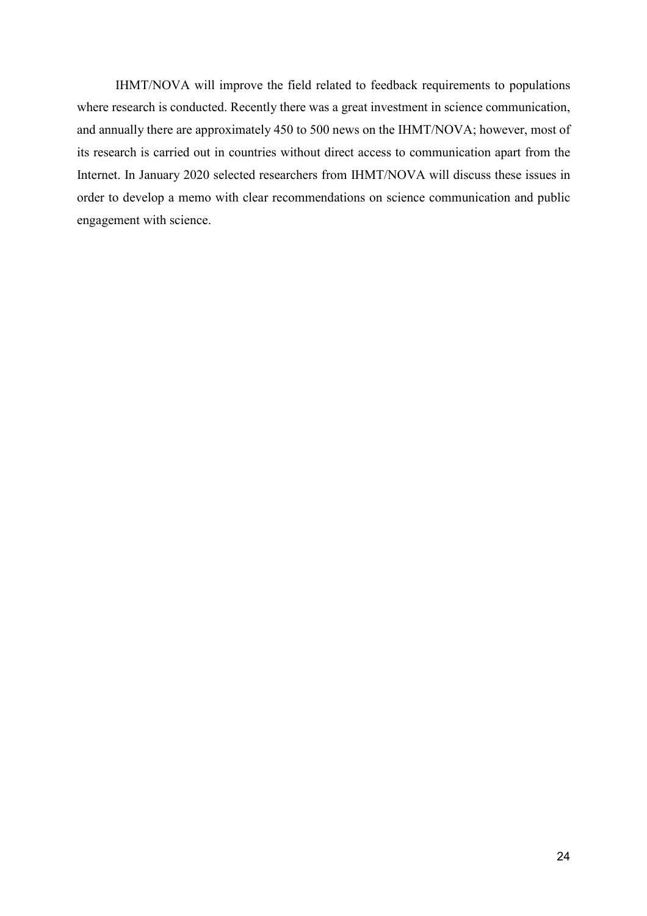IHMT/NOVA will improve the field related to feedback requirements to populations where research is conducted. Recently there was a great investment in science communication, and annually there are approximately 450 to 500 news on the IHMT/NOVA; however, most of its research is carried out in countries without direct access to communication apart from the Internet. In January 2020 selected researchers from IHMT/NOVA will discuss these issues in order to develop a memo with clear recommendations on science communication and public engagement with science.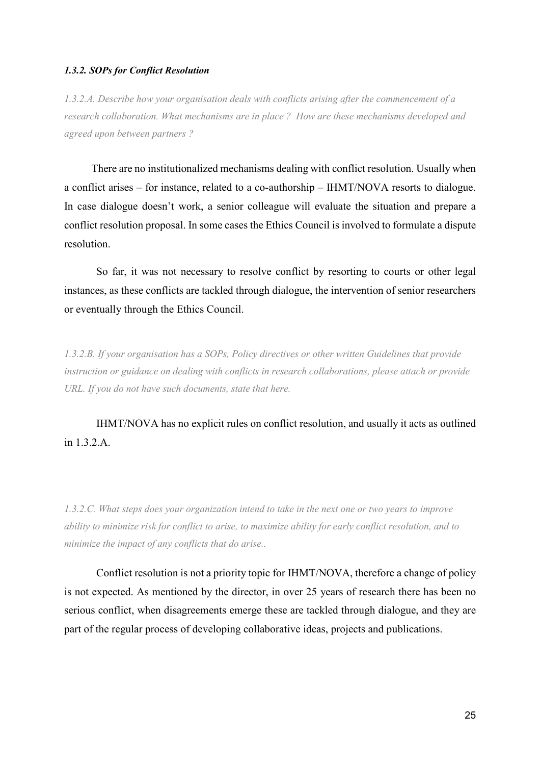#### *1.3.2. SOPs for Conflict Resolution*

*1.3.2.A. Describe how your organisation deals with conflicts arising after the commencement of a research collaboration. What mechanisms are in place ? How are these mechanisms developed and agreed upon between partners ?*

There are no institutionalized mechanisms dealing with conflict resolution. Usually when a conflict arises – for instance, related to a co-authorship – IHMT/NOVA resorts to dialogue. In case dialogue doesn't work, a senior colleague will evaluate the situation and prepare a conflict resolution proposal. In some cases the Ethics Council is involved to formulate a dispute resolution.

So far, it was not necessary to resolve conflict by resorting to courts or other legal instances, as these conflicts are tackled through dialogue, the intervention of senior researchers or eventually through the Ethics Council.

*1.3.2.B. If your organisation has a SOPs, Policy directives or other written Guidelines that provide instruction or guidance on dealing with conflicts in research collaborations, please attach or provide URL. If you do not have such documents, state that here.*

IHMT/NOVA has no explicit rules on conflict resolution, and usually it acts as outlined in 1.3.2.A.

*1.3.2.C. What steps does your organization intend to take in the next one or two years to improve ability to minimize risk for conflict to arise, to maximize ability for early conflict resolution, and to minimize the impact of any conflicts that do arise..*

Conflict resolution is not a priority topic for IHMT/NOVA, therefore a change of policy is not expected. As mentioned by the director, in over 25 years of research there has been no serious conflict, when disagreements emerge these are tackled through dialogue, and they are part of the regular process of developing collaborative ideas, projects and publications.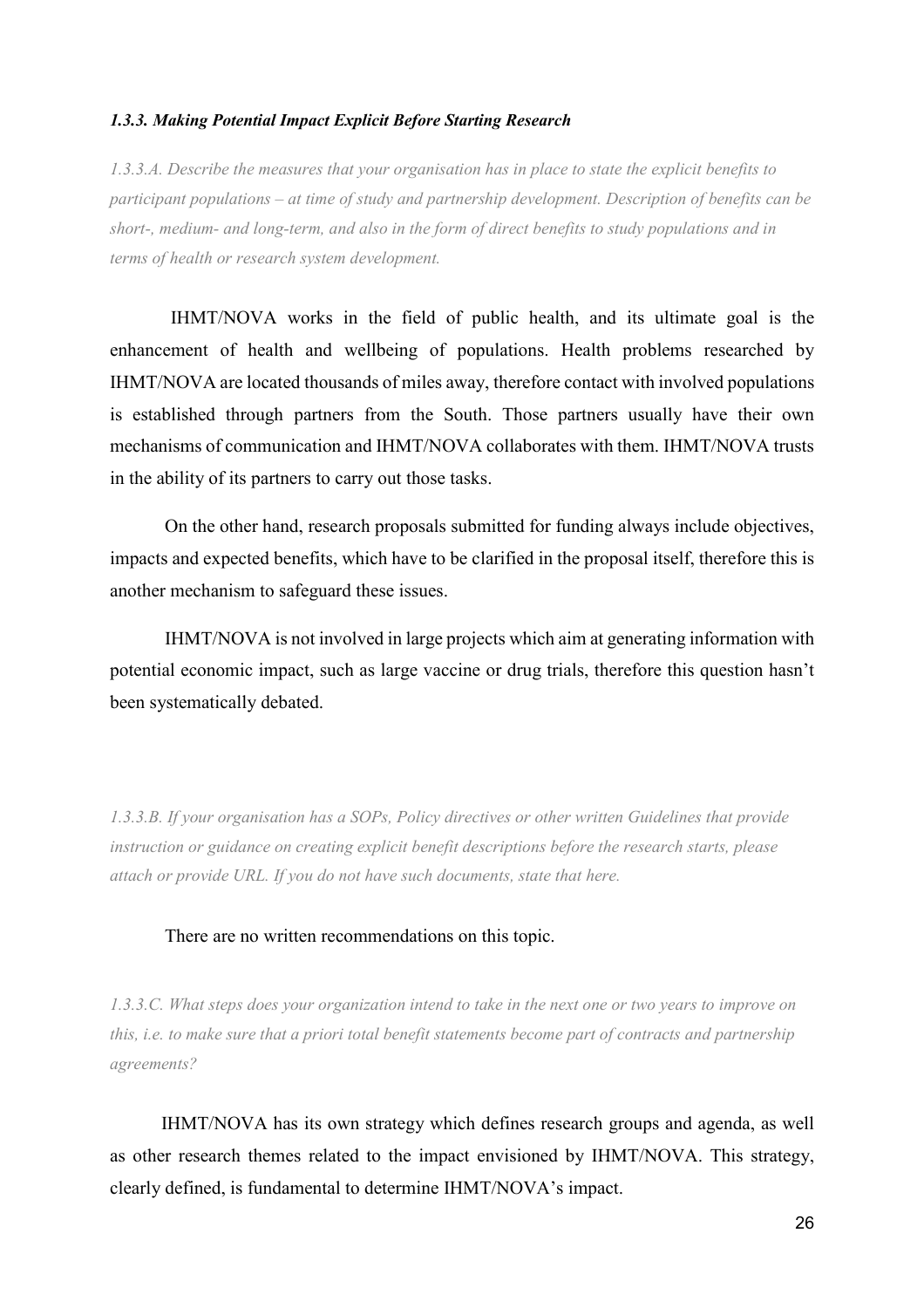### *1.3.3. Making Potential Impact Explicit Before Starting Research*

*1.3.3.A. Describe the measures that your organisation has in place to state the explicit benefits to participant populations – at time of study and partnership development. Description of benefits can be short-, medium- and long-term, and also in the form of direct benefits to study populations and in terms of health or research system development.*

IHMT/NOVA works in the field of public health, and its ultimate goal is the enhancement of health and wellbeing of populations. Health problems researched by IHMT/NOVA are located thousands of miles away, therefore contact with involved populations is established through partners from the South. Those partners usually have their own mechanisms of communication and IHMT/NOVA collaborates with them. IHMT/NOVA trusts in the ability of its partners to carry out those tasks.

On the other hand, research proposals submitted for funding always include objectives, impacts and expected benefits, which have to be clarified in the proposal itself, therefore this is another mechanism to safeguard these issues.

IHMT/NOVA is not involved in large projects which aim at generating information with potential economic impact, such as large vaccine or drug trials, therefore this question hasn't been systematically debated.

*1.3.3.B. If your organisation has a SOPs, Policy directives or other written Guidelines that provide instruction or guidance on creating explicit benefit descriptions before the research starts, please attach or provide URL. If you do not have such documents, state that here.*

There are no written recommendations on this topic.

*1.3.3.C. What steps does your organization intend to take in the next one or two years to improve on this, i.e. to make sure that a priori total benefit statements become part of contracts and partnership agreements?*

IHMT/NOVA has its own strategy which defines research groups and agenda, as well as other research themes related to the impact envisioned by IHMT/NOVA. This strategy, clearly defined, is fundamental to determine IHMT/NOVA's impact.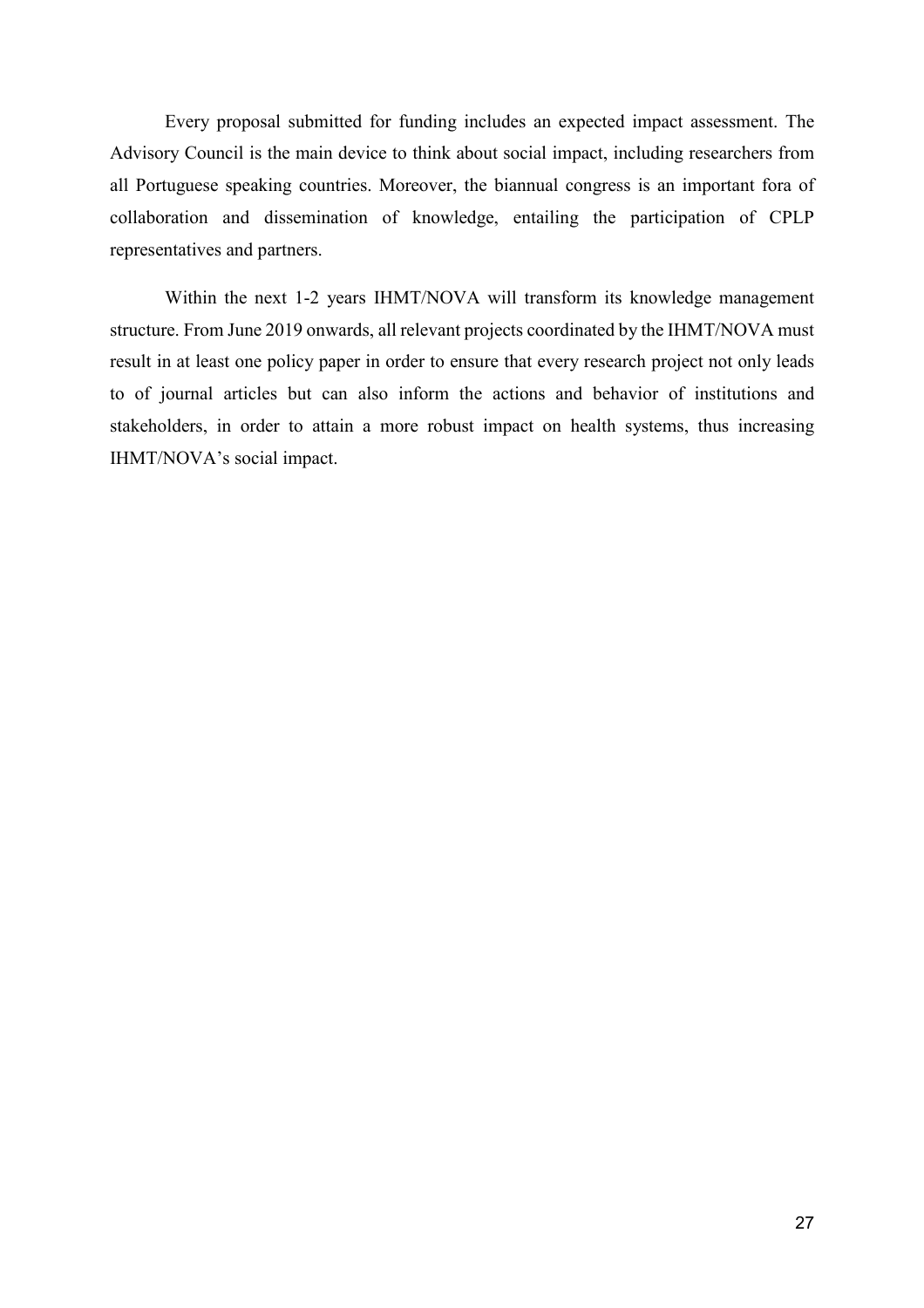Every proposal submitted for funding includes an expected impact assessment. The Advisory Council is the main device to think about social impact, including researchers from all Portuguese speaking countries. Moreover, the biannual congress is an important fora of collaboration and dissemination of knowledge, entailing the participation of CPLP representatives and partners.

Within the next 1-2 years IHMT/NOVA will transform its knowledge management structure. From June 2019 onwards, all relevant projects coordinated by the IHMT/NOVA must result in at least one policy paper in order to ensure that every research project not only leads to of journal articles but can also inform the actions and behavior of institutions and stakeholders, in order to attain a more robust impact on health systems, thus increasing IHMT/NOVA's social impact.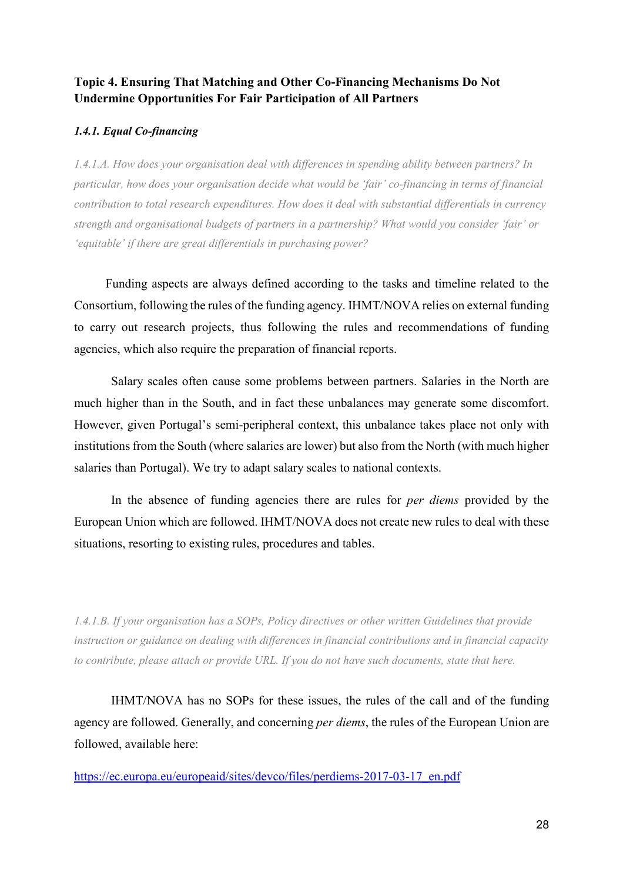**Topic 4. Ensuring That Matching and Other Co-Financing Mechanisms Do Not Undermine Opportunities For Fair Participation of All Partners**

***1.4.1. Equal Co-financing***

*1.4.1.A. How does your organisation deal with differences in spending ability between partners? In particular, how does your organisation decide what would be 'fair' co-financing in terms of financial contribution to total research expenditures. How does it deal with substantial differentials in currency strength and organisational budgets of partners in a partnership? What would you consider 'fair' or 'equitable' if there are great differentials in purchasing power?*

Funding aspects are always defined according to the tasks and timeline related to the Consortium, following the rules of the funding agency. IHMT/NOVA relies on external funding to carry out research projects, thus following the rules and recommendations of funding agencies, which also require the preparation of financial reports.

Salary scales often cause some problems between partners. Salaries in the North are much higher than in the South, and in fact these unbalances may generate some discomfort. However, given Portugal's semi-peripheral context, this unbalance takes place not only with institutions from the South (where salaries are lower) but also from the North (with much higher salaries than Portugal). We try to adapt salary scales to national contexts.

In the absence of funding agencies there are rules for *per diems* provided by the European Union which are followed. IHMT/NOVA does not create new rules to deal with these situations, resorting to existing rules, procedures and tables.

*1.4.1.B. If your organisation has a SOPs, Policy directives or other written Guidelines that provide instruction or guidance on dealing with differences in financial contributions and in financial capacity to contribute, please attach or provide URL. If you do not have such documents, state that here.*

IHMT/NOVA has no SOPs for these issues, the rules of the call and of the funding agency are followed. Generally, and concerning *per diems*, the rules of the European Union are followed, available here:

https://ec.europa.eu/europeaid/sites/devco/files/perdiems-2017-03-17_en.pdf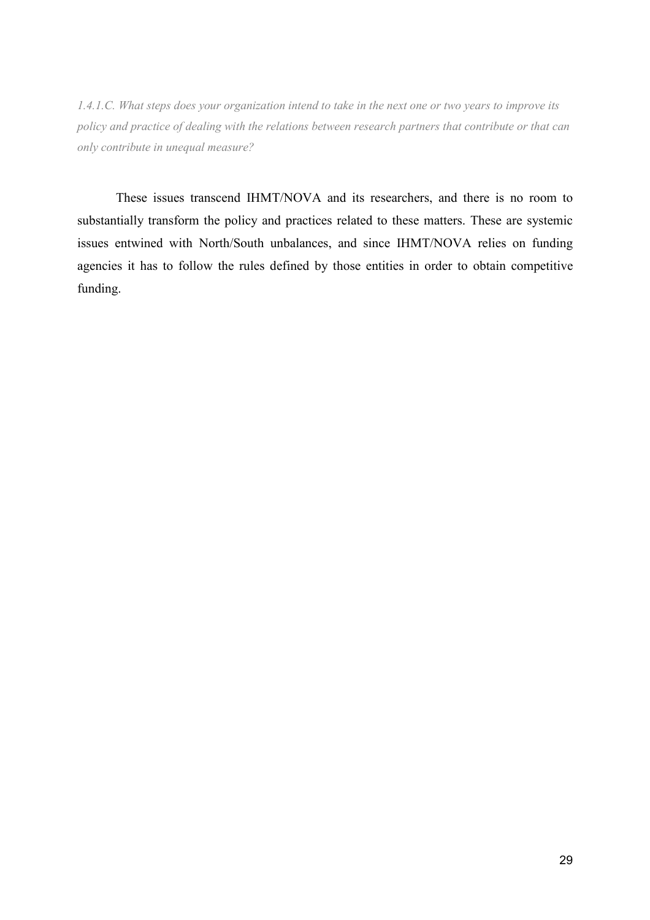*1.4.1.C. What steps does your organization intend to take in the next one or two years to improve its policy and practice of dealing with the relations between research partners that contribute or that can only contribute in unequal measure?*

These issues transcend IHMT/NOVA and its researchers, and there is no room to substantially transform the policy and practices related to these matters. These are systemic issues entwined with North/South unbalances, and since IHMT/NOVA relies on funding agencies it has to follow the rules defined by those entities in order to obtain competitive funding.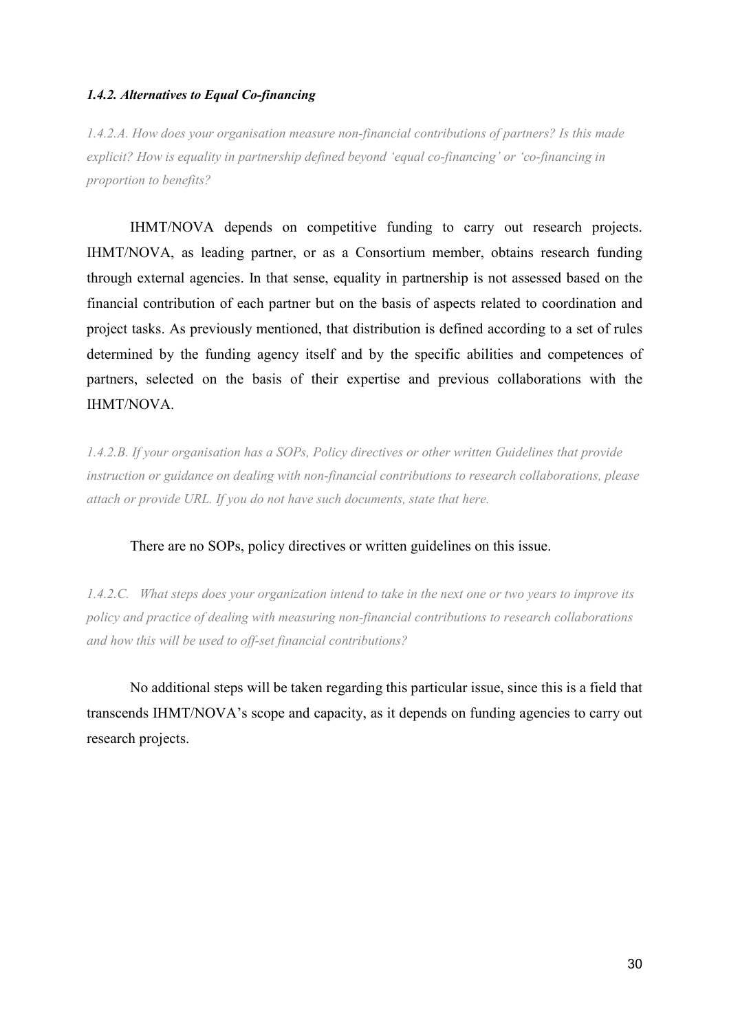#### *1.4.2. Alternatives to Equal Co-financing*

*1.4.2.A. How does your organisation measure non-financial contributions of partners? Is this made explicit? How is equality in partnership defined beyond 'equal co-financing' or 'co-financing in proportion to benefits?*

IHMT/NOVA depends on competitive funding to carry out research projects. IHMT/NOVA, as leading partner, or as a Consortium member, obtains research funding through external agencies. In that sense, equality in partnership is not assessed based on the financial contribution of each partner but on the basis of aspects related to coordination and project tasks. As previously mentioned, that distribution is defined according to a set of rules determined by the funding agency itself and by the specific abilities and competences of partners, selected on the basis of their expertise and previous collaborations with the IHMT/NOVA.

*1.4.2.B. If your organisation has a SOPs, Policy directives or other written Guidelines that provide instruction or guidance on dealing with non-financial contributions to research collaborations, please attach or provide URL. If you do not have such documents, state that here.*

There are no SOPs, policy directives or written guidelines on this issue.

*1.4.2.C. What steps does your organization intend to take in the next one or two years to improve its policy and practice of dealing with measuring non-financial contributions to research collaborations and how this will be used to off-set financial contributions?*

No additional steps will be taken regarding this particular issue, since this is a field that transcends IHMT/NOVA's scope and capacity, as it depends on funding agencies to carry out research projects.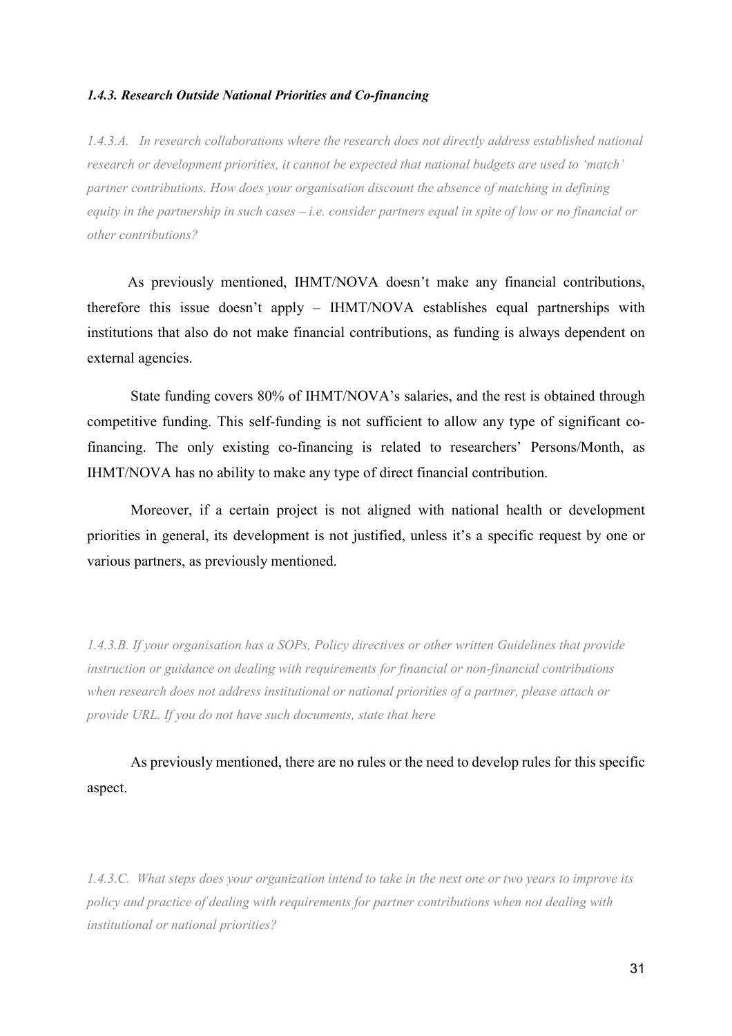#### *1.4.3. Research Outside National Priorities and Co-financing*

*1.4.3.A. In research collaborations where the research does not directly address established national research or development priorities, it cannot be expected that national budgets are used to 'match' partner contributions. How does your organisation discount the absence of matching in defining equity in the partnership in such cases – i.e. consider partners equal in spite of low or no financial or other contributions?*

As previously mentioned, IHMT/NOVA doesn't make any financial contributions, therefore this issue doesn't apply – IHMT/NOVA establishes equal partnerships with institutions that also do not make financial contributions, as funding is always dependent on external agencies.

State funding covers 80% of IHMT/NOVA's salaries, and the rest is obtained through competitive funding. This self-funding is not sufficient to allow any type of significant co-financing. The only existing co-financing is related to researchers' Persons/Month, as IHMT/NOVA has no ability to make any type of direct financial contribution.

Moreover, if a certain project is not aligned with national health or development priorities in general, its development is not justified, unless it's a specific request by one or various partners, as previously mentioned.

*1.4.3.B. If your organisation has a SOPs, Policy directives or other written Guidelines that provide instruction or guidance on dealing with requirements for financial or non-financial contributions when research does not address institutional or national priorities of a partner, please attach or provide URL. If you do not have such documents, state that here*

As previously mentioned, there are no rules or the need to develop rules for this specific aspect.

*1.4.3.C. What steps does your organization intend to take in the next one or two years to improve its policy and practice of dealing with requirements for partner contributions when not dealing with institutional or national priorities?*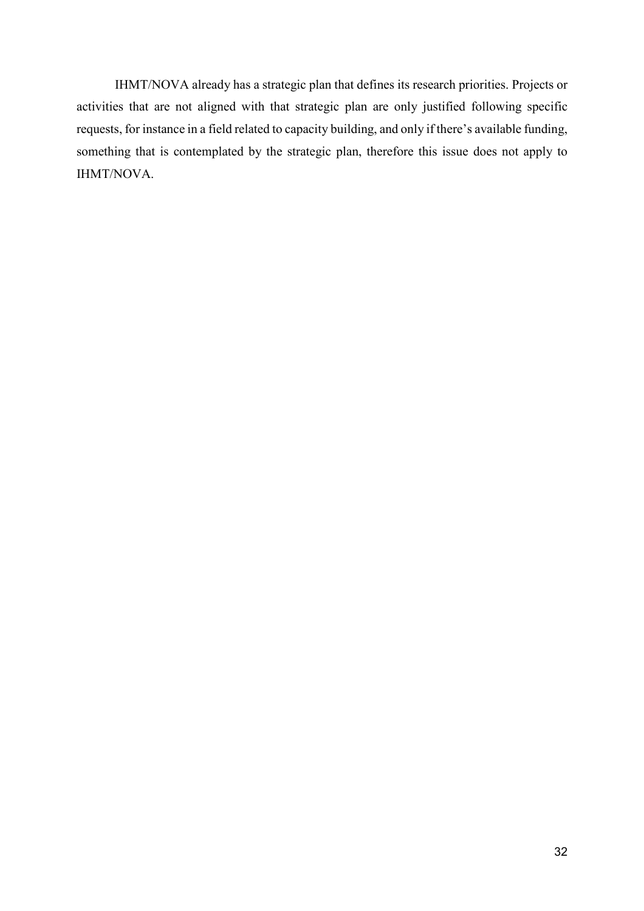IHMT/NOVA already has a strategic plan that defines its research priorities. Projects or activities that are not aligned with that strategic plan are only justified following specific requests, for instance in a field related to capacity building, and only if there's available funding, something that is contemplated by the strategic plan, therefore this issue does not apply to IHMT/NOVA.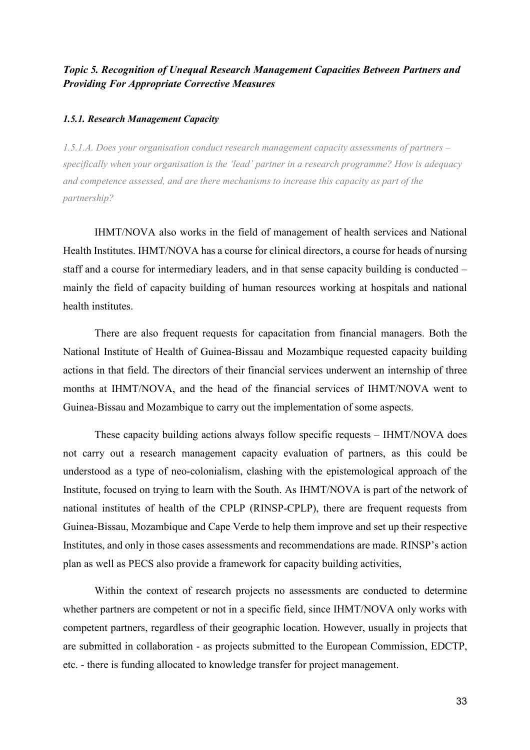### *Topic 5. Recognition of Unequal Research Management Capacities Between Partners and Providing For Appropriate Corrective Measures*

#### *1.5.1. Research Management Capacity*

*1.5.1.A. Does your organisation conduct research management capacity assessments of partners – specifically when your organisation is the 'lead' partner in a research programme? How is adequacy and competence assessed, and are there mechanisms to increase this capacity as part of the partnership?*

IHMT/NOVA also works in the field of management of health services and National Health Institutes. IHMT/NOVA has a course for clinical directors, a course for heads of nursing staff and a course for intermediary leaders, and in that sense capacity building is conducted – mainly the field of capacity building of human resources working at hospitals and national health institutes.

There are also frequent requests for capacitation from financial managers. Both the National Institute of Health of Guinea-Bissau and Mozambique requested capacity building actions in that field. The directors of their financial services underwent an internship of three months at IHMT/NOVA, and the head of the financial services of IHMT/NOVA went to Guinea-Bissau and Mozambique to carry out the implementation of some aspects.

These capacity building actions always follow specific requests – IHMT/NOVA does not carry out a research management capacity evaluation of partners, as this could be understood as a type of neo-colonialism, clashing with the epistemological approach of the Institute, focused on trying to learn with the South. As IHMT/NOVA is part of the network of national institutes of health of the CPLP (RINSP-CPLP), there are frequent requests from Guinea-Bissau, Mozambique and Cape Verde to help them improve and set up their respective Institutes, and only in those cases assessments and recommendations are made. RINSP's action plan as well as PECS also provide a framework for capacity building activities,

Within the context of research projects no assessments are conducted to determine whether partners are competent or not in a specific field, since IHMT/NOVA only works with competent partners, regardless of their geographic location. However, usually in projects that are submitted in collaboration - as projects submitted to the European Commission, EDCTP, etc. - there is funding allocated to knowledge transfer for project management.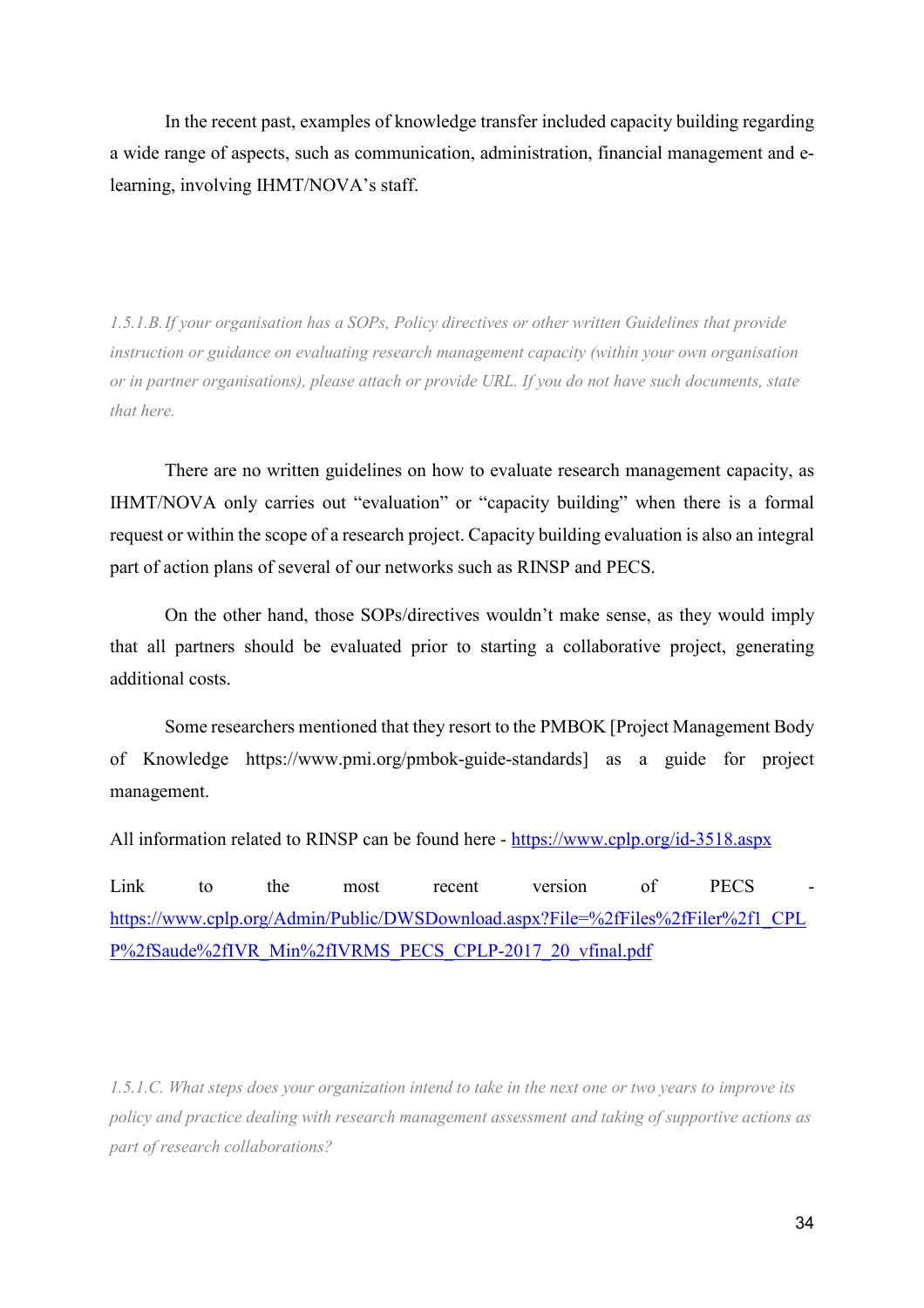In the recent past, examples of knowledge transfer included capacity building regarding a wide range of aspects, such as communication, administration, financial management and e-learning, involving IHMT/NOVA's staff.

*1.5.1.B. If your organisation has a SOPs, Policy directives or other written Guidelines that provide instruction or guidance on evaluating research management capacity (within your own organisation or in partner organisations), please attach or provide URL. If you do not have such documents, state that here.*

There are no written guidelines on how to evaluate research management capacity, as IHMT/NOVA only carries out "evaluation" or "capacity building" when there is a formal request or within the scope of a research project. Capacity building evaluation is also an integral part of action plans of several of our networks such as RINSP and PECS.

On the other hand, those SOPs/directives wouldn't make sense, as they would imply that all partners should be evaluated prior to starting a collaborative project, generating additional costs.

Some researchers mentioned that they resort to the PMBOK [Project Management Body of Knowledge https://www.pmi.org/pmbok-guide-standards] as a guide for project management.

All information related to RINSP can be found here - https://www.cplp.org/id-3518.aspx

Link to the most recent version of PECS - https://www.cplp.org/Admin/Public/DWSDownload.aspx?File=%2fFiles%2fFiler%2f1_CPLP%2fSaude%2fIVR_Min%2fIVRMS_PECS_CPLP-2017_20_vfinal.pdf

*1.5.1.C. What steps does your organization intend to take in the next one or two years to improve its policy and practice dealing with research management assessment and taking of supportive actions as part of research collaborations?*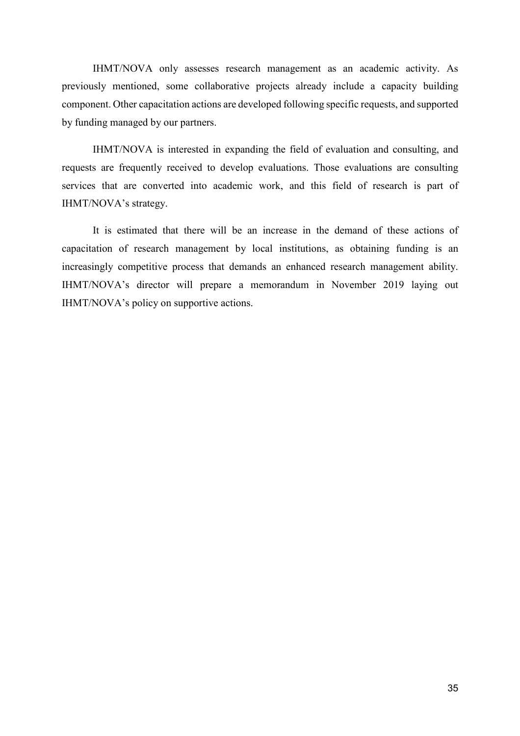IHMT/NOVA only assesses research management as an academic activity. As previously mentioned, some collaborative projects already include a capacity building component. Other capacitation actions are developed following specific requests, and supported by funding managed by our partners.

IHMT/NOVA is interested in expanding the field of evaluation and consulting, and requests are frequently received to develop evaluations. Those evaluations are consulting services that are converted into academic work, and this field of research is part of IHMT/NOVA's strategy.

It is estimated that there will be an increase in the demand of these actions of capacitation of research management by local institutions, as obtaining funding is an increasingly competitive process that demands an enhanced research management ability. IHMT/NOVA's director will prepare a memorandum in November 2019 laying out IHMT/NOVA's policy on supportive actions.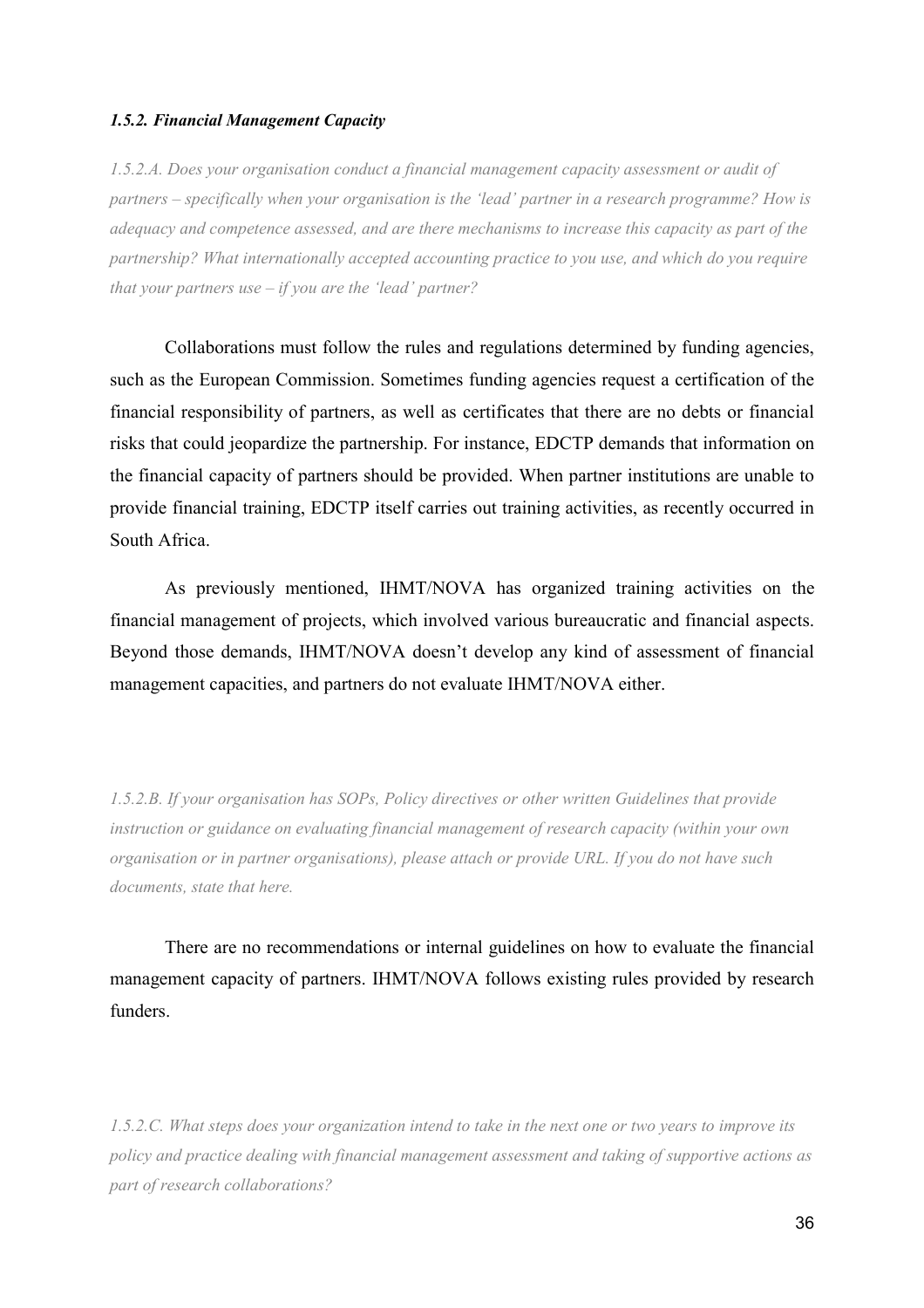#### *1.5.2. Financial Management Capacity*

*1.5.2.A. Does your organisation conduct a financial management capacity assessment or audit of partners – specifically when your organisation is the 'lead' partner in a research programme? How is adequacy and competence assessed, and are there mechanisms to increase this capacity as part of the partnership? What internationally accepted accounting practice to you use, and which do you require that your partners use – if you are the 'lead' partner?*

Collaborations must follow the rules and regulations determined by funding agencies, such as the European Commission. Sometimes funding agencies request a certification of the financial responsibility of partners, as well as certificates that there are no debts or financial risks that could jeopardize the partnership. For instance, EDCTP demands that information on the financial capacity of partners should be provided. When partner institutions are unable to provide financial training, EDCTP itself carries out training activities, as recently occurred in South Africa.

As previously mentioned, IHMT/NOVA has organized training activities on the financial management of projects, which involved various bureaucratic and financial aspects. Beyond those demands, IHMT/NOVA doesn't develop any kind of assessment of financial management capacities, and partners do not evaluate IHMT/NOVA either.

*1.5.2.B. If your organisation has SOPs, Policy directives or other written Guidelines that provide instruction or guidance on evaluating financial management of research capacity (within your own organisation or in partner organisations), please attach or provide URL. If you do not have such documents, state that here.*

There are no recommendations or internal guidelines on how to evaluate the financial management capacity of partners. IHMT/NOVA follows existing rules provided by research funders.

*1.5.2.C. What steps does your organization intend to take in the next one or two years to improve its policy and practice dealing with financial management assessment and taking of supportive actions as part of research collaborations?*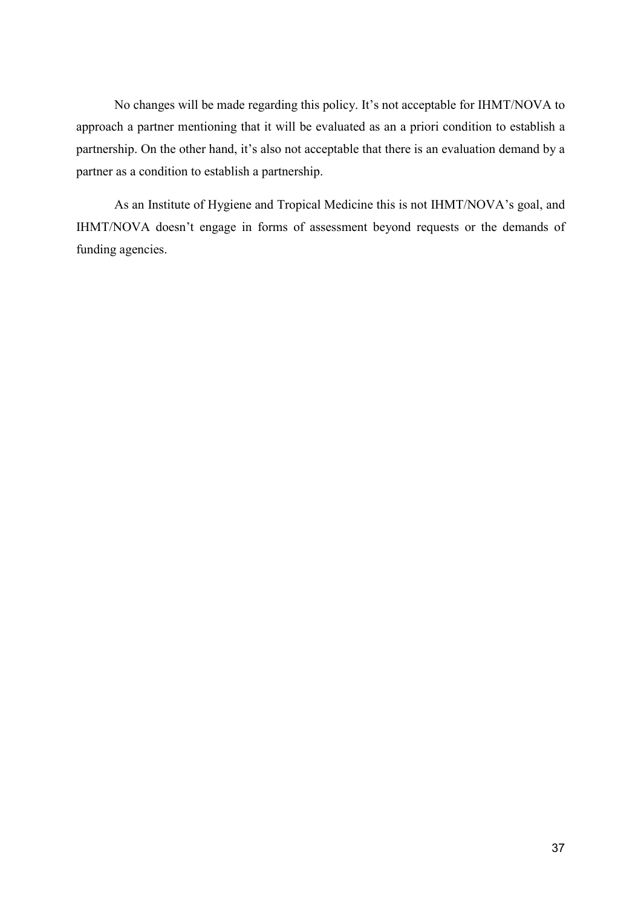No changes will be made regarding this policy. It's not acceptable for IHMT/NOVA to approach a partner mentioning that it will be evaluated as an a priori condition to establish a partnership. On the other hand, it's also not acceptable that there is an evaluation demand by a partner as a condition to establish a partnership.

As an Institute of Hygiene and Tropical Medicine this is not IHMT/NOVA's goal, and IHMT/NOVA doesn't engage in forms of assessment beyond requests or the demands of funding agencies.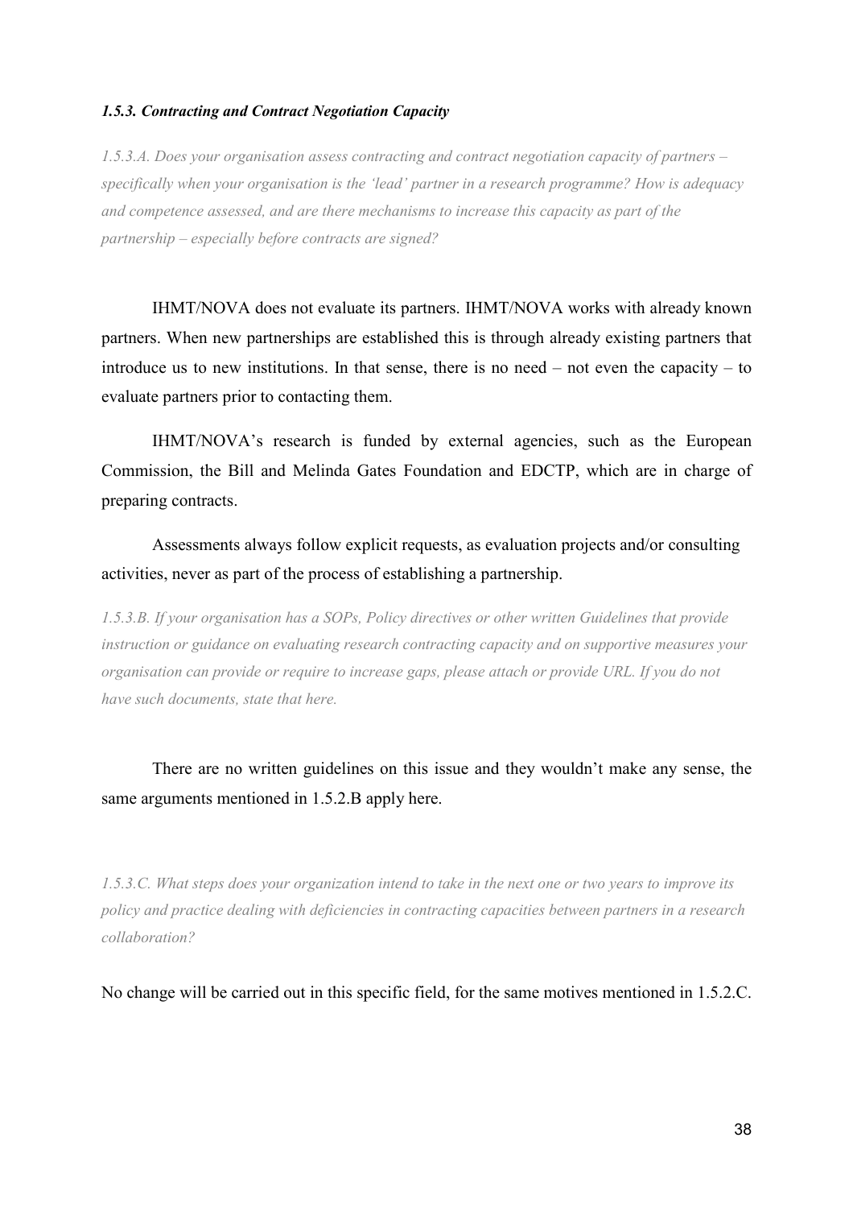### *1.5.3. Contracting and Contract Negotiation Capacity*

*1.5.3.A. Does your organisation assess contracting and contract negotiation capacity of partners – specifically when your organisation is the 'lead' partner in a research programme? How is adequacy and competence assessed, and are there mechanisms to increase this capacity as part of the partnership – especially before contracts are signed?*

IHMT/NOVA does not evaluate its partners. IHMT/NOVA works with already known partners. When new partnerships are established this is through already existing partners that introduce us to new institutions. In that sense, there is no need – not even the capacity – to evaluate partners prior to contacting them.

IHMT/NOVA's research is funded by external agencies, such as the European Commission, the Bill and Melinda Gates Foundation and EDCTP, which are in charge of preparing contracts.

Assessments always follow explicit requests, as evaluation projects and/or consulting activities, never as part of the process of establishing a partnership.

*1.5.3.B. If your organisation has a SOPs, Policy directives or other written Guidelines that provide instruction or guidance on evaluating research contracting capacity and on supportive measures your organisation can provide or require to increase gaps, please attach or provide URL. If you do not have such documents, state that here.*

There are no written guidelines on this issue and they wouldn't make any sense, the same arguments mentioned in 1.5.2.B apply here.

*1.5.3.C. What steps does your organization intend to take in the next one or two years to improve its policy and practice dealing with deficiencies in contracting capacities between partners in a research collaboration?*

No change will be carried out in this specific field, for the same motives mentioned in 1.5.2.C.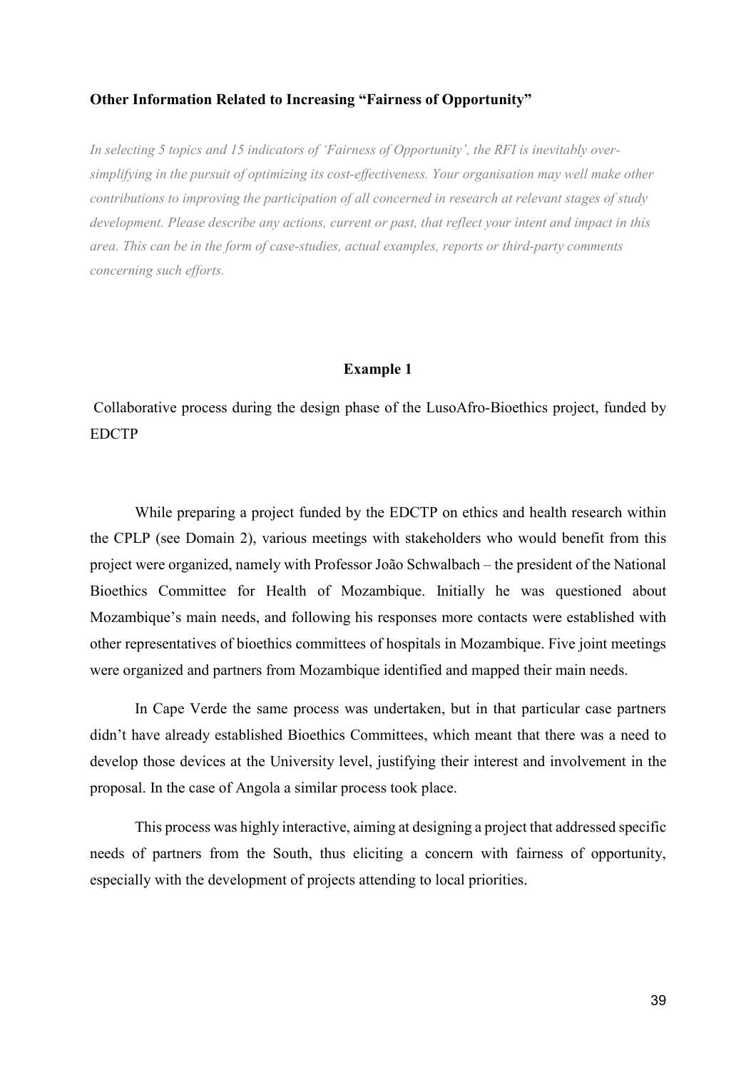**Other Information Related to Increasing "Fairness of Opportunity"**

*In selecting 5 topics and 15 indicators of 'Fairness of Opportunity', the RFI is inevitably over-simplifying in the pursuit of optimizing its cost-effectiveness. Your organisation may well make other contributions to improving the participation of all concerned in research at relevant stages of study development. Please describe any actions, current or past, that reflect your intent and impact in this area. This can be in the form of case-studies, actual examples, reports or third-party comments concerning such efforts.*

**Example 1**

Collaborative process during the design phase of the LusoAfro-Bioethics project, funded by EDCTP

While preparing a project funded by the EDCTP on ethics and health research within the CPLP (see Domain 2), various meetings with stakeholders who would benefit from this project were organized, namely with Professor João Schwalbach – the president of the National Bioethics Committee for Health of Mozambique. Initially he was questioned about Mozambique's main needs, and following his responses more contacts were established with other representatives of bioethics committees of hospitals in Mozambique. Five joint meetings were organized and partners from Mozambique identified and mapped their main needs.

In Cape Verde the same process was undertaken, but in that particular case partners didn't have already established Bioethics Committees, which meant that there was a need to develop those devices at the University level, justifying their interest and involvement in the proposal. In the case of Angola a similar process took place.

This process was highly interactive, aiming at designing a project that addressed specific needs of partners from the South, thus eliciting a concern with fairness of opportunity, especially with the development of projects attending to local priorities.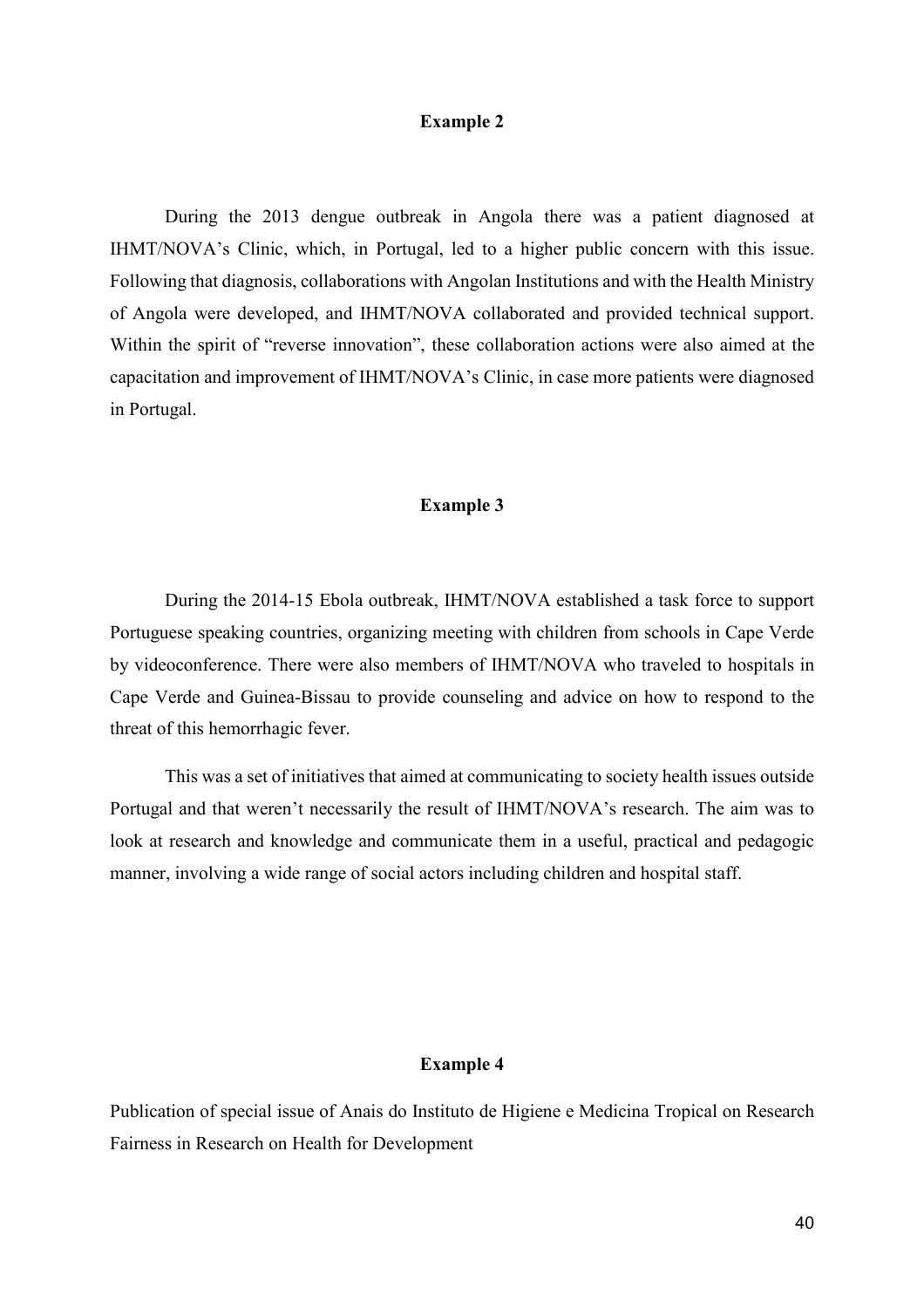**Example 2**

During the 2013 dengue outbreak in Angola there was a patient diagnosed at IHMT/NOVA's Clinic, which, in Portugal, led to a higher public concern with this issue. Following that diagnosis, collaborations with Angolan Institutions and with the Health Ministry of Angola were developed, and IHMT/NOVA collaborated and provided technical support. Within the spirit of "reverse innovation", these collaboration actions were also aimed at the capacitation and improvement of IHMT/NOVA's Clinic, in case more patients were diagnosed in Portugal.

**Example 3**

During the 2014-15 Ebola outbreak, IHMT/NOVA established a task force to support Portuguese speaking countries, organizing meeting with children from schools in Cape Verde by videoconference. There were also members of IHMT/NOVA who traveled to hospitals in Cape Verde and Guinea-Bissau to provide counseling and advice on how to respond to the threat of this hemorrhagic fever.

This was a set of initiatives that aimed at communicating to society health issues outside Portugal and that weren't necessarily the result of IHMT/NOVA's research. The aim was to look at research and knowledge and communicate them in a useful, practical and pedagogic manner, involving a wide range of social actors including children and hospital staff.

**Example 4**

Publication of special issue of Anais do Instituto de Higiene e Medicina Tropical on Research Fairness in Research on Health for Development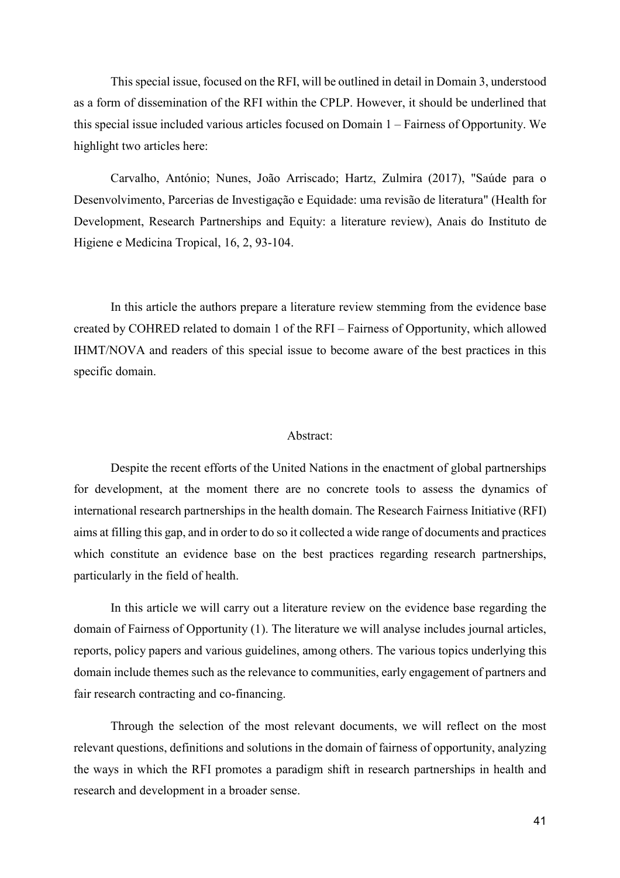This special issue, focused on the RFI, will be outlined in detail in Domain 3, understood as a form of dissemination of the RFI within the CPLP. However, it should be underlined that this special issue included various articles focused on Domain 1 – Fairness of Opportunity. We highlight two articles here:

Carvalho, António; Nunes, João Arriscado; Hartz, Zulmira (2017), "Saúde para o Desenvolvimento, Parcerias de Investigação e Equidade: uma revisão de literatura" (Health for Development, Research Partnerships and Equity: a literature review), Anais do Instituto de Higiene e Medicina Tropical, 16, 2, 93-104.

In this article the authors prepare a literature review stemming from the evidence base created by COHRED related to domain 1 of the RFI – Fairness of Opportunity, which allowed IHMT/NOVA and readers of this special issue to become aware of the best practices in this specific domain.

Abstract:

Despite the recent efforts of the United Nations in the enactment of global partnerships for development, at the moment there are no concrete tools to assess the dynamics of international research partnerships in the health domain. The Research Fairness Initiative (RFI) aims at filling this gap, and in order to do so it collected a wide range of documents and practices which constitute an evidence base on the best practices regarding research partnerships, particularly in the field of health.

In this article we will carry out a literature review on the evidence base regarding the domain of Fairness of Opportunity (1). The literature we will analyse includes journal articles, reports, policy papers and various guidelines, among others. The various topics underlying this domain include themes such as the relevance to communities, early engagement of partners and fair research contracting and co-financing.

Through the selection of the most relevant documents, we will reflect on the most relevant questions, definitions and solutions in the domain of fairness of opportunity, analyzing the ways in which the RFI promotes a paradigm shift in research partnerships in health and research and development in a broader sense.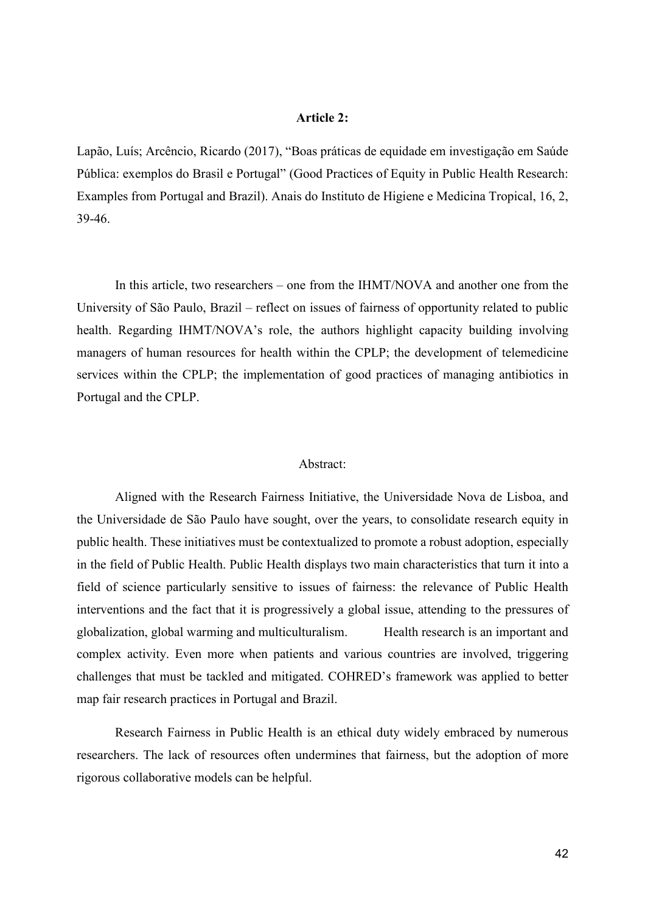**Article 2:**

Lapão, Luís; Arcêncio, Ricardo (2017), "Boas práticas de equidade em investigação em Saúde Pública: exemplos do Brasil e Portugal" (Good Practices of Equity in Public Health Research: Examples from Portugal and Brazil). Anais do Instituto de Higiene e Medicina Tropical, 16, 2, 39-46.

In this article, two researchers – one from the IHMT/NOVA and another one from the University of São Paulo, Brazil – reflect on issues of fairness of opportunity related to public health. Regarding IHMT/NOVA's role, the authors highlight capacity building involving managers of human resources for health within the CPLP; the development of telemedicine services within the CPLP; the implementation of good practices of managing antibiotics in Portugal and the CPLP.

Abstract:

Aligned with the Research Fairness Initiative, the Universidade Nova de Lisboa, and the Universidade de São Paulo have sought, over the years, to consolidate research equity in public health. These initiatives must be contextualized to promote a robust adoption, especially in the field of Public Health. Public Health displays two main characteristics that turn it into a field of science particularly sensitive to issues of fairness: the relevance of Public Health interventions and the fact that it is progressively a global issue, attending to the pressures of globalization, global warming and multiculturalism. Health research is an important and complex activity. Even more when patients and various countries are involved, triggering challenges that must be tackled and mitigated. COHRED's framework was applied to better map fair research practices in Portugal and Brazil.

Research Fairness in Public Health is an ethical duty widely embraced by numerous researchers. The lack of resources often undermines that fairness, but the adoption of more rigorous collaborative models can be helpful.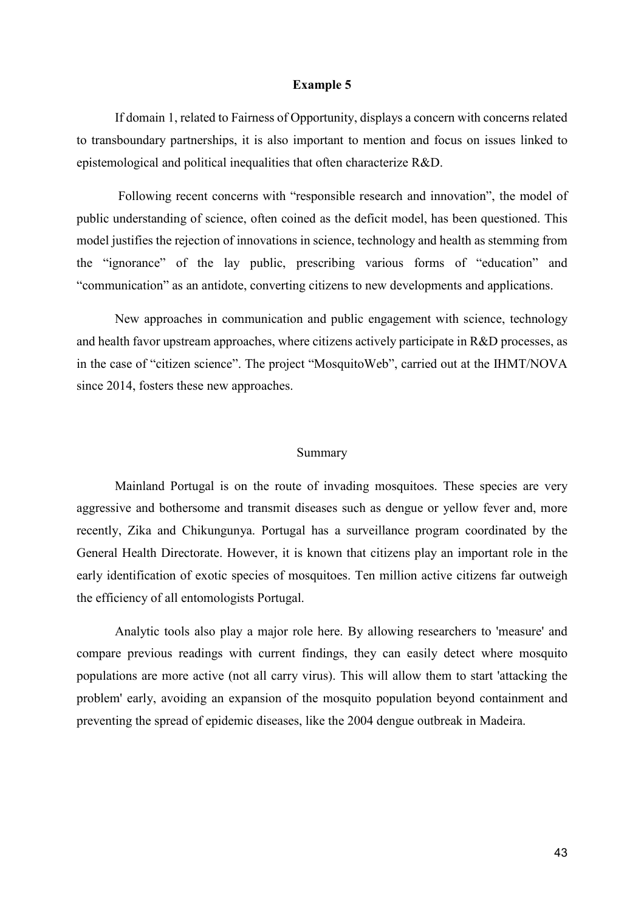**Example 5**

If domain 1, related to Fairness of Opportunity, displays a concern with concerns related to transboundary partnerships, it is also important to mention and focus on issues linked to epistemological and political inequalities that often characterize R&D.

Following recent concerns with "responsible research and innovation", the model of public understanding of science, often coined as the deficit model, has been questioned. This model justifies the rejection of innovations in science, technology and health as stemming from the "ignorance" of the lay public, prescribing various forms of "education" and "communication" as an antidote, converting citizens to new developments and applications.

New approaches in communication and public engagement with science, technology and health favor upstream approaches, where citizens actively participate in R&D processes, as in the case of "citizen science". The project "MosquitoWeb", carried out at the IHMT/NOVA since 2014, fosters these new approaches.

Summary

Mainland Portugal is on the route of invading mosquitoes. These species are very aggressive and bothersome and transmit diseases such as dengue or yellow fever and, more recently, Zika and Chikungunya. Portugal has a surveillance program coordinated by the General Health Directorate. However, it is known that citizens play an important role in the early identification of exotic species of mosquitoes. Ten million active citizens far outweigh the efficiency of all entomologists Portugal.

Analytic tools also play a major role here. By allowing researchers to 'measure' and compare previous readings with current findings, they can easily detect where mosquito populations are more active (not all carry virus). This will allow them to start 'attacking the problem' early, avoiding an expansion of the mosquito population beyond containment and preventing the spread of epidemic diseases, like the 2004 dengue outbreak in Madeira.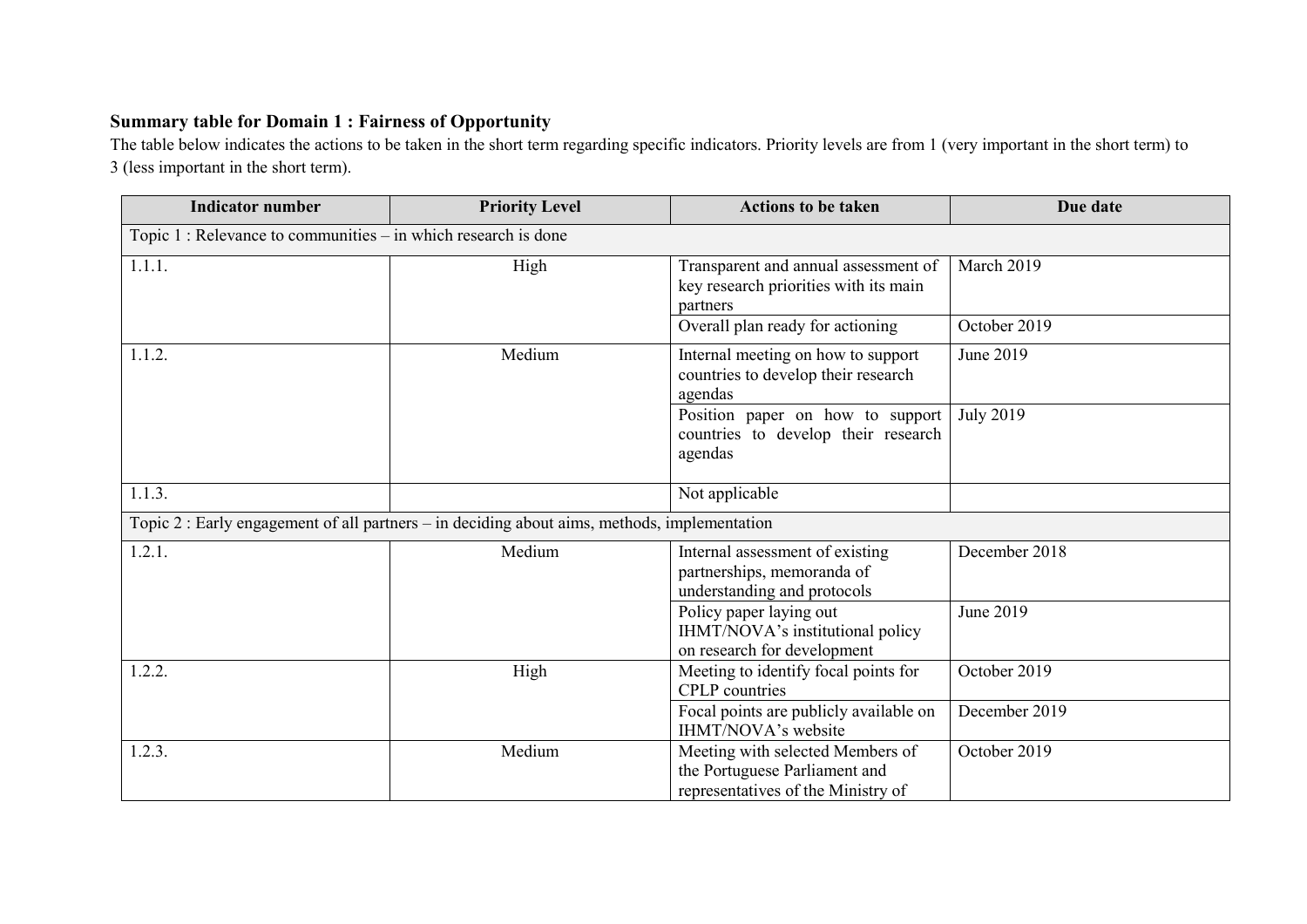**Summary table for Domain 1 : Fairness of Opportunity**

The table below indicates the actions to be taken in the short term regarding specific indicators. Priority levels are from 1 (very important in the short term) to 3 (less important in the short term).

| Indicator number | Priority Level | Actions to be taken | Due date |
|---|---|---|---|
| Topic 1 : Relevance to communities – in which research is done | | | |
| 1.1.1. | High | Transparent and annual assessment of key research priorities with its main partners | March 2019 |
| | | Overall plan ready for actioning | October 2019 |
| 1.1.2. | Medium | Internal meeting on how to support countries to develop their research agendas | June 2019 |
| | | Position paper on how to support countries to develop their research agendas | July 2019 |
| 1.1.3. | | Not applicable | |
| Topic 2 : Early engagement of all partners – in deciding about aims, methods, implementation | | | |
| 1.2.1. | Medium | Internal assessment of existing partnerships, memoranda of understanding and protocols | December 2018 |
| | | Policy paper laying out IHMT/NOVA's institutional policy on research for development | June 2019 |
| 1.2.2. | High | Meeting to identify focal points for CPLP countries | October 2019 |
| | | Focal points are publicly available on IHMT/NOVA's website | December 2019 |
| 1.2.3. | Medium | Meeting with selected Members of the Portuguese Parliament and representatives of the Ministry of | October 2019 |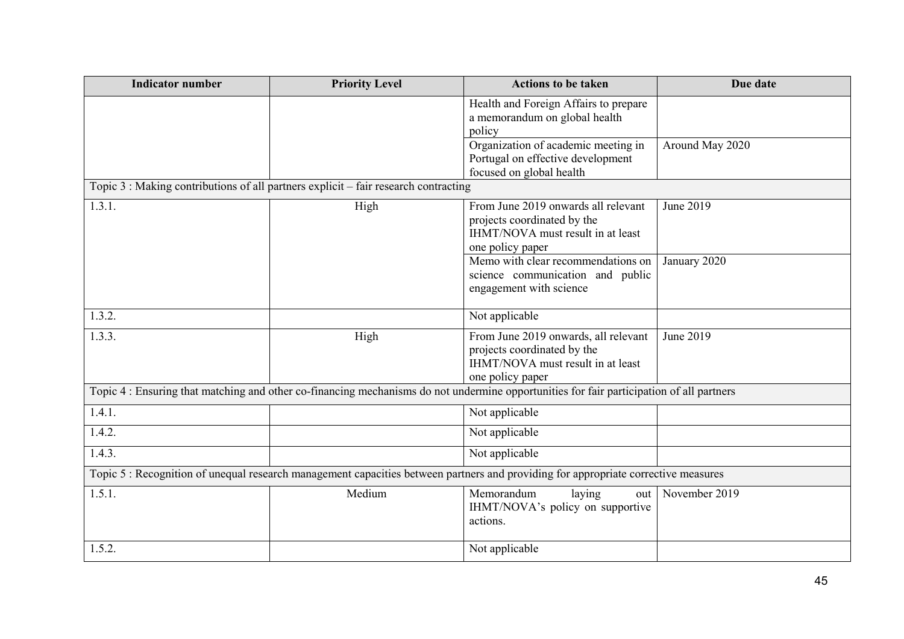| Indicator number | Priority Level | Actions to be taken | Due date |
| --- | --- | --- | --- |
| | | Health and Foreign Affairs to prepare a memorandum on global health policy | |
| | | Organization of academic meeting in Portugal on effective development focused on global health | Around May 2020 |
| Topic 3 : Making contributions of all partners explicit – fair research contracting | | | |
| 1.3.1. | High | From June 2019 onwards all relevant projects coordinated by the IHMT/NOVA must result in at least one policy paper | June 2019 |
| | | Memo with clear recommendations on science communication and public engagement with science | January 2020 |
| 1.3.2. | | Not applicable | |
| 1.3.3. | High | From June 2019 onwards, all relevant projects coordinated by the IHMT/NOVA must result in at least one policy paper | June 2019 |
| Topic 4 : Ensuring that matching and other co-financing mechanisms do not undermine opportunities for fair participation of all partners | | | |
| 1.4.1. | | Not applicable | |
| 1.4.2. | | Not applicable | |
| 1.4.3. | | Not applicable | |
| Topic 5 : Recognition of unequal research management capacities between partners and providing for appropriate corrective measures | | | |
| 1.5.1. | Medium | Memorandum laying out IHMT/NOVA's policy on supportive actions. | November 2019 |
| 1.5.2. | | Not applicable | |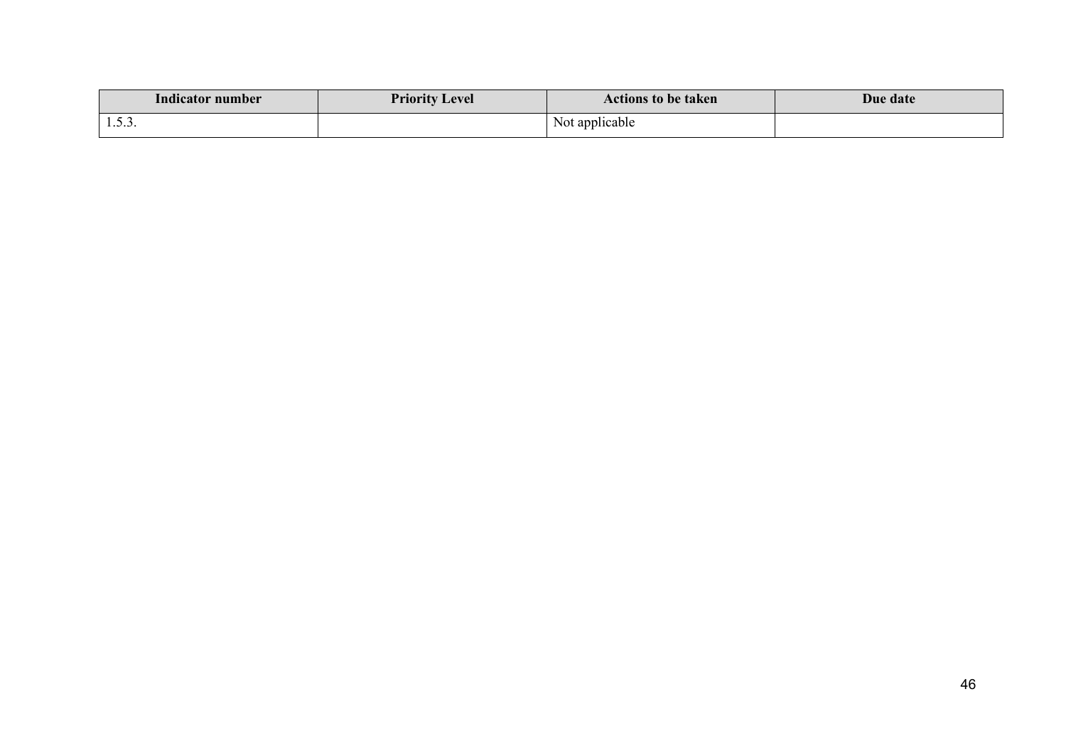| Indicator number | Priority Level | Actions to be taken | Due date |
|---|---|---|---|
| 1.5.3. | | Not applicable | |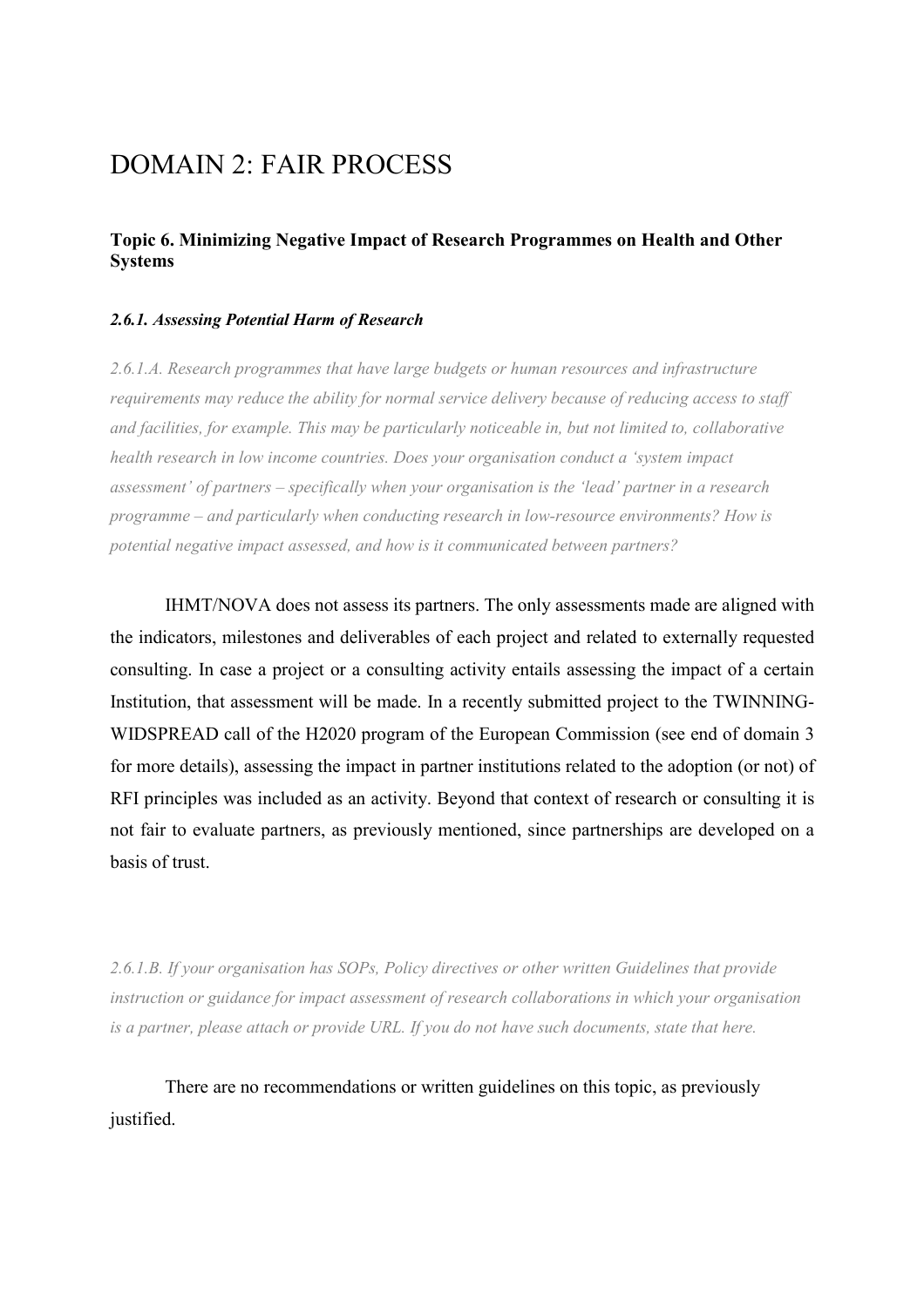# DOMAIN 2: FAIR PROCESS

### Topic 6. Minimizing Negative Impact of Research Programmes on Health and Other Systems

#### *2.6.1. Assessing Potential Harm of Research*

*2.6.1.A. Research programmes that have large budgets or human resources and infrastructure requirements may reduce the ability for normal service delivery because of reducing access to staff and facilities, for example. This may be particularly noticeable in, but not limited to, collaborative health research in low income countries. Does your organisation conduct a 'system impact assessment' of partners – specifically when your organisation is the 'lead' partner in a research programme – and particularly when conducting research in low-resource environments? How is potential negative impact assessed, and how is it communicated between partners?*

IHMT/NOVA does not assess its partners. The only assessments made are aligned with the indicators, milestones and deliverables of each project and related to externally requested consulting. In case a project or a consulting activity entails assessing the impact of a certain Institution, that assessment will be made. In a recently submitted project to the TWINNING-WIDSPREAD call of the H2020 program of the European Commission (see end of domain 3 for more details), assessing the impact in partner institutions related to the adoption (or not) of RFI principles was included as an activity. Beyond that context of research or consulting it is not fair to evaluate partners, as previously mentioned, since partnerships are developed on a basis of trust.

*2.6.1.B. If your organisation has SOPs, Policy directives or other written Guidelines that provide instruction or guidance for impact assessment of research collaborations in which your organisation is a partner, please attach or provide URL. If you do not have such documents, state that here.*

There are no recommendations or written guidelines on this topic, as previously justified.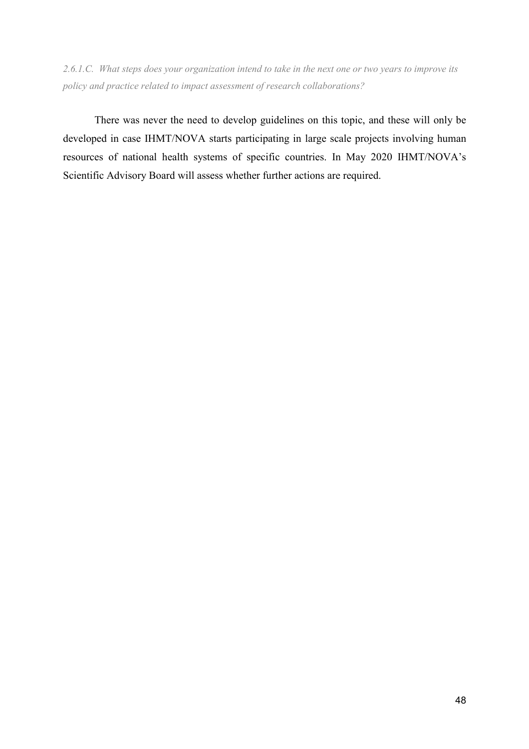*2.6.1.C. What steps does your organization intend to take in the next one or two years to improve its policy and practice related to impact assessment of research collaborations?*

There was never the need to develop guidelines on this topic, and these will only be developed in case IHMT/NOVA starts participating in large scale projects involving human resources of national health systems of specific countries. In May 2020 IHMT/NOVA's Scientific Advisory Board will assess whether further actions are required.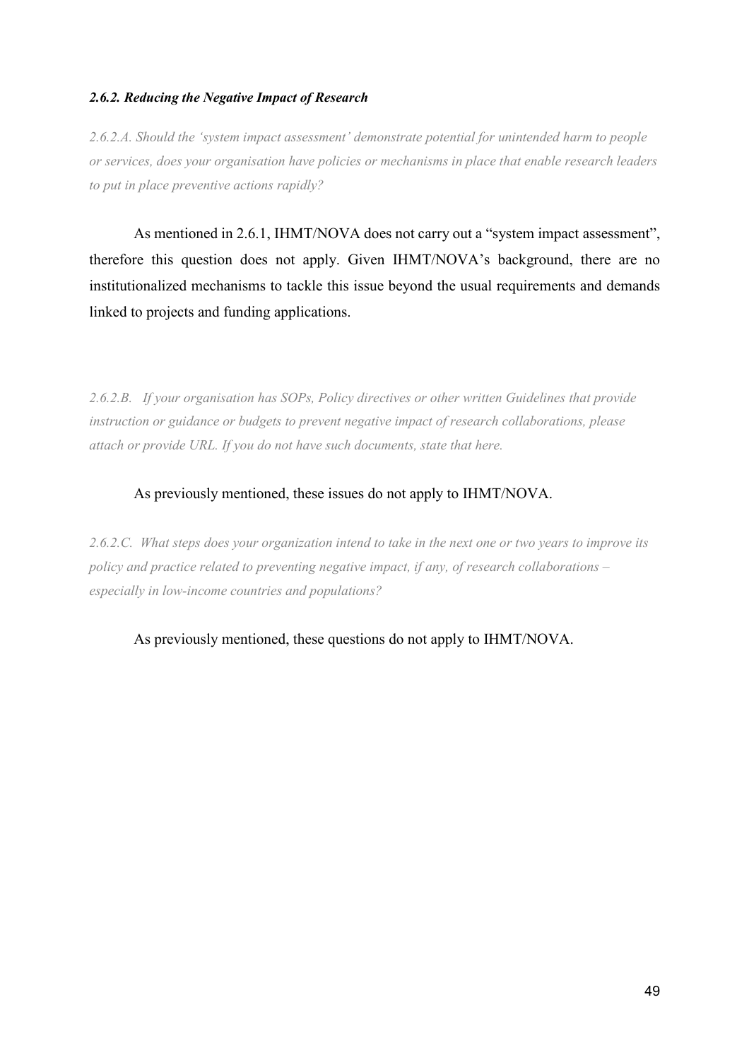#### *2.6.2. Reducing the Negative Impact of Research*

*2.6.2.A. Should the 'system impact assessment' demonstrate potential for unintended harm to people or services, does your organisation have policies or mechanisms in place that enable research leaders to put in place preventive actions rapidly?*

As mentioned in 2.6.1, IHMT/NOVA does not carry out a "system impact assessment", therefore this question does not apply. Given IHMT/NOVA's background, there are no institutionalized mechanisms to tackle this issue beyond the usual requirements and demands linked to projects and funding applications.

*2.6.2.B. If your organisation has SOPs, Policy directives or other written Guidelines that provide instruction or guidance or budgets to prevent negative impact of research collaborations, please attach or provide URL. If you do not have such documents, state that here.*

As previously mentioned, these issues do not apply to IHMT/NOVA.

*2.6.2.C. What steps does your organization intend to take in the next one or two years to improve its policy and practice related to preventing negative impact, if any, of research collaborations – especially in low-income countries and populations?*

As previously mentioned, these questions do not apply to IHMT/NOVA.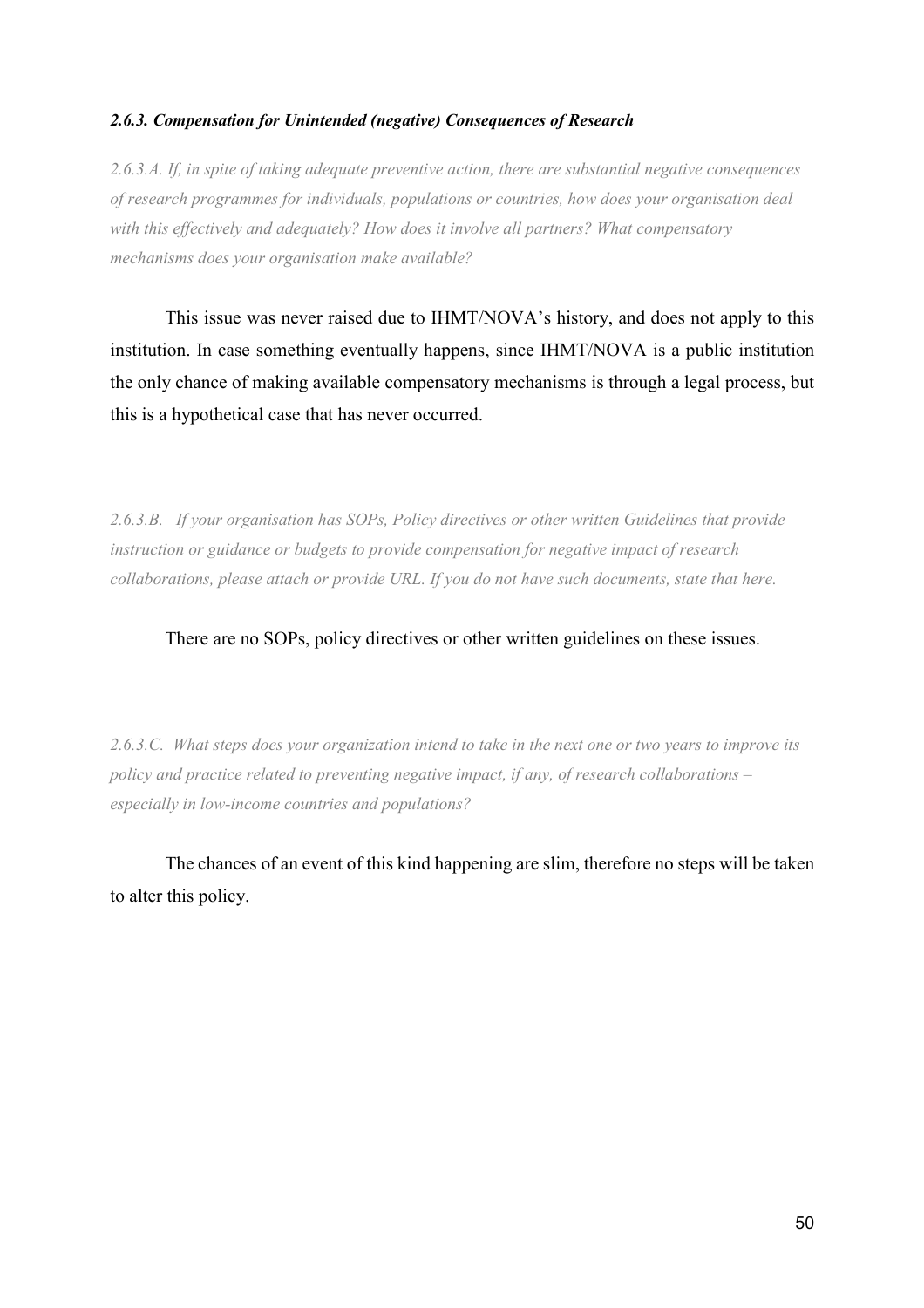#### *2.6.3. Compensation for Unintended (negative) Consequences of Research*

*2.6.3.A. If, in spite of taking adequate preventive action, there are substantial negative consequences of research programmes for individuals, populations or countries, how does your organisation deal with this effectively and adequately? How does it involve all partners? What compensatory mechanisms does your organisation make available?*

This issue was never raised due to IHMT/NOVA's history, and does not apply to this institution. In case something eventually happens, since IHMT/NOVA is a public institution the only chance of making available compensatory mechanisms is through a legal process, but this is a hypothetical case that has never occurred.

*2.6.3.B. If your organisation has SOPs, Policy directives or other written Guidelines that provide instruction or guidance or budgets to provide compensation for negative impact of research collaborations, please attach or provide URL. If you do not have such documents, state that here.*

There are no SOPs, policy directives or other written guidelines on these issues.

*2.6.3.C. What steps does your organization intend to take in the next one or two years to improve its policy and practice related to preventing negative impact, if any, of research collaborations – especially in low-income countries and populations?*

The chances of an event of this kind happening are slim, therefore no steps will be taken to alter this policy.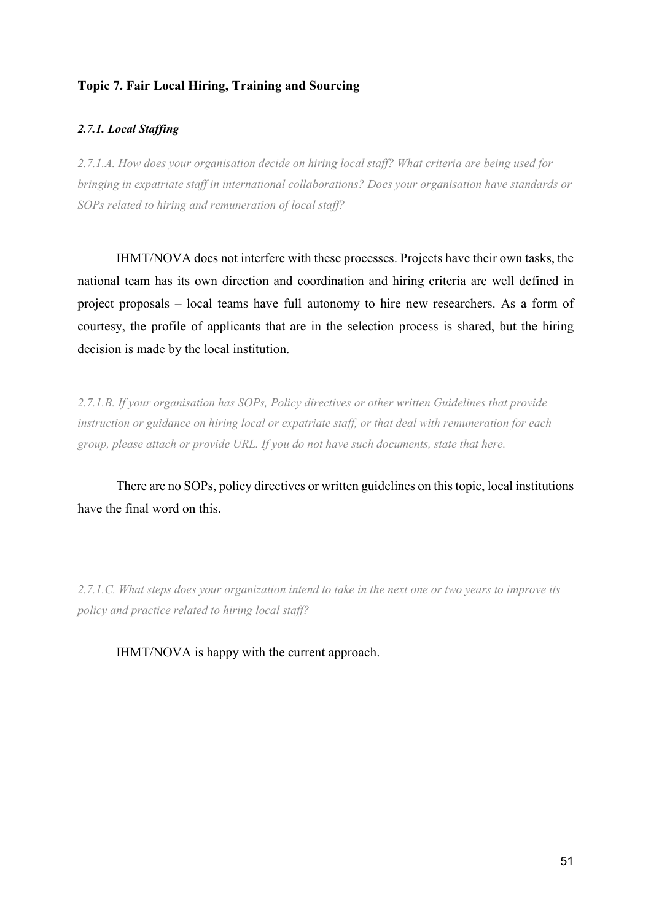## Topic 7. Fair Local Hiring, Training and Sourcing

### *2.7.1. Local Staffing*

*2.7.1.A. How does your organisation decide on hiring local staff? What criteria are being used for bringing in expatriate staff in international collaborations? Does your organisation have standards or SOPs related to hiring and remuneration of local staff?*

IHMT/NOVA does not interfere with these processes. Projects have their own tasks, the national team has its own direction and coordination and hiring criteria are well defined in project proposals – local teams have full autonomy to hire new researchers. As a form of courtesy, the profile of applicants that are in the selection process is shared, but the hiring decision is made by the local institution.

*2.7.1.B. If your organisation has SOPs, Policy directives or other written Guidelines that provide instruction or guidance on hiring local or expatriate staff, or that deal with remuneration for each group, please attach or provide URL. If you do not have such documents, state that here.*

There are no SOPs, policy directives or written guidelines on this topic, local institutions have the final word on this.

*2.7.1.C. What steps does your organization intend to take in the next one or two years to improve its policy and practice related to hiring local staff?*

IHMT/NOVA is happy with the current approach.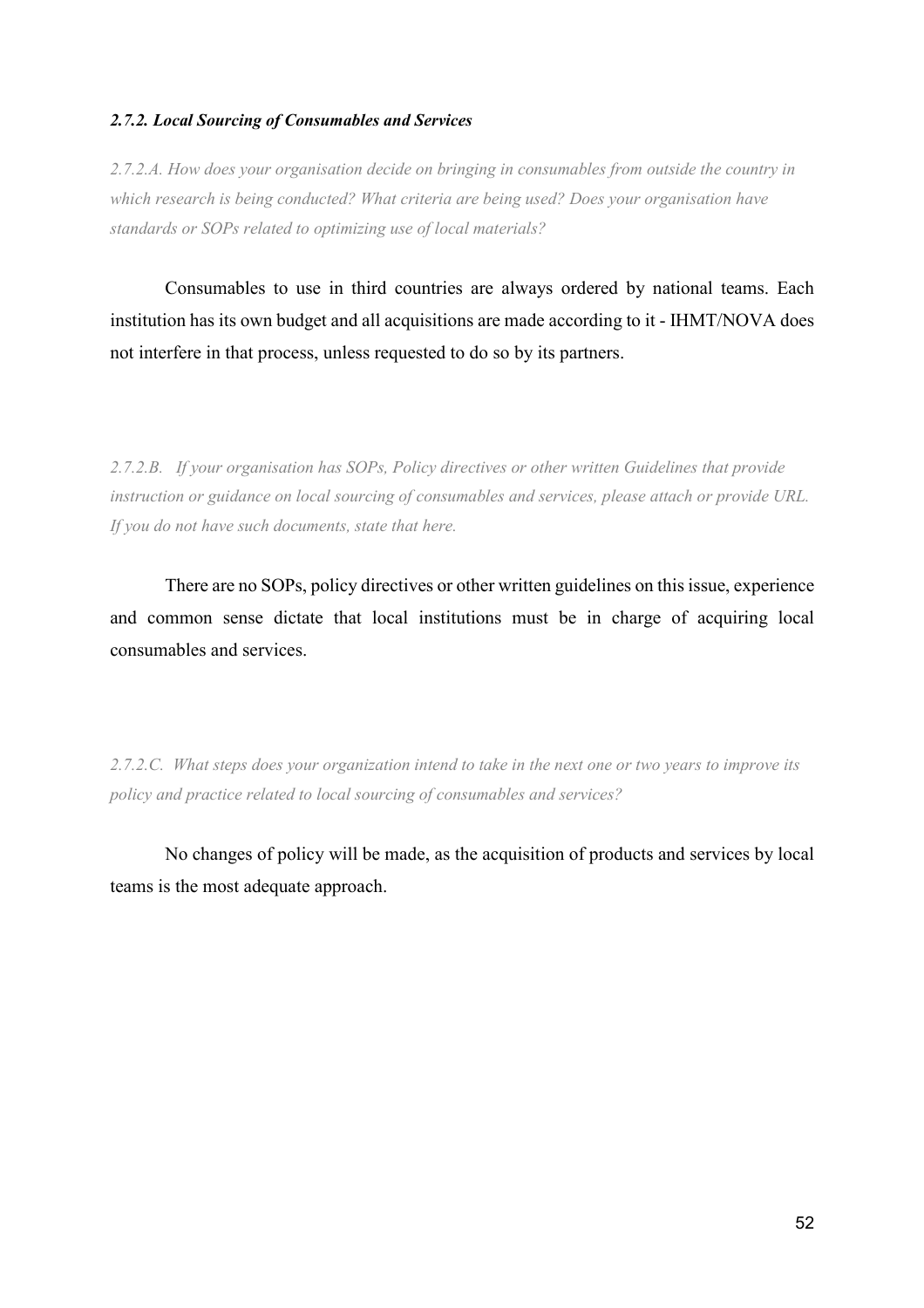#### *2.7.2. Local Sourcing of Consumables and Services*

*2.7.2.A. How does your organisation decide on bringing in consumables from outside the country in which research is being conducted? What criteria are being used? Does your organisation have standards or SOPs related to optimizing use of local materials?*

Consumables to use in third countries are always ordered by national teams. Each institution has its own budget and all acquisitions are made according to it - IHMT/NOVA does not interfere in that process, unless requested to do so by its partners.

*2.7.2.B. If your organisation has SOPs, Policy directives or other written Guidelines that provide instruction or guidance on local sourcing of consumables and services, please attach or provide URL. If you do not have such documents, state that here.*

There are no SOPs, policy directives or other written guidelines on this issue, experience and common sense dictate that local institutions must be in charge of acquiring local consumables and services.

*2.7.2.C. What steps does your organization intend to take in the next one or two years to improve its policy and practice related to local sourcing of consumables and services?*

No changes of policy will be made, as the acquisition of products and services by local teams is the most adequate approach.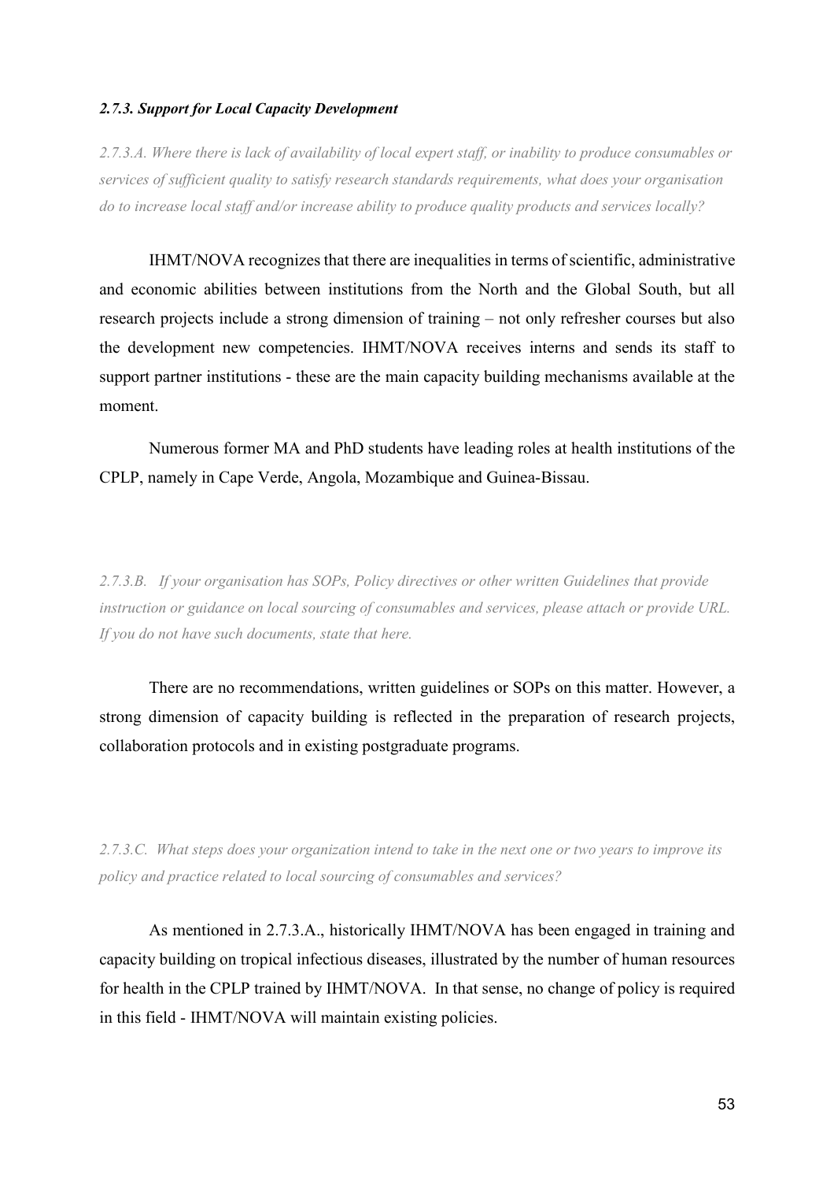### *2.7.3. Support for Local Capacity Development*

*2.7.3.A. Where there is lack of availability of local expert staff, or inability to produce consumables or services of sufficient quality to satisfy research standards requirements, what does your organisation do to increase local staff and/or increase ability to produce quality products and services locally?*

IHMT/NOVA recognizes that there are inequalities in terms of scientific, administrative and economic abilities between institutions from the North and the Global South, but all research projects include a strong dimension of training – not only refresher courses but also the development new competencies. IHMT/NOVA receives interns and sends its staff to support partner institutions - these are the main capacity building mechanisms available at the moment.

Numerous former MA and PhD students have leading roles at health institutions of the CPLP, namely in Cape Verde, Angola, Mozambique and Guinea-Bissau.

*2.7.3.B. If your organisation has SOPs, Policy directives or other written Guidelines that provide instruction or guidance on local sourcing of consumables and services, please attach or provide URL. If you do not have such documents, state that here.*

There are no recommendations, written guidelines or SOPs on this matter. However, a strong dimension of capacity building is reflected in the preparation of research projects, collaboration protocols and in existing postgraduate programs.

*2.7.3.C. What steps does your organization intend to take in the next one or two years to improve its policy and practice related to local sourcing of consumables and services?*

As mentioned in 2.7.3.A., historically IHMT/NOVA has been engaged in training and capacity building on tropical infectious diseases, illustrated by the number of human resources for health in the CPLP trained by IHMT/NOVA. In that sense, no change of policy is required in this field - IHMT/NOVA will maintain existing policies.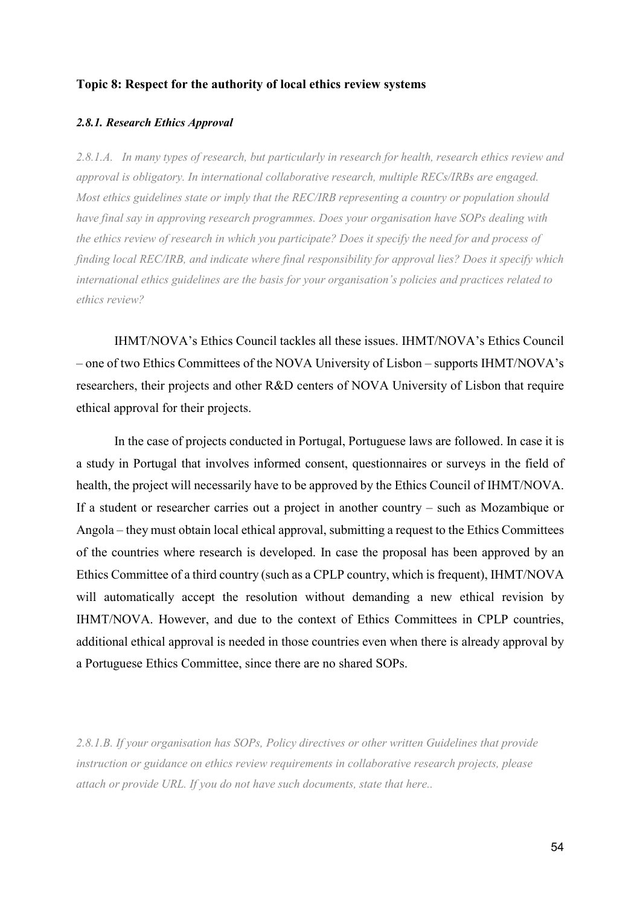**Topic 8: Respect for the authority of local ethics review systems**

***2.8.1. Research Ethics Approval***

*2.8.1.A. In many types of research, but particularly in research for health, research ethics review and approval is obligatory. In international collaborative research, multiple RECs/IRBs are engaged. Most ethics guidelines state or imply that the REC/IRB representing a country or population should have final say in approving research programmes. Does your organisation have SOPs dealing with the ethics review of research in which you participate? Does it specify the need for and process of finding local REC/IRB, and indicate where final responsibility for approval lies? Does it specify which international ethics guidelines are the basis for your organisation's policies and practices related to ethics review?*

IHMT/NOVA's Ethics Council tackles all these issues. IHMT/NOVA's Ethics Council – one of two Ethics Committees of the NOVA University of Lisbon – supports IHMT/NOVA's researchers, their projects and other R&D centers of NOVA University of Lisbon that require ethical approval for their projects.

In the case of projects conducted in Portugal, Portuguese laws are followed. In case it is a study in Portugal that involves informed consent, questionnaires or surveys in the field of health, the project will necessarily have to be approved by the Ethics Council of IHMT/NOVA. If a student or researcher carries out a project in another country – such as Mozambique or Angola – they must obtain local ethical approval, submitting a request to the Ethics Committees of the countries where research is developed. In case the proposal has been approved by an Ethics Committee of a third country (such as a CPLP country, which is frequent), IHMT/NOVA will automatically accept the resolution without demanding a new ethical revision by IHMT/NOVA. However, and due to the context of Ethics Committees in CPLP countries, additional ethical approval is needed in those countries even when there is already approval by a Portuguese Ethics Committee, since there are no shared SOPs.

*2.8.1.B. If your organisation has SOPs, Policy directives or other written Guidelines that provide instruction or guidance on ethics review requirements in collaborative research projects, please attach or provide URL. If you do not have such documents, state that here..*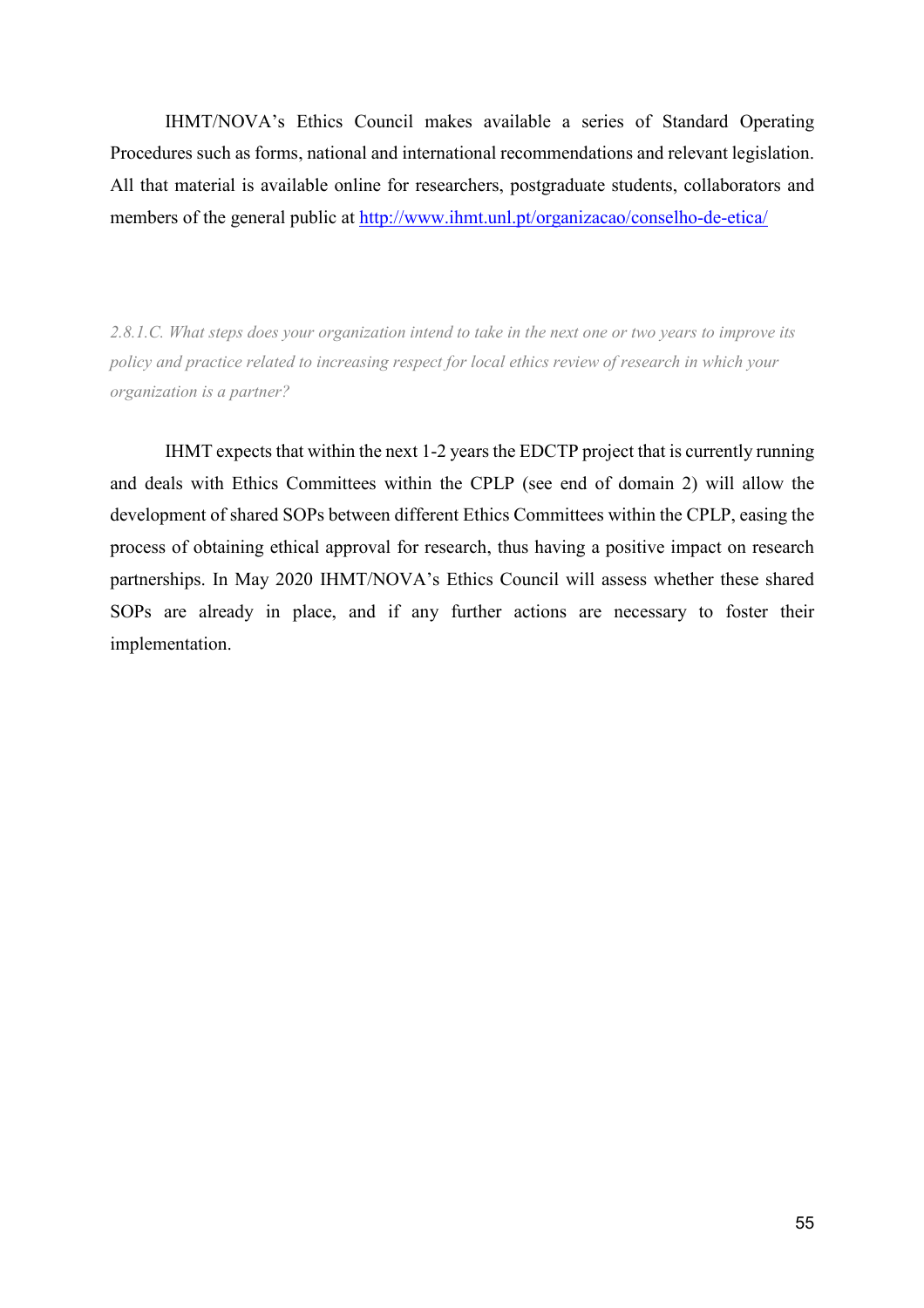IHMT/NOVA's Ethics Council makes available a series of Standard Operating Procedures such as forms, national and international recommendations and relevant legislation. All that material is available online for researchers, postgraduate students, collaborators and members of the general public at [http://www.ihmt.unl.pt/organizacao/conselho-de-etica/](http://www.ihmt.unl.pt/organizacao/conselho-de-etica/)

*2.8.1.C. What steps does your organization intend to take in the next one or two years to improve its policy and practice related to increasing respect for local ethics review of research in which your organization is a partner?*

IHMT expects that within the next 1-2 years the EDCTP project that is currently running and deals with Ethics Committees within the CPLP (see end of domain 2) will allow the development of shared SOPs between different Ethics Committees within the CPLP, easing the process of obtaining ethical approval for research, thus having a positive impact on research partnerships. In May 2020 IHMT/NOVA's Ethics Council will assess whether these shared SOPs are already in place, and if any further actions are necessary to foster their implementation.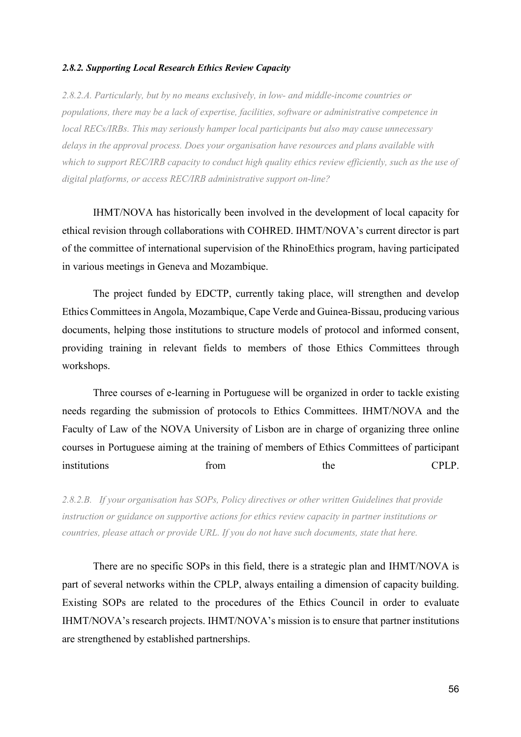#### *2.8.2. Supporting Local Research Ethics Review Capacity*

*2.8.2.A. Particularly, but by no means exclusively, in low- and middle-income countries or populations, there may be a lack of expertise, facilities, software or administrative competence in local RECs/IRBs. This may seriously hamper local participants but also may cause unnecessary delays in the approval process. Does your organisation have resources and plans available with which to support REC/IRB capacity to conduct high quality ethics review efficiently, such as the use of digital platforms, or access REC/IRB administrative support on-line?*

IHMT/NOVA has historically been involved in the development of local capacity for ethical revision through collaborations with COHRED. IHMT/NOVA's current director is part of the committee of international supervision of the RhinoEthics program, having participated in various meetings in Geneva and Mozambique.

The project funded by EDCTP, currently taking place, will strengthen and develop Ethics Committees in Angola, Mozambique, Cape Verde and Guinea-Bissau, producing various documents, helping those institutions to structure models of protocol and informed consent, providing training in relevant fields to members of those Ethics Committees through workshops.

Three courses of e-learning in Portuguese will be organized in order to tackle existing needs regarding the submission of protocols to Ethics Committees. IHMT/NOVA and the Faculty of Law of the NOVA University of Lisbon are in charge of organizing three online courses in Portuguese aiming at the training of members of Ethics Committees of participant institutions from the CPLP.

*2.8.2.B. If your organisation has SOPs, Policy directives or other written Guidelines that provide instruction or guidance on supportive actions for ethics review capacity in partner institutions or countries, please attach or provide URL. If you do not have such documents, state that here.*

There are no specific SOPs in this field, there is a strategic plan and IHMT/NOVA is part of several networks within the CPLP, always entailing a dimension of capacity building. Existing SOPs are related to the procedures of the Ethics Council in order to evaluate IHMT/NOVA's research projects. IHMT/NOVA's mission is to ensure that partner institutions are strengthened by established partnerships.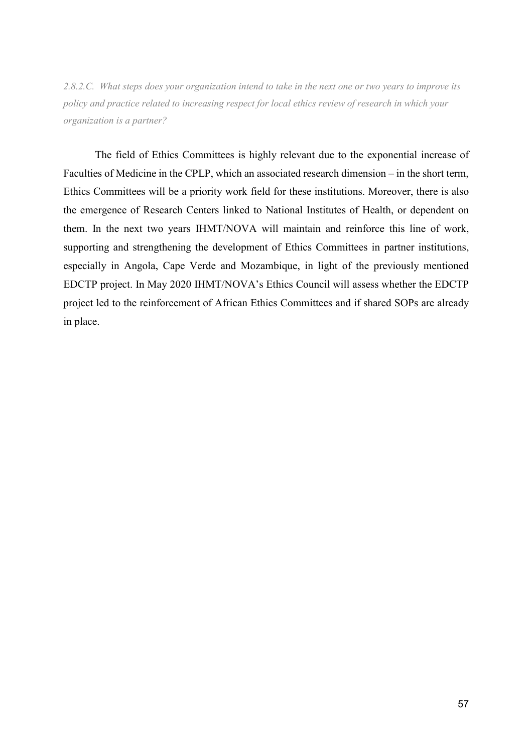*2.8.2.C. What steps does your organization intend to take in the next one or two years to improve its policy and practice related to increasing respect for local ethics review of research in which your organization is a partner?*

The field of Ethics Committees is highly relevant due to the exponential increase of Faculties of Medicine in the CPLP, which an associated research dimension – in the short term, Ethics Committees will be a priority work field for these institutions. Moreover, there is also the emergence of Research Centers linked to National Institutes of Health, or dependent on them. In the next two years IHMT/NOVA will maintain and reinforce this line of work, supporting and strengthening the development of Ethics Committees in partner institutions, especially in Angola, Cape Verde and Mozambique, in light of the previously mentioned EDCTP project. In May 2020 IHMT/NOVA's Ethics Council will assess whether the EDCTP project led to the reinforcement of African Ethics Committees and if shared SOPs are already in place.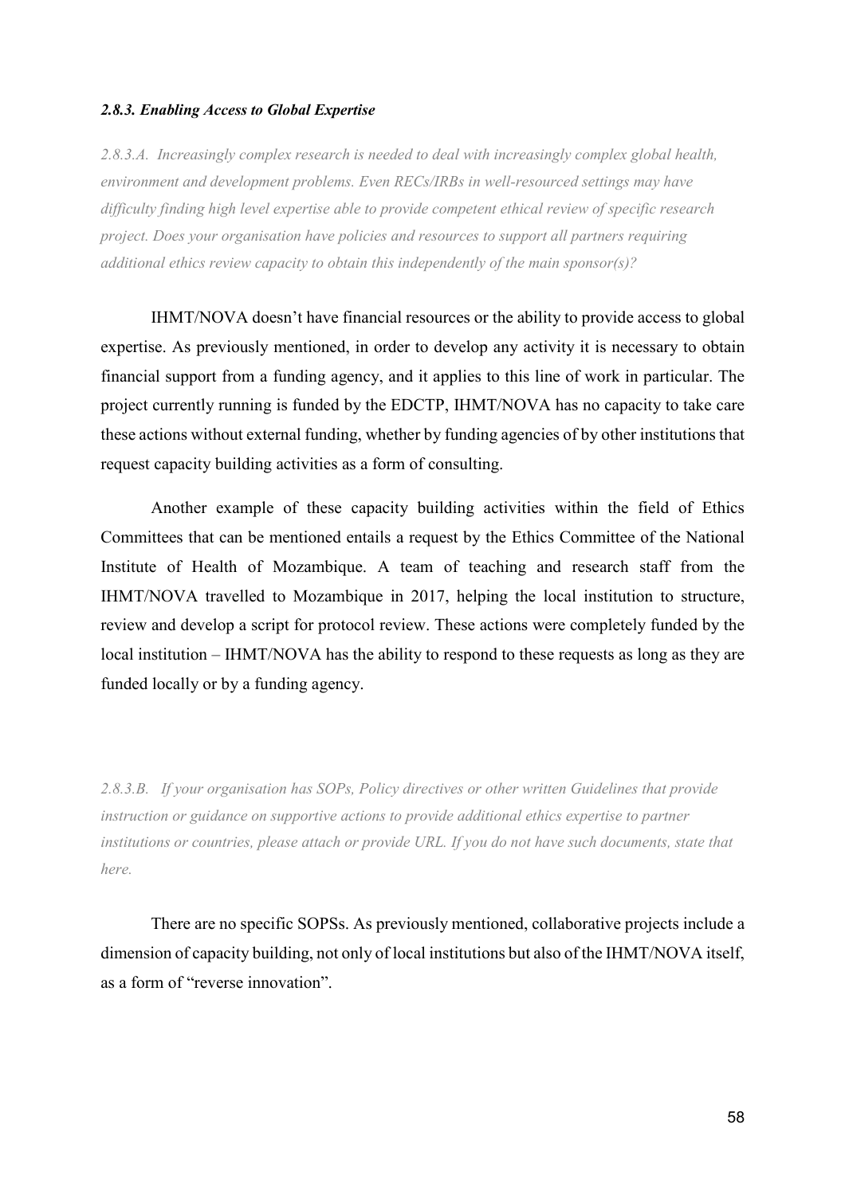#### *2.8.3. Enabling Access to Global Expertise*

*2.8.3.A. Increasingly complex research is needed to deal with increasingly complex global health, environment and development problems. Even RECs/IRBs in well-resourced settings may have difficulty finding high level expertise able to provide competent ethical review of specific research project. Does your organisation have policies and resources to support all partners requiring additional ethics review capacity to obtain this independently of the main sponsor(s)?*

IHMT/NOVA doesn't have financial resources or the ability to provide access to global expertise. As previously mentioned, in order to develop any activity it is necessary to obtain financial support from a funding agency, and it applies to this line of work in particular. The project currently running is funded by the EDCTP, IHMT/NOVA has no capacity to take care these actions without external funding, whether by funding agencies of by other institutions that request capacity building activities as a form of consulting.

Another example of these capacity building activities within the field of Ethics Committees that can be mentioned entails a request by the Ethics Committee of the National Institute of Health of Mozambique. A team of teaching and research staff from the IHMT/NOVA travelled to Mozambique in 2017, helping the local institution to structure, review and develop a script for protocol review. These actions were completely funded by the local institution – IHMT/NOVA has the ability to respond to these requests as long as they are funded locally or by a funding agency.

*2.8.3.B. If your organisation has SOPs, Policy directives or other written Guidelines that provide instruction or guidance on supportive actions to provide additional ethics expertise to partner institutions or countries, please attach or provide URL. If you do not have such documents, state that here.*

There are no specific SOPSs. As previously mentioned, collaborative projects include a dimension of capacity building, not only of local institutions but also of the IHMT/NOVA itself, as a form of "reverse innovation".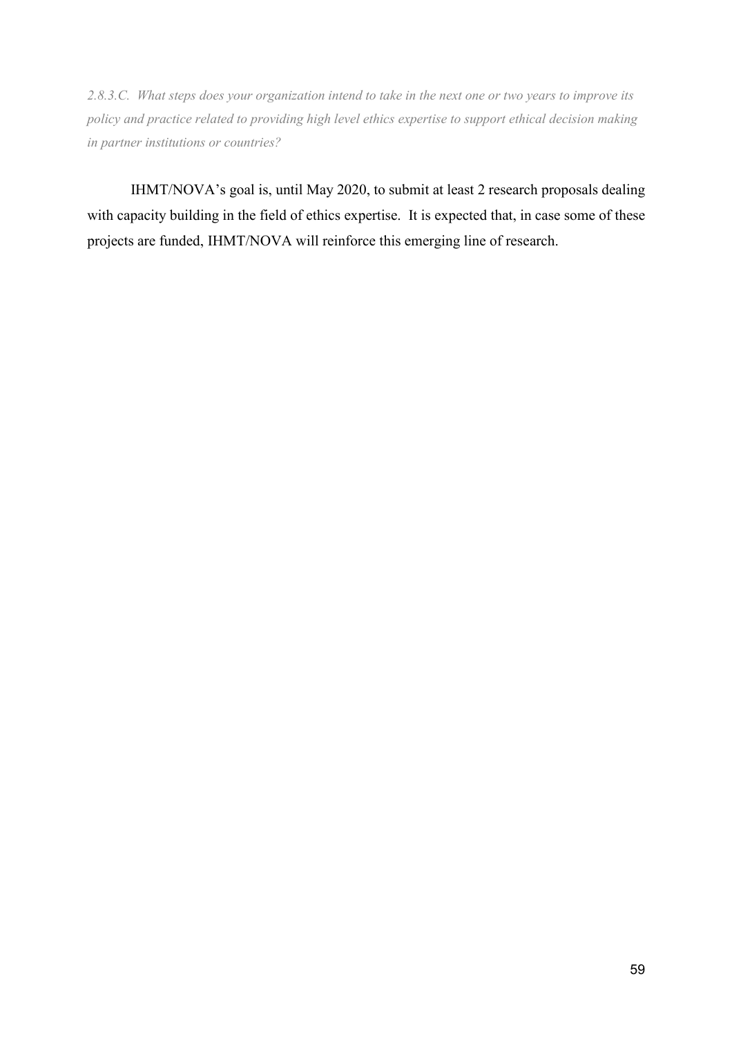*2.8.3.C. What steps does your organization intend to take in the next one or two years to improve its policy and practice related to providing high level ethics expertise to support ethical decision making in partner institutions or countries?*

IHMT/NOVA's goal is, until May 2020, to submit at least 2 research proposals dealing with capacity building in the field of ethics expertise. It is expected that, in case some of these projects are funded, IHMT/NOVA will reinforce this emerging line of research.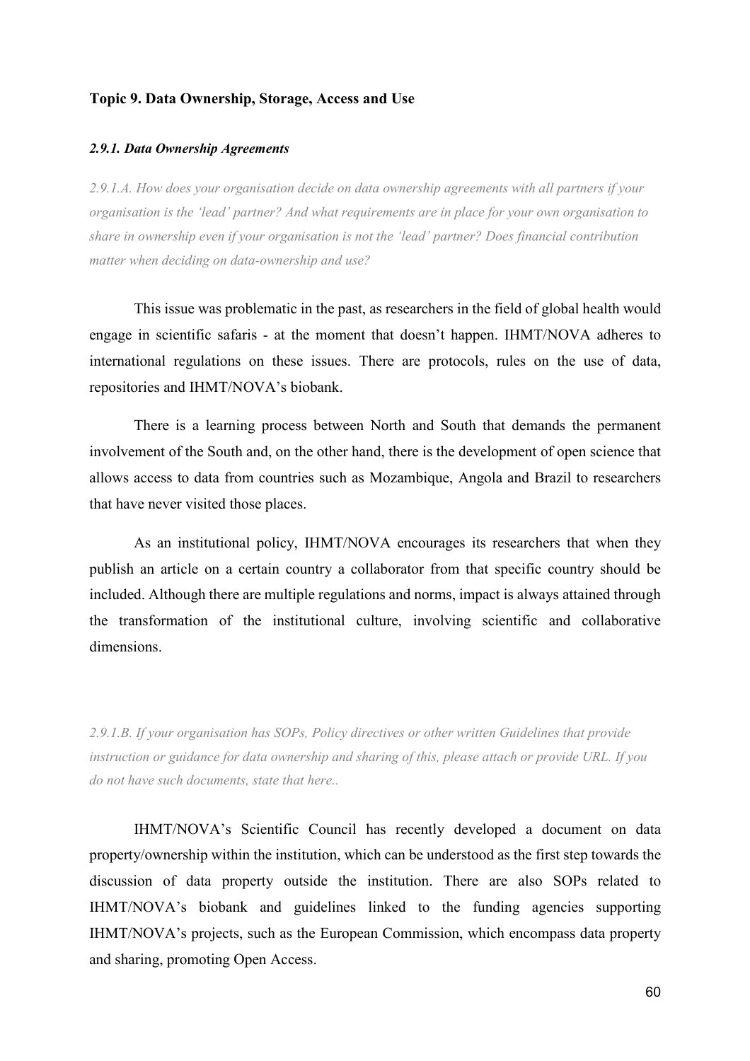### Topic 9. Data Ownership, Storage, Access and Use

#### *2.9.1. Data Ownership Agreements*

*2.9.1.A. How does your organisation decide on data ownership agreements with all partners if your organisation is the 'lead' partner? And what requirements are in place for your own organisation to share in ownership even if your organisation is not the 'lead' partner? Does financial contribution matter when deciding on data-ownership and use?*

This issue was problematic in the past, as researchers in the field of global health would engage in scientific safaris - at the moment that doesn't happen. IHMT/NOVA adheres to international regulations on these issues. There are protocols, rules on the use of data, repositories and IHMT/NOVA's biobank.

There is a learning process between North and South that demands the permanent involvement of the South and, on the other hand, there is the development of open science that allows access to data from countries such as Mozambique, Angola and Brazil to researchers that have never visited those places.

As an institutional policy, IHMT/NOVA encourages its researchers that when they publish an article on a certain country a collaborator from that specific country should be included. Although there are multiple regulations and norms, impact is always attained through the transformation of the institutional culture, involving scientific and collaborative dimensions.

*2.9.1.B. If your organisation has SOPs, Policy directives or other written Guidelines that provide instruction or guidance for data ownership and sharing of this, please attach or provide URL. If you do not have such documents, state that here..*

IHMT/NOVA's Scientific Council has recently developed a document on data property/ownership within the institution, which can be understood as the first step towards the discussion of data property outside the institution. There are also SOPs related to IHMT/NOVA's biobank and guidelines linked to the funding agencies supporting IHMT/NOVA's projects, such as the European Commission, which encompass data property and sharing, promoting Open Access.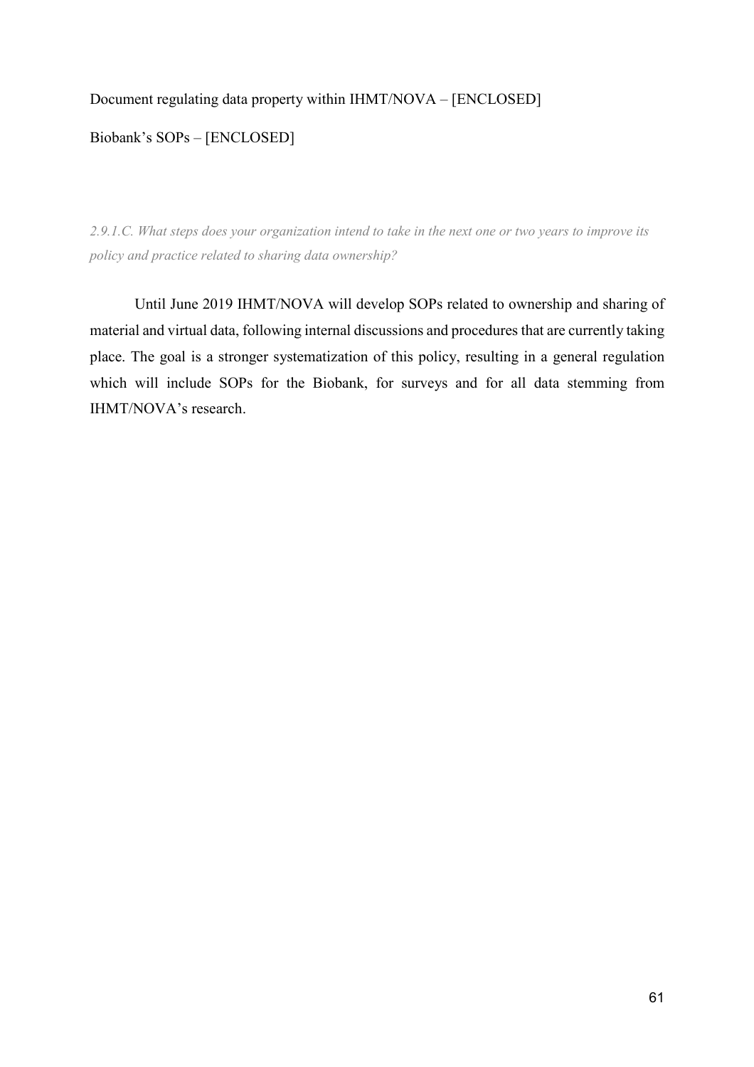Document regulating data property within IHMT/NOVA – [ENCLOSED]

Biobank's SOPs – [ENCLOSED]

*2.9.1.C. What steps does your organization intend to take in the next one or two years to improve its policy and practice related to sharing data ownership?*

Until June 2019 IHMT/NOVA will develop SOPs related to ownership and sharing of material and virtual data, following internal discussions and procedures that are currently taking place. The goal is a stronger systematization of this policy, resulting in a general regulation which will include SOPs for the Biobank, for surveys and for all data stemming from IHMT/NOVA's research.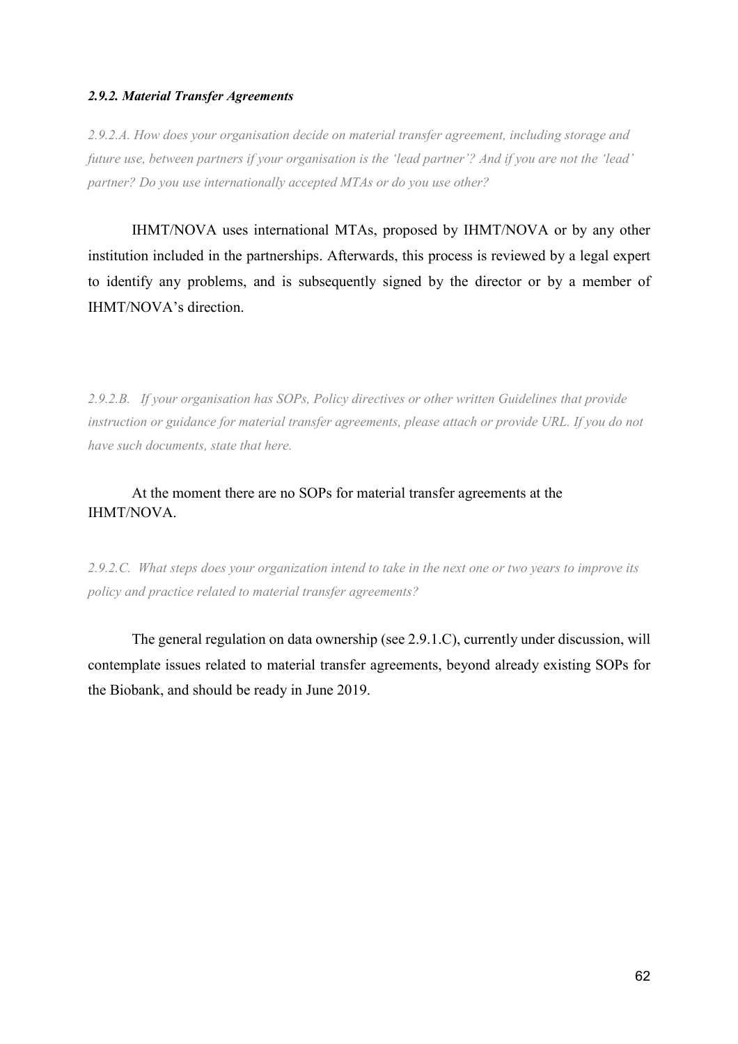#### *2.9.2. Material Transfer Agreements*

*2.9.2.A. How does your organisation decide on material transfer agreement, including storage and future use, between partners if your organisation is the 'lead partner'? And if you are not the 'lead' partner? Do you use internationally accepted MTAs or do you use other?*

IHMT/NOVA uses international MTAs, proposed by IHMT/NOVA or by any other institution included in the partnerships. Afterwards, this process is reviewed by a legal expert to identify any problems, and is subsequently signed by the director or by a member of IHMT/NOVA's direction.

*2.9.2.B. If your organisation has SOPs, Policy directives or other written Guidelines that provide instruction or guidance for material transfer agreements, please attach or provide URL. If you do not have such documents, state that here.*

At the moment there are no SOPs for material transfer agreements at the IHMT/NOVA.

*2.9.2.C. What steps does your organization intend to take in the next one or two years to improve its policy and practice related to material transfer agreements?*

The general regulation on data ownership (see 2.9.1.C), currently under discussion, will contemplate issues related to material transfer agreements, beyond already existing SOPs for the Biobank, and should be ready in June 2019.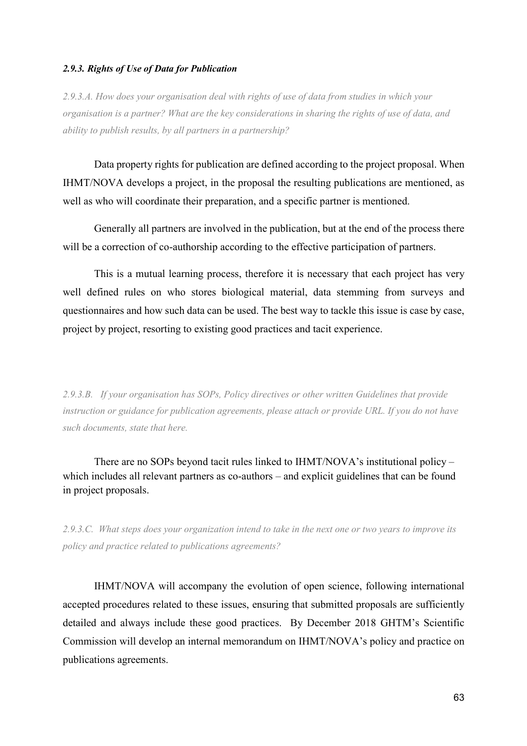#### *2.9.3. Rights of Use of Data for Publication*

*2.9.3.A. How does your organisation deal with rights of use of data from studies in which your organisation is a partner? What are the key considerations in sharing the rights of use of data, and ability to publish results, by all partners in a partnership?*

Data property rights for publication are defined according to the project proposal. When IHMT/NOVA develops a project, in the proposal the resulting publications are mentioned, as well as who will coordinate their preparation, and a specific partner is mentioned.

Generally all partners are involved in the publication, but at the end of the process there will be a correction of co-authorship according to the effective participation of partners.

This is a mutual learning process, therefore it is necessary that each project has very well defined rules on who stores biological material, data stemming from surveys and questionnaires and how such data can be used. The best way to tackle this issue is case by case, project by project, resorting to existing good practices and tacit experience.

*2.9.3.B. If your organisation has SOPs, Policy directives or other written Guidelines that provide instruction or guidance for publication agreements, please attach or provide URL. If you do not have such documents, state that here.*

There are no SOPs beyond tacit rules linked to IHMT/NOVA's institutional policy – which includes all relevant partners as co-authors – and explicit guidelines that can be found in project proposals.

*2.9.3.C. What steps does your organization intend to take in the next one or two years to improve its policy and practice related to publications agreements?*

IHMT/NOVA will accompany the evolution of open science, following international accepted procedures related to these issues, ensuring that submitted proposals are sufficiently detailed and always include these good practices. By December 2018 GHTM's Scientific Commission will develop an internal memorandum on IHMT/NOVA's policy and practice on publications agreements.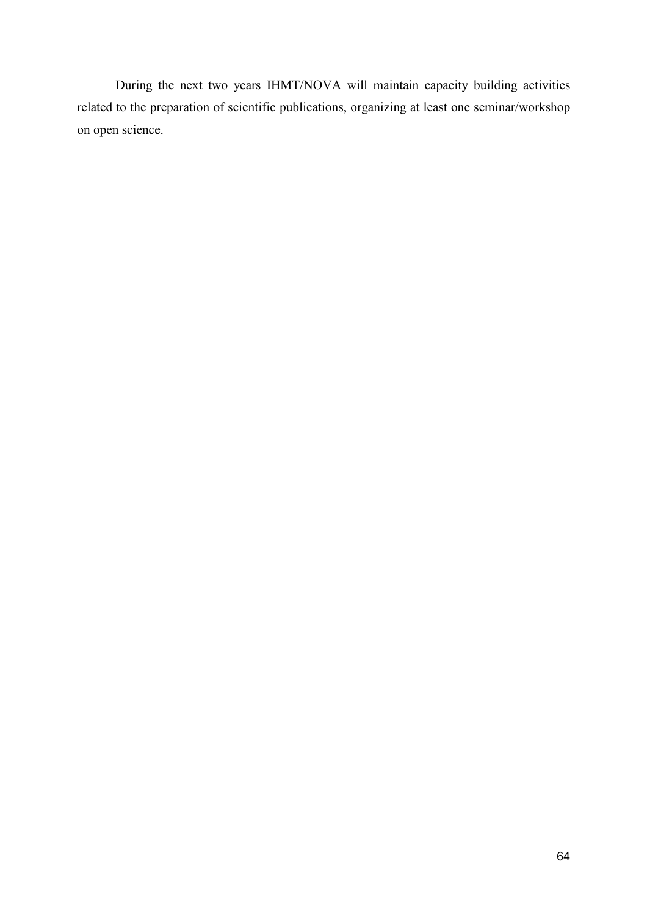During the next two years IHMT/NOVA will maintain capacity building activities related to the preparation of scientific publications, organizing at least one seminar/workshop on open science.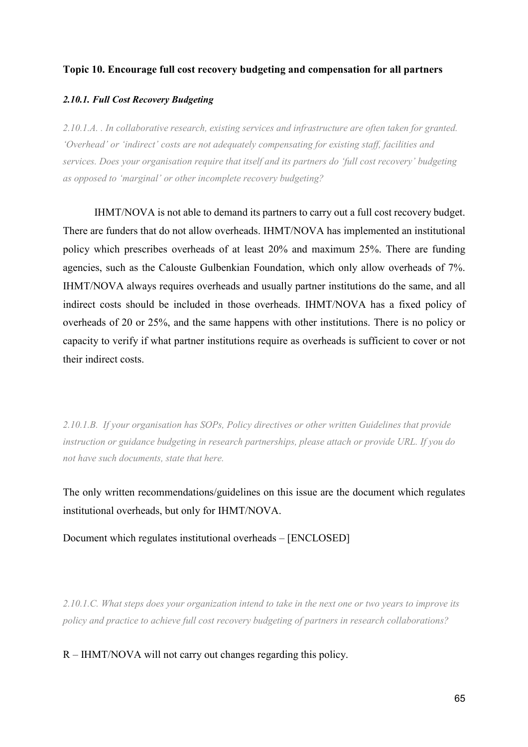**Topic 10. Encourage full cost recovery budgeting and compensation for all partners**

***2.10.1. Full Cost Recovery Budgeting***

*2.10.1.A. . In collaborative research, existing services and infrastructure are often taken for granted. 'Overhead' or 'indirect' costs are not adequately compensating for existing staff, facilities and services. Does your organisation require that itself and its partners do 'full cost recovery' budgeting as opposed to 'marginal' or other incomplete recovery budgeting?*

IHMT/NOVA is not able to demand its partners to carry out a full cost recovery budget. There are funders that do not allow overheads. IHMT/NOVA has implemented an institutional policy which prescribes overheads of at least 20% and maximum 25%. There are funding agencies, such as the Calouste Gulbenkian Foundation, which only allow overheads of 7%. IHMT/NOVA always requires overheads and usually partner institutions do the same, and all indirect costs should be included in those overheads. IHMT/NOVA has a fixed policy of overheads of 20 or 25%, and the same happens with other institutions. There is no policy or capacity to verify if what partner institutions require as overheads is sufficient to cover or not their indirect costs.

*2.10.1.B. If your organisation has SOPs, Policy directives or other written Guidelines that provide instruction or guidance budgeting in research partnerships, please attach or provide URL. If you do not have such documents, state that here.*

The only written recommendations/guidelines on this issue are the document which regulates institutional overheads, but only for IHMT/NOVA.

Document which regulates institutional overheads – [ENCLOSED]

*2.10.1.C. What steps does your organization intend to take in the next one or two years to improve its policy and practice to achieve full cost recovery budgeting of partners in research collaborations?*

R – IHMT/NOVA will not carry out changes regarding this policy.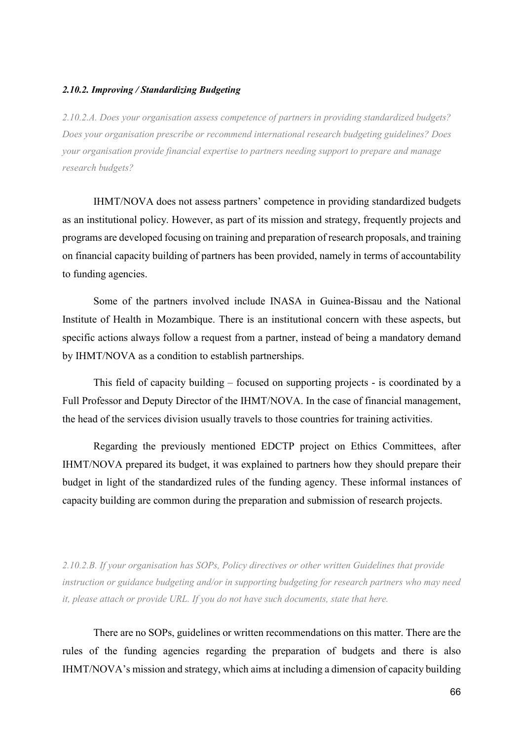#### *2.10.2. Improving / Standardizing Budgeting*

*2.10.2.A. Does your organisation assess competence of partners in providing standardized budgets? Does your organisation prescribe or recommend international research budgeting guidelines? Does your organisation provide financial expertise to partners needing support to prepare and manage research budgets?*

IHMT/NOVA does not assess partners' competence in providing standardized budgets as an institutional policy. However, as part of its mission and strategy, frequently projects and programs are developed focusing on training and preparation of research proposals, and training on financial capacity building of partners has been provided, namely in terms of accountability to funding agencies.

Some of the partners involved include INASA in Guinea-Bissau and the National Institute of Health in Mozambique. There is an institutional concern with these aspects, but specific actions always follow a request from a partner, instead of being a mandatory demand by IHMT/NOVA as a condition to establish partnerships.

This field of capacity building – focused on supporting projects - is coordinated by a Full Professor and Deputy Director of the IHMT/NOVA. In the case of financial management, the head of the services division usually travels to those countries for training activities.

Regarding the previously mentioned EDCTP project on Ethics Committees, after IHMT/NOVA prepared its budget, it was explained to partners how they should prepare their budget in light of the standardized rules of the funding agency. These informal instances of capacity building are common during the preparation and submission of research projects.

*2.10.2.B. If your organisation has SOPs, Policy directives or other written Guidelines that provide instruction or guidance budgeting and/or in supporting budgeting for research partners who may need it, please attach or provide URL. If you do not have such documents, state that here.*

There are no SOPs, guidelines or written recommendations on this matter. There are the rules of the funding agencies regarding the preparation of budgets and there is also IHMT/NOVA's mission and strategy, which aims at including a dimension of capacity building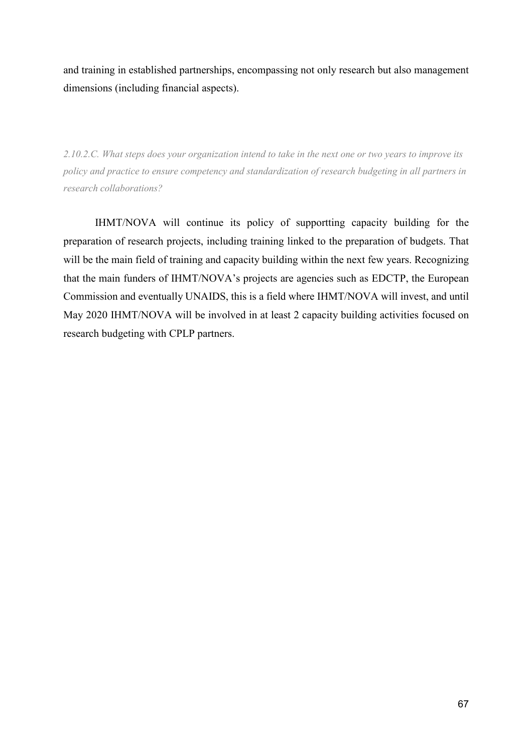and training in established partnerships, encompassing not only research but also management dimensions (including financial aspects).

*2.10.2.C. What steps does your organization intend to take in the next one or two years to improve its policy and practice to ensure competency and standardization of research budgeting in all partners in research collaborations?*

IHMT/NOVA will continue its policy of supportting capacity building for the preparation of research projects, including training linked to the preparation of budgets. That will be the main field of training and capacity building within the next few years. Recognizing that the main funders of IHMT/NOVA's projects are agencies such as EDCTP, the European Commission and eventually UNAIDS, this is a field where IHMT/NOVA will invest, and until May 2020 IHMT/NOVA will be involved in at least 2 capacity building activities focused on research budgeting with CPLP partners.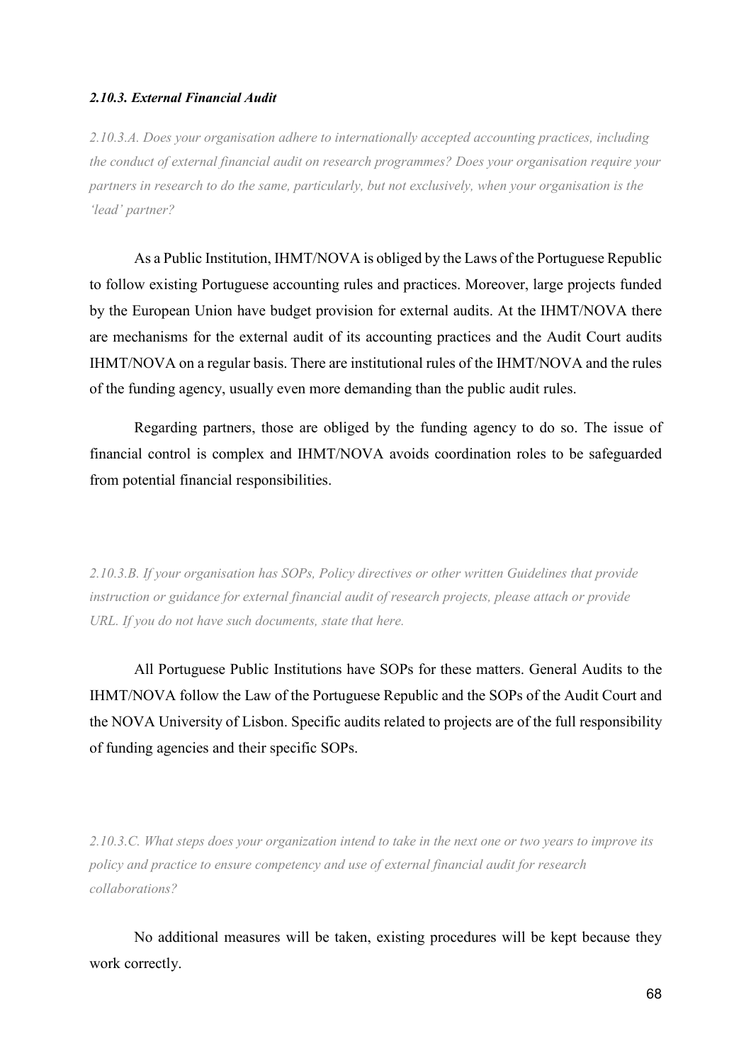#### *2.10.3. External Financial Audit*

*2.10.3.A. Does your organisation adhere to internationally accepted accounting practices, including the conduct of external financial audit on research programmes? Does your organisation require your partners in research to do the same, particularly, but not exclusively, when your organisation is the 'lead' partner?*

As a Public Institution, IHMT/NOVA is obliged by the Laws of the Portuguese Republic to follow existing Portuguese accounting rules and practices. Moreover, large projects funded by the European Union have budget provision for external audits. At the IHMT/NOVA there are mechanisms for the external audit of its accounting practices and the Audit Court audits IHMT/NOVA on a regular basis. There are institutional rules of the IHMT/NOVA and the rules of the funding agency, usually even more demanding than the public audit rules.

Regarding partners, those are obliged by the funding agency to do so. The issue of financial control is complex and IHMT/NOVA avoids coordination roles to be safeguarded from potential financial responsibilities.

*2.10.3.B. If your organisation has SOPs, Policy directives or other written Guidelines that provide instruction or guidance for external financial audit of research projects, please attach or provide URL. If you do not have such documents, state that here.*

All Portuguese Public Institutions have SOPs for these matters. General Audits to the IHMT/NOVA follow the Law of the Portuguese Republic and the SOPs of the Audit Court and the NOVA University of Lisbon. Specific audits related to projects are of the full responsibility of funding agencies and their specific SOPs.

*2.10.3.C. What steps does your organization intend to take in the next one or two years to improve its policy and practice to ensure competency and use of external financial audit for research collaborations?*

No additional measures will be taken, existing procedures will be kept because they work correctly.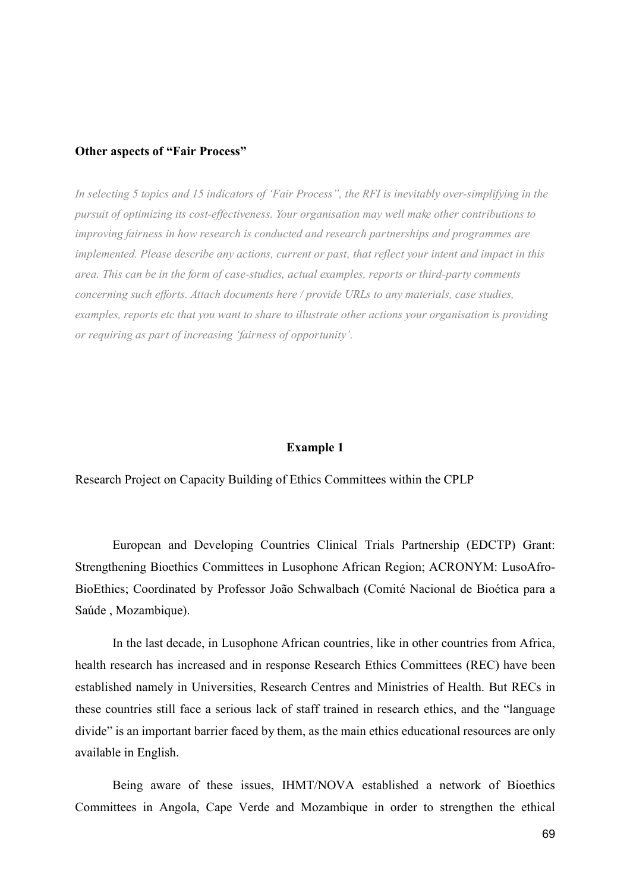**Other aspects of "Fair Process"**

*In selecting 5 topics and 15 indicators of 'Fair Process", the RFI is inevitably over-simplifying in the pursuit of optimizing its cost-effectiveness. Your organisation may well make other contributions to improving fairness in how research is conducted and research partnerships and programmes are implemented. Please describe any actions, current or past, that reflect your intent and impact in this area. This can be in the form of case-studies, actual examples, reports or third-party comments concerning such efforts. Attach documents here / provide URLs to any materials, case studies, examples, reports etc that you want to share to illustrate other actions your organisation is providing or requiring as part of increasing 'fairness of opportunity'.*

**Example 1**

Research Project on Capacity Building of Ethics Committees within the CPLP

European and Developing Countries Clinical Trials Partnership (EDCTP) Grant: Strengthening Bioethics Committees in Lusophone African Region; ACRONYM: LusoAfro-BioEthics; Coordinated by Professor João Schwalbach (Comité Nacional de Bioética para a Saúde , Mozambique).

In the last decade, in Lusophone African countries, like in other countries from Africa, health research has increased and in response Research Ethics Committees (REC) have been established namely in Universities, Research Centres and Ministries of Health. But RECs in these countries still face a serious lack of staff trained in research ethics, and the "language divide" is an important barrier faced by them, as the main ethics educational resources are only available in English.

Being aware of these issues, IHMT/NOVA established a network of Bioethics Committees in Angola, Cape Verde and Mozambique in order to strengthen the ethical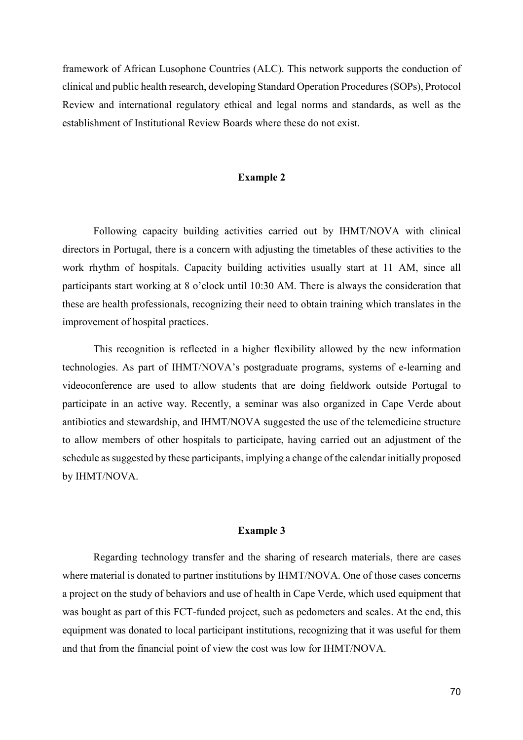framework of African Lusophone Countries (ALC). This network supports the conduction of clinical and public health research, developing Standard Operation Procedures (SOPs), Protocol Review and international regulatory ethical and legal norms and standards, as well as the establishment of Institutional Review Boards where these do not exist.

**Example 2**

Following capacity building activities carried out by IHMT/NOVA with clinical directors in Portugal, there is a concern with adjusting the timetables of these activities to the work rhythm of hospitals. Capacity building activities usually start at 11 AM, since all participants start working at 8 o'clock until 10:30 AM. There is always the consideration that these are health professionals, recognizing their need to obtain training which translates in the improvement of hospital practices.

This recognition is reflected in a higher flexibility allowed by the new information technologies. As part of IHMT/NOVA's postgraduate programs, systems of e-learning and videoconference are used to allow students that are doing fieldwork outside Portugal to participate in an active way. Recently, a seminar was also organized in Cape Verde about antibiotics and stewardship, and IHMT/NOVA suggested the use of the telemedicine structure to allow members of other hospitals to participate, having carried out an adjustment of the schedule as suggested by these participants, implying a change of the calendar initially proposed by IHMT/NOVA.

**Example 3**

Regarding technology transfer and the sharing of research materials, there are cases where material is donated to partner institutions by IHMT/NOVA. One of those cases concerns a project on the study of behaviors and use of health in Cape Verde, which used equipment that was bought as part of this FCT-funded project, such as pedometers and scales. At the end, this equipment was donated to local participant institutions, recognizing that it was useful for them and that from the financial point of view the cost was low for IHMT/NOVA.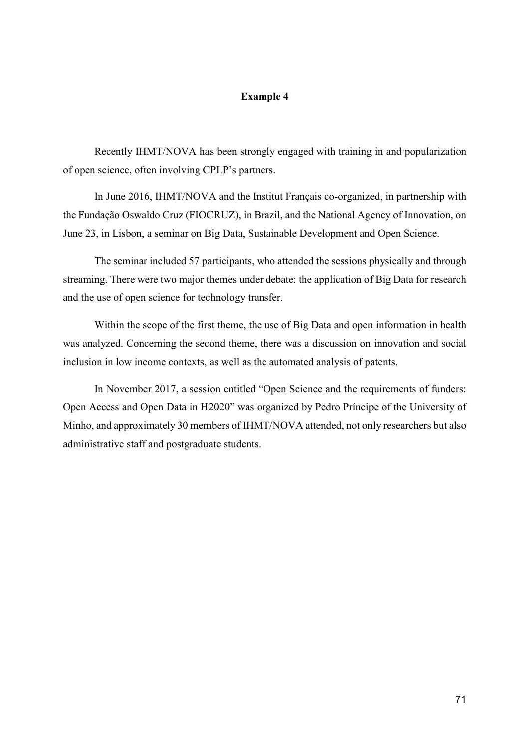#### Example 4

Recently IHMT/NOVA has been strongly engaged with training in and popularization of open science, often involving CPLP's partners.

In June 2016, IHMT/NOVA and the Institut Français co-organized, in partnership with the Fundação Oswaldo Cruz (FIOCRUZ), in Brazil, and the National Agency of Innovation, on June 23, in Lisbon, a seminar on Big Data, Sustainable Development and Open Science.

The seminar included 57 participants, who attended the sessions physically and through streaming. There were two major themes under debate: the application of Big Data for research and the use of open science for technology transfer.

Within the scope of the first theme, the use of Big Data and open information in health was analyzed. Concerning the second theme, there was a discussion on innovation and social inclusion in low income contexts, as well as the automated analysis of patents.

In November 2017, a session entitled "Open Science and the requirements of funders: Open Access and Open Data in H2020" was organized by Pedro Príncipe of the University of Minho, and approximately 30 members of IHMT/NOVA attended, not only researchers but also administrative staff and postgraduate students.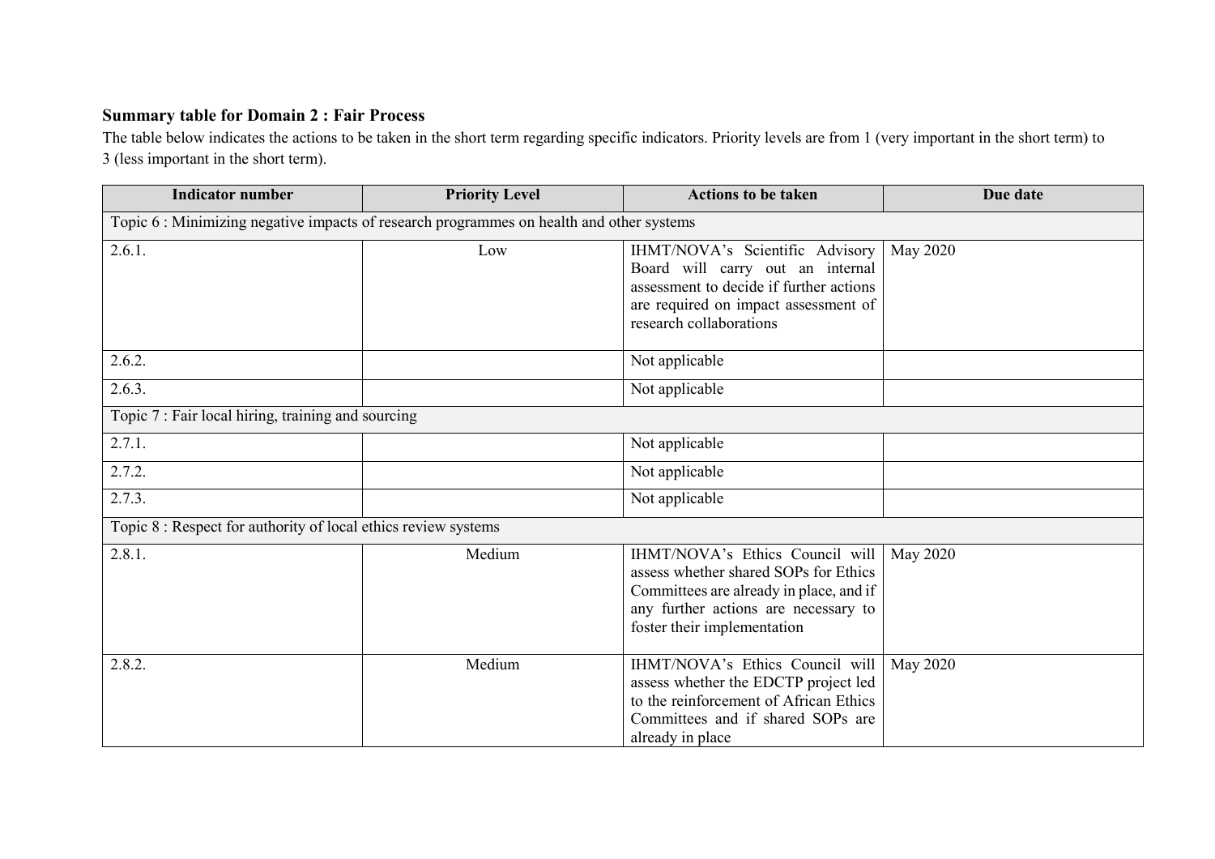**Summary table for Domain 2 : Fair Process**

The table below indicates the actions to be taken in the short term regarding specific indicators. Priority levels are from 1 (very important in the short term) to 3 (less important in the short term).

| Indicator number | Priority Level | Actions to be taken | Due date |
|---|---|---|---|
| Topic 6 : Minimizing negative impacts of research programmes on health and other systems | | | |
| 2.6.1. | Low | IHMT/NOVA's Scientific Advisory Board will carry out an internal assessment to decide if further actions are required on impact assessment of research collaborations | May 2020 |
| 2.6.2. | | Not applicable | |
| 2.6.3. | | Not applicable | |
| Topic 7 : Fair local hiring, training and sourcing | | | |
| 2.7.1. | | Not applicable | |
| 2.7.2. | | Not applicable | |
| 2.7.3. | | Not applicable | |
| Topic 8 : Respect for authority of local ethics review systems | | | |
| 2.8.1. | Medium | IHMT/NOVA's Ethics Council will assess whether shared SOPs for Ethics Committees are already in place, and if any further actions are necessary to foster their implementation | May 2020 |
| 2.8.2. | Medium | IHMT/NOVA's Ethics Council will assess whether the EDCTP project led to the reinforcement of African Ethics Committees and if shared SOPs are already in place | May 2020 |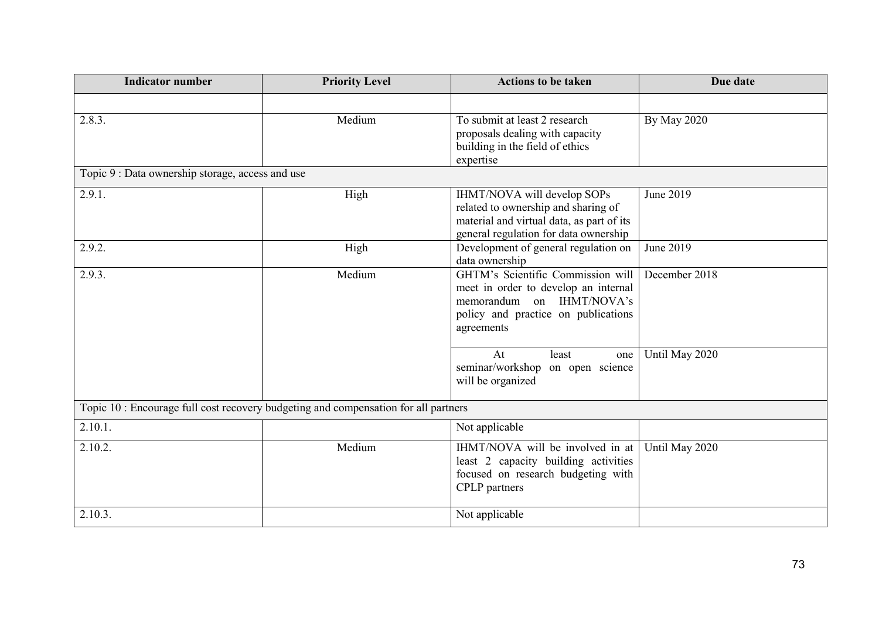| Indicator number | Priority Level | Actions to be taken | Due date |
|---|---|---|---|
| | | | |
| 2.8.3. | Medium | To submit at least 2 research proposals dealing with capacity building in the field of ethics expertise | By May 2020 |
| Topic 9 : Data ownership storage, access and use | | | |
| 2.9.1. | High | IHMT/NOVA will develop SOPs related to ownership and sharing of material and virtual data, as part of its general regulation for data ownership | June 2019 |
| 2.9.2. | High | Development of general regulation on data ownership | June 2019 |
| 2.9.3. | Medium | GHTM's Scientific Commission will meet in order to develop an internal memorandum on IHMT/NOVA's policy and practice on publications agreements | December 2018 |
| | | At least one seminar/workshop on open science will be organized | Until May 2020 |
| Topic 10 : Encourage full cost recovery budgeting and compensation for all partners | | | |
| 2.10.1. | | Not applicable | |
| 2.10.2. | Medium | IHMT/NOVA will be involved in at least 2 capacity building activities focused on research budgeting with CPLP partners | Until May 2020 |
| 2.10.3. | | Not applicable | |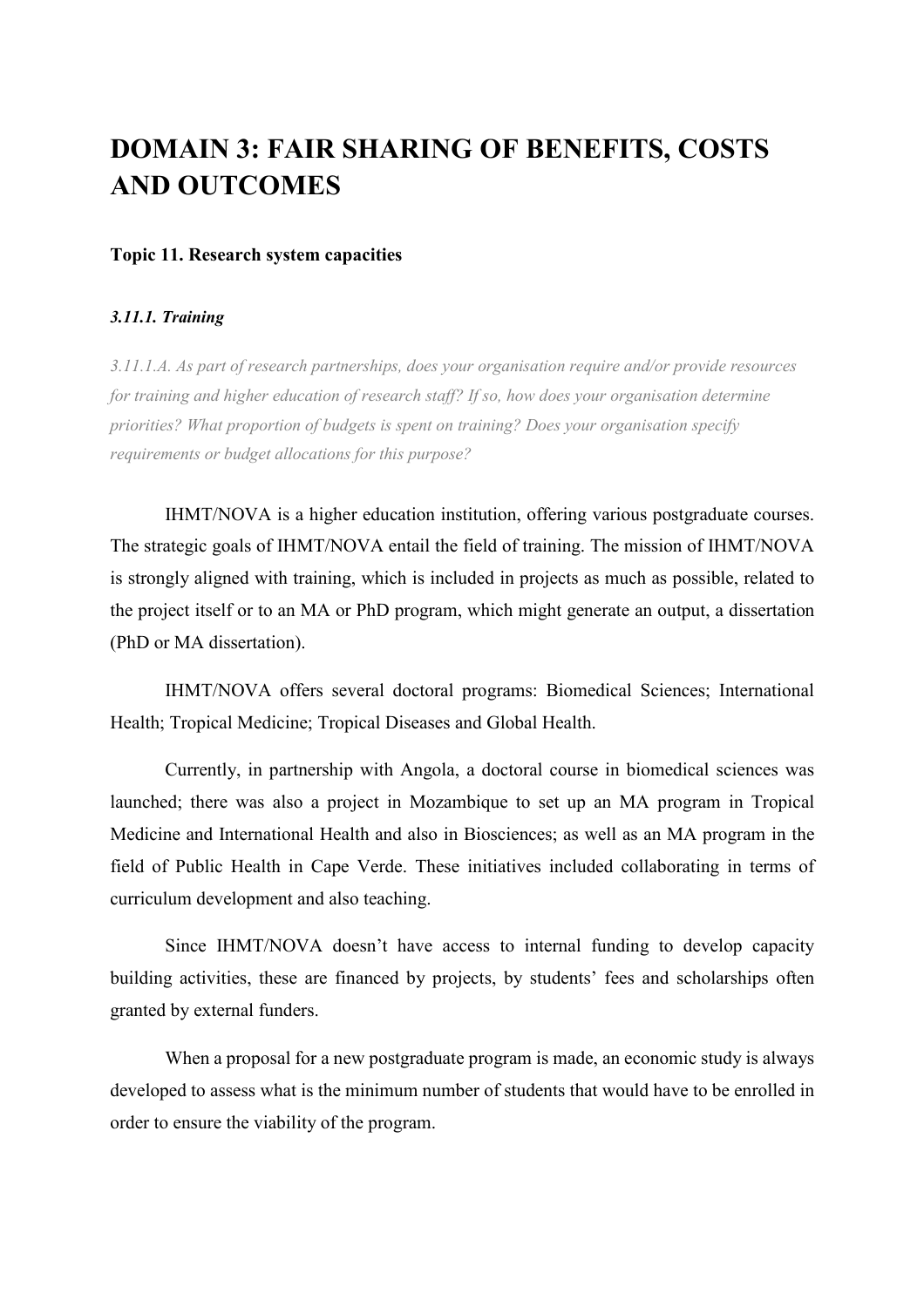# DOMAIN 3: FAIR SHARING OF BENEFITS, COSTS AND OUTCOMES

### Topic 11. Research system capacities

#### *3.11.1. Training*

*3.11.1.A. As part of research partnerships, does your organisation require and/or provide resources for training and higher education of research staff? If so, how does your organisation determine priorities? What proportion of budgets is spent on training? Does your organisation specify requirements or budget allocations for this purpose?*

IHMT/NOVA is a higher education institution, offering various postgraduate courses. The strategic goals of IHMT/NOVA entail the field of training. The mission of IHMT/NOVA is strongly aligned with training, which is included in projects as much as possible, related to the project itself or to an MA or PhD program, which might generate an output, a dissertation (PhD or MA dissertation).

IHMT/NOVA offers several doctoral programs: Biomedical Sciences; International Health; Tropical Medicine; Tropical Diseases and Global Health.

Currently, in partnership with Angola, a doctoral course in biomedical sciences was launched; there was also a project in Mozambique to set up an MA program in Tropical Medicine and International Health and also in Biosciences; as well as an MA program in the field of Public Health in Cape Verde. These initiatives included collaborating in terms of curriculum development and also teaching.

Since IHMT/NOVA doesn't have access to internal funding to develop capacity building activities, these are financed by projects, by students' fees and scholarships often granted by external funders.

When a proposal for a new postgraduate program is made, an economic study is always developed to assess what is the minimum number of students that would have to be enrolled in order to ensure the viability of the program.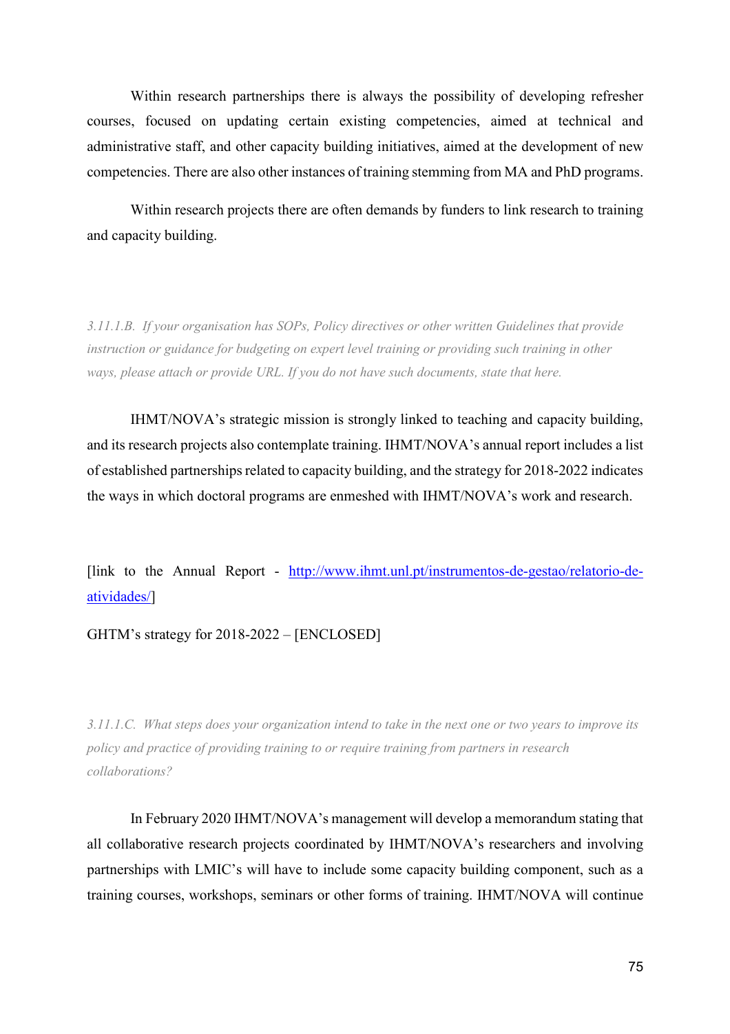Within research partnerships there is always the possibility of developing refresher courses, focused on updating certain existing competencies, aimed at technical and administrative staff, and other capacity building initiatives, aimed at the development of new competencies. There are also other instances of training stemming from MA and PhD programs.

Within research projects there are often demands by funders to link research to training and capacity building.

*3.11.1.B. If your organisation has SOPs, Policy directives or other written Guidelines that provide instruction or guidance for budgeting on expert level training or providing such training in other ways, please attach or provide URL. If you do not have such documents, state that here.*

IHMT/NOVA's strategic mission is strongly linked to teaching and capacity building, and its research projects also contemplate training. IHMT/NOVA's annual report includes a list of established partnerships related to capacity building, and the strategy for 2018-2022 indicates the ways in which doctoral programs are enmeshed with IHMT/NOVA's work and research.

[link to the Annual Report - http://www.ihmt.unl.pt/instrumentos-de-gestao/relatorio-de-atividades/]

GHTM's strategy for 2018-2022 – [ENCLOSED]

*3.11.1.C. What steps does your organization intend to take in the next one or two years to improve its policy and practice of providing training to or require training from partners in research collaborations?*

In February 2020 IHMT/NOVA's management will develop a memorandum stating that all collaborative research projects coordinated by IHMT/NOVA's researchers and involving partnerships with LMIC's will have to include some capacity building component, such as a training courses, workshops, seminars or other forms of training. IHMT/NOVA will continue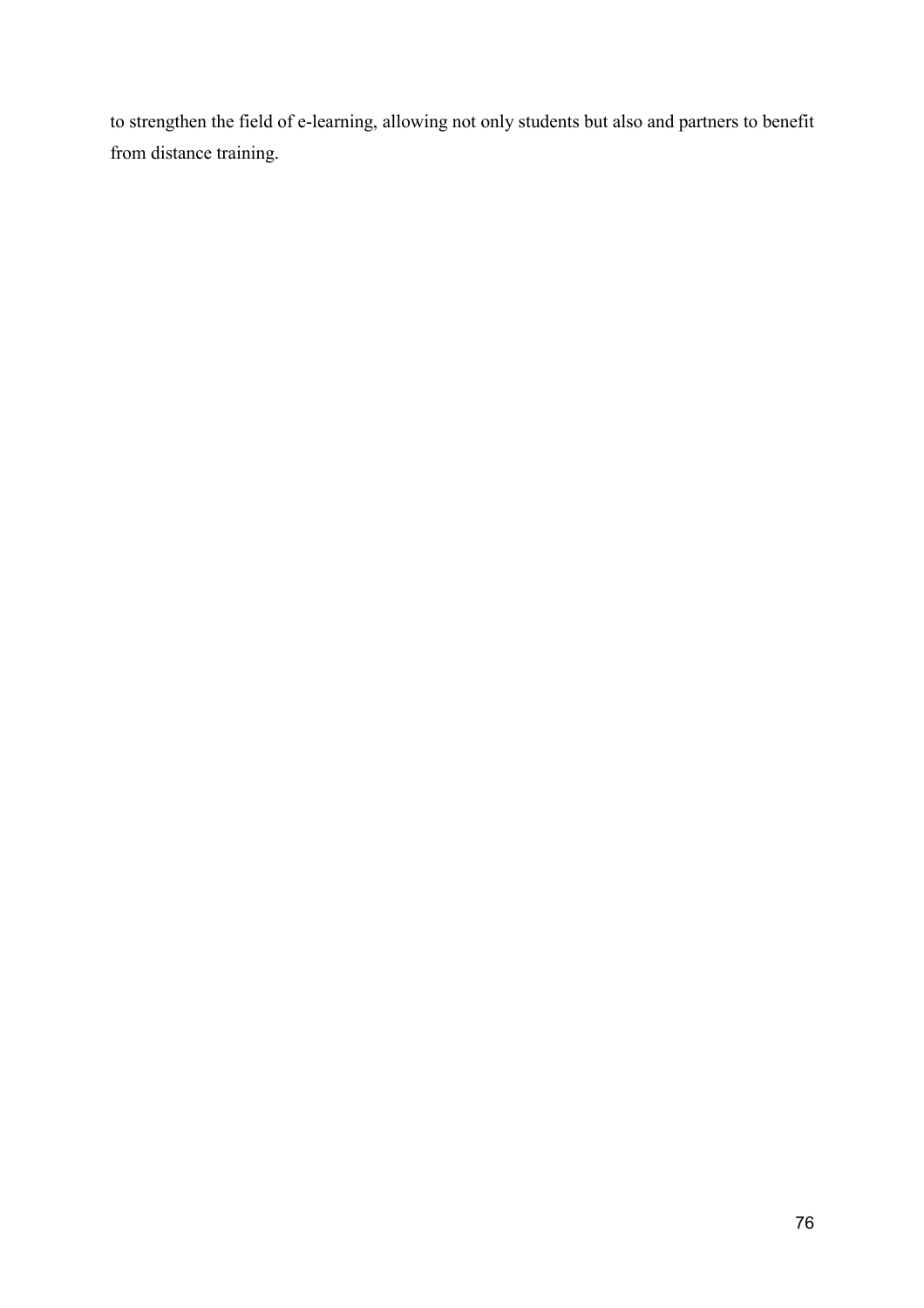to strengthen the field of e-learning, allowing not only students but also and partners to benefit from distance training.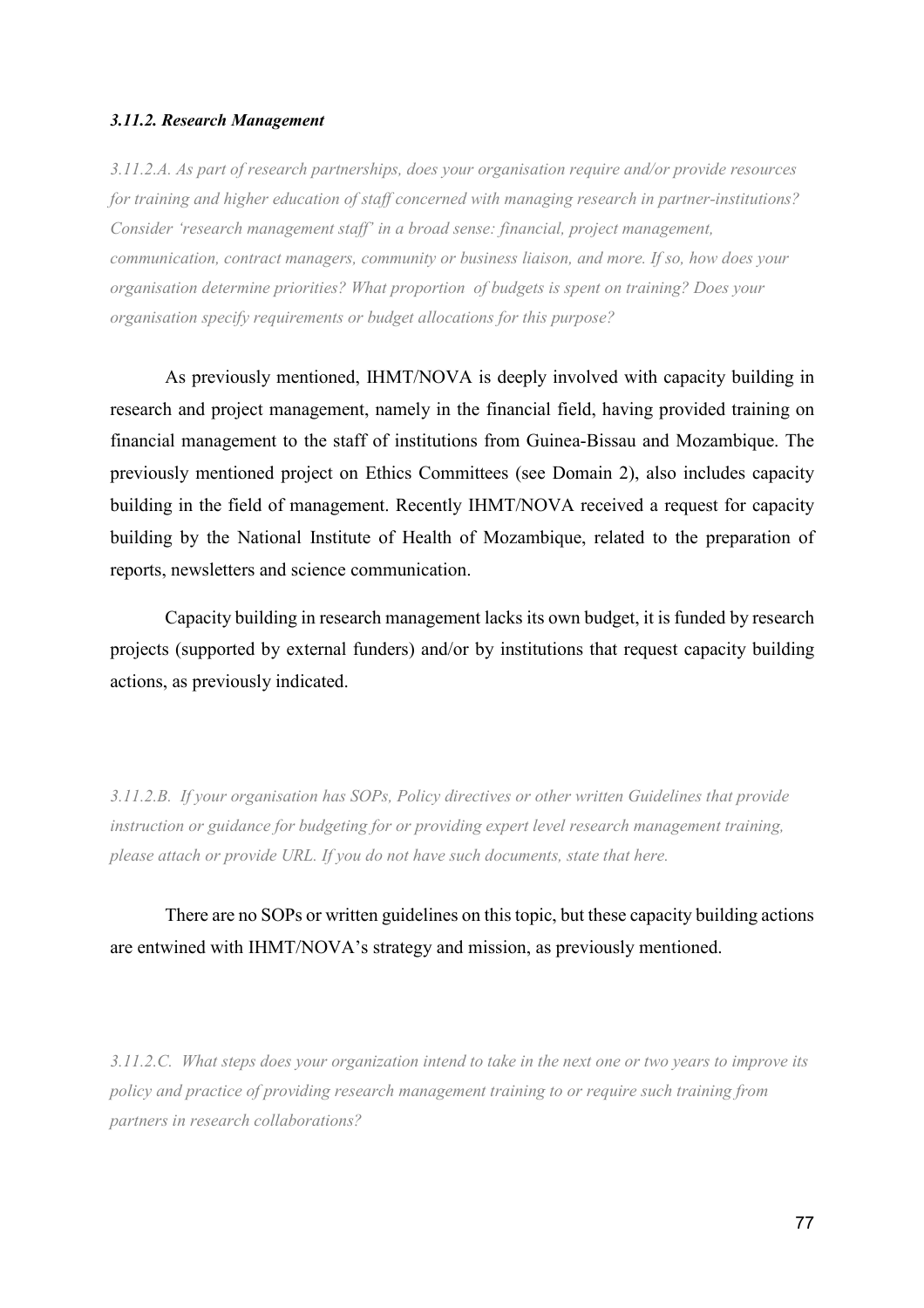### *3.11.2. Research Management*

*3.11.2.A. As part of research partnerships, does your organisation require and/or provide resources for training and higher education of staff concerned with managing research in partner-institutions? Consider 'research management staff' in a broad sense: financial, project management, communication, contract managers, community or business liaison, and more. If so, how does your organisation determine priorities? What proportion of budgets is spent on training? Does your organisation specify requirements or budget allocations for this purpose?*

As previously mentioned, IHMT/NOVA is deeply involved with capacity building in research and project management, namely in the financial field, having provided training on financial management to the staff of institutions from Guinea-Bissau and Mozambique. The previously mentioned project on Ethics Committees (see Domain 2), also includes capacity building in the field of management. Recently IHMT/NOVA received a request for capacity building by the National Institute of Health of Mozambique, related to the preparation of reports, newsletters and science communication.

Capacity building in research management lacks its own budget, it is funded by research projects (supported by external funders) and/or by institutions that request capacity building actions, as previously indicated.

*3.11.2.B. If your organisation has SOPs, Policy directives or other written Guidelines that provide instruction or guidance for budgeting for or providing expert level research management training, please attach or provide URL. If you do not have such documents, state that here.*

There are no SOPs or written guidelines on this topic, but these capacity building actions are entwined with IHMT/NOVA's strategy and mission, as previously mentioned.

*3.11.2.C. What steps does your organization intend to take in the next one or two years to improve its policy and practice of providing research management training to or require such training from partners in research collaborations?*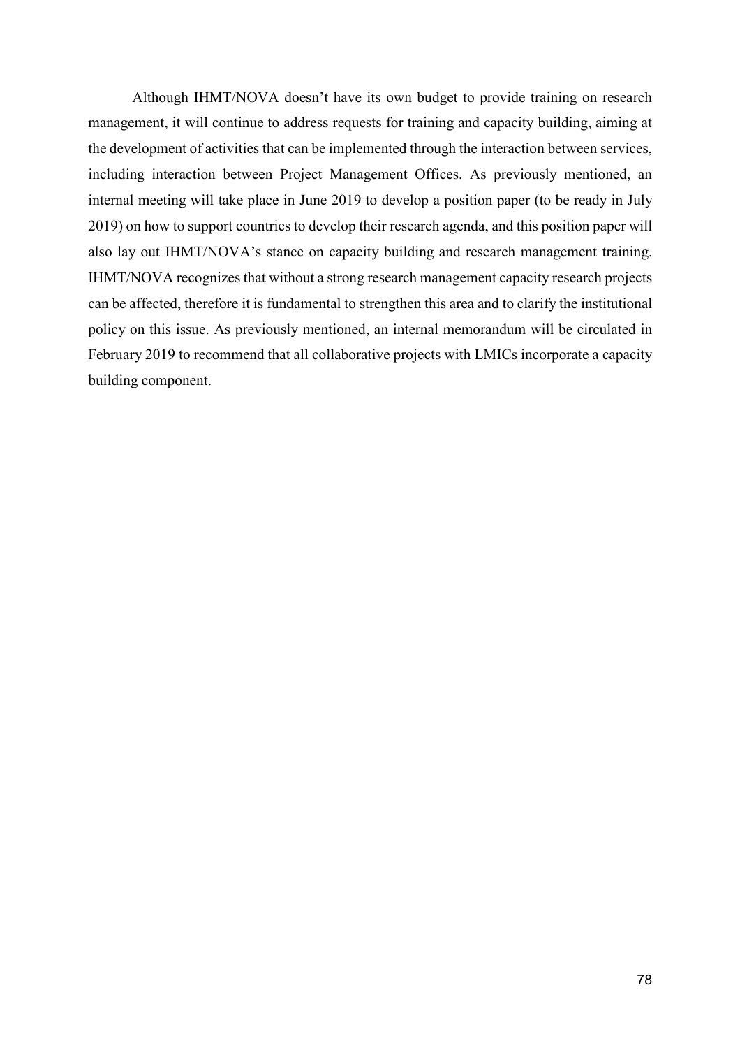Although IHMT/NOVA doesn't have its own budget to provide training on research management, it will continue to address requests for training and capacity building, aiming at the development of activities that can be implemented through the interaction between services, including interaction between Project Management Offices. As previously mentioned, an internal meeting will take place in June 2019 to develop a position paper (to be ready in July 2019) on how to support countries to develop their research agenda, and this position paper will also lay out IHMT/NOVA's stance on capacity building and research management training. IHMT/NOVA recognizes that without a strong research management capacity research projects can be affected, therefore it is fundamental to strengthen this area and to clarify the institutional policy on this issue. As previously mentioned, an internal memorandum will be circulated in February 2019 to recommend that all collaborative projects with LMICs incorporate a capacity building component.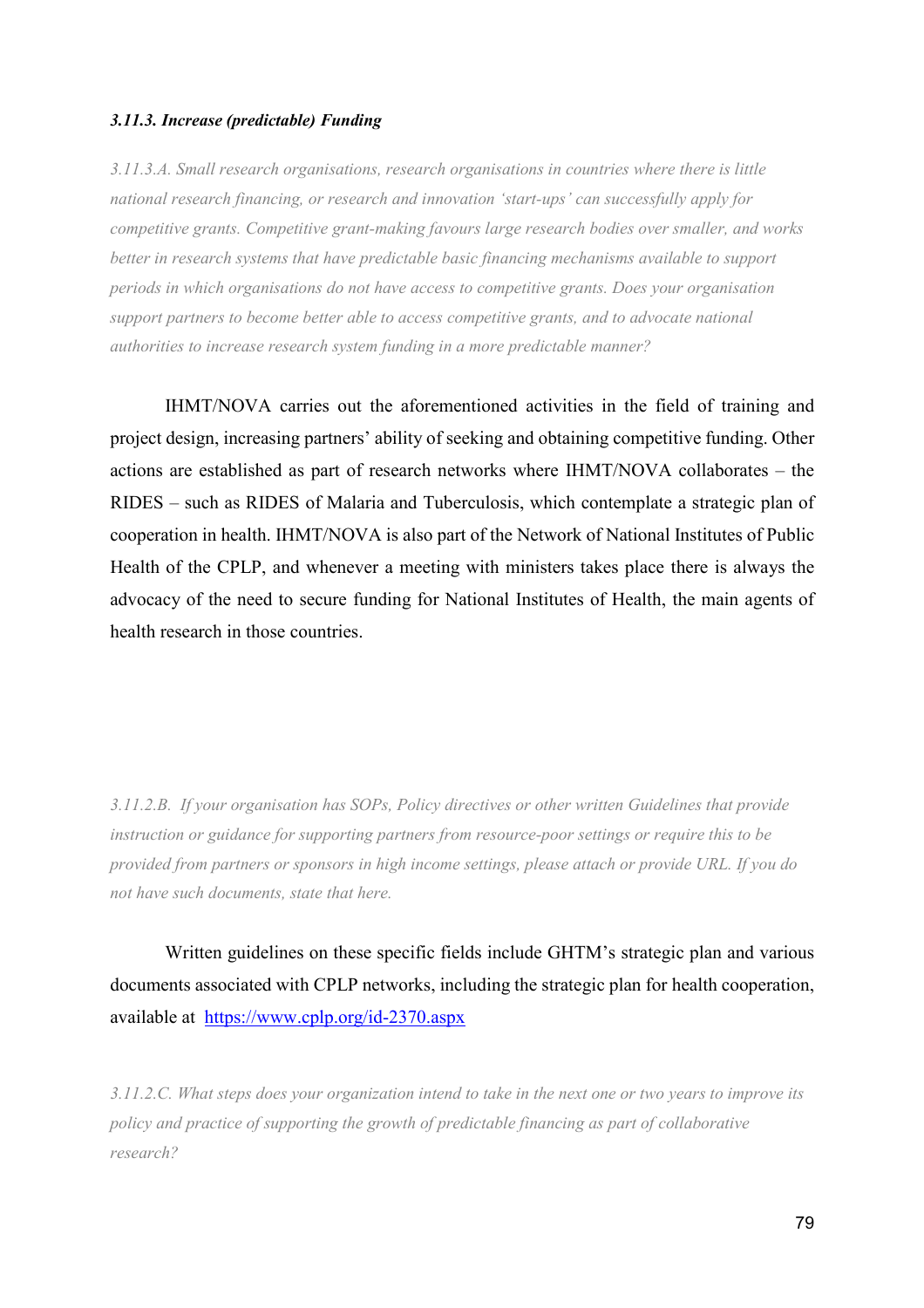### *3.11.3. Increase (predictable) Funding*

*3.11.3.A. Small research organisations, research organisations in countries where there is little national research financing, or research and innovation 'start-ups' can successfully apply for competitive grants. Competitive grant-making favours large research bodies over smaller, and works better in research systems that have predictable basic financing mechanisms available to support periods in which organisations do not have access to competitive grants. Does your organisation support partners to become better able to access competitive grants, and to advocate national authorities to increase research system funding in a more predictable manner?*

IHMT/NOVA carries out the aforementioned activities in the field of training and project design, increasing partners' ability of seeking and obtaining competitive funding. Other actions are established as part of research networks where IHMT/NOVA collaborates – the RIDES – such as RIDES of Malaria and Tuberculosis, which contemplate a strategic plan of cooperation in health. IHMT/NOVA is also part of the Network of National Institutes of Public Health of the CPLP, and whenever a meeting with ministers takes place there is always the advocacy of the need to secure funding for National Institutes of Health, the main agents of health research in those countries.

*3.11.2.B. If your organisation has SOPs, Policy directives or other written Guidelines that provide instruction or guidance for supporting partners from resource-poor settings or require this to be provided from partners or sponsors in high income settings, please attach or provide URL. If you do not have such documents, state that here.*

Written guidelines on these specific fields include GHTM's strategic plan and various documents associated with CPLP networks, including the strategic plan for health cooperation, available at https://www.cplp.org/id-2370.aspx

*3.11.2.C. What steps does your organization intend to take in the next one or two years to improve its policy and practice of supporting the growth of predictable financing as part of collaborative research?*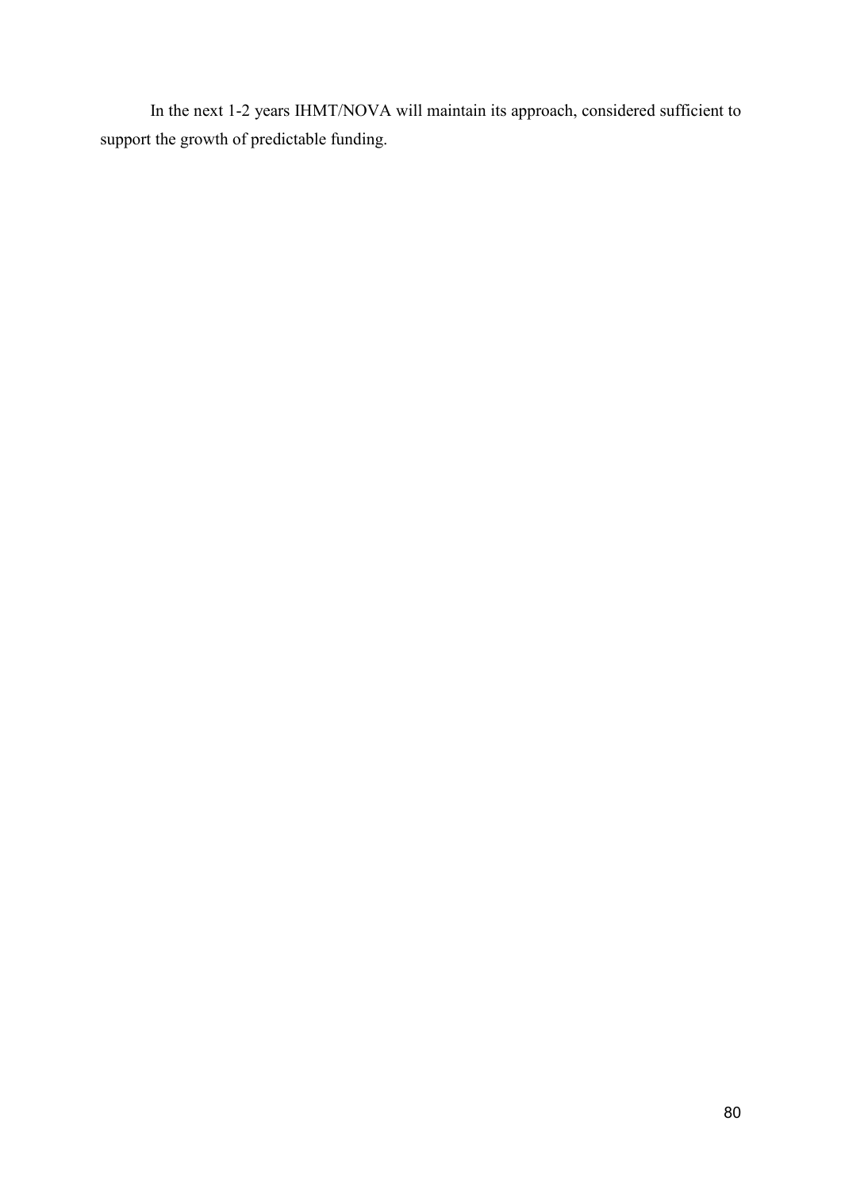In the next 1-2 years IHMT/NOVA will maintain its approach, considered sufficient to support the growth of predictable funding.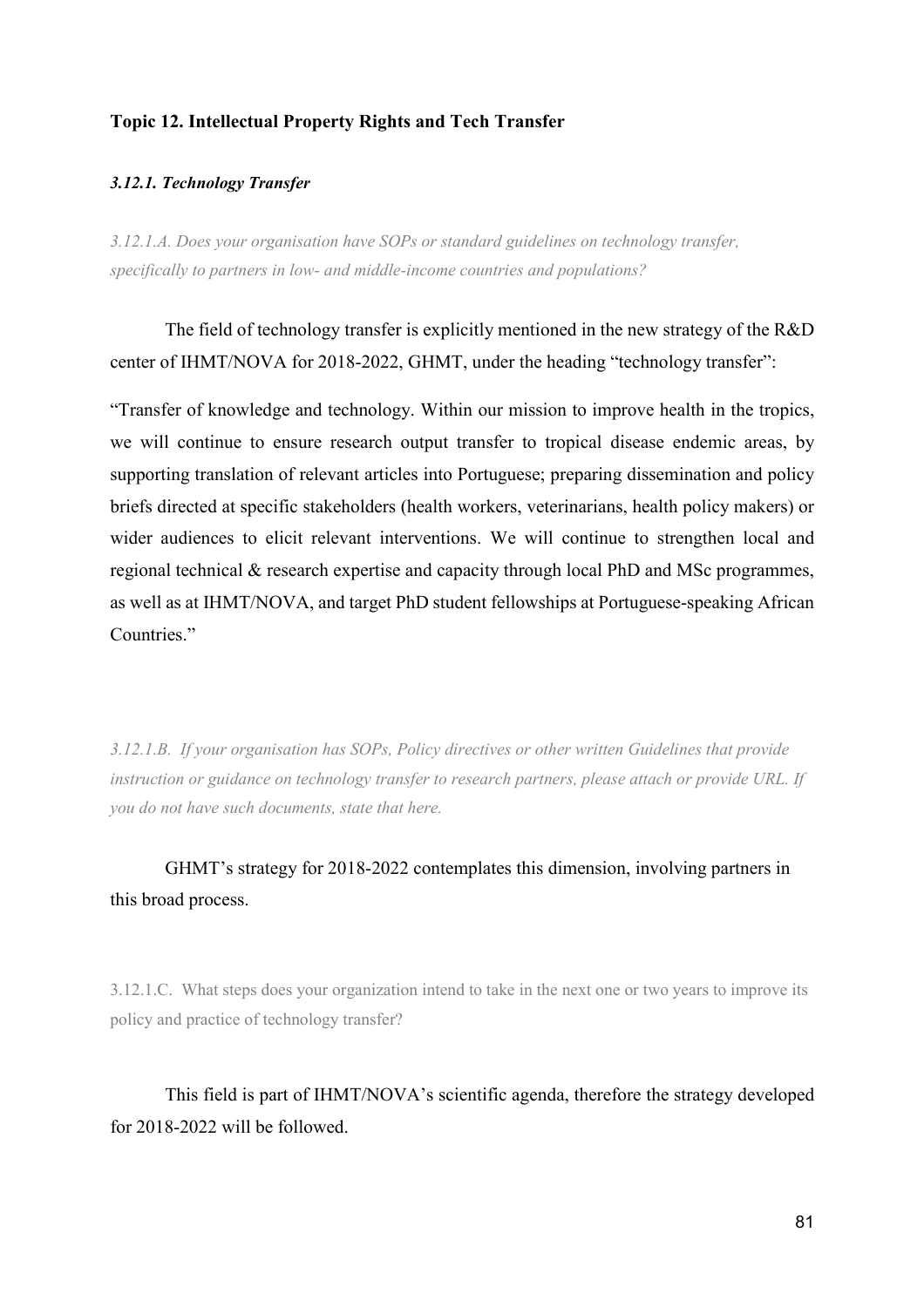## Topic 12. Intellectual Property Rights and Tech Transfer

### *3.12.1. Technology Transfer*

*3.12.1.A. Does your organisation have SOPs or standard guidelines on technology transfer, specifically to partners in low- and middle-income countries and populations?*

The field of technology transfer is explicitly mentioned in the new strategy of the R&D center of IHMT/NOVA for 2018-2022, GHMT, under the heading "technology transfer":

"Transfer of knowledge and technology. Within our mission to improve health in the tropics, we will continue to ensure research output transfer to tropical disease endemic areas, by supporting translation of relevant articles into Portuguese; preparing dissemination and policy briefs directed at specific stakeholders (health workers, veterinarians, health policy makers) or wider audiences to elicit relevant interventions. We will continue to strengthen local and regional technical & research expertise and capacity through local PhD and MSc programmes, as well as at IHMT/NOVA, and target PhD student fellowships at Portuguese-speaking African Countries."

*3.12.1.B. If your organisation has SOPs, Policy directives or other written Guidelines that provide instruction or guidance on technology transfer to research partners, please attach or provide URL. If you do not have such documents, state that here.*

GHMT's strategy for 2018-2022 contemplates this dimension, involving partners in this broad process.

3.12.1.C. What steps does your organization intend to take in the next one or two years to improve its policy and practice of technology transfer?

This field is part of IHMT/NOVA's scientific agenda, therefore the strategy developed for 2018-2022 will be followed.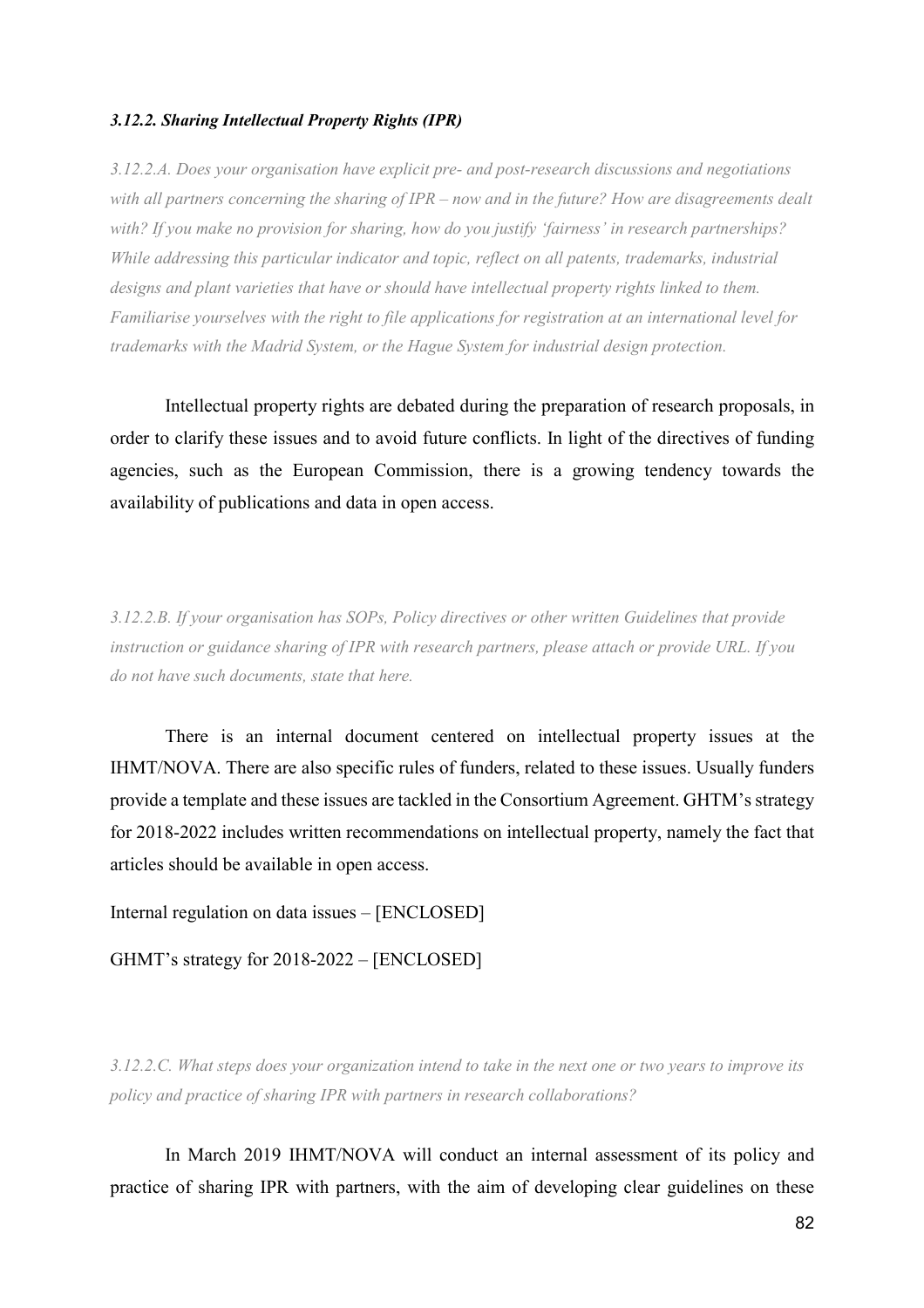### *3.12.2. Sharing Intellectual Property Rights (IPR)*

*3.12.2.A. Does your organisation have explicit pre- and post-research discussions and negotiations with all partners concerning the sharing of IPR – now and in the future? How are disagreements dealt with? If you make no provision for sharing, how do you justify 'fairness' in research partnerships? While addressing this particular indicator and topic, reflect on all patents, trademarks, industrial designs and plant varieties that have or should have intellectual property rights linked to them. Familiarise yourselves with the right to file applications for registration at an international level for trademarks with the Madrid System, or the Hague System for industrial design protection.*

Intellectual property rights are debated during the preparation of research proposals, in order to clarify these issues and to avoid future conflicts. In light of the directives of funding agencies, such as the European Commission, there is a growing tendency towards the availability of publications and data in open access.

*3.12.2.B. If your organisation has SOPs, Policy directives or other written Guidelines that provide instruction or guidance sharing of IPR with research partners, please attach or provide URL. If you do not have such documents, state that here.*

There is an internal document centered on intellectual property issues at the IHMT/NOVA. There are also specific rules of funders, related to these issues. Usually funders provide a template and these issues are tackled in the Consortium Agreement. GHTM's strategy for 2018-2022 includes written recommendations on intellectual property, namely the fact that articles should be available in open access.

Internal regulation on data issues – [ENCLOSED]

GHMT's strategy for 2018-2022 – [ENCLOSED]

*3.12.2.C. What steps does your organization intend to take in the next one or two years to improve its policy and practice of sharing IPR with partners in research collaborations?*

In March 2019 IHMT/NOVA will conduct an internal assessment of its policy and practice of sharing IPR with partners, with the aim of developing clear guidelines on these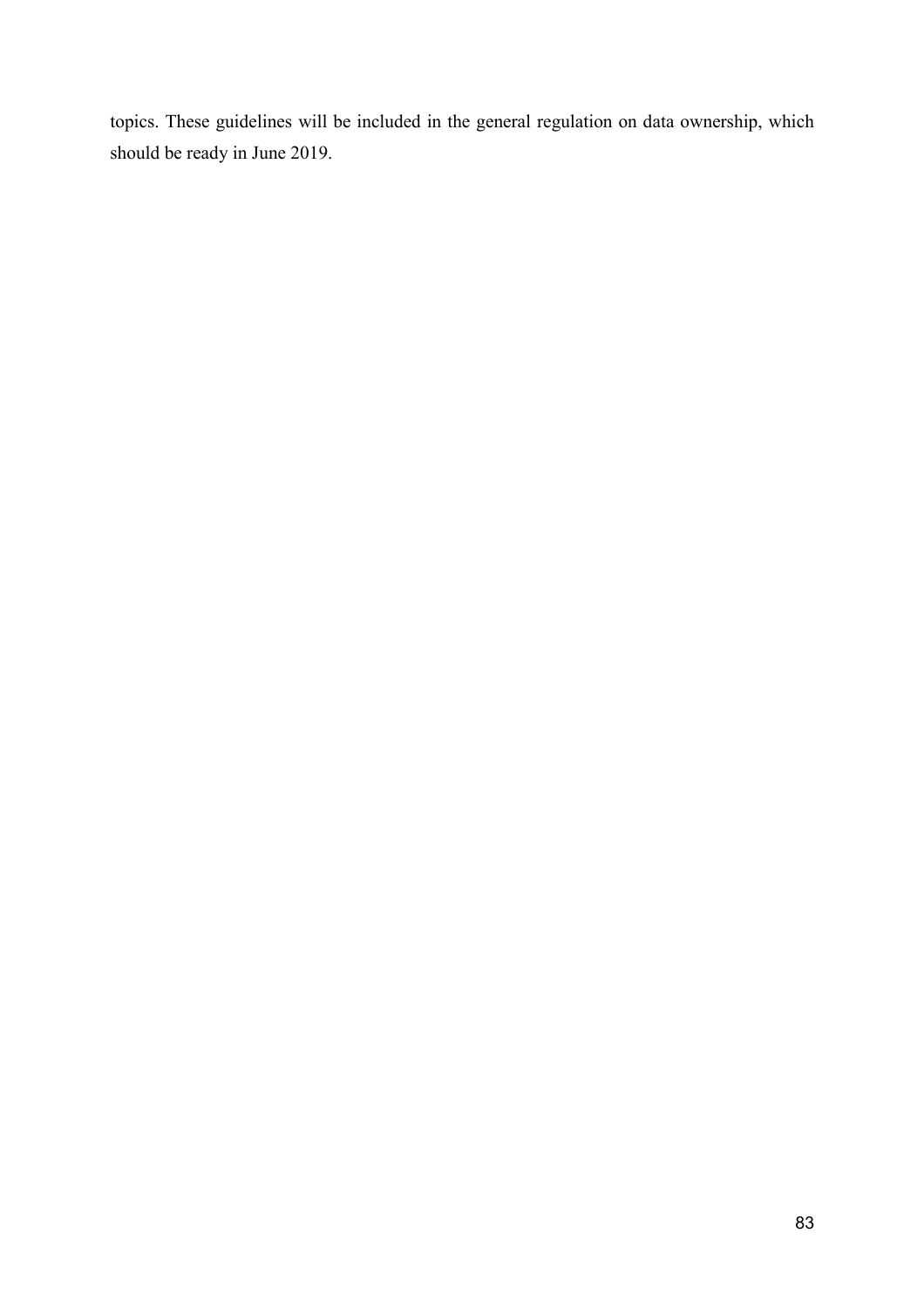topics. These guidelines will be included in the general regulation on data ownership, which should be ready in June 2019.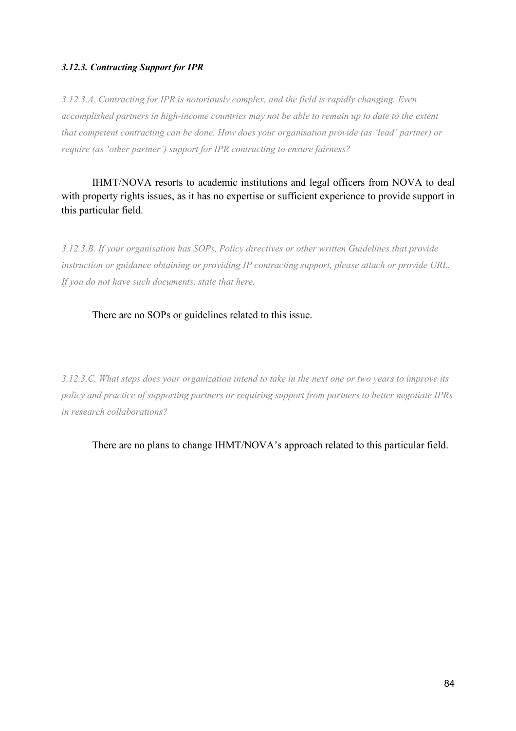#### *3.12.3. Contracting Support for IPR*

*3.12.3.A. Contracting for IPR is notoriously complex, and the field is rapidly changing. Even accomplished partners in high-income countries may not be able to remain up to date to the extent that competent contracting can be done. How does your organisation provide (as 'lead' partner) or require (as 'other partner') support for IPR contracting to ensure fairness?*

IHMT/NOVA resorts to academic institutions and legal officers from NOVA to deal with property rights issues, as it has no expertise or sufficient experience to provide support in this particular field.

*3.12.3.B. If your organisation has SOPs, Policy directives or other written Guidelines that provide instruction or guidance obtaining or providing IP contracting support, please attach or provide URL. If you do not have such documents, state that here.*

There are no SOPs or guidelines related to this issue.

*3.12.3.C. What steps does your organization intend to take in the next one or two years to improve its policy and practice of supporting partners or requiring support from partners to better negotiate IPRs in research collaborations?*

There are no plans to change IHMT/NOVA's approach related to this particular field.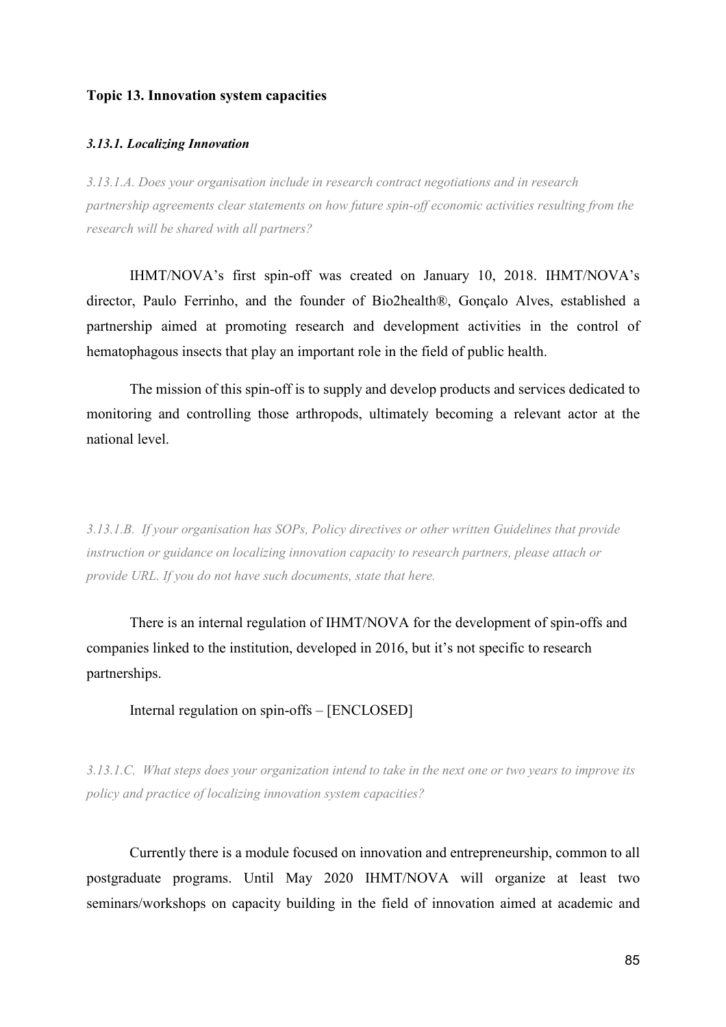**Topic 13. Innovation system capacities**

***3.13.1. Localizing Innovation***

*3.13.1.A. Does your organisation include in research contract negotiations and in research partnership agreements clear statements on how future spin-off economic activities resulting from the research will be shared with all partners?*

IHMT/NOVA's first spin-off was created on January 10, 2018. IHMT/NOVA's director, Paulo Ferrinho, and the founder of Bio2health®, Gonçalo Alves, established a partnership aimed at promoting research and development activities in the control of hematophagous insects that play an important role in the field of public health.

The mission of this spin-off is to supply and develop products and services dedicated to monitoring and controlling those arthropods, ultimately becoming a relevant actor at the national level.

*3.13.1.B. If your organisation has SOPs, Policy directives or other written Guidelines that provide instruction or guidance on localizing innovation capacity to research partners, please attach or provide URL. If you do not have such documents, state that here.*

There is an internal regulation of IHMT/NOVA for the development of spin-offs and companies linked to the institution, developed in 2016, but it's not specific to research partnerships.

Internal regulation on spin-offs – [ENCLOSED]

*3.13.1.C. What steps does your organization intend to take in the next one or two years to improve its policy and practice of localizing innovation system capacities?*

Currently there is a module focused on innovation and entrepreneurship, common to all postgraduate programs. Until May 2020 IHMT/NOVA will organize at least two seminars/workshops on capacity building in the field of innovation aimed at academic and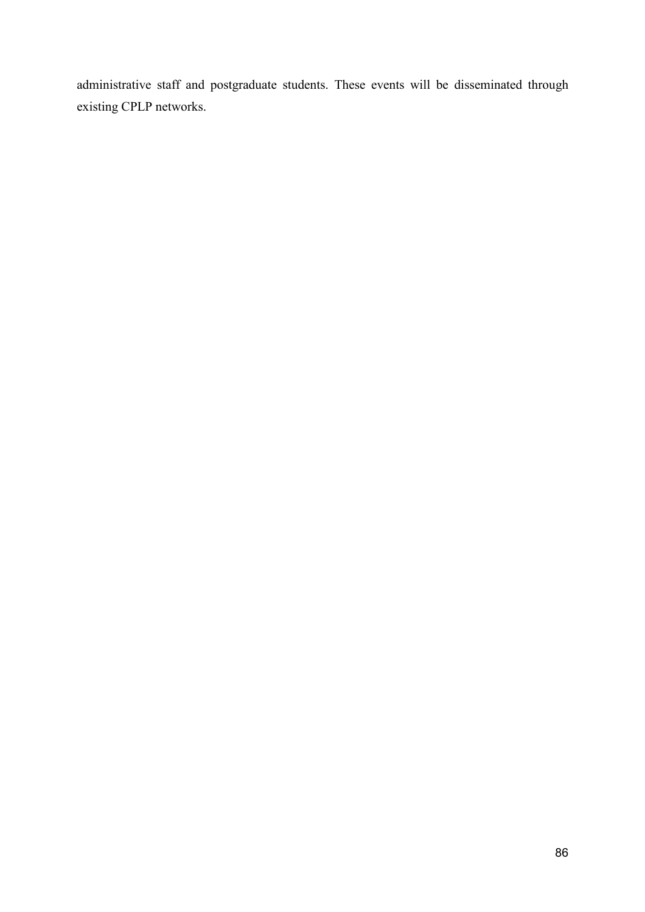administrative staff and postgraduate students. These events will be disseminated through existing CPLP networks.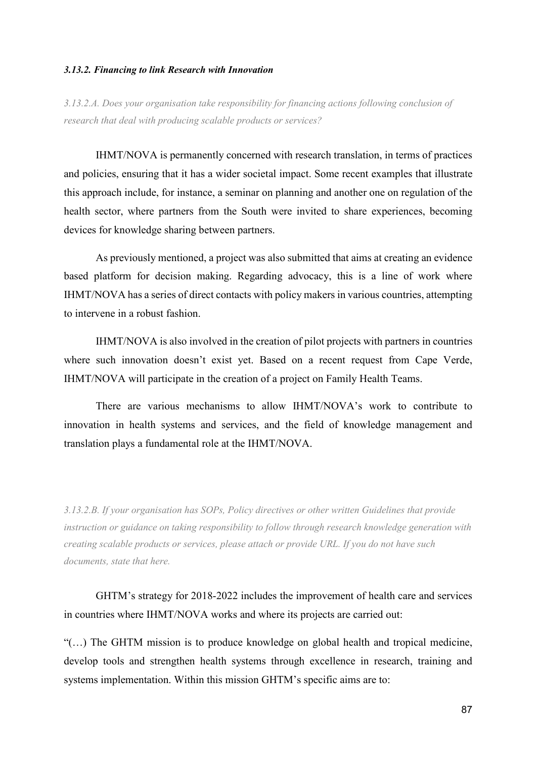#### *3.13.2. Financing to link Research with Innovation*

*3.13.2.A. Does your organisation take responsibility for financing actions following conclusion of research that deal with producing scalable products or services?*

IHMT/NOVA is permanently concerned with research translation, in terms of practices and policies, ensuring that it has a wider societal impact. Some recent examples that illustrate this approach include, for instance, a seminar on planning and another one on regulation of the health sector, where partners from the South were invited to share experiences, becoming devices for knowledge sharing between partners.

As previously mentioned, a project was also submitted that aims at creating an evidence based platform for decision making. Regarding advocacy, this is a line of work where IHMT/NOVA has a series of direct contacts with policy makers in various countries, attempting to intervene in a robust fashion.

IHMT/NOVA is also involved in the creation of pilot projects with partners in countries where such innovation doesn't exist yet. Based on a recent request from Cape Verde, IHMT/NOVA will participate in the creation of a project on Family Health Teams.

There are various mechanisms to allow IHMT/NOVA's work to contribute to innovation in health systems and services, and the field of knowledge management and translation plays a fundamental role at the IHMT/NOVA.

*3.13.2.B. If your organisation has SOPs, Policy directives or other written Guidelines that provide instruction or guidance on taking responsibility to follow through research knowledge generation with creating scalable products or services, please attach or provide URL. If you do not have such documents, state that here.*

GHTM's strategy for 2018-2022 includes the improvement of health care and services in countries where IHMT/NOVA works and where its projects are carried out:

"(…) The GHTM mission is to produce knowledge on global health and tropical medicine, develop tools and strengthen health systems through excellence in research, training and systems implementation. Within this mission GHTM's specific aims are to: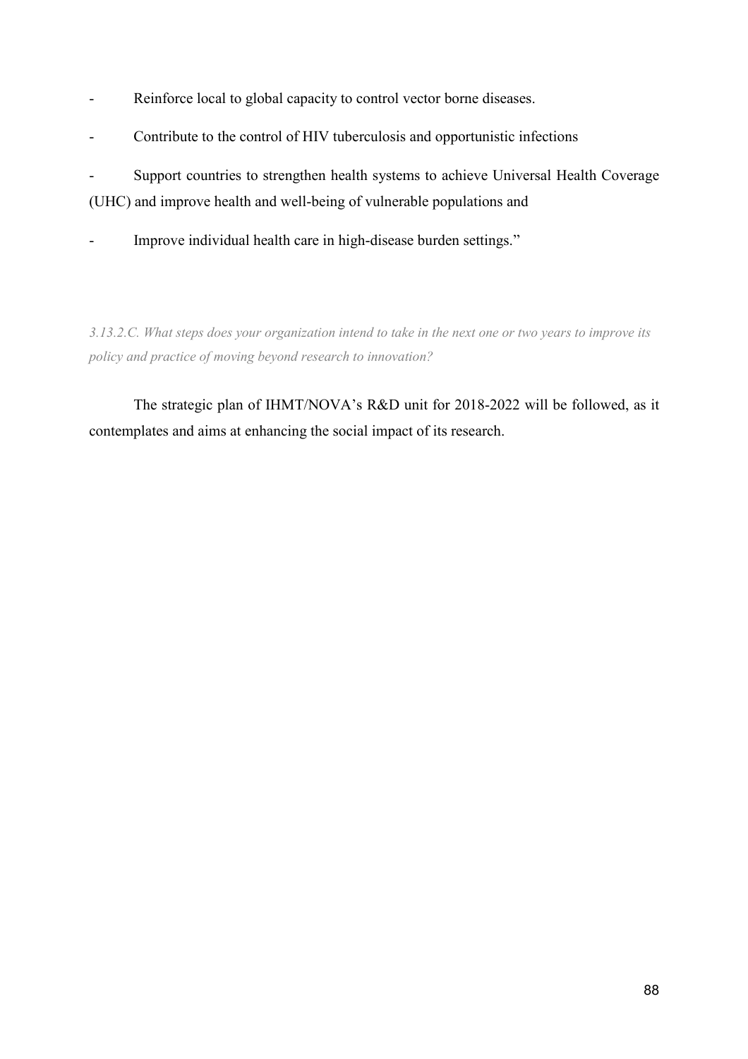- Reinforce local to global capacity to control vector borne diseases.
- Contribute to the control of HIV tuberculosis and opportunistic infections
- Support countries to strengthen health systems to achieve Universal Health Coverage (UHC) and improve health and well-being of vulnerable populations and
- Improve individual health care in high-disease burden settings."

*3.13.2.C. What steps does your organization intend to take in the next one or two years to improve its policy and practice of moving beyond research to innovation?*

The strategic plan of IHMT/NOVA's R&D unit for 2018-2022 will be followed, as it contemplates and aims at enhancing the social impact of its research.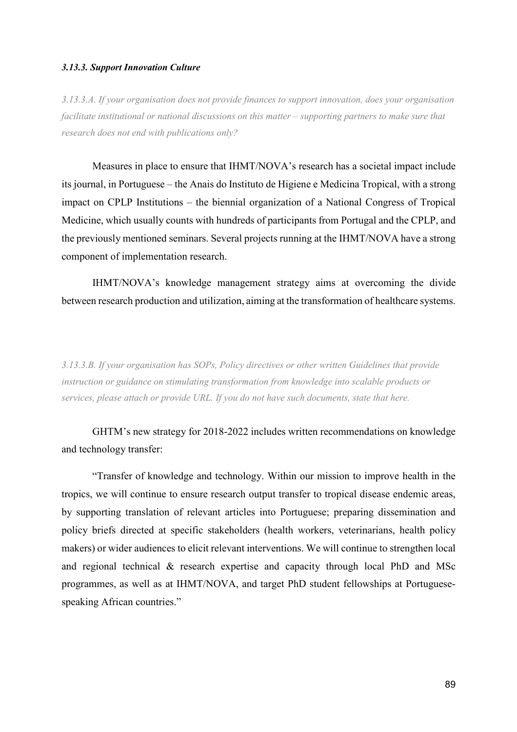### *3.13.3. Support Innovation Culture*

*3.13.3.A. If your organisation does not provide finances to support innovation, does your organisation facilitate institutional or national discussions on this matter – supporting partners to make sure that research does not end with publications only?*

Measures in place to ensure that IHMT/NOVA's research has a societal impact include its journal, in Portuguese – the Anais do Instituto de Higiene e Medicina Tropical, with a strong impact on CPLP Institutions – the biennial organization of a National Congress of Tropical Medicine, which usually counts with hundreds of participants from Portugal and the CPLP, and the previously mentioned seminars. Several projects running at the IHMT/NOVA have a strong component of implementation research.

IHMT/NOVA's knowledge management strategy aims at overcoming the divide between research production and utilization, aiming at the transformation of healthcare systems.

*3.13.3.B. If your organisation has SOPs, Policy directives or other written Guidelines that provide instruction or guidance on stimulating transformation from knowledge into scalable products or services, please attach or provide URL. If you do not have such documents, state that here.*

GHTM's new strategy for 2018-2022 includes written recommendations on knowledge and technology transfer:

"Transfer of knowledge and technology. Within our mission to improve health in the tropics, we will continue to ensure research output transfer to tropical disease endemic areas, by supporting translation of relevant articles into Portuguese; preparing dissemination and policy briefs directed at specific stakeholders (health workers, veterinarians, health policy makers) or wider audiences to elicit relevant interventions. We will continue to strengthen local and regional technical & research expertise and capacity through local PhD and MSc programmes, as well as at IHMT/NOVA, and target PhD student fellowships at Portuguese-speaking African countries."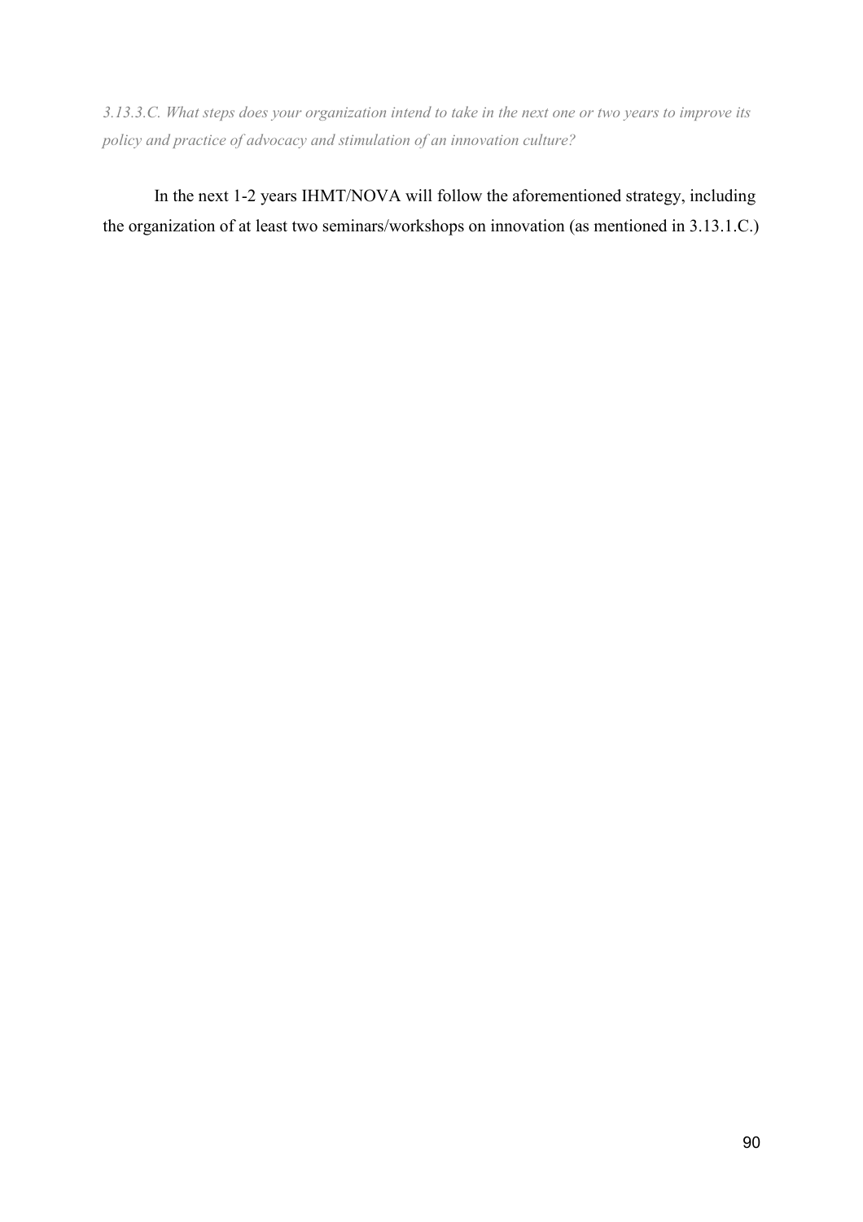*3.13.3.C. What steps does your organization intend to take in the next one or two years to improve its policy and practice of advocacy and stimulation of an innovation culture?*

In the next 1-2 years IHMT/NOVA will follow the aforementioned strategy, including the organization of at least two seminars/workshops on innovation (as mentioned in 3.13.1.C.)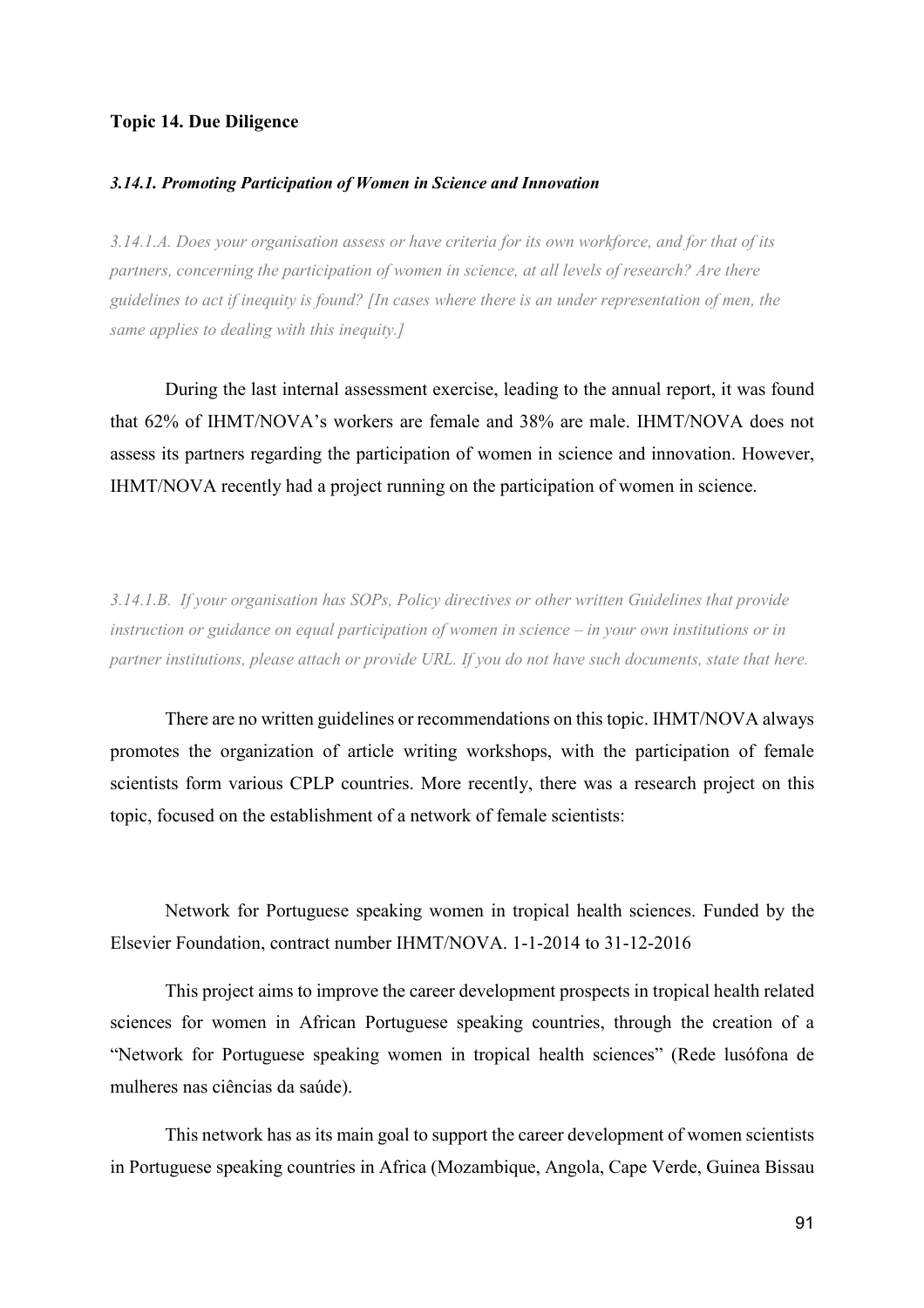**Topic 14. Due Diligence**

***3.14.1. Promoting Participation of Women in Science and Innovation***

*3.14.1.A. Does your organisation assess or have criteria for its own workforce, and for that of its partners, concerning the participation of women in science, at all levels of research? Are there guidelines to act if inequity is found? [In cases where there is an under representation of men, the same applies to dealing with this inequity.]*

During the last internal assessment exercise, leading to the annual report, it was found that 62% of IHMT/NOVA's workers are female and 38% are male. IHMT/NOVA does not assess its partners regarding the participation of women in science and innovation. However, IHMT/NOVA recently had a project running on the participation of women in science.

*3.14.1.B. If your organisation has SOPs, Policy directives or other written Guidelines that provide instruction or guidance on equal participation of women in science – in your own institutions or in partner institutions, please attach or provide URL. If you do not have such documents, state that here.*

There are no written guidelines or recommendations on this topic. IHMT/NOVA always promotes the organization of article writing workshops, with the participation of female scientists form various CPLP countries. More recently, there was a research project on this topic, focused on the establishment of a network of female scientists:

Network for Portuguese speaking women in tropical health sciences. Funded by the Elsevier Foundation, contract number IHMT/NOVA. 1-1-2014 to 31-12-2016

This project aims to improve the career development prospects in tropical health related sciences for women in African Portuguese speaking countries, through the creation of a "Network for Portuguese speaking women in tropical health sciences" (Rede lusófona de mulheres nas ciências da saúde).

This network has as its main goal to support the career development of women scientists in Portuguese speaking countries in Africa (Mozambique, Angola, Cape Verde, Guinea Bissau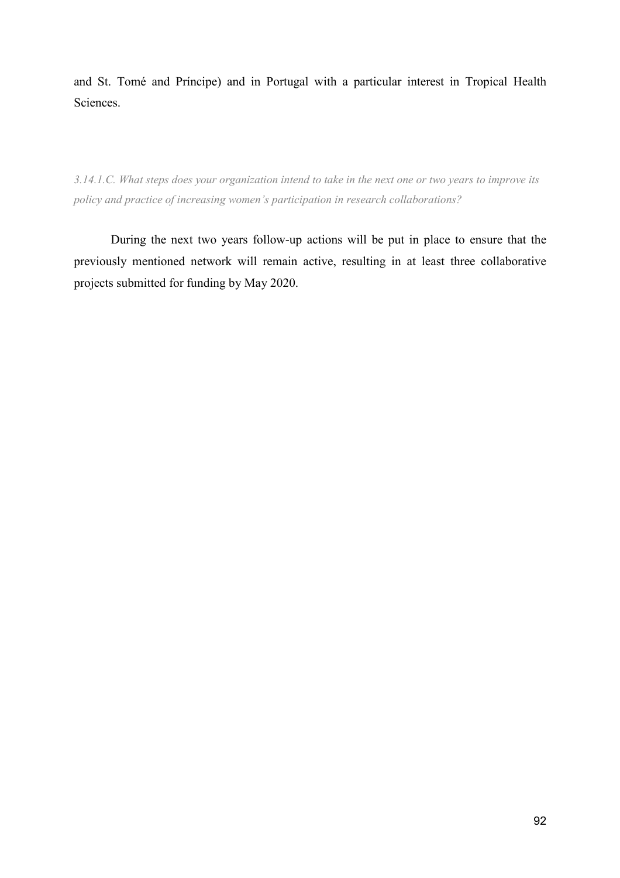and St. Tomé and Príncipe) and in Portugal with a particular interest in Tropical Health Sciences.

*3.14.1.C. What steps does your organization intend to take in the next one or two years to improve its policy and practice of increasing women's participation in research collaborations?*

During the next two years follow-up actions will be put in place to ensure that the previously mentioned network will remain active, resulting in at least three collaborative projects submitted for funding by May 2020.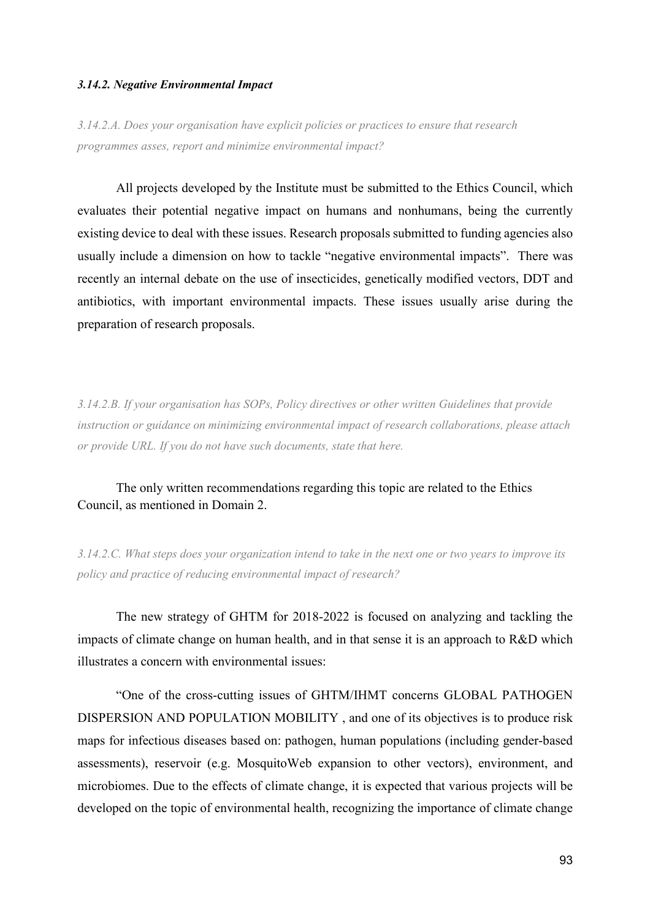#### *3.14.2. Negative Environmental Impact*

*3.14.2.A. Does your organisation have explicit policies or practices to ensure that research programmes asses, report and minimize environmental impact?*

All projects developed by the Institute must be submitted to the Ethics Council, which evaluates their potential negative impact on humans and nonhumans, being the currently existing device to deal with these issues. Research proposals submitted to funding agencies also usually include a dimension on how to tackle "negative environmental impacts". There was recently an internal debate on the use of insecticides, genetically modified vectors, DDT and antibiotics, with important environmental impacts. These issues usually arise during the preparation of research proposals.

*3.14.2.B. If your organisation has SOPs, Policy directives or other written Guidelines that provide instruction or guidance on minimizing environmental impact of research collaborations, please attach or provide URL. If you do not have such documents, state that here.*

The only written recommendations regarding this topic are related to the Ethics Council, as mentioned in Domain 2.

*3.14.2.C. What steps does your organization intend to take in the next one or two years to improve its policy and practice of reducing environmental impact of research?*

The new strategy of GHTM for 2018-2022 is focused on analyzing and tackling the impacts of climate change on human health, and in that sense it is an approach to R&D which illustrates a concern with environmental issues:

"One of the cross-cutting issues of GHTM/IHMT concerns GLOBAL PATHOGEN DISPERSION AND POPULATION MOBILITY , and one of its objectives is to produce risk maps for infectious diseases based on: pathogen, human populations (including gender-based assessments), reservoir (e.g. MosquitoWeb expansion to other vectors), environment, and microbiomes. Due to the effects of climate change, it is expected that various projects will be developed on the topic of environmental health, recognizing the importance of climate change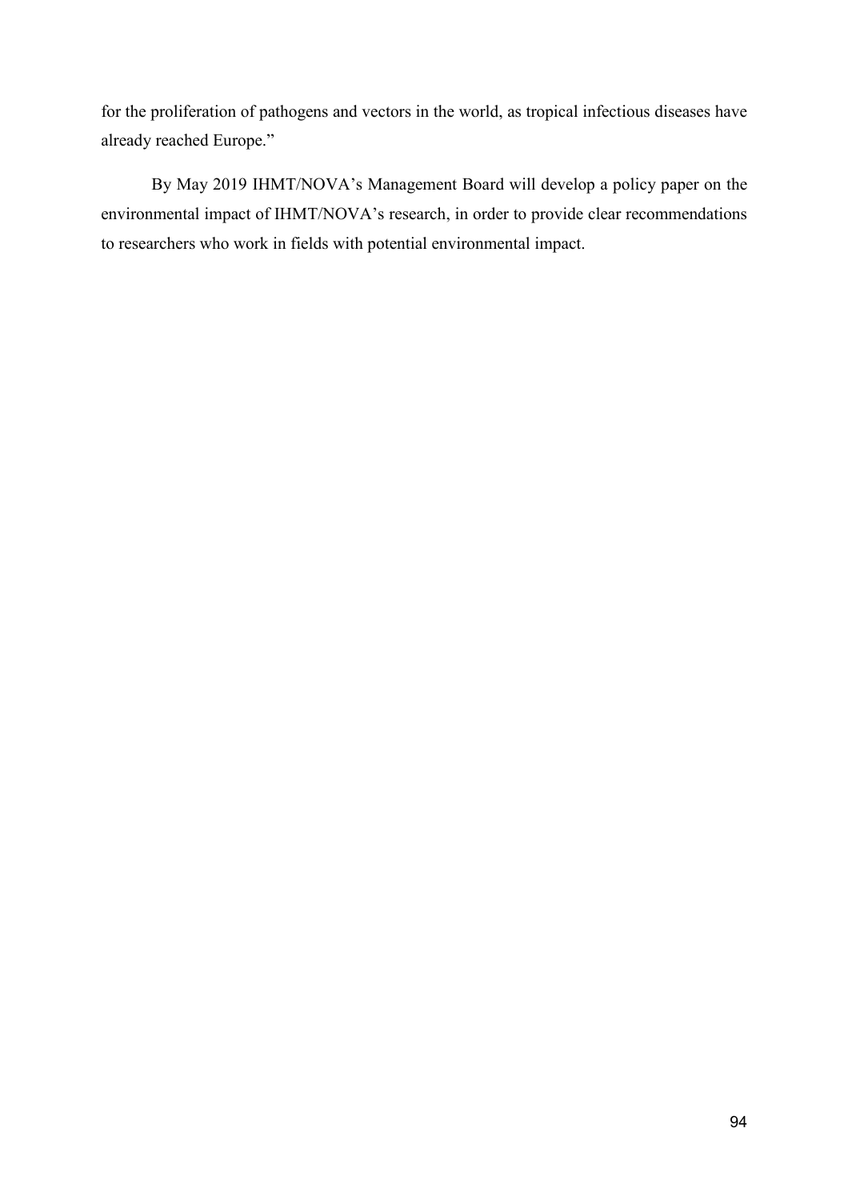for the proliferation of pathogens and vectors in the world, as tropical infectious diseases have already reached Europe."

By May 2019 IHMT/NOVA's Management Board will develop a policy paper on the environmental impact of IHMT/NOVA's research, in order to provide clear recommendations to researchers who work in fields with potential environmental impact.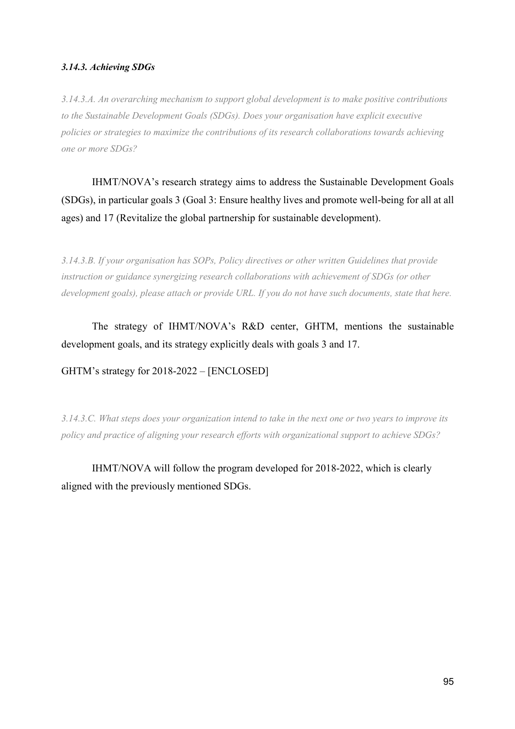### *3.14.3. Achieving SDGs*

*3.14.3.A. An overarching mechanism to support global development is to make positive contributions to the Sustainable Development Goals (SDGs). Does your organisation have explicit executive policies or strategies to maximize the contributions of its research collaborations towards achieving one or more SDGs?*

IHMT/NOVA's research strategy aims to address the Sustainable Development Goals (SDGs), in particular goals 3 (Goal 3: Ensure healthy lives and promote well-being for all at all ages) and 17 (Revitalize the global partnership for sustainable development).

*3.14.3.B. If your organisation has SOPs, Policy directives or other written Guidelines that provide instruction or guidance synergizing research collaborations with achievement of SDGs (or other development goals), please attach or provide URL. If you do not have such documents, state that here.*

The strategy of IHMT/NOVA's R&D center, GHTM, mentions the sustainable development goals, and its strategy explicitly deals with goals 3 and 17.

GHTM's strategy for 2018-2022 – [ENCLOSED]

*3.14.3.C. What steps does your organization intend to take in the next one or two years to improve its policy and practice of aligning your research efforts with organizational support to achieve SDGs?*

IHMT/NOVA will follow the program developed for 2018-2022, which is clearly aligned with the previously mentioned SDGs.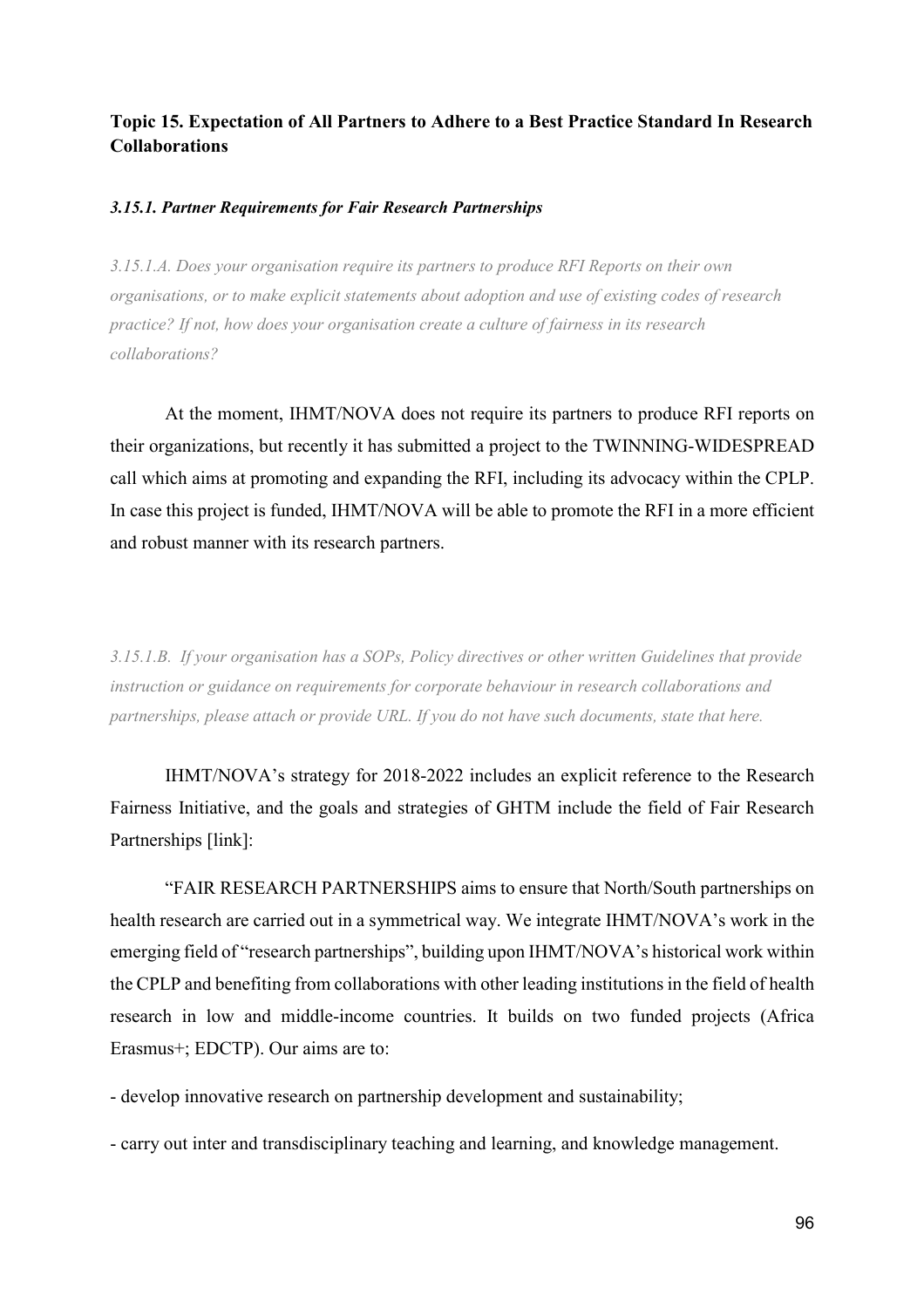## Topic 15. Expectation of All Partners to Adhere to a Best Practice Standard In Research Collaborations

### *3.15.1. Partner Requirements for Fair Research Partnerships*

*3.15.1.A. Does your organisation require its partners to produce RFI Reports on their own organisations, or to make explicit statements about adoption and use of existing codes of research practice? If not, how does your organisation create a culture of fairness in its research collaborations?*

At the moment, IHMT/NOVA does not require its partners to produce RFI reports on their organizations, but recently it has submitted a project to the TWINNING-WIDESPREAD call which aims at promoting and expanding the RFI, including its advocacy within the CPLP. In case this project is funded, IHMT/NOVA will be able to promote the RFI in a more efficient and robust manner with its research partners.

*3.15.1.B. If your organisation has a SOPs, Policy directives or other written Guidelines that provide instruction or guidance on requirements for corporate behaviour in research collaborations and partnerships, please attach or provide URL. If you do not have such documents, state that here.*

IHMT/NOVA's strategy for 2018-2022 includes an explicit reference to the Research Fairness Initiative, and the goals and strategies of GHTM include the field of Fair Research Partnerships [link]:

"FAIR RESEARCH PARTNERSHIPS aims to ensure that North/South partnerships on health research are carried out in a symmetrical way. We integrate IHMT/NOVA's work in the emerging field of "research partnerships", building upon IHMT/NOVA's historical work within the CPLP and benefiting from collaborations with other leading institutions in the field of health research in low and middle-income countries. It builds on two funded projects (Africa Erasmus+; EDCTP). Our aims are to:

- develop innovative research on partnership development and sustainability;
- carry out inter and transdisciplinary teaching and learning, and knowledge management.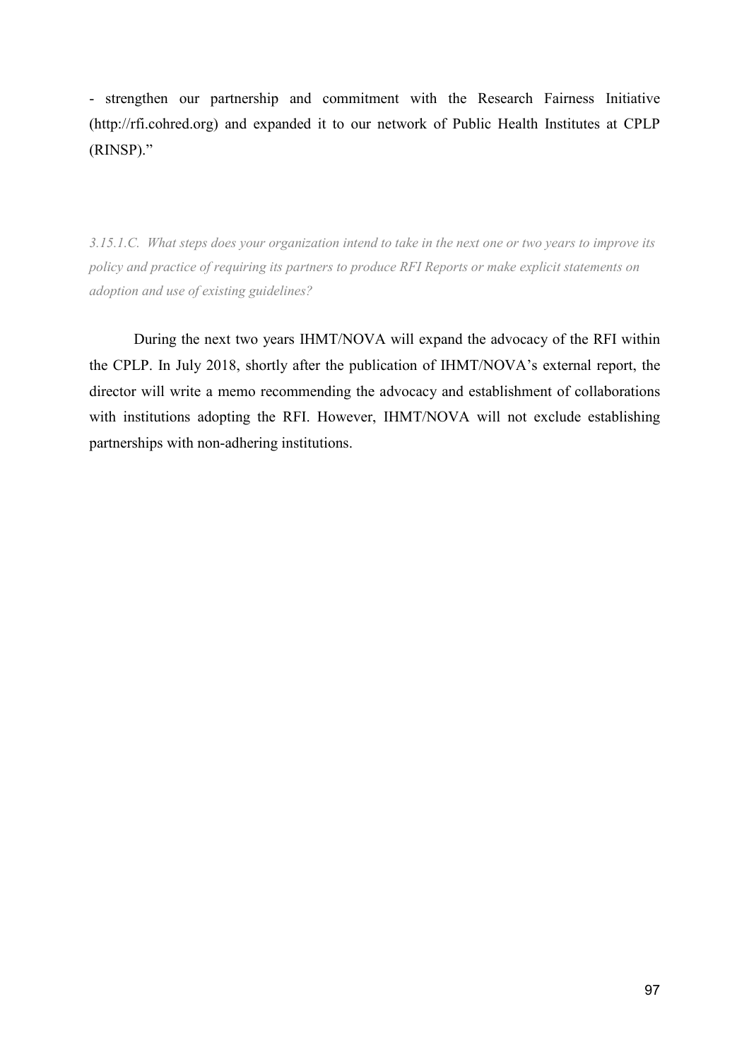- strengthen our partnership and commitment with the Research Fairness Initiative (http://rfi.cohred.org) and expanded it to our network of Public Health Institutes at CPLP (RINSP)."

*3.15.1.C. What steps does your organization intend to take in the next one or two years to improve its policy and practice of requiring its partners to produce RFI Reports or make explicit statements on adoption and use of existing guidelines?*

During the next two years IHMT/NOVA will expand the advocacy of the RFI within the CPLP. In July 2018, shortly after the publication of IHMT/NOVA's external report, the director will write a memo recommending the advocacy and establishment of collaborations with institutions adopting the RFI. However, IHMT/NOVA will not exclude establishing partnerships with non-adhering institutions.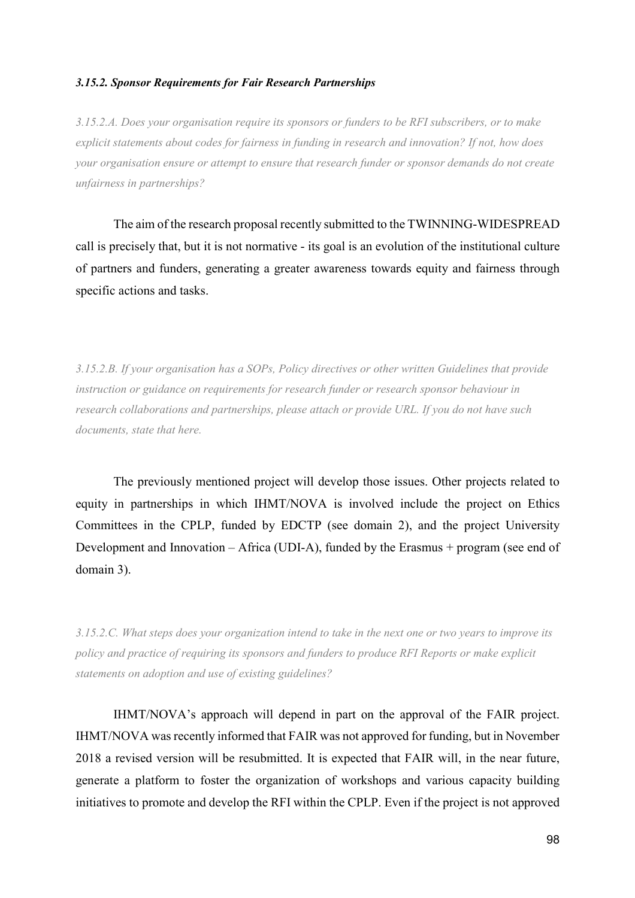### *3.15.2. Sponsor Requirements for Fair Research Partnerships*

*3.15.2.A. Does your organisation require its sponsors or funders to be RFI subscribers, or to make explicit statements about codes for fairness in funding in research and innovation? If not, how does your organisation ensure or attempt to ensure that research funder or sponsor demands do not create unfairness in partnerships?*

The aim of the research proposal recently submitted to the TWINNING-WIDESPREAD call is precisely that, but it is not normative - its goal is an evolution of the institutional culture of partners and funders, generating a greater awareness towards equity and fairness through specific actions and tasks.

*3.15.2.B. If your organisation has a SOPs, Policy directives or other written Guidelines that provide instruction or guidance on requirements for research funder or research sponsor behaviour in research collaborations and partnerships, please attach or provide URL. If you do not have such documents, state that here.*

The previously mentioned project will develop those issues. Other projects related to equity in partnerships in which IHMT/NOVA is involved include the project on Ethics Committees in the CPLP, funded by EDCTP (see domain 2), and the project University Development and Innovation – Africa (UDI-A), funded by the Erasmus + program (see end of domain 3).

*3.15.2.C. What steps does your organization intend to take in the next one or two years to improve its policy and practice of requiring its sponsors and funders to produce RFI Reports or make explicit statements on adoption and use of existing guidelines?*

IHMT/NOVA's approach will depend in part on the approval of the FAIR project. IHMT/NOVA was recently informed that FAIR was not approved for funding, but in November 2018 a revised version will be resubmitted. It is expected that FAIR will, in the near future, generate a platform to foster the organization of workshops and various capacity building initiatives to promote and develop the RFI within the CPLP. Even if the project is not approved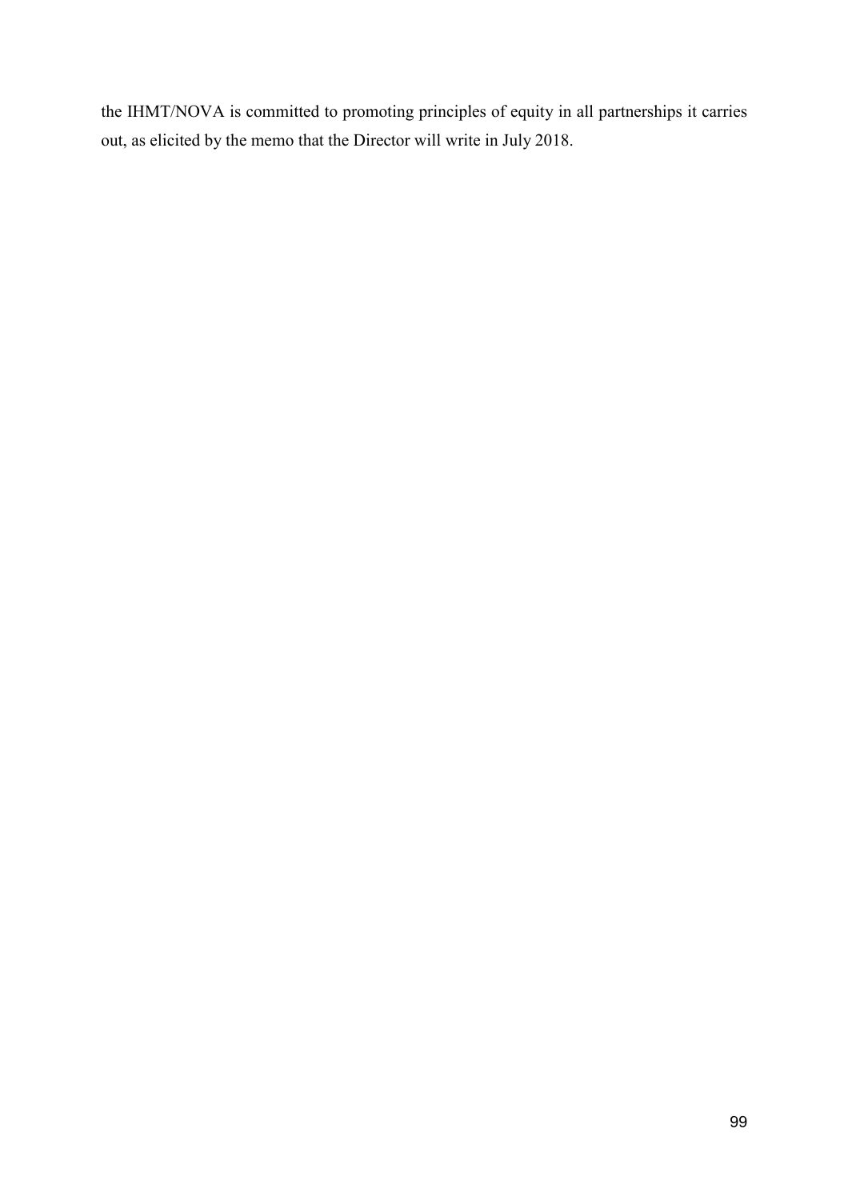the IHMT/NOVA is committed to promoting principles of equity in all partnerships it carries out, as elicited by the memo that the Director will write in July 2018.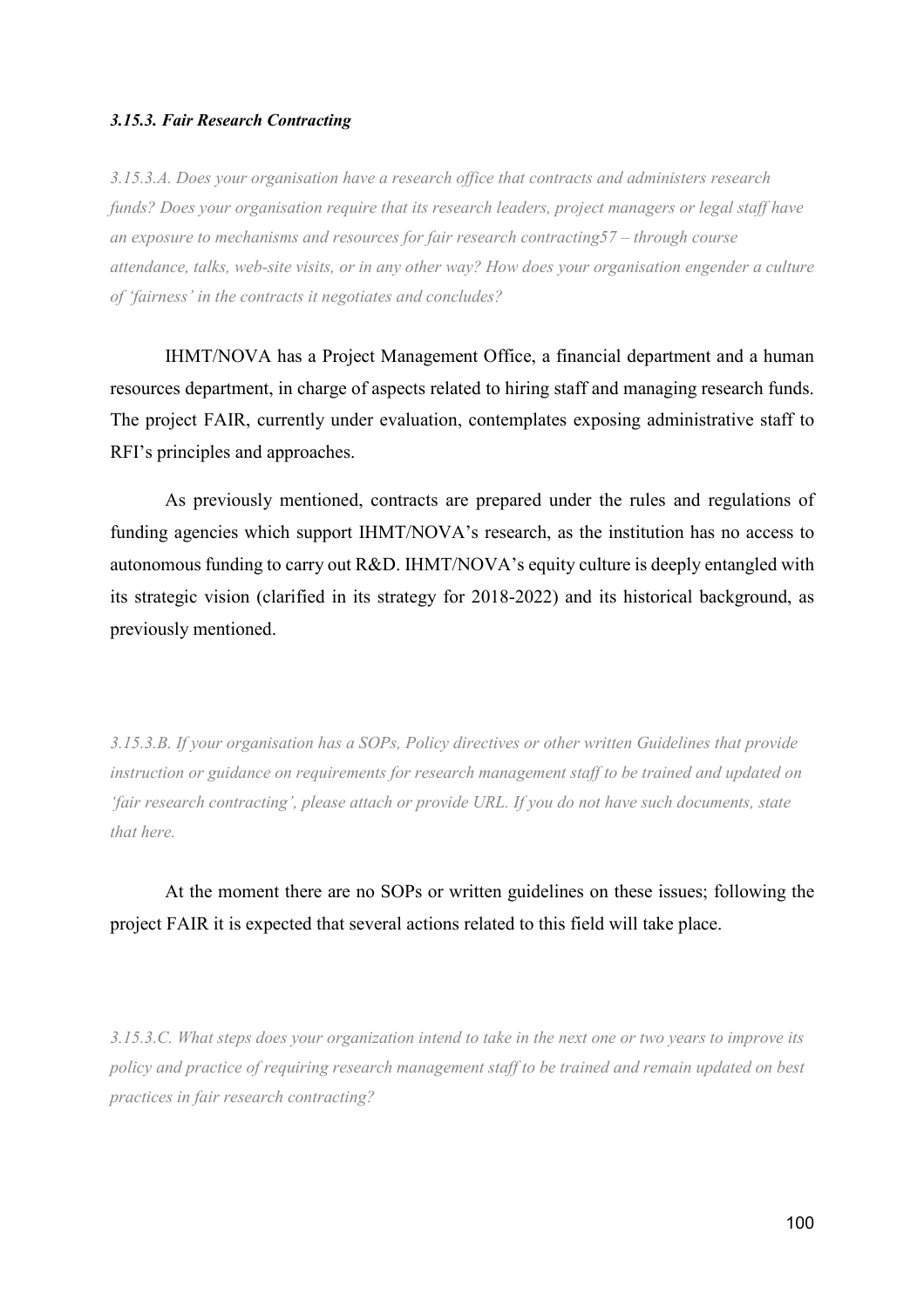### *3.15.3. Fair Research Contracting*

*3.15.3.A. Does your organisation have a research office that contracts and administers research funds? Does your organisation require that its research leaders, project managers or legal staff have an exposure to mechanisms and resources for fair research contracting57 – through course attendance, talks, web-site visits, or in any other way? How does your organisation engender a culture of 'fairness' in the contracts it negotiates and concludes?*

IHMT/NOVA has a Project Management Office, a financial department and a human resources department, in charge of aspects related to hiring staff and managing research funds. The project FAIR, currently under evaluation, contemplates exposing administrative staff to RFI's principles and approaches.

As previously mentioned, contracts are prepared under the rules and regulations of funding agencies which support IHMT/NOVA's research, as the institution has no access to autonomous funding to carry out R&D. IHMT/NOVA's equity culture is deeply entangled with its strategic vision (clarified in its strategy for 2018-2022) and its historical background, as previously mentioned.

*3.15.3.B. If your organisation has a SOPs, Policy directives or other written Guidelines that provide instruction or guidance on requirements for research management staff to be trained and updated on 'fair research contracting', please attach or provide URL. If you do not have such documents, state that here.*

At the moment there are no SOPs or written guidelines on these issues; following the project FAIR it is expected that several actions related to this field will take place.

*3.15.3.C. What steps does your organization intend to take in the next one or two years to improve its policy and practice of requiring research management staff to be trained and remain updated on best practices in fair research contracting?*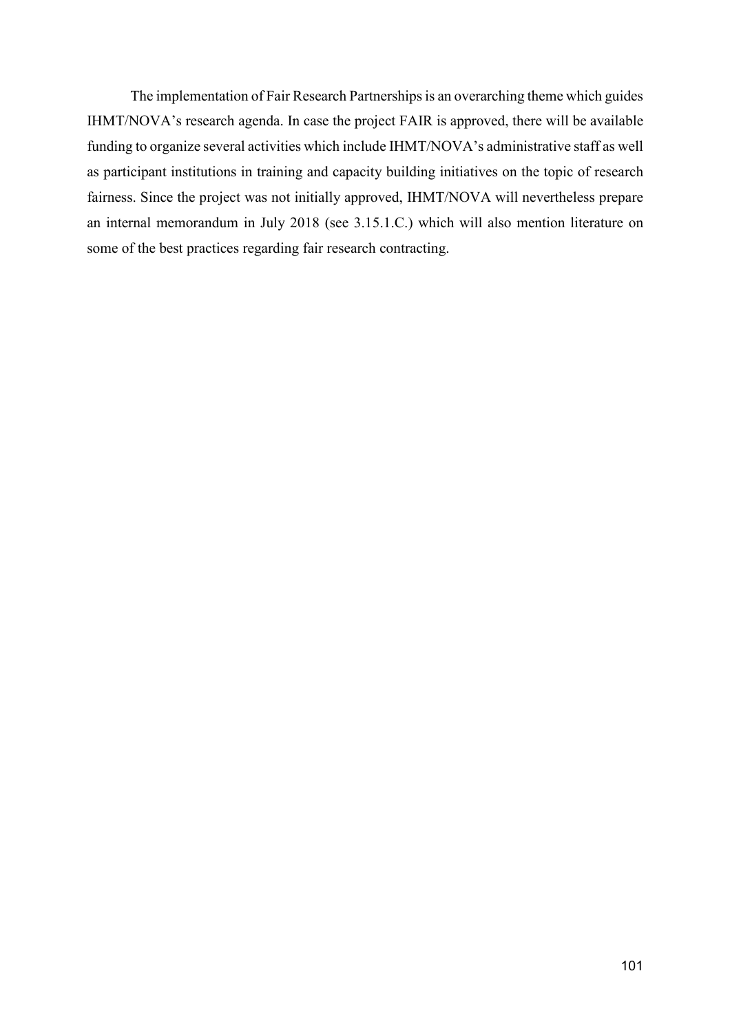The implementation of Fair Research Partnerships is an overarching theme which guides IHMT/NOVA's research agenda. In case the project FAIR is approved, there will be available funding to organize several activities which include IHMT/NOVA's administrative staff as well as participant institutions in training and capacity building initiatives on the topic of research fairness. Since the project was not initially approved, IHMT/NOVA will nevertheless prepare an internal memorandum in July 2018 (see 3.15.1.C.) which will also mention literature on some of the best practices regarding fair research contracting.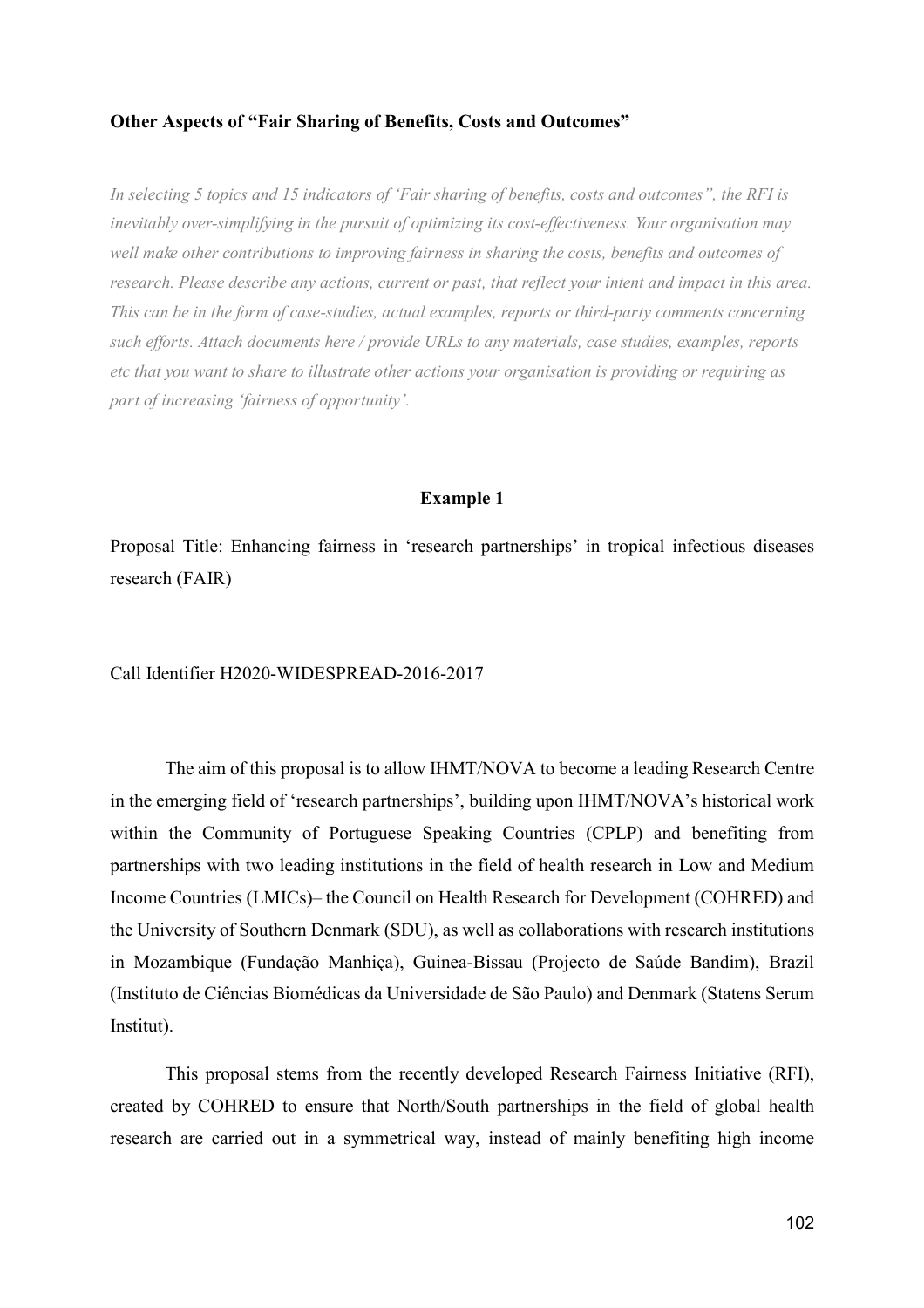**Other Aspects of "Fair Sharing of Benefits, Costs and Outcomes"**

*In selecting 5 topics and 15 indicators of 'Fair sharing of benefits, costs and outcomes", the RFI is inevitably over-simplifying in the pursuit of optimizing its cost-effectiveness. Your organisation may well make other contributions to improving fairness in sharing the costs, benefits and outcomes of research. Please describe any actions, current or past, that reflect your intent and impact in this area. This can be in the form of case-studies, actual examples, reports or third-party comments concerning such efforts. Attach documents here / provide URLs to any materials, case studies, examples, reports etc that you want to share to illustrate other actions your organisation is providing or requiring as part of increasing 'fairness of opportunity'.*

**Example 1**

Proposal Title: Enhancing fairness in 'research partnerships' in tropical infectious diseases research (FAIR)

Call Identifier H2020-WIDESPREAD-2016-2017

The aim of this proposal is to allow IHMT/NOVA to become a leading Research Centre in the emerging field of 'research partnerships', building upon IHMT/NOVA's historical work within the Community of Portuguese Speaking Countries (CPLP) and benefiting from partnerships with two leading institutions in the field of health research in Low and Medium Income Countries (LMICs)– the Council on Health Research for Development (COHRED) and the University of Southern Denmark (SDU), as well as collaborations with research institutions in Mozambique (Fundação Manhiça), Guinea-Bissau (Projecto de Saúde Bandim), Brazil (Instituto de Ciências Biomédicas da Universidade de São Paulo) and Denmark (Statens Serum Institut).

This proposal stems from the recently developed Research Fairness Initiative (RFI), created by COHRED to ensure that North/South partnerships in the field of global health research are carried out in a symmetrical way, instead of mainly benefiting high income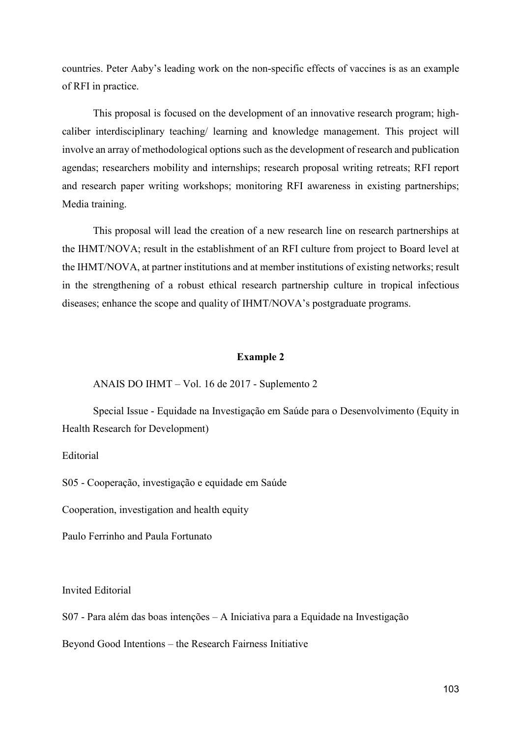countries. Peter Aaby's leading work on the non-specific effects of vaccines is as an example of RFI in practice.

This proposal is focused on the development of an innovative research program; high-caliber interdisciplinary teaching/ learning and knowledge management. This project will involve an array of methodological options such as the development of research and publication agendas; researchers mobility and internships; research proposal writing retreats; RFI report and research paper writing workshops; monitoring RFI awareness in existing partnerships; Media training.

This proposal will lead the creation of a new research line on research partnerships at the IHMT/NOVA; result in the establishment of an RFI culture from project to Board level at the IHMT/NOVA, at partner institutions and at member institutions of existing networks; result in the strengthening of a robust ethical research partnership culture in tropical infectious diseases; enhance the scope and quality of IHMT/NOVA's postgraduate programs.

**Example 2**

ANAIS DO IHMT – Vol. 16 de 2017 - Suplemento 2

Special Issue - Equidade na Investigação em Saúde para o Desenvolvimento (Equity in Health Research for Development)

Editorial

S05 - Cooperação, investigação e equidade em Saúde

Cooperation, investigation and health equity

Paulo Ferrinho and Paula Fortunato

Invited Editorial

S07 - Para além das boas intenções – A Iniciativa para a Equidade na Investigação

Beyond Good Intentions – the Research Fairness Initiative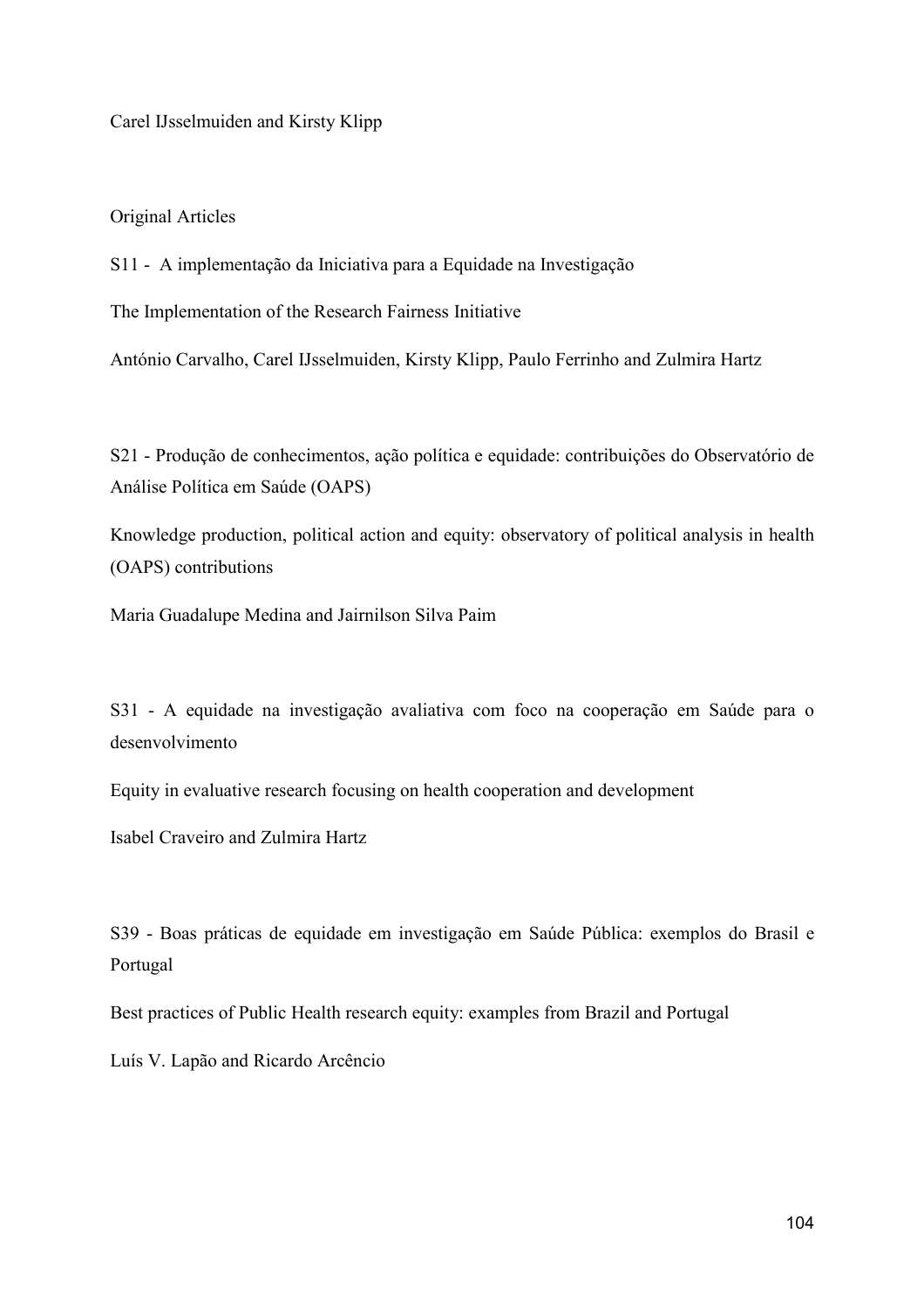Carel IJsselmuiden and Kirsty Klipp

Original Articles

S11 - A implementação da Iniciativa para a Equidade na Investigação

The Implementation of the Research Fairness Initiative

António Carvalho, Carel IJsselmuiden, Kirsty Klipp, Paulo Ferrinho and Zulmira Hartz

S21 - Produção de conhecimentos, ação política e equidade: contribuições do Observatório de Análise Política em Saúde (OAPS)

Knowledge production, political action and equity: observatory of political analysis in health (OAPS) contributions

Maria Guadalupe Medina and Jairnilson Silva Paim

S31 - A equidade na investigação avaliativa com foco na cooperação em Saúde para o desenvolvimento

Equity in evaluative research focusing on health cooperation and development

Isabel Craveiro and Zulmira Hartz

S39 - Boas práticas de equidade em investigação em Saúde Pública: exemplos do Brasil e Portugal

Best practices of Public Health research equity: examples from Brazil and Portugal

Luís V. Lapão and Ricardo Arcêncio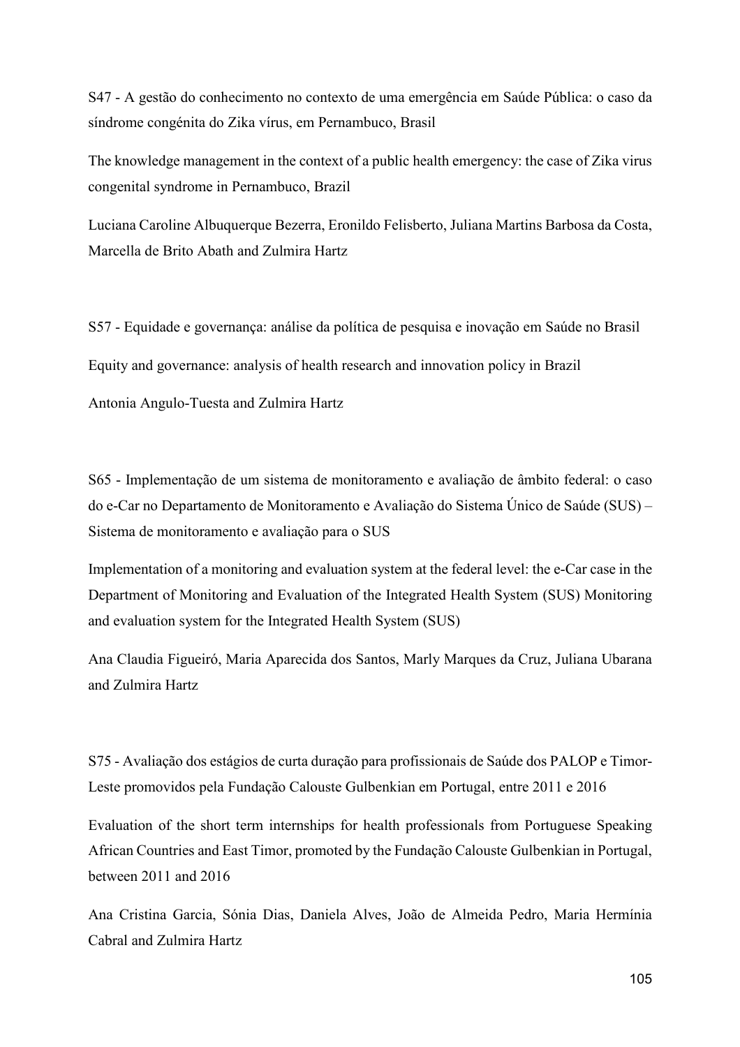S47 - A gestão do conhecimento no contexto de uma emergência em Saúde Pública: o caso da síndrome congénita do Zika vírus, em Pernambuco, Brasil

The knowledge management in the context of a public health emergency: the case of Zika virus congenital syndrome in Pernambuco, Brazil

Luciana Caroline Albuquerque Bezerra, Eronildo Felisberto, Juliana Martins Barbosa da Costa, Marcella de Brito Abath and Zulmira Hartz

S57 - Equidade e governança: análise da política de pesquisa e inovação em Saúde no Brasil

Equity and governance: analysis of health research and innovation policy in Brazil

Antonia Angulo-Tuesta and Zulmira Hartz

S65 - Implementação de um sistema de monitoramento e avaliação de âmbito federal: o caso do e-Car no Departamento de Monitoramento e Avaliação do Sistema Único de Saúde (SUS) – Sistema de monitoramento e avaliação para o SUS

Implementation of a monitoring and evaluation system at the federal level: the e-Car case in the Department of Monitoring and Evaluation of the Integrated Health System (SUS) Monitoring and evaluation system for the Integrated Health System (SUS)

Ana Claudia Figueiró, Maria Aparecida dos Santos, Marly Marques da Cruz, Juliana Ubarana and Zulmira Hartz

S75 - Avaliação dos estágios de curta duração para profissionais de Saúde dos PALOP e Timor-Leste promovidos pela Fundação Calouste Gulbenkian em Portugal, entre 2011 e 2016

Evaluation of the short term internships for health professionals from Portuguese Speaking African Countries and East Timor, promoted by the Fundação Calouste Gulbenkian in Portugal, between 2011 and 2016

Ana Cristina Garcia, Sónia Dias, Daniela Alves, João de Almeida Pedro, Maria Hermínia Cabral and Zulmira Hartz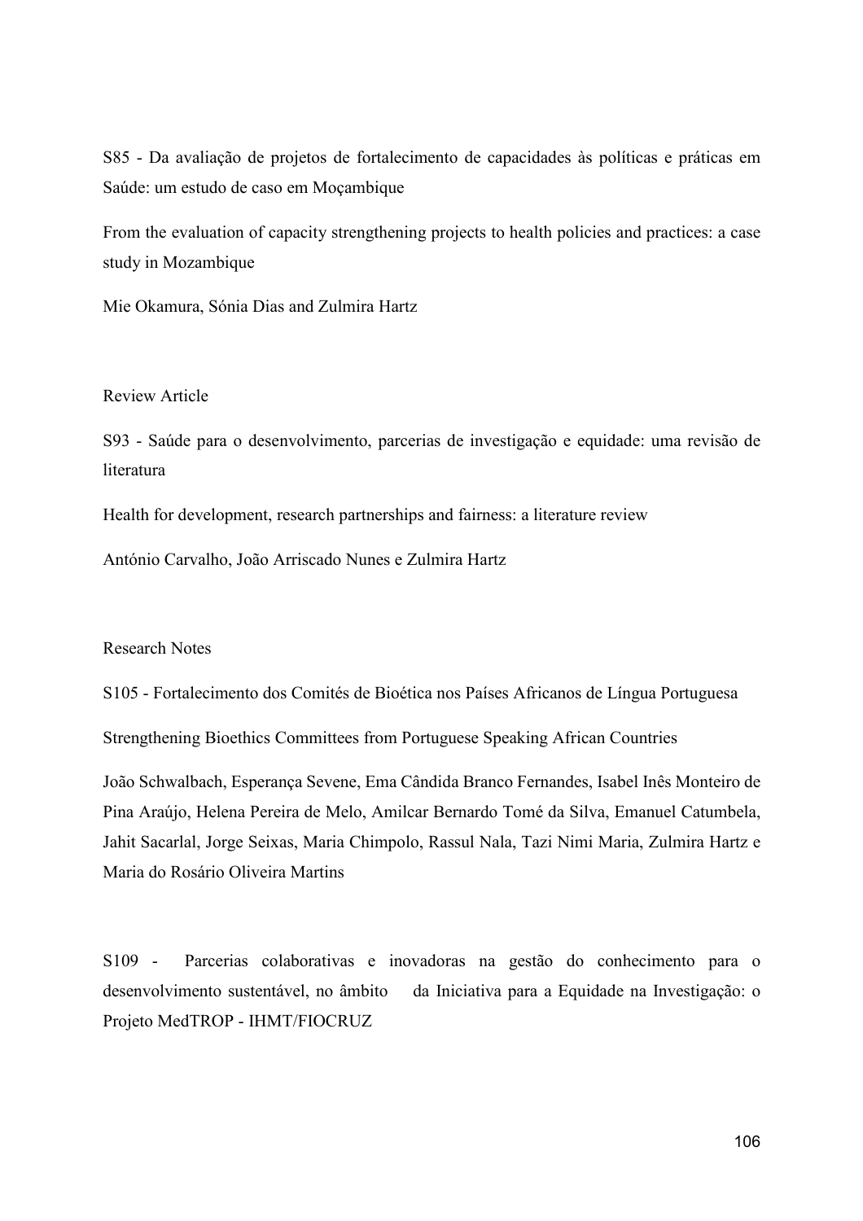S85 - Da avaliação de projetos de fortalecimento de capacidades às políticas e práticas em Saúde: um estudo de caso em Moçambique

From the evaluation of capacity strengthening projects to health policies and practices: a case study in Mozambique

Mie Okamura, Sónia Dias and Zulmira Hartz

## Review Article

S93 - Saúde para o desenvolvimento, parcerias de investigação e equidade: uma revisão de literatura

Health for development, research partnerships and fairness: a literature review

António Carvalho, João Arriscado Nunes e Zulmira Hartz

## Research Notes

S105 - Fortalecimento dos Comités de Bioética nos Países Africanos de Língua Portuguesa

Strengthening Bioethics Committees from Portuguese Speaking African Countries

João Schwalbach, Esperança Sevene, Ema Cândida Branco Fernandes, Isabel Inês Monteiro de Pina Araújo, Helena Pereira de Melo, Amilcar Bernardo Tomé da Silva, Emanuel Catumbela, Jahit Sacarlal, Jorge Seixas, Maria Chimpolo, Rassul Nala, Tazi Nimi Maria, Zulmira Hartz e Maria do Rosário Oliveira Martins

S109 - Parcerias colaborativas e inovadoras na gestão do conhecimento para o desenvolvimento sustentável, no âmbito da Iniciativa para a Equidade na Investigação: o Projeto MedTROP - IHMT/FIOCRUZ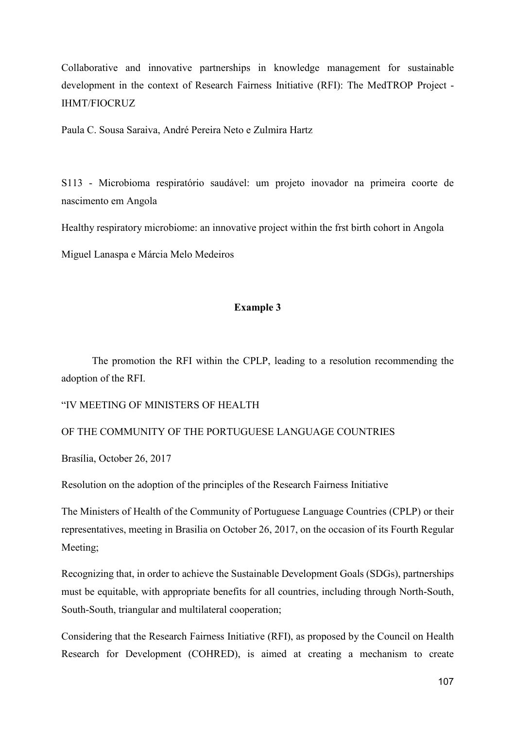Collaborative and innovative partnerships in knowledge management for sustainable development in the context of Research Fairness Initiative (RFI): The MedTROP Project - IHMT/FIOCRUZ

Paula C. Sousa Saraiva, André Pereira Neto e Zulmira Hartz

S113 - Microbioma respiratório saudável: um projeto inovador na primeira coorte de nascimento em Angola

Healthy respiratory microbiome: an innovative project within the frst birth cohort in Angola

Miguel Lanaspa e Márcia Melo Medeiros

**Example 3**

The promotion the RFI within the CPLP, leading to a resolution recommending the adoption of the RFI.

"IV MEETING OF MINISTERS OF HEALTH

OF THE COMMUNITY OF THE PORTUGUESE LANGUAGE COUNTRIES

Brasília, October 26, 2017

Resolution on the adoption of the principles of the Research Fairness Initiative

The Ministers of Health of the Community of Portuguese Language Countries (CPLP) or their representatives, meeting in Brasilia on October 26, 2017, on the occasion of its Fourth Regular Meeting;

Recognizing that, in order to achieve the Sustainable Development Goals (SDGs), partnerships must be equitable, with appropriate benefits for all countries, including through North-South, South-South, triangular and multilateral cooperation;

Considering that the Research Fairness Initiative (RFI), as proposed by the Council on Health Research for Development (COHRED), is aimed at creating a mechanism to create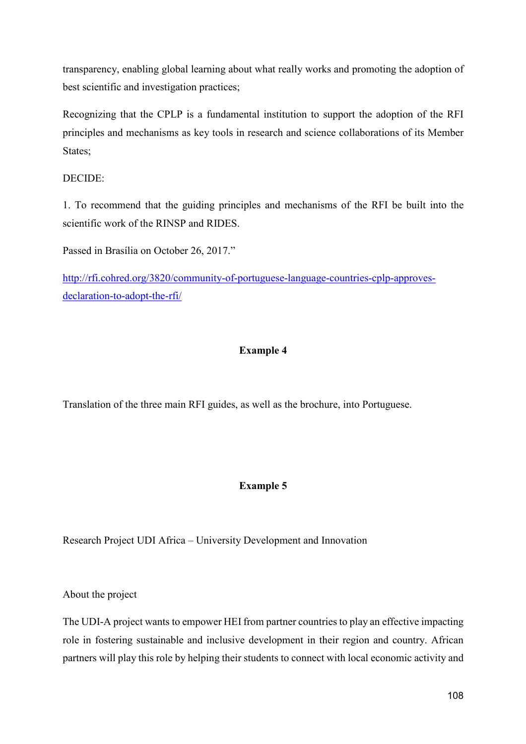transparency, enabling global learning about what really works and promoting the adoption of best scientific and investigation practices;

Recognizing that the CPLP is a fundamental institution to support the adoption of the RFI principles and mechanisms as key tools in research and science collaborations of its Member States;

DECIDE:

1. To recommend that the guiding principles and mechanisms of the RFI be built into the scientific work of the RINSP and RIDES.

Passed in Brasília on October 26, 2017."

http://rfi.cohred.org/3820/community-of-portuguese-language-countries-cplp-approves-declaration-to-adopt-the-rfi/

**Example 4**

Translation of the three main RFI guides, as well as the brochure, into Portuguese.

**Example 5**

Research Project UDI Africa – University Development and Innovation

About the project

The UDI-A project wants to empower HEI from partner countries to play an effective impacting role in fostering sustainable and inclusive development in their region and country. African partners will play this role by helping their students to connect with local economic activity and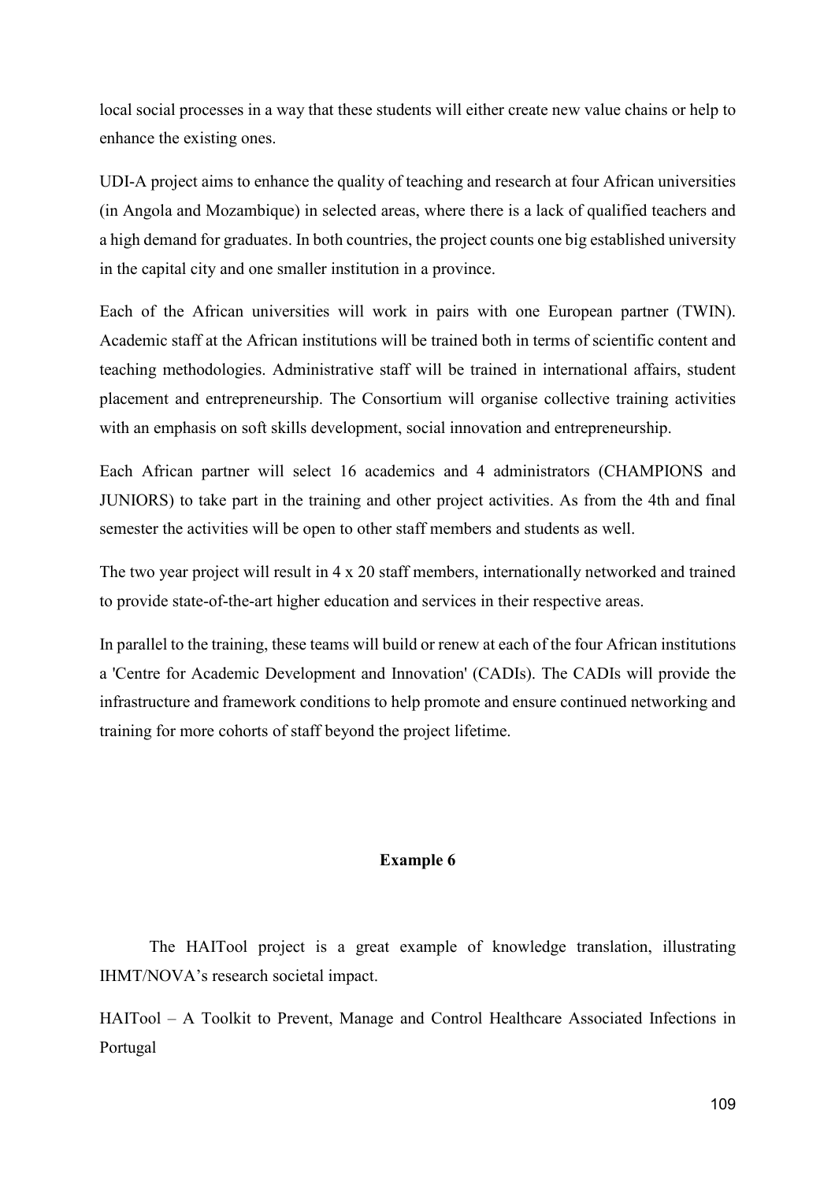local social processes in a way that these students will either create new value chains or help to enhance the existing ones.

UDI-A project aims to enhance the quality of teaching and research at four African universities (in Angola and Mozambique) in selected areas, where there is a lack of qualified teachers and a high demand for graduates. In both countries, the project counts one big established university in the capital city and one smaller institution in a province.

Each of the African universities will work in pairs with one European partner (TWIN). Academic staff at the African institutions will be trained both in terms of scientific content and teaching methodologies. Administrative staff will be trained in international affairs, student placement and entrepreneurship. The Consortium will organise collective training activities with an emphasis on soft skills development, social innovation and entrepreneurship.

Each African partner will select 16 academics and 4 administrators (CHAMPIONS and JUNIORS) to take part in the training and other project activities. As from the 4th and final semester the activities will be open to other staff members and students as well.

The two year project will result in 4 x 20 staff members, internationally networked and trained to provide state-of-the-art higher education and services in their respective areas.

In parallel to the training, these teams will build or renew at each of the four African institutions a 'Centre for Academic Development and Innovation' (CADIs). The CADIs will provide the infrastructure and framework conditions to help promote and ensure continued networking and training for more cohorts of staff beyond the project lifetime.

**Example 6**

The HAITool project is a great example of knowledge translation, illustrating IHMT/NOVA's research societal impact.

HAITool – A Toolkit to Prevent, Manage and Control Healthcare Associated Infections in Portugal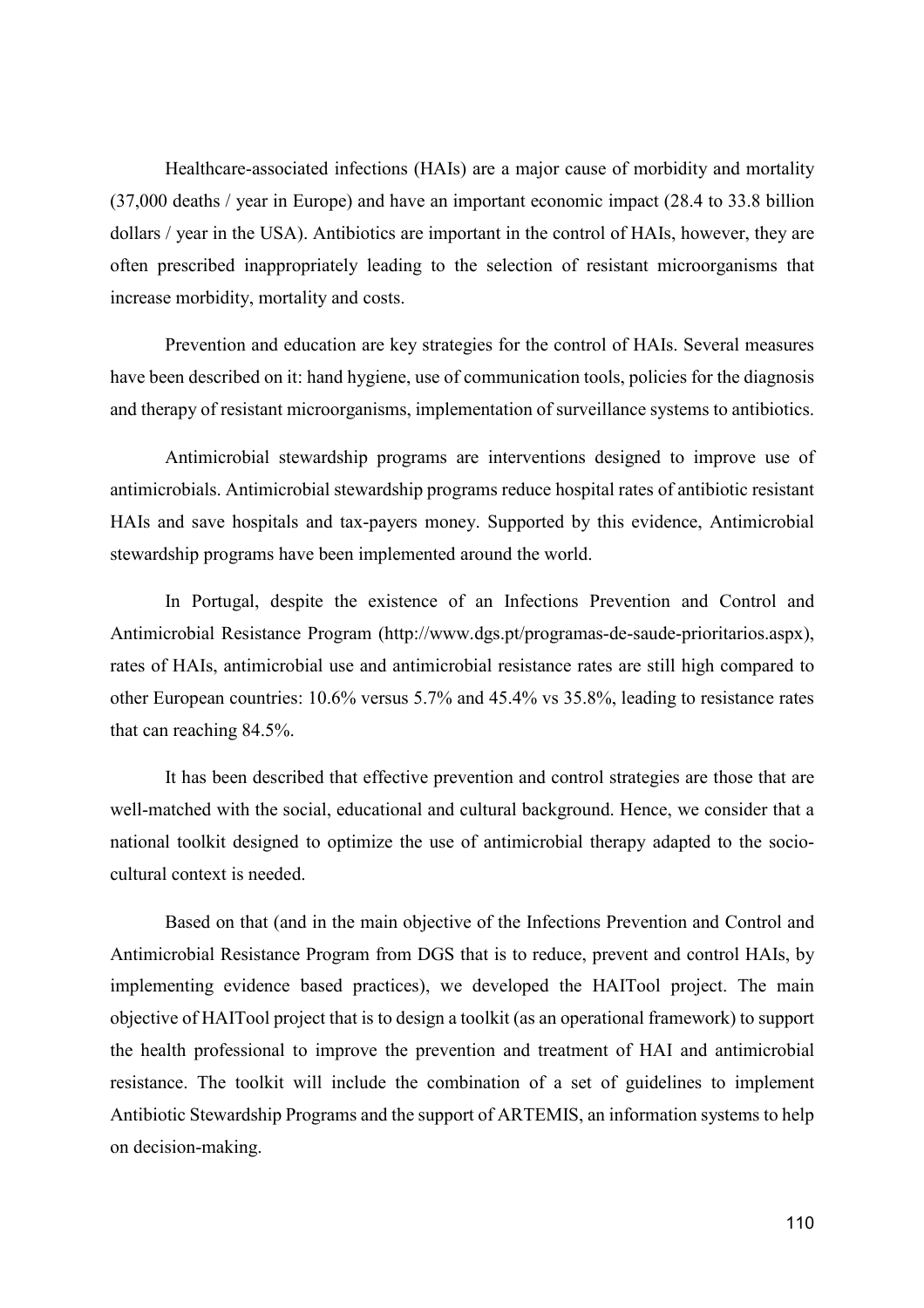Healthcare-associated infections (HAIs) are a major cause of morbidity and mortality (37,000 deaths / year in Europe) and have an important economic impact (28.4 to 33.8 billion dollars / year in the USA). Antibiotics are important in the control of HAIs, however, they are often prescribed inappropriately leading to the selection of resistant microorganisms that increase morbidity, mortality and costs.

Prevention and education are key strategies for the control of HAIs. Several measures have been described on it: hand hygiene, use of communication tools, policies for the diagnosis and therapy of resistant microorganisms, implementation of surveillance systems to antibiotics.

Antimicrobial stewardship programs are interventions designed to improve use of antimicrobials. Antimicrobial stewardship programs reduce hospital rates of antibiotic resistant HAIs and save hospitals and tax-payers money. Supported by this evidence, Antimicrobial stewardship programs have been implemented around the world.

In Portugal, despite the existence of an Infections Prevention and Control and Antimicrobial Resistance Program (http://www.dgs.pt/programas-de-saude-prioritarios.aspx), rates of HAIs, antimicrobial use and antimicrobial resistance rates are still high compared to other European countries: 10.6% versus 5.7% and 45.4% vs 35.8%, leading to resistance rates that can reaching 84.5%.

It has been described that effective prevention and control strategies are those that are well-matched with the social, educational and cultural background. Hence, we consider that a national toolkit designed to optimize the use of antimicrobial therapy adapted to the socio-cultural context is needed.

Based on that (and in the main objective of the Infections Prevention and Control and Antimicrobial Resistance Program from DGS that is to reduce, prevent and control HAIs, by implementing evidence based practices), we developed the HAITool project. The main objective of HAITool project that is to design a toolkit (as an operational framework) to support the health professional to improve the prevention and treatment of HAI and antimicrobial resistance. The toolkit will include the combination of a set of guidelines to implement Antibiotic Stewardship Programs and the support of ARTEMIS, an information systems to help on decision-making.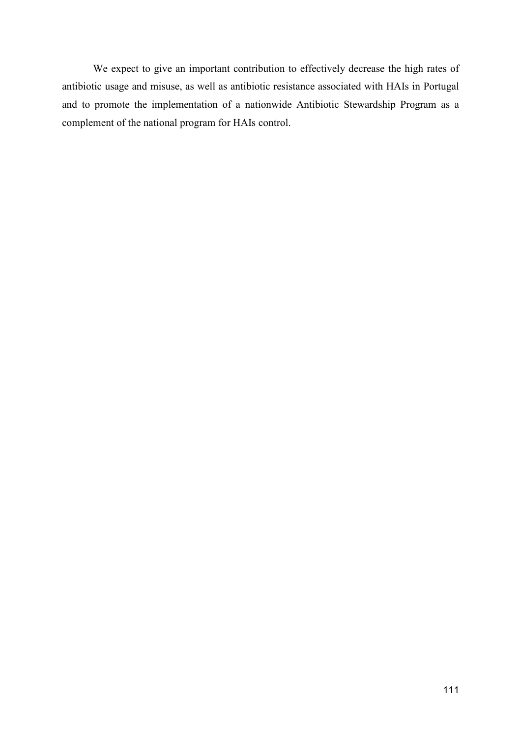We expect to give an important contribution to effectively decrease the high rates of antibiotic usage and misuse, as well as antibiotic resistance associated with HAIs in Portugal and to promote the implementation of a nationwide Antibiotic Stewardship Program as a complement of the national program for HAIs control.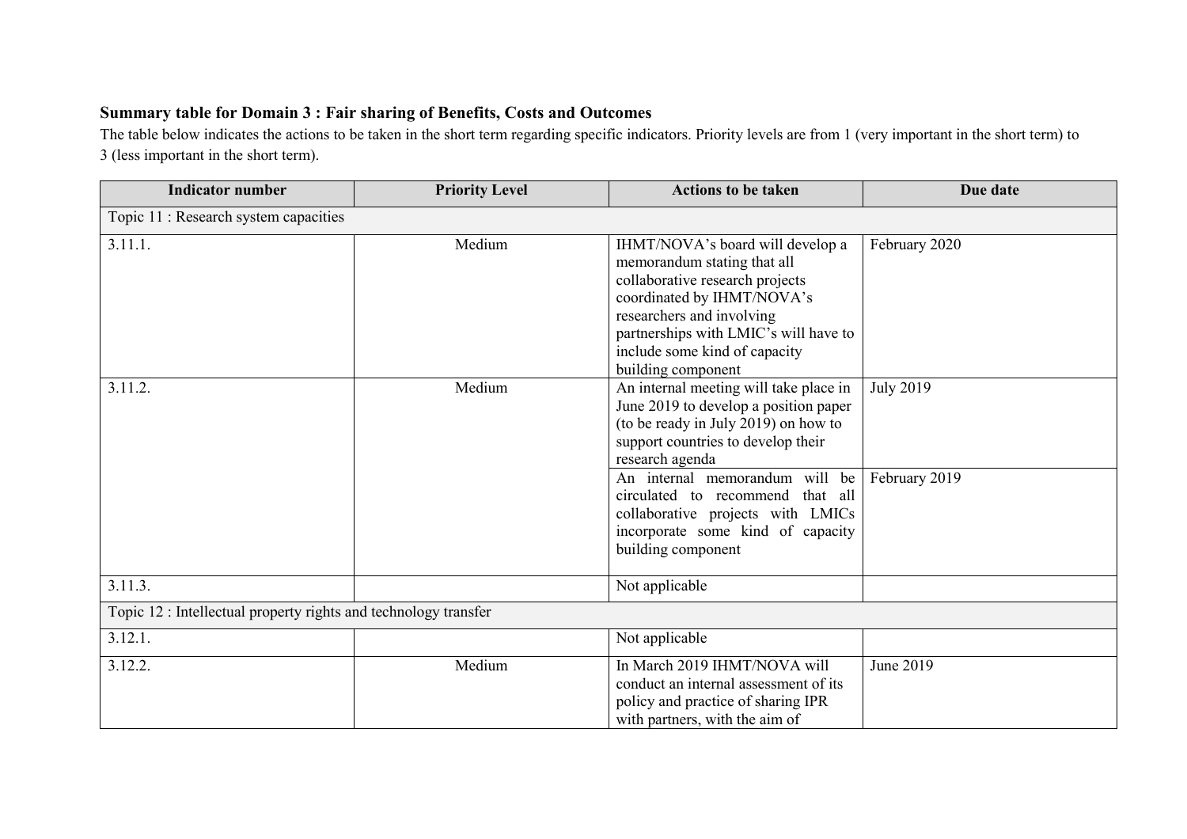**Summary table for Domain 3 : Fair sharing of Benefits, Costs and Outcomes**

The table below indicates the actions to be taken in the short term regarding specific indicators. Priority levels are from 1 (very important in the short term) to 3 (less important in the short term).

| Indicator number | Priority Level | Actions to be taken | Due date |
|---|---|---|---|
| Topic 11 : Research system capacities | | | |
| 3.11.1. | Medium | IHMT/NOVA's board will develop a memorandum stating that all collaborative research projects coordinated by IHMT/NOVA's researchers and involving partnerships with LMIC's will have to include some kind of capacity building component | February 2020 |
| 3.11.2. | Medium | An internal meeting will take place in June 2019 to develop a position paper (to be ready in July 2019) on how to support countries to develop their research agenda | July 2019 |
| | | An internal memorandum will be circulated to recommend that all collaborative projects with LMICs incorporate some kind of capacity building component | February 2019 |
| 3.11.3. | | Not applicable | |
| Topic 12 : Intellectual property rights and technology transfer | | | |
| 3.12.1. | | Not applicable | |
| 3.12.2. | Medium | In March 2019 IHMT/NOVA will conduct an internal assessment of its policy and practice of sharing IPR with partners, with the aim of | June 2019 |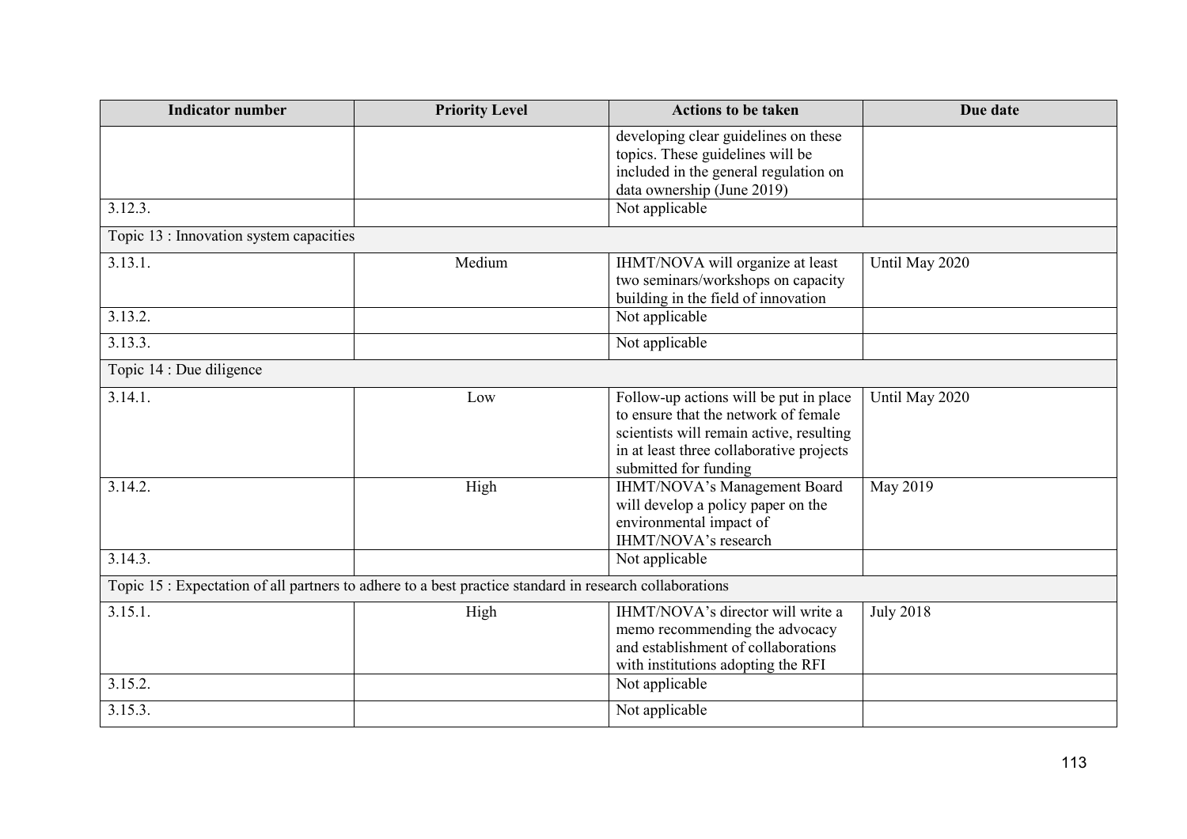| Indicator number | Priority Level | Actions to be taken | Due date |
|---|---|---|---|
| | | developing clear guidelines on these topics. These guidelines will be included in the general regulation on data ownership (June 2019) | |
| 3.12.3. | | Not applicable | |
| Topic 13 : Innovation system capacities | | | |
| 3.13.1. | Medium | IHMT/NOVA will organize at least two seminars/workshops on capacity building in the field of innovation | Until May 2020 |
| 3.13.2. | | Not applicable | |
| 3.13.3. | | Not applicable | |
| Topic 14 : Due diligence | | | |
| 3.14.1. | Low | Follow-up actions will be put in place to ensure that the network of female scientists will remain active, resulting in at least three collaborative projects submitted for funding | Until May 2020 |
| 3.14.2. | High | IHMT/NOVA's Management Board will develop a policy paper on the environmental impact of IHMT/NOVA's research | May 2019 |
| 3.14.3. | | Not applicable | |
| Topic 15 : Expectation of all partners to adhere to a best practice standard in research collaborations | | | |
| 3.15.1. | High | IHMT/NOVA's director will write a memo recommending the advocacy and establishment of collaborations with institutions adopting the RFI | July 2018 |
| 3.15.2. | | Not applicable | |
| 3.15.3. | | Not applicable | |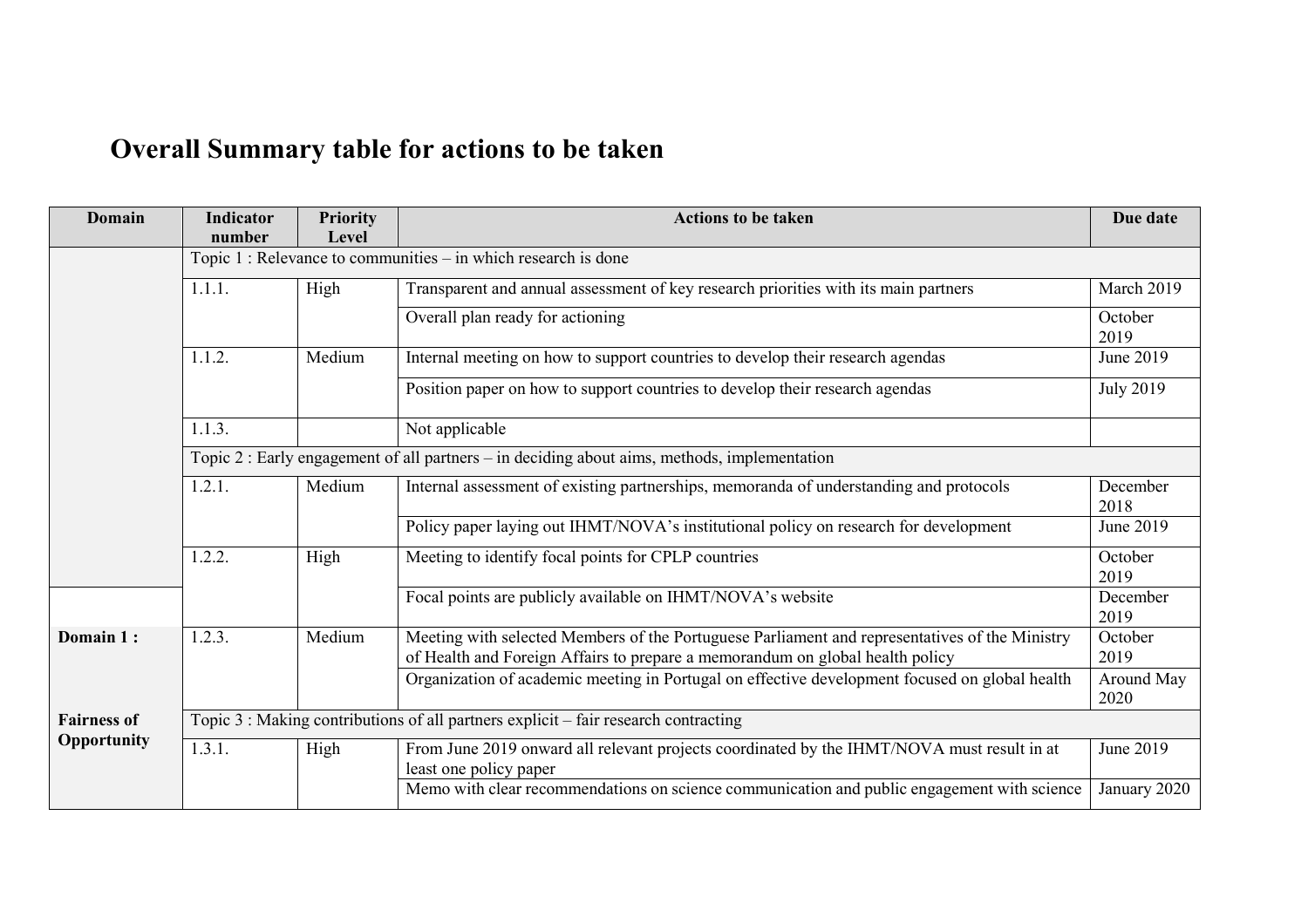# Overall Summary table for actions to be taken

| Domain | Indicator number | Priority Level | Actions to be taken | Due date |
|---|---|---|---|---|
| | Topic 1 : Relevance to communities – in which research is done | | | |
| | 1.1.1. | High | Transparent and annual assessment of key research priorities with its main partners | March 2019 |
| | | | Overall plan ready for actioning | October 2019 |
| | 1.1.2. | Medium | Internal meeting on how to support countries to develop their research agendas | June 2019 |
| | | | Position paper on how to support countries to develop their research agendas | July 2019 |
| | 1.1.3. | | Not applicable | |
| | Topic 2 : Early engagement of all partners – in deciding about aims, methods, implementation | | | |
| | 1.2.1. | Medium | Internal assessment of existing partnerships, memoranda of understanding and protocols | December 2018 |
| | | | Policy paper laying out IHMT/NOVA's institutional policy on research for development | June 2019 |
| | 1.2.2. | High | Meeting to identify focal points for CPLP countries | October 2019 |
| | | | Focal points are publicly available on IHMT/NOVA's website | December 2019 |
| **Domain 1 :** | 1.2.3. | Medium | Meeting with selected Members of the Portuguese Parliament and representatives of the Ministry of Health and Foreign Affairs to prepare a memorandum on global health policy | October 2019 |
| | | | Organization of academic meeting in Portugal on effective development focused on global health | Around May 2020 |
| **Fairness of Opportunity** | Topic 3 : Making contributions of all partners explicit – fair research contracting | | | |
| | 1.3.1. | High | From June 2019 onward all relevant projects coordinated by the IHMT/NOVA must result in at least one policy paper | June 2019 |
| | | | Memo with clear recommendations on science communication and public engagement with science | January 2020 |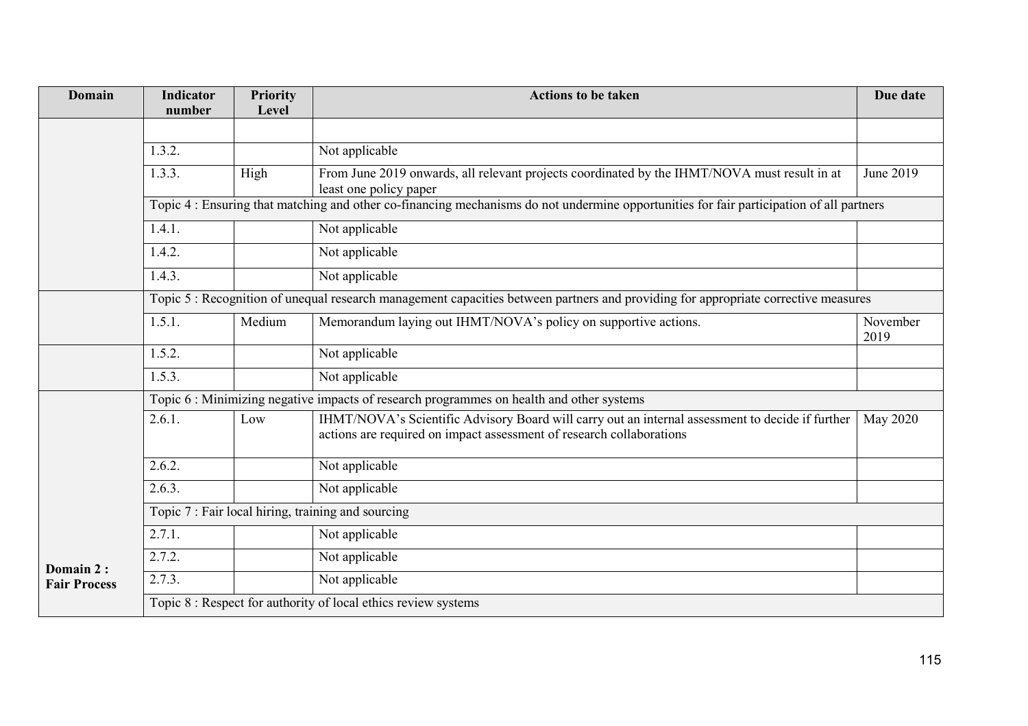| Domain | Indicator number | Priority Level | Actions to be taken | Due date |
|---|---|---|---|---|
| | | | | |
| | 1.3.2. | | Not applicable | |
| | 1.3.3. | High | From June 2019 onwards, all relevant projects coordinated by the IHMT/NOVA must result in at least one policy paper | June 2019 |
| | Topic 4 : Ensuring that matching and other co-financing mechanisms do not undermine opportunities for fair participation of all partners | | | |
| | 1.4.1. | | Not applicable | |
| | 1.4.2. | | Not applicable | |
| | 1.4.3. | | Not applicable | |
| | Topic 5 : Recognition of unequal research management capacities between partners and providing for appropriate corrective measures | | | |
| | 1.5.1. | Medium | Memorandum laying out IHMT/NOVA's policy on supportive actions. | November 2019 |
| | 1.5.2. | | Not applicable | |
| | 1.5.3. | | Not applicable | |
| Domain 2 : Fair Process | Topic 6 : Minimizing negative impacts of research programmes on health and other systems | | | |
| | 2.6.1. | Low | IHMT/NOVA's Scientific Advisory Board will carry out an internal assessment to decide if further actions are required on impact assessment of research collaborations | May 2020 |
| | 2.6.2. | | Not applicable | |
| | 2.6.3. | | Not applicable | |
| | Topic 7 : Fair local hiring, training and sourcing | | | |
| | 2.7.1. | | Not applicable | |
| | 2.7.2. | | Not applicable | |
| | 2.7.3. | | Not applicable | |
| | Topic 8 : Respect for authority of local ethics review systems | | | |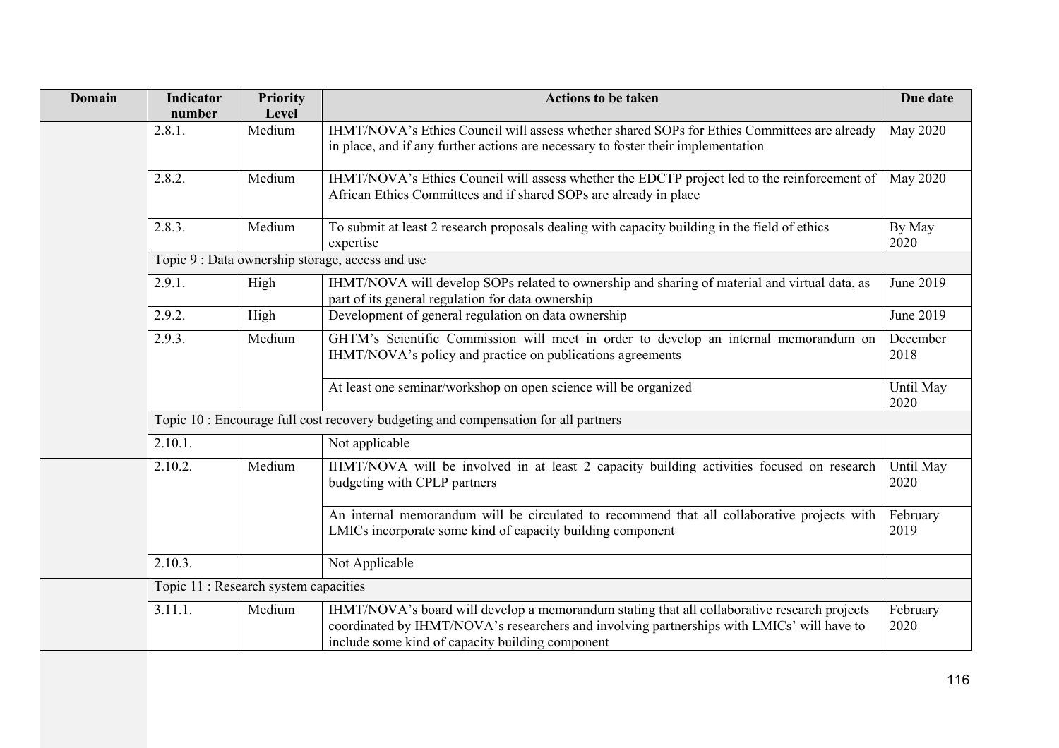| Domain | Indicator number | Priority Level | Actions to be taken | Due date |
|---|---|---|---|---|
| | 2.8.1. | Medium | IHMT/NOVA's Ethics Council will assess whether shared SOPs for Ethics Committees are already in place, and if any further actions are necessary to foster their implementation | May 2020 |
| | 2.8.2. | Medium | IHMT/NOVA's Ethics Council will assess whether the EDCTP project led to the reinforcement of African Ethics Committees and if shared SOPs are already in place | May 2020 |
| | 2.8.3. | Medium | To submit at least 2 research proposals dealing with capacity building in the field of ethics expertise | By May 2020 |
| | Topic 9 : Data ownership storage, access and use | | | |
| | 2.9.1. | High | IHMT/NOVA will develop SOPs related to ownership and sharing of material and virtual data, as part of its general regulation for data ownership | June 2019 |
| | 2.9.2. | High | Development of general regulation on data ownership | June 2019 |
| | 2.9.3. | Medium | GHTM's Scientific Commission will meet in order to develop an internal memorandum on IHMT/NOVA's policy and practice on publications agreements | December 2018 |
| | | | At least one seminar/workshop on open science will be organized | Until May 2020 |
| | Topic 10 : Encourage full cost recovery budgeting and compensation for all partners | | | |
| | 2.10.1. | | Not applicable | |
| | 2.10.2. | Medium | IHMT/NOVA will be involved in at least 2 capacity building activities focused on research budgeting with CPLP partners | Until May 2020 |
| | | | An internal memorandum will be circulated to recommend that all collaborative projects with LMICs incorporate some kind of capacity building component | February 2019 |
| | 2.10.3. | | Not Applicable | |
| | Topic 11 : Research system capacities | | | |
| | 3.11.1. | Medium | IHMT/NOVA's board will develop a memorandum stating that all collaborative research projects coordinated by IHMT/NOVA's researchers and involving partnerships with LMICs' will have to include some kind of capacity building component | February 2020 |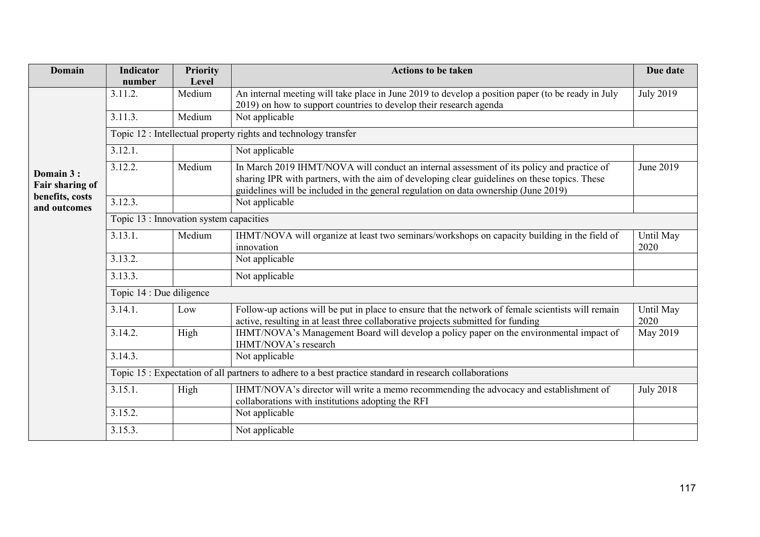| Domain | Indicator number | Priority Level | Actions to be taken | Due date |
|---|---|---|---|---|
| **Domain 3 : Fair sharing of benefits, costs and outcomes** | 3.11.2. | Medium | An internal meeting will take place in June 2019 to develop a position paper (to be ready in July 2019) on how to support countries to develop their research agenda | July 2019 |
| | 3.11.3. | Medium | Not applicable | |
| | Topic 12 : Intellectual property rights and technology transfer | | | |
| | 3.12.1. | | Not applicable | |
| | 3.12.2. | Medium | In March 2019 IHMT/NOVA will conduct an internal assessment of its policy and practice of sharing IPR with partners, with the aim of developing clear guidelines on these topics. These guidelines will be included in the general regulation on data ownership (June 2019) | June 2019 |
| | 3.12.3. | | Not applicable | |
| | Topic 13 : Innovation system capacities | | | |
| | 3.13.1. | Medium | IHMT/NOVA will organize at least two seminars/workshops on capacity building in the field of innovation | Until May 2020 |
| | 3.13.2. | | Not applicable | |
| | 3.13.3. | | Not applicable | |
| | Topic 14 : Due diligence | | | |
| | 3.14.1. | Low | Follow-up actions will be put in place to ensure that the network of female scientists will remain active, resulting in at least three collaborative projects submitted for funding | Until May 2020 |
| | 3.14.2. | High | IHMT/NOVA's Management Board will develop a policy paper on the environmental impact of IHMT/NOVA's research | May 2019 |
| | 3.14.3. | | Not applicable | |
| | Topic 15 : Expectation of all partners to adhere to a best practice standard in research collaborations | | | |
| | 3.15.1. | High | IHMT/NOVA's director will write a memo recommending the advocacy and establishment of collaborations with institutions adopting the RFI | July 2018 |
| | 3.15.2. | | Not applicable | |
| | 3.15.3. | | Not applicable | |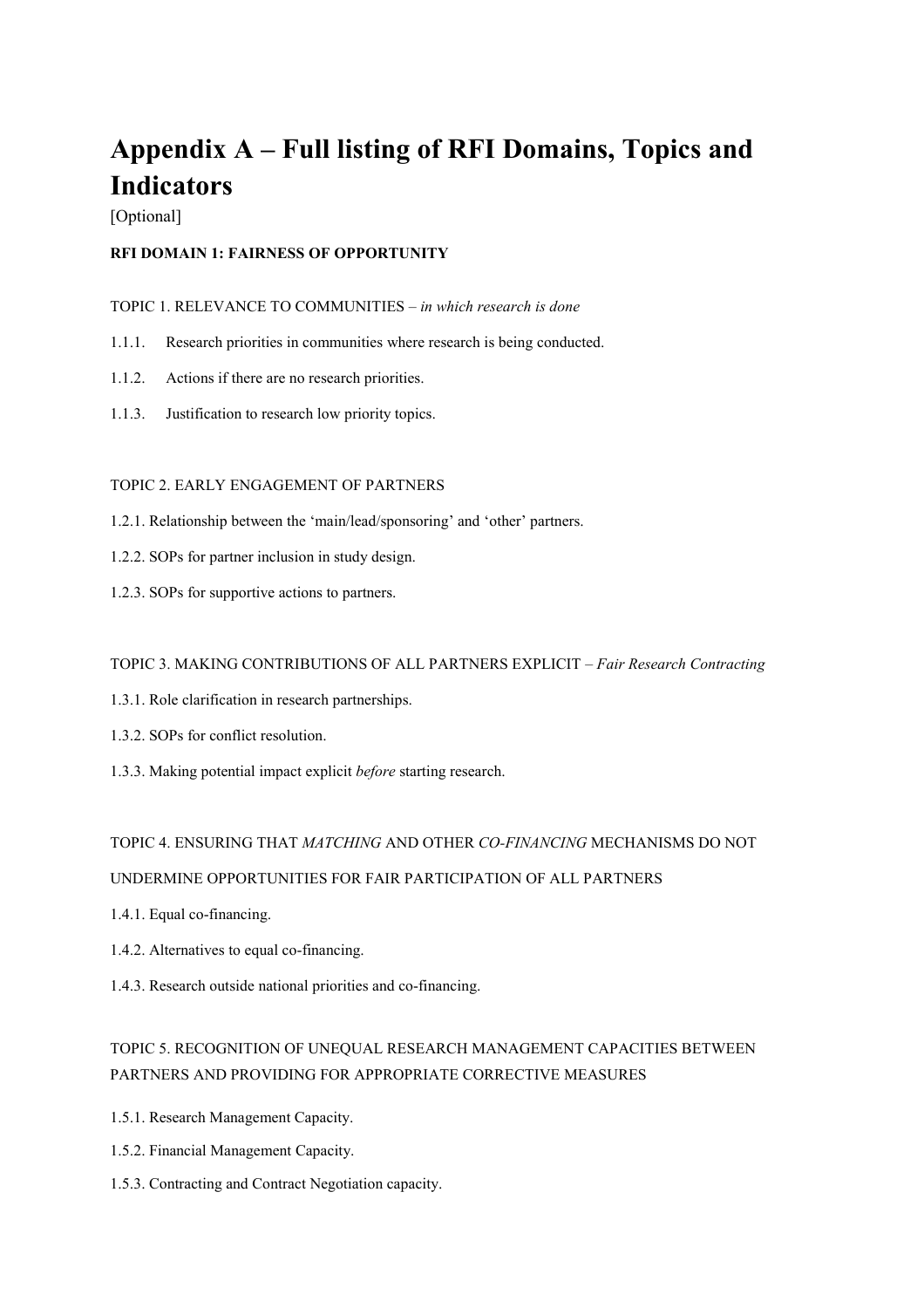# Appendix A – Full listing of RFI Domains, Topics and Indicators

[Optional]

**RFI DOMAIN 1: FAIRNESS OF OPPORTUNITY**

TOPIC 1. RELEVANCE TO COMMUNITIES – *in which research is done*

1.1.1. Research priorities in communities where research is being conducted.

1.1.2. Actions if there are no research priorities.

1.1.3. Justification to research low priority topics.

TOPIC 2. EARLY ENGAGEMENT OF PARTNERS

1.2.1. Relationship between the 'main/lead/sponsoring' and 'other' partners.

1.2.2. SOPs for partner inclusion in study design.

1.2.3. SOPs for supportive actions to partners.

TOPIC 3. MAKING CONTRIBUTIONS OF ALL PARTNERS EXPLICIT – *Fair Research Contracting*

1.3.1. Role clarification in research partnerships.

1.3.2. SOPs for conflict resolution.

1.3.3. Making potential impact explicit *before* starting research.

TOPIC 4. ENSURING THAT *MATCHING* AND OTHER *CO-FINANCING* MECHANISMS DO NOT UNDERMINE OPPORTUNITIES FOR FAIR PARTICIPATION OF ALL PARTNERS

1.4.1. Equal co-financing.

1.4.2. Alternatives to equal co-financing.

1.4.3. Research outside national priorities and co-financing.

TOPIC 5. RECOGNITION OF UNEQUAL RESEARCH MANAGEMENT CAPACITIES BETWEEN PARTNERS AND PROVIDING FOR APPROPRIATE CORRECTIVE MEASURES

1.5.1. Research Management Capacity.

1.5.2. Financial Management Capacity.

1.5.3. Contracting and Contract Negotiation capacity.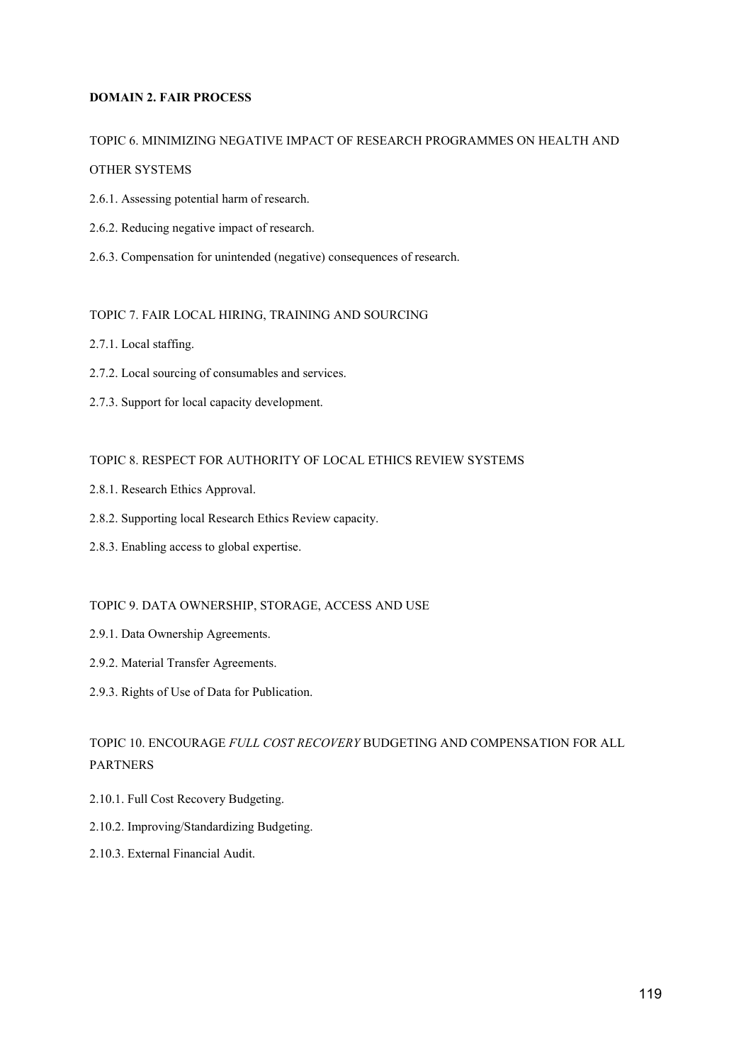**DOMAIN 2. FAIR PROCESS**

TOPIC 6. MINIMIZING NEGATIVE IMPACT OF RESEARCH PROGRAMMES ON HEALTH AND OTHER SYSTEMS

2.6.1. Assessing potential harm of research.

2.6.2. Reducing negative impact of research.

2.6.3. Compensation for unintended (negative) consequences of research.

TOPIC 7. FAIR LOCAL HIRING, TRAINING AND SOURCING

2.7.1. Local staffing.

2.7.2. Local sourcing of consumables and services.

2.7.3. Support for local capacity development.

TOPIC 8. RESPECT FOR AUTHORITY OF LOCAL ETHICS REVIEW SYSTEMS

2.8.1. Research Ethics Approval.

2.8.2. Supporting local Research Ethics Review capacity.

2.8.3. Enabling access to global expertise.

TOPIC 9. DATA OWNERSHIP, STORAGE, ACCESS AND USE

2.9.1. Data Ownership Agreements.

2.9.2. Material Transfer Agreements.

2.9.3. Rights of Use of Data for Publication.

TOPIC 10. ENCOURAGE *FULL COST RECOVERY* BUDGETING AND COMPENSATION FOR ALL PARTNERS

2.10.1. Full Cost Recovery Budgeting.

2.10.2. Improving/Standardizing Budgeting.

2.10.3. External Financial Audit.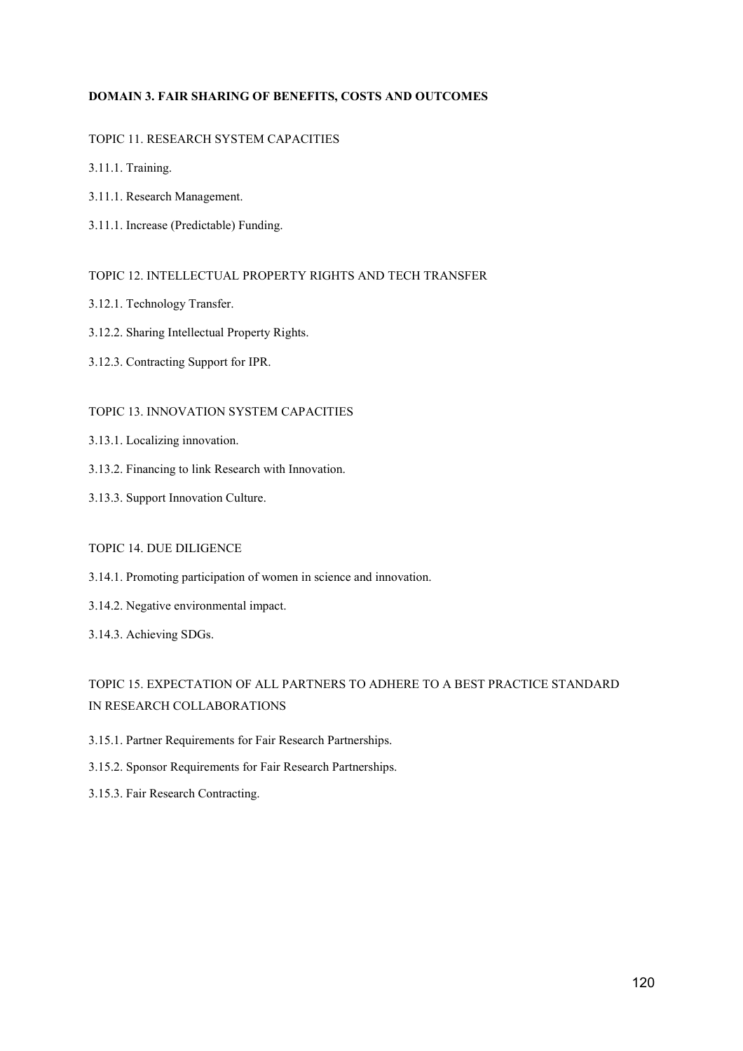**DOMAIN 3. FAIR SHARING OF BENEFITS, COSTS AND OUTCOMES**

TOPIC 11. RESEARCH SYSTEM CAPACITIES

3.11.1. Training.

3.11.1. Research Management.

3.11.1. Increase (Predictable) Funding.

TOPIC 12. INTELLECTUAL PROPERTY RIGHTS AND TECH TRANSFER

3.12.1. Technology Transfer.

3.12.2. Sharing Intellectual Property Rights.

3.12.3. Contracting Support for IPR.

TOPIC 13. INNOVATION SYSTEM CAPACITIES

3.13.1. Localizing innovation.

3.13.2. Financing to link Research with Innovation.

3.13.3. Support Innovation Culture.

TOPIC 14. DUE DILIGENCE

3.14.1. Promoting participation of women in science and innovation.

3.14.2. Negative environmental impact.

3.14.3. Achieving SDGs.

TOPIC 15. EXPECTATION OF ALL PARTNERS TO ADHERE TO A BEST PRACTICE STANDARD IN RESEARCH COLLABORATIONS

3.15.1. Partner Requirements for Fair Research Partnerships.

3.15.2. Sponsor Requirements for Fair Research Partnerships.

3.15.3. Fair Research Contracting.